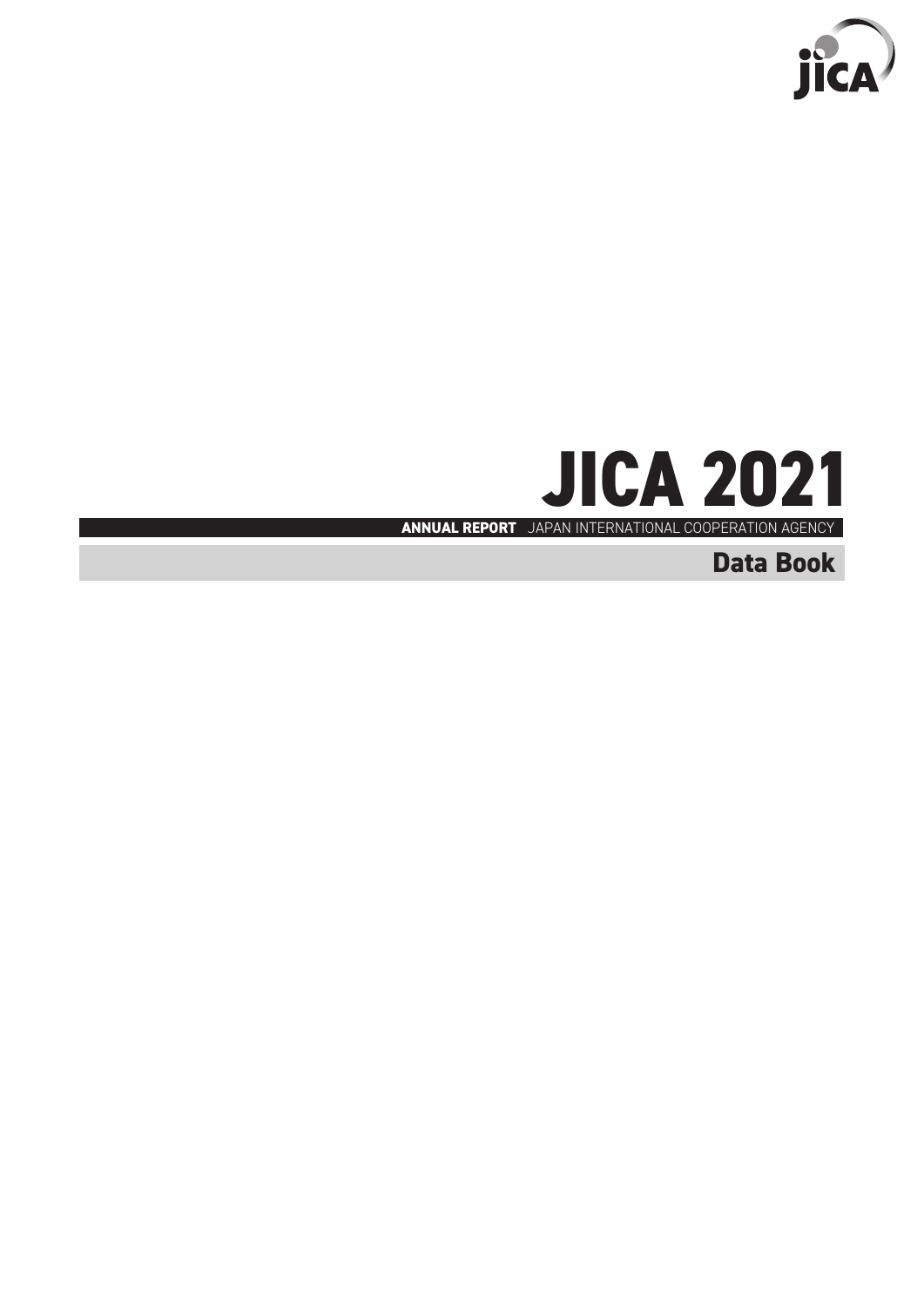# JICA 2021

**ANNUAL REPORT** JAPAN INTERNATIONAL COOPERATION AGENCY

## Data Book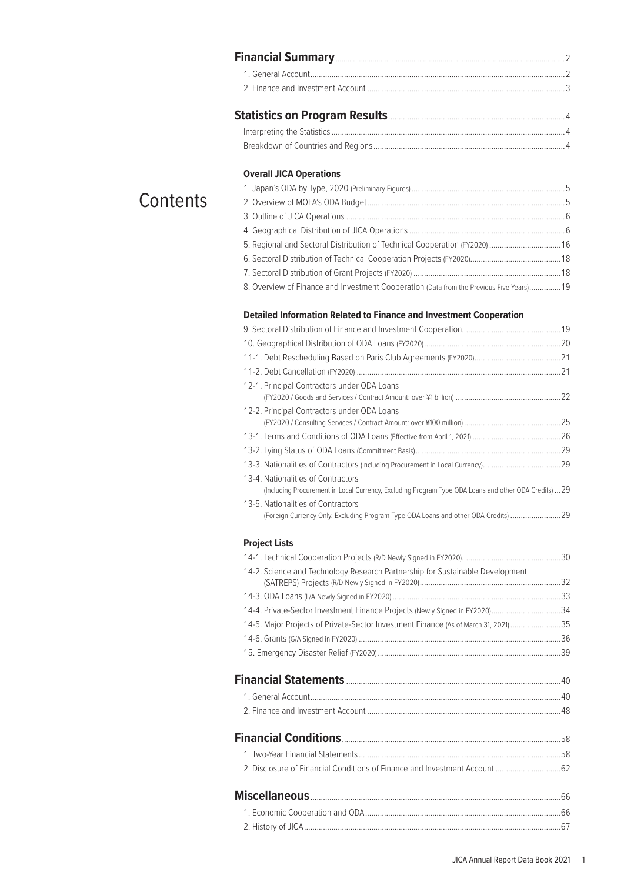# Contents

**Financial Summary** ..... 2

1. General Account ..... 2
2. Finance and Investment Account ..... 3

**Statistics on Program Results** ..... 4

Interpreting the Statistics ..... 4

Breakdown of Countries and Regions ..... 4

**Overall JICA Operations**

1. Japan's ODA by Type, 2020 (Preliminary Figures) ..... 5
2. Overview of MOFA's ODA Budget ..... 5
3. Outline of JICA Operations ..... 6
4. Geographical Distribution of JICA Operations ..... 6
5. Regional and Sectoral Distribution of Technical Cooperation (FY2020) ..... 16
6. Sectoral Distribution of Technical Cooperation Projects (FY2020) ..... 18
7. Sectoral Distribution of Grant Projects (FY2020) ..... 18
8. Overview of Finance and Investment Cooperation (Data from the Previous Five Years) ..... 19

**Detailed Information Related to Finance and Investment Cooperation**

9. Sectoral Distribution of Finance and Investment Cooperation ..... 19

10. Geographical Distribution of ODA Loans (FY2020) ..... 20

11-1. Debt Rescheduling Based on Paris Club Agreements (FY2020) ..... 21

11-2. Debt Cancellation (FY2020) ..... 21

12-1. Principal Contractors under ODA Loans (FY2020 / Goods and Services / Contract Amount: over ¥1 billion) ..... 22

12-2. Principal Contractors under ODA Loans (FY2020 / Consulting Services / Contract Amount: over ¥100 million) ..... 25

13-1. Terms and Conditions of ODA Loans (Effective from April 1, 2021) ..... 26

13-2. Tying Status of ODA Loans (Commitment Basis) ..... 29

13-3. Nationalities of Contractors (Including Procurement in Local Currency) ..... 29

13-4. Nationalities of Contractors (Including Procurement in Local Currency, Excluding Program Type ODA Loans and other ODA Credits) ..... 29

13-5. Nationalities of Contractors (Foreign Currency Only, Excluding Program Type ODA Loans and other ODA Credits) ..... 29

**Project Lists**

14-1. Technical Cooperation Projects (R/D Newly Signed in FY2020) ..... 30

14-2. Science and Technology Research Partnership for Sustainable Development (SATREPS) Projects (R/D Newly Signed in FY2020) ..... 32

14-3. ODA Loans (L/A Newly Signed in FY2020) ..... 33

14-4. Private-Sector Investment Finance Projects (Newly Signed in FY2020) ..... 34

14-5. Major Projects of Private-Sector Investment Finance (As of March 31, 2021) ..... 35

14-6. Grants (G/A Signed in FY2020) ..... 36

15. Emergency Disaster Relief (FY2020) ..... 39

**Financial Statements** ..... 40

1. General Account ..... 40
2. Finance and Investment Account ..... 48

**Financial Conditions** ..... 58

1. Two-Year Financial Statements ..... 58
2. Disclosure of Financial Conditions of Finance and Investment Account ..... 62

**Miscellaneous** ..... 66

1. Economic Cooperation and ODA ..... 66
2. History of JICA ..... 67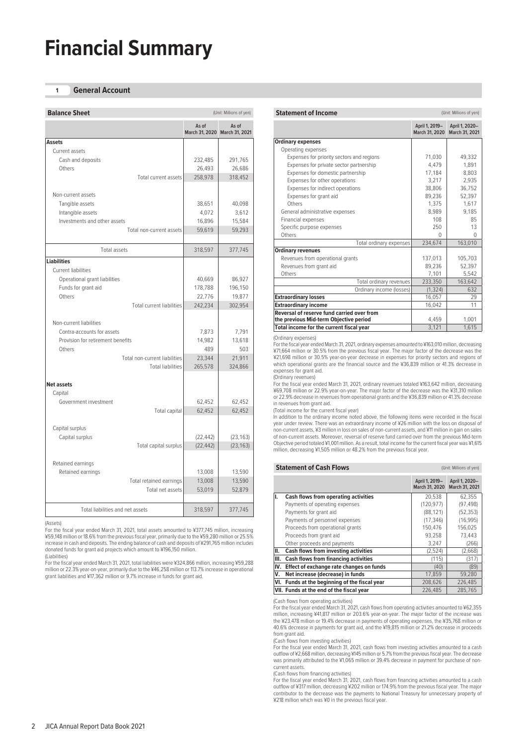# Financial Summary

## 1 General Account

### Balance Sheet

(Unit: Millions of yen)

| | As of March 31, 2020 | As of March 31, 2021 |
|---|---|---|
| **Assets** | | |
| Current assets | | |
| Cash and deposits | 232,485 | 291,765 |
| Others | 26,493 | 26,686 |
| Total current assets | 258,978 | 318,452 |
| Non-current assets | | |
| Tangible assets | 38,651 | 40,098 |
| Intangible assets | 4,072 | 3,612 |
| Investments and other assets | 16,896 | 15,584 |
| Total non-current assets | 59,619 | 59,293 |
| Total assets | 318,597 | 377,745 |
| **Liabilities** | | |
| Current liabilities | | |
| Operational grant liabilities | 40,669 | 86,927 |
| Funds for grant aid | 178,788 | 196,150 |
| Others | 22,776 | 19,877 |
| Total current liabilities | 242,234 | 302,954 |
| Non-current liabilities | | |
| Contra-accounts for assets | 7,873 | 7,791 |
| Provision for retirement benefits | 14,982 | 13,618 |
| Others | 489 | 503 |
| Total non-current liabilities | 23,344 | 21,911 |
| Total liabilities | 265,578 | 324,866 |
| **Net assets** | | |
| Capital | | |
| Government investment | 62,452 | 62,452 |
| Total capital | 62,452 | 62,452 |
| Capital surplus | | |
| Capital surplus | (22,442) | (23,163) |
| Total capital surplus | (22,442) | (23,163) |
| Retained earnings | | |
| Retained earnings | 13,008 | 13,590 |
| Total retained earnings | 13,008 | 13,590 |
| Total net assets | 53,019 | 52,879 |
| Total liabilities and net assets | 318,597 | 377,745 |

(Assets)
For the fiscal year ended March 31, 2021, total assets amounted to ¥377,745 million, increasing ¥59,148 million or 18.6% from the previous fiscal year, primarily due to the ¥59,280 million or 25.5% increase in cash and deposits. The ending balance of cash and deposits of ¥291,765 million includes donated funds for grant aid projects which amount to ¥196,150 million.

(Liabilities)
For the fiscal year ended March 31, 2021, total liabilities were ¥324,866 million, increasing ¥59,288 million or 22.3% year-on-year, primarily due to the ¥46,258 million or 113.7% increase in operational grant liabilities and ¥17,362 million or 9.7% increase in funds for grant aid.

### Statement of Income

(Unit: Millions of yen)

| | April 1, 2019– March 31, 2020 | April 1, 2020– March 31, 2021 |
|---|---|---|
| **Ordinary expenses** | | |
| Operating expenses | | |
| Expenses for priority sectors and regions | 71,030 | 49,332 |
| Expenses for private sector partnership | 4,479 | 1,891 |
| Expenses for domestic partnership | 17,184 | 8,803 |
| Expenses for other operations | 3,217 | 2,935 |
| Expenses for indirect operations | 38,806 | 36,752 |
| Expenses for grant aid | 89,236 | 52,397 |
| Others | 1,375 | 1,617 |
| General administrative expenses | 8,989 | 9,185 |
| Financial expenses | 108 | 85 |
| Specific purpose expenses | 250 | 13 |
| Others | 0 | 0 |
| Total ordinary expenses | 234,674 | 163,010 |
| **Ordinary revenues** | | |
| Revenues from operational grants | 137,013 | 105,703 |
| Revenues from grant aid | 89,236 | 52,397 |
| Others | 7,101 | 5,542 |
| Total ordinary revenues | 233,350 | 163,642 |
| Ordinary income (losses) | (1,324) | 632 |
| **Extraordinary losses** | 16,057 | 29 |
| **Extraordinary income** | 16,042 | 11 |
| **Reversal of reserve fund carried over from the previous Mid-term Objective period** | 4,459 | 1,001 |
| **Total income for the current fiscal year** | 3,121 | 1,615 |

(Ordinary expenses)
For the fiscal year ended March 31, 2021, ordinary expenses amounted to ¥163,010 million, decreasing ¥71,664 million or 30.5% from the previous fiscal year. The major factor of the decrease was the ¥21,698 million or 30.5% year-on-year decrease in expenses for priority sectors and regions of which operational grants are the financial source and the ¥36,839 million or 41.3% decrease in expenses for grant aid.

(Ordinary revenues)
For the fiscal year ended March 31, 2021, ordinary revenues totaled ¥163,642 million, decreasing ¥69,708 million or 22.9% year-on-year. The major factor of the decrease was the ¥31,310 million or 22.9% decrease in revenues from operational grants and the ¥36,839 million or 41.3% decrease in revenues from grant aid.

(Total income for the current fiscal year)
In addition to the ordinary income noted above, the following items were recorded in the fiscal year under review. There was an extraordinary income of ¥26 million with the loss on disposal of non-current assets, ¥3 million in loss on sales of non-current assets, and ¥11 million in gain on sales of non-current assets. Moreover, reversal of reserve fund carried over from the previous Mid-term Objective period totaled ¥1,001 million. As a result, total income for the current fiscal year was ¥1,615 million, decreasing ¥1,505 million or 48.2% from the previous fiscal year.

### Statement of Cash Flows

(Unit: Millions of yen)

| | | April 1, 2019– March 31, 2020 | April 1, 2020– March 31, 2021 |
|---|---|---|---|
| **I.** | **Cash flows from operating activities** | 20,538 | 62,355 |
| | Payments of operating expenses | (120,977) | (97,498) |
| | Payments for grant aid | (88,121) | (52,353) |
| | Payments of personnel expenses | (17,346) | (16,995) |
| | Proceeds from operational grants | 150,476 | 156,025 |
| | Proceeds from grant aid | 93,258 | 73,443 |
| | Other proceeds and payments | 3,247 | (266) |
| **II.** | **Cash flows from investing activities** | (2,524) | (2,668) |
| **III.** | **Cash flows from financing activities** | (115) | (317) |
| **IV.** | **Effect of exchange rate changes on funds** | (40) | (89) |
| **V.** | **Net increase (decrease) in funds** | 17,859 | 59,280 |
| **VI.** | **Funds at the beginning of the fiscal year** | 208,626 | 226,485 |
| **VII.** | **Funds at the end of the fiscal year** | 226,485 | 285,765 |

(Cash flows from operating activities)
For the fiscal year ended March 31, 2021, cash flows from operating activities amounted to ¥62,355 million, increasing ¥41,817 million or 203.6% year-on-year. The major factor of the increase was the ¥23,478 million or 19.4% decrease in payments of operating expenses, the ¥35,768 million or 40.6% decrease in payments for grant aid, and the ¥19,815 million or 21.2% decrease in proceeds from grant aid.

(Cash flows from investing activities)
For the fiscal year ended March 31, 2021, cash flows from investing activities amounted to a cash outflow of ¥2,668 million, decreasing ¥145 million or 5.7% from the previous fiscal year. The decrease was primarily attributed to the ¥1,065 million or 39.4% decrease in payment for purchase of non-current assets.

(Cash flows from financing activities)
For the fiscal year ended March 31, 2021, cash flows from financing activities amounted to a cash outflow of ¥317 million, decreasing ¥202 million or 174.9% from the previous fiscal year. The major contributor to the decrease was the payments to National Treasury for unnecessary property of ¥218 million which was ¥0 in the previous fiscal year.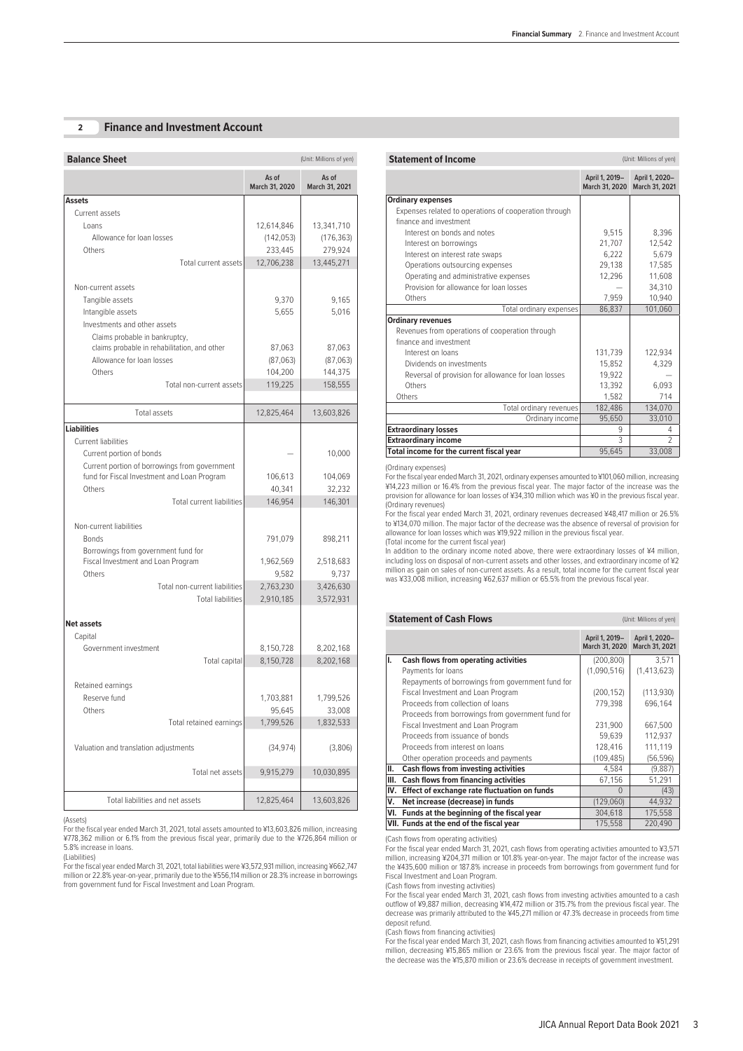## 2 Finance and Investment Account

### Balance Sheet

(Unit: Millions of yen)

| | As of March 31, 2020 | As of March 31, 2021 |
|---|---|---|
| **Assets** | | |
| Current assets | | |
| Loans | 12,614,846 | 13,341,710 |
| Allowance for loan losses | (142,053) | (176,363) |
| Others | 233,445 | 279,924 |
| Total current assets | 12,706,238 | 13,445,271 |
| Non-current assets | | |
| Tangible assets | 9,370 | 9,165 |
| Intangible assets | 5,655 | 5,016 |
| Investments and other assets | | |
| Claims probable in bankruptcy, claims probable in rehabilitation, and other | 87,063 | 87,063 |
| Allowance for loan losses | (87,063) | (87,063) |
| Others | 104,200 | 144,375 |
| Total non-current assets | 119,225 | 158,555 |
| Total assets | 12,825,464 | 13,603,826 |
| **Liabilities** | | |
| Current liabilities | | |
| Current portion of bonds | — | 10,000 |
| Current portion of borrowings from government fund for Fiscal Investment and Loan Program | 106,613 | 104,069 |
| Others | 40,341 | 32,232 |
| Total current liabilities | 146,954 | 146,301 |
| Non-current liabilities | | |
| Bonds | 791,079 | 898,211 |
| Borrowings from government fund for Fiscal Investment and Loan Program | 1,962,569 | 2,518,683 |
| Others | 9,582 | 9,737 |
| Total non-current liabilities | 2,763,230 | 3,426,630 |
| Total liabilities | 2,910,185 | 3,572,931 |
| **Net assets** | | |
| Capital | | |
| Government investment | 8,150,728 | 8,202,168 |
| Total capital | 8,150,728 | 8,202,168 |
| Retained earnings | | |
| Reserve fund | 1,703,881 | 1,799,526 |
| Others | 95,645 | 33,008 |
| Total retained earnings | 1,799,526 | 1,832,533 |
| Valuation and translation adjustments | (34,974) | (3,806) |
| Total net assets | 9,915,279 | 10,030,895 |
| Total liabilities and net assets | 12,825,464 | 13,603,826 |

(Assets)
For the fiscal year ended March 31, 2021, total assets amounted to ¥13,603,826 million, increasing ¥778,362 million or 6.1% from the previous fiscal year, primarily due to the ¥726,864 million or 5.8% increase in loans.

(Liabilities)
For the fiscal year ended March 31, 2021, total liabilities were ¥3,572,931 million, increasing ¥662,747 million or 22.8% year-on-year, primarily due to the ¥556,114 million or 28.3% increase in borrowings from government fund for Fiscal Investment and Loan Program.

### Statement of Income

(Unit: Millions of yen)

| | April 1, 2019– March 31, 2020 | April 1, 2020– March 31, 2021 |
|---|---|---|
| **Ordinary expenses** | | |
| Expenses related to operations of cooperation through finance and investment | | |
| Interest on bonds and notes | 9,515 | 8,396 |
| Interest on borrowings | 21,707 | 12,542 |
| Interest on interest rate swaps | 6,222 | 5,679 |
| Operations outsourcing expenses | 29,138 | 17,585 |
| Operating and administrative expenses | 12,296 | 11,608 |
| Provision for allowance for loan losses | — | 34,310 |
| Others | 7,959 | 10,940 |
| Total ordinary expenses | 86,837 | 101,060 |
| **Ordinary revenues** | | |
| Revenues from operations of cooperation through finance and investment | | |
| Interest on loans | 131,739 | 122,934 |
| Dividends on investments | 15,852 | 4,329 |
| Reversal of provision for allowance for loan losses | 19,922 | — |
| Others | 13,392 | 6,093 |
| Others | 1,582 | 714 |
| Total ordinary revenues | 182,486 | 134,070 |
| Ordinary income | 95,650 | 33,010 |
| **Extraordinary losses** | 9 | 4 |
| **Extraordinary income** | 3 | 2 |
| **Total income for the current fiscal year** | 95,645 | 33,008 |

(Ordinary expenses)
For the fiscal year ended March 31, 2021, ordinary expenses amounted to ¥101,060 million, increasing ¥14,223 million or 16.4% from the previous fiscal year. The major factor of the increase was the provision for allowance for loan losses of ¥34,310 million which was ¥0 in the previous fiscal year.

(Ordinary revenues)
For the fiscal year ended March 31, 2021, ordinary revenues decreased ¥48,417 million or 26.5% to ¥134,070 million. The major factor of the decrease was the absence of reversal of provision for allowance for loan losses which was ¥19,922 million in the previous fiscal year.

(Total income for the current fiscal year)
In addition to the ordinary income noted above, there were extraordinary losses of ¥4 million, including loss on disposal of non-current assets and other losses, and extraordinary income of ¥2 million as gain on sales of non-current assets. As a result, total income for the current fiscal year was ¥33,008 million, increasing ¥62,637 million or 65.5% from the previous fiscal year.

### Statement of Cash Flows

(Unit: Millions of yen)

| | | April 1, 2019– March 31, 2020 | April 1, 2020– March 31, 2021 |
|---|---|---|---|
| I. | **Cash flows from operating activities** | (200,800) | 3,571 |
| | Payments for loans | (1,090,516) | (1,413,623) |
| | Repayments of borrowings from government fund for Fiscal Investment and Loan Program | (200,152) | (113,930) |
| | Proceeds from collection of loans | 779,398 | 696,164 |
| | Proceeds from borrowings from government fund for Fiscal Investment and Loan Program | 231,900 | 667,500 |
| | Proceeds from issuance of bonds | 59,639 | 112,937 |
| | Proceeds from interest on loans | 128,416 | 111,119 |
| | Other operation proceeds and payments | (109,485) | (56,596) |
| II. | **Cash flows from investing activities** | 4,584 | (9,887) |
| III. | **Cash flows from financing activities** | 67,156 | 51,291 |
| IV. | **Effect of exchange rate fluctuation on funds** | 0 | (43) |
| V. | **Net increase (decrease) in funds** | (129,060) | 44,932 |
| VI. | **Funds at the beginning of the fiscal year** | 304,618 | 175,558 |
| VII. | **Funds at the end of the fiscal year** | 175,558 | 220,490 |

(Cash flows from operating activities)
For the fiscal year ended March 31, 2021, cash flows from operating activities amounted to ¥3,571 million, increasing ¥204,371 million or 101.8% year-on-year. The major factor of the increase was the ¥435,600 million or 187.8% increase in proceeds from borrowings from government fund for Fiscal Investment and Loan Program.

(Cash flows from investing activities)
For the fiscal year ended March 31, 2021, cash flows from investing activities amounted to a cash outflow of ¥9,887 million, decreasing ¥14,472 million or 315.7% from the previous fiscal year. The decrease was primarily attributed to the ¥45,271 million or 47.3% decrease in proceeds from time deposit refund.

(Cash flows from financing activities)
For the fiscal year ended March 31, 2021, cash flows from financing activities amounted to ¥51,291 million, decreasing ¥15,865 million or 23.6% from the previous fiscal year. The major factor of the decrease was the ¥15,870 million or 23.6% decrease in receipts of government investment.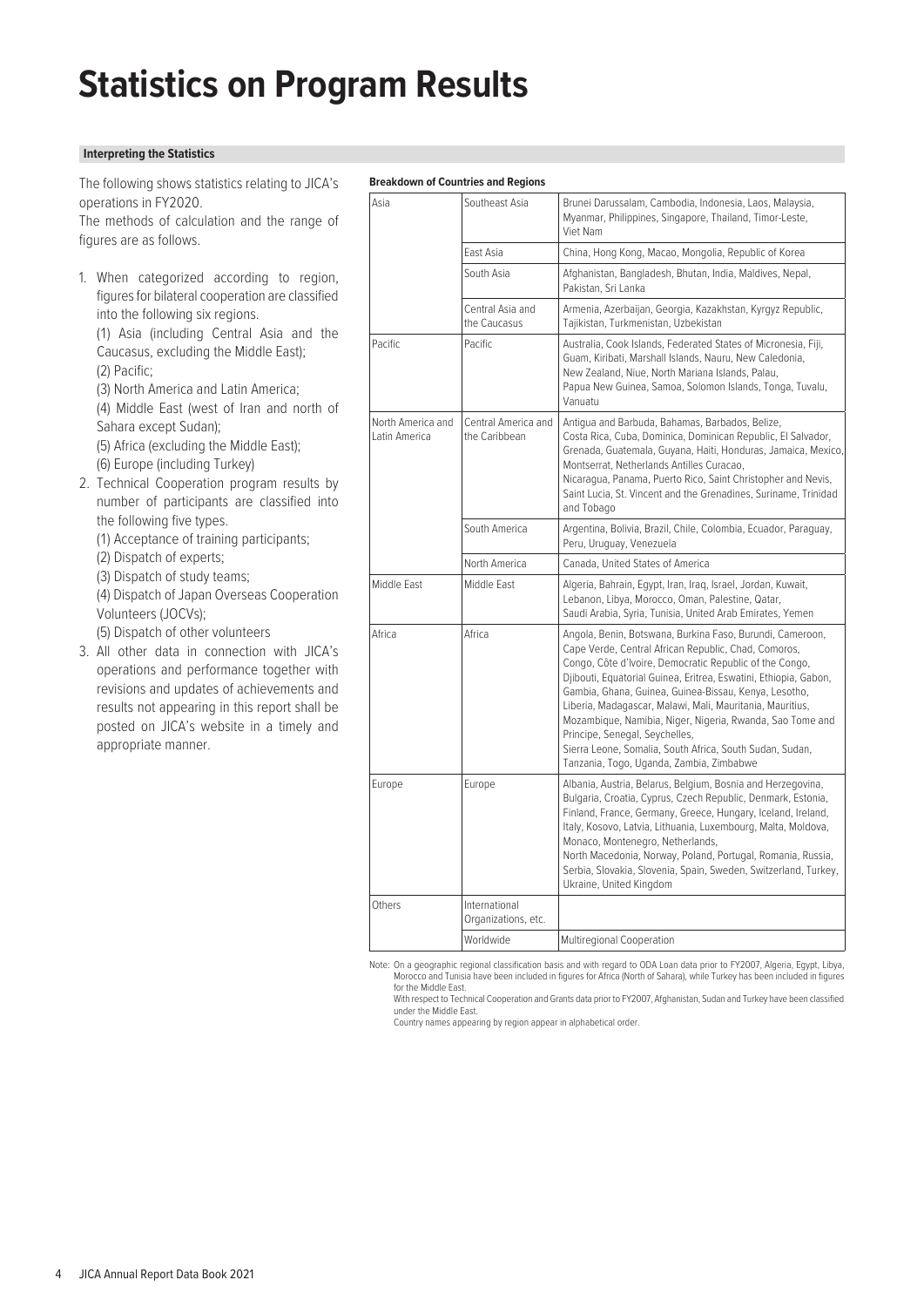# Statistics on Program Results

### Interpreting the Statistics

The following shows statistics relating to JICA's operations in FY2020.
The methods of calculation and the range of figures are as follows.

1. When categorized according to region, figures for bilateral cooperation are classified into the following six regions.
   (1) Asia (including Central Asia and the Caucasus, excluding the Middle East);
   (2) Pacific;
   (3) North America and Latin America;
   (4) Middle East (west of Iran and north of Sahara except Sudan);
   (5) Africa (excluding the Middle East);
   (6) Europe (including Turkey)
2. Technical Cooperation program results by number of participants are classified into the following five types.
   (1) Acceptance of training participants;
   (2) Dispatch of experts;
   (3) Dispatch of study teams;
   (4) Dispatch of Japan Overseas Cooperation Volunteers (JOCVs);
   (5) Dispatch of other volunteers
3. All other data in connection with JICA's operations and performance together with revisions and updates of achievements and results not appearing in this report shall be posted on JICA's website in a timely and appropriate manner.

**Breakdown of Countries and Regions**

| | | |
|---|---|---|
| Asia | Southeast Asia | Brunei Darussalam, Cambodia, Indonesia, Laos, Malaysia, Myanmar, Philippines, Singapore, Thailand, Timor-Leste, Viet Nam |
| | East Asia | China, Hong Kong, Macao, Mongolia, Republic of Korea |
| | South Asia | Afghanistan, Bangladesh, Bhutan, India, Maldives, Nepal, Pakistan, Sri Lanka |
| | Central Asia and the Caucasus | Armenia, Azerbaijan, Georgia, Kazakhstan, Kyrgyz Republic, Tajikistan, Turkmenistan, Uzbekistan |
| Pacific | Pacific | Australia, Cook Islands, Federated States of Micronesia, Fiji, Guam, Kiribati, Marshall Islands, Nauru, New Caledonia, New Zealand, Niue, North Mariana Islands, Palau, Papua New Guinea, Samoa, Solomon Islands, Tonga, Tuvalu, Vanuatu |
| North America and Latin America | Central America and the Caribbean | Antigua and Barbuda, Bahamas, Barbados, Belize, Costa Rica, Cuba, Dominica, Dominican Republic, El Salvador, Grenada, Guatemala, Guyana, Haiti, Honduras, Jamaica, Mexico, Montserrat, Netherlands Antilles Curacao, Nicaragua, Panama, Puerto Rico, Saint Christopher and Nevis, Saint Lucia, St. Vincent and the Grenadines, Suriname, Trinidad and Tobago |
| | South America | Argentina, Bolivia, Brazil, Chile, Colombia, Ecuador, Paraguay, Peru, Uruguay, Venezuela |
| | North America | Canada, United States of America |
| Middle East | Middle East | Algeria, Bahrain, Egypt, Iran, Iraq, Israel, Jordan, Kuwait, Lebanon, Libya, Morocco, Oman, Palestine, Qatar, Saudi Arabia, Syria, Tunisia, United Arab Emirates, Yemen |
| Africa | Africa | Angola, Benin, Botswana, Burkina Faso, Burundi, Cameroon, Cape Verde, Central African Republic, Chad, Comoros, Congo, Côte d'Ivoire, Democratic Republic of the Congo, Djibouti, Equatorial Guinea, Eritrea, Eswatini, Ethiopia, Gabon, Gambia, Ghana, Guinea, Guinea-Bissau, Kenya, Lesotho, Liberia, Madagascar, Malawi, Mali, Mauritania, Mauritius, Mozambique, Namibia, Niger, Nigeria, Rwanda, Sao Tome and Principe, Senegal, Seychelles, Sierra Leone, Somalia, South Africa, South Sudan, Sudan, Tanzania, Togo, Uganda, Zambia, Zimbabwe |
| Europe | Europe | Albania, Austria, Belarus, Belgium, Bosnia and Herzegovina, Bulgaria, Croatia, Cyprus, Czech Republic, Denmark, Estonia, Finland, France, Germany, Greece, Hungary, Iceland, Ireland, Italy, Kosovo, Latvia, Lithuania, Luxembourg, Malta, Moldova, Monaco, Montenegro, Netherlands, North Macedonia, Norway, Poland, Portugal, Romania, Russia, Serbia, Slovakia, Slovenia, Spain, Sweden, Switzerland, Turkey, Ukraine, United Kingdom |
| Others | International Organizations, etc. | |
| | Worldwide | Multiregional Cooperation |

Note: On a geographic regional classification basis and with regard to ODA Loan data prior to FY2007, Algeria, Egypt, Libya, Morocco and Tunisia have been included in figures for Africa (North of Sahara), while Turkey has been included in figures for the Middle East.
With respect to Technical Cooperation and Grants data prior to FY2007, Afghanistan, Sudan and Turkey have been classified under the Middle East.
Country names appearing by region appear in alphabetical order.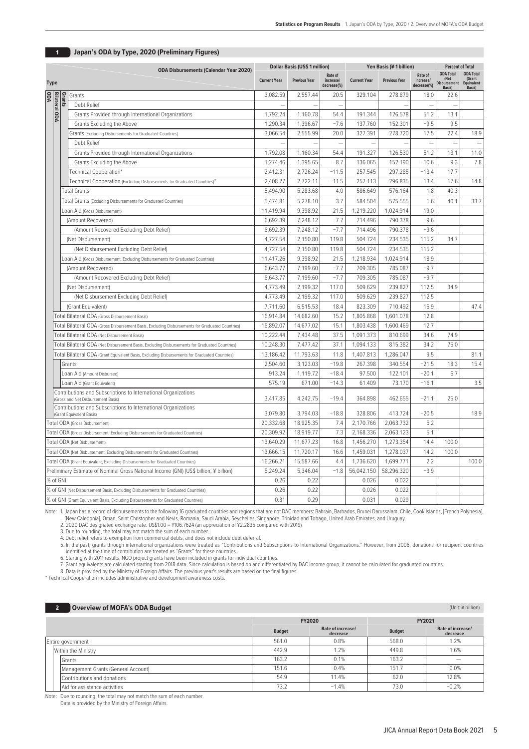## 1 Japan's ODA by Type, 2020 (Preliminary Figures)

| ODA Disbursements (Calendar Year 2020) / Type | Dollar Basis (US$ 1 million) | | | Yen Basis (¥ 1 billion) | | | Percent of Total | |
|---|---|---|---|---|---|---|---|---|
| | Current Year | Previous Year | Rate of increase/ decrease(%) | Current Year | Previous Year | Rate of increase/ decrease(%) | ODA Total (Net Disbursement Basis) | ODA Total (Grant Equivalent Basis) |
| ODA / Bilateral ODA / Grants: Grants | 3,082.59 | 2,557.44 | 20.5 | 329.104 | 278.879 | 18.0 | 22.6 | |
| Debt Relief | — | — | — | — | — | — | — | |
| Grants Provided through International Organizations | 1,792.24 | 1,160.78 | 54.4 | 191.344 | 126.578 | 51.2 | 13.1 | |
| Grants Excluding the Above | 1,290.34 | 1,396.67 | −7.6 | 137.760 | 152.301 | −9.5 | 9.5 | |
| Grants (Excluding Disbursements for Graduated Countries) | 3,066.54 | 2,555.99 | 20.0 | 327.391 | 278.720 | 17.5 | 22.4 | 18.9 |
| Debt Relief | — | — | — | — | — | — | — | — |
| Grants Provided through International Organizations | 1,792.08 | 1,160.34 | 54.4 | 191.327 | 126.530 | 51.2 | 13.1 | 11.0 |
| Grants Excluding the Above | 1,274.46 | 1,395.65 | −8.7 | 136.065 | 152.190 | −10.6 | 9.3 | 7.8 |
| Technical Cooperation* | 2,412.31 | 2,726.24 | −11.5 | 257.545 | 297.285 | −13.4 | 17.7 | |
| Technical Cooperation (Excluding Disbursements for Graduated Countries)* | 2,408.27 | 2,722.11 | −11.5 | 257.113 | 296.835 | −13.4 | 17.6 | 14.8 |
| Total Grants | 5,494.90 | 5,283.68 | 4.0 | 586.649 | 576.164 | 1.8 | 40.3 | |
| Total Grants (Excluding Disbursements for Graduated Countries) | 5,474.81 | 5,278.10 | 3.7 | 584.504 | 575.555 | 1.6 | 40.1 | 33.7 |
| Loan Aid (Gross Disbursement) | 11,419.94 | 9,398.92 | 21.5 | 1,219.220 | 1,024.914 | 19.0 | | |
| (Amount Recovered) | 6,692.39 | 7,248.12 | −7.7 | 714.496 | 790.378 | −9.6 | | |
| (Amount Recovered Excluding Debt Relief) | 6,692.39 | 7,248.12 | −7.7 | 714.496 | 790.378 | −9.6 | | |
| (Net Disbursement) | 4,727.54 | 2,150.80 | 119.8 | 504.724 | 234.535 | 115.2 | 34.7 | |
| (Net Disbursement Excluding Debt Relief) | 4,727.54 | 2,150.80 | 119.8 | 504.724 | 234.535 | 115.2 | | |
| Loan Aid (Gross Disbursement, Excluding Disbursements for Graduated Countries) | 11,417.26 | 9,398.92 | 21.5 | 1,218.934 | 1,024.914 | 18.9 | | |
| (Amount Recovered) | 6,643.77 | 7,199.60 | −7.7 | 709.305 | 785.087 | −9.7 | | |
| (Amount Recovered Excluding Debt Relief) | 6,643.77 | 7,199.60 | −7.7 | 709.305 | 785.087 | −9.7 | | |
| (Net Disbursement) | 4,773.49 | 2,199.32 | 117.0 | 509.629 | 239.827 | 112.5 | 34.9 | |
| (Net Disbursement Excluding Debt Relief) | 4,773.49 | 2,199.32 | 117.0 | 509.629 | 239.827 | 112.5 | | |
| (Grant Equivalent) | 7,711.60 | 6,515.53 | 18.4 | 823.309 | 710.492 | 15.9 | | 47.4 |
| Total Bilateral ODA (Gross Disbursement Basis) | 16,914.84 | 14,682.60 | 15.2 | 1,805.868 | 1,601.078 | 12.8 | | |
| Total Bilateral ODA (Gross Disbursement Basis, Excluding Disbursements for Graduated Countries) | 16,892.07 | 14,677.02 | 15.1 | 1,803.438 | 1,600.469 | 12.7 | | |
| Total Bilateral ODA (Net Disbursement Basis) | 10,222.44 | 7,434.48 | 37.5 | 1,091.373 | 810.699 | 34.6 | 74.9 | |
| Total Bilateral ODA (Net Disbursement Basis, Excluding Disbursements for Graduated Countries) | 10,248.30 | 7,477.42 | 37.1 | 1,094.133 | 815.382 | 34.2 | 75.0 | |
| Total Bilateral ODA (Grant Equivalent Basis, Excluding Disbursements for Graduated Countries) | 13,186.42 | 11,793.63 | 11.8 | 1,407.813 | 1,286.047 | 9.5 | | 81.1 |
| Grants | 2,504.60 | 3,123.03 | −19.8 | 267.398 | 340.554 | −21.5 | 18.3 | 15.4 |
| Loan Aid (Amount Disbursed) | 913.24 | 1,119.72 | −18.4 | 97.500 | 122.101 | −20.1 | 6.7 | |
| Loan Aid (Grant Equivalent) | 575.19 | 671.00 | −14.3 | 61.409 | 73.170 | −16.1 | | 3.5 |
| Contributions and Subscriptions to International Organizations (Gross and Net Disbursement Basis) | 3,417.85 | 4,242.75 | −19.4 | 364.898 | 462.655 | −21.1 | 25.0 | |
| Contributions and Subscriptions to International Organizations (Grant Equivalent Basis) | 3,079.80 | 3,794.03 | −18.8 | 328.806 | 413.724 | −20.5 | | 18.9 |
| Total ODA (Gross Disbursement) | 20,332.68 | 18,925.35 | 7.4 | 2,170.766 | 2,063.732 | 5.2 | | |
| Total ODA (Gross Disbursement, Excluding Disbursements for Graduated Countries) | 20,309.92 | 18,919.77 | 7.3 | 2,168.336 | 2,063.123 | 5.1 | | |
| Total ODA (Net Disbursement) | 13,640.29 | 11,677.23 | 16.8 | 1,456.270 | 1,273.354 | 14.4 | 100.0 | |
| Total ODA (Net Disbursement, Excluding Disbursements for Graduated Countries) | 13,666.15 | 11,720.17 | 16.6 | 1,459.031 | 1,278.037 | 14.2 | 100.0 | |
| Total ODA (Grant Equivalent, Excluding Disbursements for Graduated Countries) | 16,266.21 | 15,587.66 | 4.4 | 1,736.620 | 1,699.771 | 2.2 | | 100.0 |
| Preliminary Estimate of Nominal Gross National Income (GNI) (US$ billion, ¥ billion) | 5,249.24 | 5,346.04 | −1.8 | 56,042.150 | 58,296.320 | −3.9 | | |
| % of GNI | 0.26 | 0.22 | | 0.026 | 0.022 | | | |
| % of GNI (Net Disbursement Basis, Excluding Disbursements for Graduated Countries) | 0.26 | 0.22 | | 0.026 | 0.022 | | | |
| % of GNI (Grant Equivalent Basis, Excluding Disbursements for Graduated Countries) | 0.31 | 0.29 | | 0.031 | 0.029 | | | |

Note: 1. Japan has a record of disbursements to the following 16 graduated countries and regions that are not DAC members: Bahrain, Barbados, Brunei Darussalam, Chile, Cook Islands, [French Polynesia], [New Caledonia], Oman, Saint Christopher and Nevis, Romania, Saudi Arabia, Seychelles, Singapore, Trinidad and Tobago, United Arab Emirates, and Uruguay.
2. 2020 DAC designated exchange rate: US$1.00 = ¥106.7624 (an appreciation of ¥2.2835 compared with 2019)
3. Due to rounding, the total may not match the sum of each number.
4. Debt relief refers to exemption from commercial debts, and does not include debt deferral.
5. In the past, grants through international organizations were treated as "Contributions and Subscriptions to International Organizations." However, from 2006, donations for recipient countries identified at the time of contribution are treated as "Grants" for these countries.
6. Starting with 2011 results, NGO project grants have been included in grants for individual countries.
7. Grant equivalents are calculated starting from 2018 data. Since calculation is based on and differentiated by DAC income group, it cannot be calculated for graduated countries.
8. Data is provided by the Ministry of Foreign Affairs. The previous year's results are based on the final figures.

\* Technical Cooperation includes administrative and development awareness costs.

## 2 Overview of MOFA's ODA Budget

(Unit: ¥ billion)

| | FY2020 | | FY2021 | |
|---|---|---|---|---|
| | Budget | Rate of increase/ decrease | Budget | Rate of increase/ decrease |
| Entire government | 561.0 | 0.8% | 568.0 | 1.2% |
| Within the Ministry | 442.9 | 1.2% | 449.8 | 1.6% |
| Grants | 163.2 | 0.1% | 163.2 | — |
| Management Grants (General Account) | 151.6 | 0.4% | 151.7 | 0.0% |
| Contributions and donations | 54.9 | 11.4% | 62.0 | 12.8% |
| Aid for assistance activities | 73.2 | −1.4% | 73.0 | −0.2% |

Note: Due to rounding, the total may not match the sum of each number.
Data is provided by the Ministry of Foreign Affairs.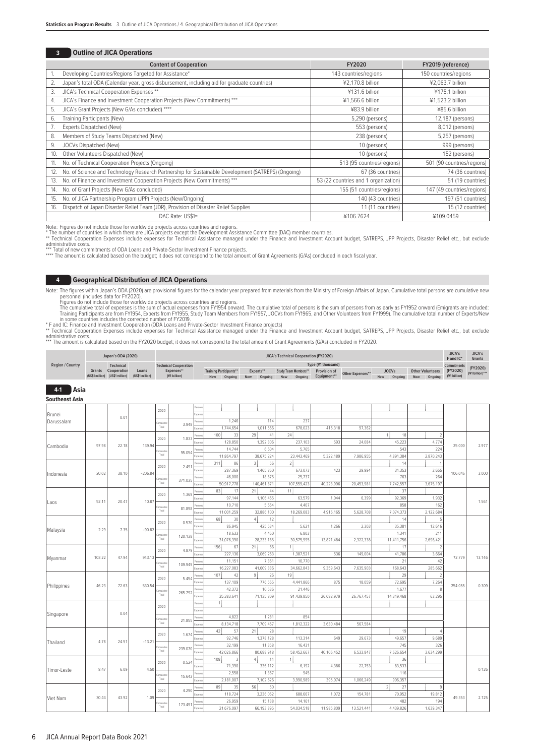## 3 Outline of JICA Operations

| | Content of Cooperation | FY2020 | FY2019 (reference) |
|---|---|---|---|
| 1. | Developing Countries/Regions Targeted for Assistance* | 143 countries/regions | 150 countries/regions |
| 2. | Japan's total ODA (Calendar year, gross disbursement, including aid for graduate countries) | ¥2,170.8 billion | ¥2,063.7 billion |
| 3. | JICA's Technical Cooperation Expenses ** | ¥131.6 billion | ¥175.1 billion |
| 4. | JICA's Finance and Investment Cooperation Projects (New Commitments) *** | ¥1,566.6 billion | ¥1,523.2 billion |
| 5. | JICA's Grant Projects (New G/As concluded) **** | ¥83.9 billion | ¥85.6 billion |
| 6. | Training Participants (New) | 5,290 (persons) | 12,187 (persons) |
| 7. | Experts Dispatched (New) | 553 (persons) | 8,012 (persons) |
| 8. | Members of Study Teams Dispatched (New) | 238 (persons) | 5,257 (persons) |
| 9. | JOCVs Dispatched (New) | 10 (persons) | 999 (persons) |
| 10. | Other Volunteers Dispatched (New) | 10 (persons) | 152 (persons) |
| 11. | No. of Technical Cooperation Projects (Ongoing) | 513 (95 countries/regions) | 501 (90 countries/regions) |
| 12. | No. of Science and Technology Research Partnership for Sustainable Development (SATREPS) (Ongoing) | 67 (36 countries) | 74 (36 countries) |
| 13. | No. of Finance and Investment Cooperation Projects (New Commitments) *** | 53 (22 countries and 1 organization) | 51 (19 countries) |
| 14. | No. of Grant Projects (New G/As concluded) | 155 (51 countries/regions) | 147 (49 countries/regions) |
| 15. | No. of JICA Partnership Program (JPP) Projects (New/Ongoing) | 140 (43 countries) | 197 (51 countries) |
| 16. | Dispatch of Japan Disaster Relief Team (JDR), Provision of Disaster Relief Supplies | 11 (11 countries) | 15 (12 countries) |
| | DAC Rate: US$1= | ¥106.7624 | ¥109.0459 |

Note: Figures do not include those for worldwide projects across countries and regions.
* The number of countries in which there are JICA projects except the Development Assistance Committee (DAC) member countries.
** Technical Cooperation Expenses include expenses for Technical Assistance managed under the Finance and Investment Account budget, SATREPS, JPP Projects, Disaster Relief etc., but exclude administrative costs.
*** Total of new commitments of ODA Loans and Private-Sector Investment Finance projects.
**** The amount is calculated based on the budget; it does not correspond to the total amount of Grant Agreements (G/As) concluded in each fiscal year.

## 4 Geographical Distribution of JICA Operations

Note: The figures within Japan's ODA (2020) are provisional figures for the calendar year prepared from materials from the Ministry of Foreign Affairs of Japan. Cumulative total persons are cumulative new personnel (includes data for FY2020).
Figures do not include those for worldwide projects across countries and regions.
The cumulative total of expenses is the sum of actual expenses from FY1954 onward. The cumulative total of persons is the sum of persons from as early as FY1952 onward (Emigrants are included: Training Participants are from FY1954, Experts from FY1955, Study Team Members from FY1957, JOCVs from FY1965, and Other Volunteers from FY1999). The cumulative total number of Experts/New in some countries includes the corrected number of FY2019.
* F and IC: Finance and Investment Cooperation (ODA Loans and Private-Sector Investment Finance projects)
** Technical Cooperation Expenses include expenses for Technical Assistance managed under the Finance and Investment Account budget, SATREPS, JPP Projects, Disaster Relief etc., but exclude administrative costs.
*** The amount is calculated based on the FY2020 budget; it does not correspond to the total amount of Grant Agreements (G/As) concluded in FY2020.

### 4-1 Asia

#### Southeast Asia

| Region / Country | Japan's ODA (2020) Grants (US$1 million) | Technical Cooperation (US$1 million) | Loans (US$1 million) | | Technical Cooperation Expenses** (¥1 billion) | | Training Participants** New | Ongoing | Experts** New | Ongoing | Study Team Members** New | Ongoing | Provision of Equipment** | Other Expenses** | JOCVs New | Ongoing | Other Volunteers New | Ongoing | JICA's F and IC* Commitments (FY2020) (¥1 billion) | JICA's Grants (FY2020) (¥1 billion)*** |
|---|---|---|---|---|---|---|---|---|---|---|---|---|---|---|---|---|---|---|---|---|
| Brunei Darussalam | | 0.01 | | 2020 | | Persons | | | | | | | | | | | | | | |
| | | | | | | Expenses | | | | | | | | | | | | | | |
| | | | | Cumulative Total | 3.948 | Persons | | 1,246 | | 114 | | 237 | | | | | | | | |
| | | | | | | Expenses | | 1,744,654 | | 1,011,566 | | 678,023 | 416,318 | 97,362 | | | | | | |
| Cambodia | 97.98 | 22.18 | 139.94 | 2020 | 1.833 | Persons | 100 | 33 | 29 | 41 | 24 | | | | 1 | 18 | | 2 | 25.000 | 2.977 |
| | | | | | | Expenses | | 128,850 | | 1,392,306 | | 237,103 | 593 | 24,084 | | 45,223 | | 4,774 | | |
| | | | | Cumulative Total | 95.054 | Persons | | 14,744 | | 6,604 | | 5,765 | | | | 543 | | 224 | | |
| | | | | | | Expenses | | 11,864,797 | | 38,675,224 | | 23,443,469 | 5,322,189 | 7,986,955 | | 4,891,384 | | 2,870,243 | | |
| Indonesia | 20.02 | 38.10 | −206.84 | 2020 | 2.491 | Persons | 311 | 86 | 3 | 56 | 2 | | | | | 14 | | 1 | 106.046 | 3.000 |
| | | | | | | Expenses | | 287,369 | | 1,465,860 | | 673,073 | 423 | 29,994 | | 31,353 | | 2,655 | | |
| | | | | Cumulative Total | 371.035 | Persons | | 46,000 | | 18,875 | | 25,737 | | | | 763 | | 264 | | |
| | | | | | | Expenses | | 50,917,778 | | 140,461,871 | | 107,559,423 | 40,223,996 | 20,453,981 | | 7,742,557 | | 3,675,197 | | |
| Laos | 52.11 | 20.47 | 10.87 | 2020 | 1.369 | Persons | 83 | 17 | 21 | 44 | 11 | | | | | 37 | | | | 1.561 |
| | | | | | | Expenses | | 97,144 | | 1,106,465 | | 63,579 | 1,044 | 6,399 | | 92,369 | | 1,932 | | |
| | | | | Cumulative Total | 81.898 | Persons | | 10,710 | | 5,664 | | 4,407 | | | | 858 | | 162 | | |
| | | | | | | Expenses | | 11,001,259 | | 32,886,100 | | 18,269,083 | 4,916,165 | 5,628,708 | | 7,074,373 | | 2,122,684 | | |
| Malaysia | 2.29 | 7.35 | −90.82 | 2020 | 0.570 | Persons | 68 | 30 | 4 | 12 | | | | | | 14 | | 5 | | |
| | | | | | | Expenses | | 86,945 | | 425,534 | | 5,621 | 1,266 | 2,303 | | 35,381 | | 12,616 | | |
| | | | | Cumulative Total | 120.138 | Persons | | 18,633 | | 4,460 | | 6,803 | | | | 1,341 | | 211 | | |
| | | | | | | Expenses | | 31,076,390 | | 28,233,185 | | 30,575,995 | 13,821,484 | 2,322,338 | | 11,411,756 | | 2,696,421 | | |
| Myanmar | 103.22 | 47.94 | 943.13 | 2020 | 4.879 | Persons | 156 | 67 | 21 | 66 | 1 | | | | | 17 | | 2 | 72.779 | 13.146 |
| | | | | | | Expenses | | 227,136 | | 3,069,263 | | 1,387,521 | 536 | 149,004 | | 41,786 | | 3,664 | | |
| | | | | Cumulative Total | 109.949 | Persons | | 11,151 | | 7,361 | | 10,770 | | | | 21 | | 42 | | |
| | | | | | | Expenses | | 16,227,083 | | 41,609,336 | | 34,662,843 | 9,359,643 | 7,635,903 | | 168,643 | | 285,662 | | |
| Philippines | 46.23 | 72.63 | 530.54 | 2020 | 5.454 | Persons | 107 | 42 | 9 | 26 | 19 | | | | | 29 | | 2 | 254.055 | 0.309 |
| | | | | | | Expenses | | 137,109 | | 776,565 | | 4,441,866 | 875 | 18,059 | | 72,695 | | 7,264 | | |
| | | | | Cumulative Total | 265.792 | Persons | | 42,372 | | 10,536 | | 21,446 | | | | 1,677 | | 8 | | |
| | | | | | | Expenses | | 35,383,641 | | 71,135,809 | | 91,439,850 | 26,682,979 | 26,767,457 | | 14,319,468 | | 63,295 | | |
| Singapore | | 0.04 | | 2020 | | Persons | 1 | | | | | | | | | | | | | |
| | | | | | | Expenses | | | | | | | | | | | | | | |
| | | | | Cumulative Total | 21.855 | Persons | | 4,822 | | 1,281 | | 854 | | | | | | | | |
| | | | | | | Expenses | | 8,134,718 | | 7,709,467 | | 1,812,322 | 3,630,484 | 567,584 | | | | | | |
| Thailand | 4.78 | 24.51 | −13.21 | 2020 | 1.674 | Persons | 42 | 57 | 21 | 28 | | | | | | 19 | | 4 | | |
| | | | | | | Expenses | | 92,746 | | 1,378,128 | | 113,314 | 649 | 29,673 | | 49,657 | | 9,689 | | |
| | | | | Cumulative Total | 239.070 | Persons | | 32,199 | | 11,358 | | 16,431 | | | | 745 | | 326 | | |
| | | | | | | Expenses | | 42,026,866 | | 80,688,918 | | 58,452,667 | 40,106,452 | 6,533,847 | | 7,626,654 | | 3,634,299 | | |
| Timor-Leste | 8.47 | 6.09 | 4.50 | 2020 | 0.524 | Persons | 108 | 3 | 4 | 11 | 1 | | | | | 36 | | | | 0.126 |
| | | | | | | Expenses | | 71,390 | | 336,112 | | 6,192 | 4,386 | 22,753 | | 83,533 | | | | |
| | | | | Cumulative Total | 15.642 | Persons | | 2,558 | | 1,367 | | 945 | | | | 116 | | | | |
| | | | | | | Expenses | | 2,181,007 | | 7,102,626 | | 3,990,989 | 395,074 | 1,066,249 | | 906,357 | | | | |
| Viet Nam | 30.44 | 43.92 | 1.09 | 2020 | 4.290 | Persons | 89 | 35 | 56 | 50 | | | | | 2 | 27 | | 9 | 49.353 | 2.125 |
| | | | | | | Expenses | | 118,724 | | 3,236,062 | | 688,667 | 1,072 | 154,781 | | 70,952 | | 19,812 | | |
| | | | | Cumulative Total | 173.491 | Persons | | 26,959 | | 15,138 | | 14,161 | | | | 482 | | 194 | | |
| | | | | | | Expenses | | 21,676,097 | | 66,193,895 | | 54,034,518 | 11,985,809 | 13,521,441 | | 4,439,826 | | 1,639,347 | | |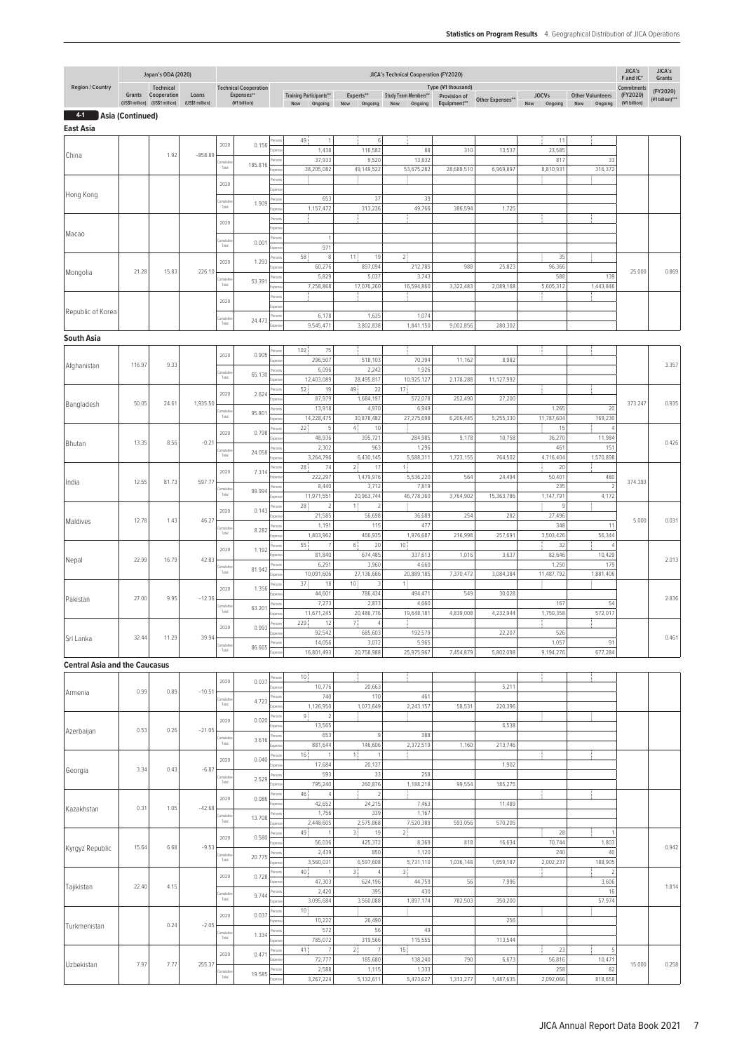## 4-1 Asia (Continued)

### East Asia

| Region / Country | Japan's ODA (2020) Grants (US$1 million) | Japan's ODA (2020) Technical Cooperation (US$1 million) | Japan's ODA (2020) Loans (US$1 million) | | Technical Cooperation Expenses** (¥1 billion) | | Training Participants** New | Training Participants** Ongoing | Experts** New | Experts** Ongoing | Study Team Members** New | Study Team Members** Ongoing | Provision of Equipment** | Other Expenses** | JOCVs New | JOCVs Ongoing | Other Volunteers New | Other Volunteers Ongoing | JICA's F and IC* Commitments (FY2020) (¥1 billion) | JICA's Grants (FY2020) (¥1 billion)*** |
|---|---|---|---|---|---|---|---|---|---|---|---|---|---|---|---|---|---|---|---|---|
| China | | 1.92 | −858.89 | 2020 | 0.156 | Persons | 49 | 1 | | 6 | | | | | | 11 | | | | |
| | | | | | | Expenses | | 1,438 | | 116,582 | | 88 | 310 | 13,537 | | 23,585 | | | | |
| | | | | Cumulative Total | 185.816 | Persons | | 37,933 | | 9,520 | | 13,832 | | | | 817 | | 33 | | |
| | | | | | | Expenses | | 38,205,082 | | 49,149,522 | | 53,675,282 | 28,688,510 | 6,969,897 | | 8,810,931 | | 316,372 | | |
| Hong Kong | | | | 2020 | | Persons | | | | | | | | | | | | | | |
| | | | | | | Expenses | | | | | | | | | | | | | | |
| | | | | Cumulative Total | 1.909 | Persons | | 653 | | 37 | | 39 | | | | | | | | |
| | | | | | | Expenses | | 1,157,472 | | 313,236 | | 49,766 | 386,594 | 1,725 | | | | | | |
| Macao | | | | 2020 | | Persons | | | | | | | | | | | | | | |
| | | | | | | Expenses | | | | | | | | | | | | | | |
| | | | | Cumulative Total | 0.001 | Persons | | 1 | | | | | | | | | | | | |
| | | | | | | Expenses | | 971 | | | | | | | | | | | | |
| Mongolia | 21.28 | 15.83 | 226.10 | 2020 | 1.293 | Persons | 58 | 8 | 11 | 19 | 2 | | | | | 35 | | | 25.000 | 0.869 |
| | | | | | | Expenses | | 60,276 | | 897,094 | | 212,785 | 988 | 25,823 | | 96,366 | | | | |
| | | | | Cumulative Total | 53.391 | Persons | | 5,829 | | 5,037 | | 3,743 | | | | 588 | | 139 | | |
| | | | | | | Expenses | | 7,258,868 | | 17,076,260 | | 16,594,860 | 3,322,483 | 2,089,168 | | 5,605,312 | | 1,443,846 | | |
| Republic of Korea | | | | 2020 | | Persons | | | | | | | | | | | | | | |
| | | | | | | Expenses | | | | | | | | | | | | | | |
| | | | | Cumulative Total | 24.473 | Persons | | 6,178 | | 1,635 | | 1,074 | | | | | | | | |
| | | | | | | Expenses | | 9,545,471 | | 3,802,838 | | 1,841,150 | 9,002,856 | 280,302 | | | | | | |

### South Asia

| Region / Country | Grants (US$1 million) | Technical Cooperation (US$1 million) | Loans (US$1 million) | | Technical Cooperation Expenses** (¥1 billion) | | Training New | Training Ongoing | Experts New | Experts Ongoing | Study Team New | Study Team Ongoing | Provision of Equipment** | Other Expenses** | JOCVs New | JOCVs Ongoing | Other Volunteers New | Other Volunteers Ongoing | Commitments (FY2020) (¥1 billion) | JICA's Grants (FY2020) (¥1 billion)*** |
|---|---|---|---|---|---|---|---|---|---|---|---|---|---|---|---|---|---|---|---|---|
| Afghanistan | 116.97 | 9.33 | | 2020 | 0.905 | Persons | 102 | 75 | | | | | | | | | | | | 3.357 |
| | | | | | | Expenses | | 296,507 | | 518,103 | | 70,394 | 11,162 | 8,982 | | | | | | |
| | | | | Cumulative Total | 65.130 | Persons | | 6,096 | | 2,242 | | 1,926 | | | | | | | | |
| | | | | | | Expenses | | 12,403,089 | | 28,495,817 | | 10,925,127 | 2,178,288 | 11,127,992 | | | | | | |
| Bangladesh | 50.05 | 24.61 | 1,935.50 | 2020 | 2.624 | Persons | 52 | 19 | 49 | 22 | 17 | | | | | | | | 373.247 | 0.935 |
| | | | | | | Expenses | | 87,979 | | 1,684,197 | | 572,078 | 252,490 | 27,200 | | | | | | |
| | | | | Cumulative Total | 95.801 | Persons | | 13,918 | | 4,970 | | 6,949 | | | | 1,265 | | 20 | | |
| | | | | | | Expenses | | 14,228,475 | | 30,878,482 | | 27,275,698 | 6,206,445 | 5,255,330 | | 11,787,604 | | 169,230 | | |
| Bhutan | 13.35 | 8.56 | −0.21 | 2020 | 0.798 | Persons | 22 | 5 | 4 | 10 | | | | | | 15 | | 4 | | 0.426 |
| | | | | | | Expenses | | 48,936 | | 395,721 | | 284,985 | 9,178 | 10,758 | | 36,270 | | 11,984 | | |
| | | | | Cumulative Total | 24.058 | Persons | | 2,302 | | 963 | | 1,296 | | | | 461 | | 151 | | |
| | | | | | | Expenses | | 3,264,796 | | 6,430,145 | | 5,588,311 | 1,723,155 | 764,502 | | 4,716,404 | | 1,570,898 | | |
| India | 12.55 | 81.73 | 597.77 | 2020 | 7.314 | Persons | 28 | 74 | 2 | 17 | 1 | | | | | 20 | | | 374.393 | |
| | | | | | | Expenses | | 222,297 | | 1,479,976 | | 5,536,220 | 564 | 24,494 | | 50,401 | | 480 | | |
| | | | | Cumulative Total | 99.994 | Persons | | 8,440 | | 3,712 | | 7,819 | | | | 235 | | 2 | | |
| | | | | | | Expenses | | 11,971,551 | | 20,963,744 | | 46,778,360 | 3,764,902 | 15,363,786 | | 1,147,791 | | 4,172 | | |
| Maldives | 12.78 | 1.43 | 46.27 | 2020 | 0.143 | Persons | 28 | 2 | 1 | 2 | | | | | | 9 | | | 5.000 | 0.031 |
| | | | | | | Expenses | | 21,585 | | 56,698 | | 36,689 | 254 | 282 | | 27,496 | | | | |
| | | | | Cumulative Total | 8.282 | Persons | | 1,191 | | 115 | | 477 | | | | 348 | | 11 | | |
| | | | | | | Expenses | | 1,803,962 | | 466,935 | | 1,976,687 | 216,998 | 257,691 | | 3,503,426 | | 56,344 | | |
| Nepal | 22.99 | 16.79 | 42.83 | 2020 | 1.192 | Persons | 55 | 7 | 6 | 20 | 10 | | | | | 32 | | 4 | | 2.013 |
| | | | | | | Expenses | | 81,840 | | 674,485 | | 337,613 | 1,016 | 3,637 | | 82,646 | | 10,429 | | |
| | | | | Cumulative Total | 81.942 | Persons | | 6,291 | | 3,960 | | 4,660 | | | | 1,250 | | 179 | | |
| | | | | | | Expenses | | 10,091,606 | | 27,136,666 | | 20,889,185 | 7,370,472 | 3,084,384 | | 11,487,792 | | 1,881,406 | | |
| Pakistan | 27.00 | 9.95 | −12.36 | 2020 | 1.356 | Persons | 37 | 18 | 10 | 3 | 1 | | | | | | | | | 2.836 |
| | | | | | | Expenses | | 44,601 | | 786,434 | | 494,471 | 549 | 30,028 | | | | | | |
| | | | | Cumulative Total | 63.201 | Persons | | 7,273 | | 2,873 | | 4,660 | | | | 167 | | 54 | | |
| | | | | | | Expenses | | 11,671,245 | | 20,486,776 | | 19,648,181 | 4,839,008 | 4,232,944 | | 1,750,358 | | 572,017 | | |
| Sri Lanka | 32.44 | 11.29 | 39.94 | 2020 | 0.993 | Persons | 229 | 12 | 7 | 4 | | | | | | | | | | 0.461 |
| | | | | | | Expenses | | 92,542 | | 685,603 | | 192,579 | | 22,207 | | 526 | | | | |
| | | | | Cumulative Total | 86.665 | Persons | | 14,056 | | 3,072 | | 5,965 | | | | 1,057 | | 91 | | |
| | | | | | | Expenses | | 16,801,493 | | 20,758,988 | | 25,975,967 | 7,454,879 | 5,802,098 | | 9,194,276 | | 677,284 | | |

### Central Asia and the Caucasus

| Region / Country | Grants (US$1 million) | Technical Cooperation (US$1 million) | Loans (US$1 million) | | Technical Cooperation Expenses** (¥1 billion) | | Training New | Training Ongoing | Experts New | Experts Ongoing | Study Team New | Study Team Ongoing | Provision of Equipment** | Other Expenses** | JOCVs New | JOCVs Ongoing | Other Volunteers New | Other Volunteers Ongoing | Commitments (FY2020) (¥1 billion) | JICA's Grants (FY2020) (¥1 billion)*** |
|---|---|---|---|---|---|---|---|---|---|---|---|---|---|---|---|---|---|---|---|---|
| Armenia | 0.99 | 0.89 | −10.51 | 2020 | 0.037 | Persons | 10 | | | | | | | | | | | | | |
| | | | | | | Expenses | | 10,776 | | 20,663 | | | | 5,211 | | | | | | |
| | | | | Cumulative Total | 4.723 | Persons | | 740 | | 170 | | 461 | | | | | | | | |
| | | | | | | Expenses | | 1,126,950 | | 1,073,649 | | 2,243,157 | 58,531 | 220,396 | | | | | | |
| Azerbaijan | 0.53 | 0.26 | −21.05 | 2020 | 0.020 | Persons | 9 | 2 | | | | | | | | | | | | |
| | | | | | | Expenses | | 13,565 | | | | | | 6,538 | | | | | | |
| | | | | Cumulative Total | 3.616 | Persons | | 653 | | 9 | | 388 | | | | | | | | |
| | | | | | | Expenses | | 881,644 | | 146,606 | | 2,372,519 | 1,160 | 213,746 | | | | | | |
| Georgia | 3.34 | 0.43 | −6.87 | 2020 | 0.040 | Persons | 16 | 1 | 1 | 1 | | | | | | | | | | |
| | | | | | | Expenses | | 17,684 | | 20,137 | | | | 1,902 | | | | | | |
| | | | | Cumulative Total | 2.529 | Persons | | 593 | | 33 | | 258 | | | | | | | | |
| | | | | | | Expenses | | 795,240 | | 260,876 | | 1,188,218 | 99,554 | 185,275 | | | | | | |
| Kazakhstan | 0.31 | 1.05 | −42.68 | 2020 | 0.086 | Persons | 46 | 4 | | 2 | | | | | | | | | | |
| | | | | | | Expenses | | 42,652 | | 24,215 | | 7,463 | | 11,489 | | | | | | |
| | | | | Cumulative Total | 13.708 | Persons | | 1,756 | | 339 | | 1,167 | | | | | | | | |
| | | | | | | Expenses | | 2,448,605 | | 2,575,868 | | 7,520,389 | 593,056 | 570,205 | | | | | | |
| Kyrgyz Republic | 15.64 | 6.68 | −9.53 | 2020 | 0.580 | Persons | 49 | 1 | 3 | 19 | 2 | | | | | 28 | | 1 | | 0.942 |
| | | | | | | Expenses | | 56,036 | | 425,372 | | 8,369 | 818 | 16,634 | | 70,744 | | 1,803 | | |
| | | | | Cumulative Total | 20.775 | Persons | | 2,439 | | 850 | | 1,120 | | | | 240 | | 40 | | |
| | | | | | | Expenses | | 3,560,031 | | 6,597,608 | | 5,731,110 | 1,036,148 | 1,659,187 | | 2,002,237 | | 188,905 | | |
| Tajikistan | 22.40 | 4.15 | | 2020 | 0.728 | Persons | 40 | 1 | 3 | 4 | 3 | | | | | | | 2 | | 1.814 |
| | | | | | | Expenses | | 47,303 | | 624,196 | | 44,759 | 56 | 7,996 | | | | 3,606 | | |
| | | | | Cumulative Total | 9.744 | Persons | | 2,420 | | 395 | | 430 | | | | | | 16 | | |
| | | | | | | Expenses | | 3,095,684 | | 3,560,088 | | 1,897,174 | 782,503 | 350,200 | | | | 57,974 | | |
| Turkmenistan | | 0.24 | −2.05 | 2020 | 0.037 | Persons | 10 | | | | | | | | | | | | | |
| | | | | | | Expenses | | 10,222 | | 26,490 | | | | 256 | | | | | | |
| | | | | Cumulative Total | 1.334 | Persons | | 572 | | 56 | | 49 | | | | | | | | |
| | | | | | | Expenses | | 785,072 | | 319,566 | | 115,555 | | 113,544 | | | | | | |
| Uzbekistan | 7.97 | 7.77 | 255.37 | 2020 | 0.471 | Persons | 41 | 7 | 2 | 7 | 15 | | | | | 23 | | 5 | 15.000 | 0.258 |
| | | | | | | Expenses | | 72,777 | | 185,680 | | 138,240 | 790 | 6,673 | | 56,816 | | 10,471 | | |
| | | | | Cumulative Total | 19.585 | Persons | | 2,588 | | 1,115 | | 1,333 | | | | 258 | | 82 | | |
| | | | | | | Expenses | | 3,267,224 | | 5,132,611 | | 5,473,627 | 1,313,277 | 1,487,635 | | 2,092,066 | | 818,658 | | |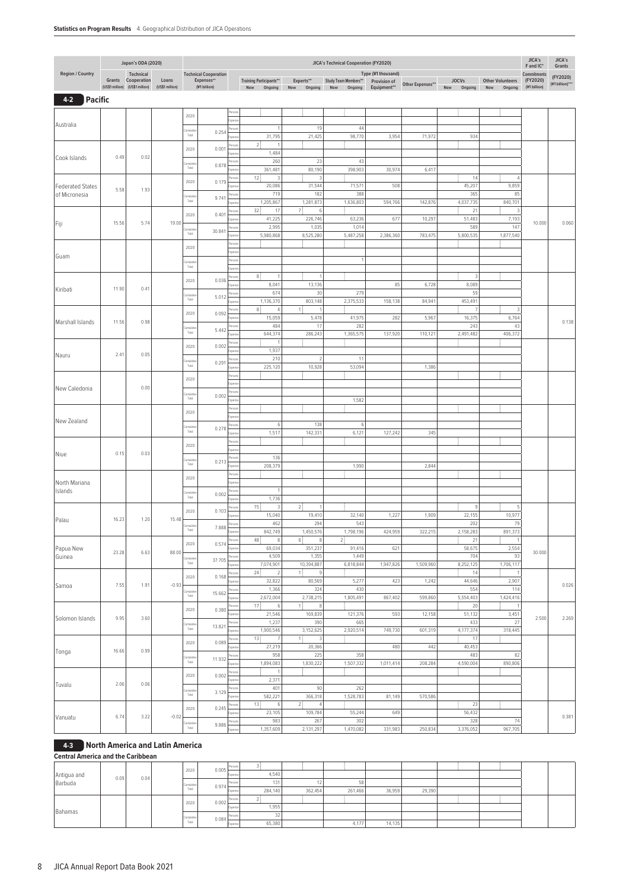**Statistics on Program Results** 4. Geographical Distribution of JICA Operations

## 4-2 Pacific

| Region / Country | Japan's ODA (2020) Grants (US$1 million) | Technical Cooperation (US$1 million) | Loans (US$1 million) | | Technical Cooperation Expenses** (¥1 billion) | | Training Participants** New | Training Participants** Ongoing | Experts** New | Experts** Ongoing | Study Team Members** New | Study Team Members** Ongoing | Provision of Equipment** (¥1 thousand) | Other Expenses** (¥1 thousand) | JOCVs New | JOCVs Ongoing | Other Volunteers New | Other Volunteers Ongoing | JICA's F and IC* Commitments (FY2020) (¥1 billion) | JICA's Grants (FY2020) (¥1 billion)*** |
|---|---|---|---|---|---|---|---|---|---|---|---|---|---|---|---|---|---|---|---|---|
| Australia | | | | 2020 | | Persons | | | | | | | | | | | | | | |
| | | | | | | Expenses | | | | | | | | | | | | | | |
| | | | | Cumulative Total | 0.254 | Persons | | 1 | | 19 | | 44 | | | | | | | | |
| | | | | | | Expenses | | 31,795 | | 21,425 | | 98,770 | 3,954 | 71,972 | | 934 | | | | |
| Cook Islands | 0.49 | 0.02 | | 2020 | 0.001 | Persons | 2 | 1 | | | | | | | | | | | | |
| | | | | | | Expenses | | 1,484 | | | | | | | | | | | | |
| | | | | Cumulative Total | 0.878 | Persons | | 260 | | 23 | | 43 | | | | | | | | |
| | | | | | | Expenses | | 361,481 | | 80,190 | | 398,903 | 30,974 | 6,417 | | | | | | |
| Federated States of Micronesia | 5.58 | 1.93 | | 2020 | 0.179 | Persons | 12 | 3 | | 3 | | | | | | 14 | | 4 | | |
| | | | | | | Expenses | | 20,086 | | 31,544 | | 71,571 | 508 | | | 45,207 | | 9,859 | | |
| | | | | Cumulative Total | 9.741 | Persons | | 719 | | 182 | | 388 | | | | 365 | | 85 | | |
| | | | | | | Expenses | | 1,205,867 | | 1,281,873 | | 1,636,803 | 594,766 | 142,876 | | 4,037,735 | | 840,701 | | |
| Fiji | 15.56 | 5.74 | 19.00 | 2020 | 0.401 | Persons | 32 | 17 | 7 | 6 | | | | | | 21 | | 3 | 10.000 | 0.060 |
| | | | | | | Expenses | | 41,225 | | 226,746 | | 63,236 | 677 | 10,297 | | 51,483 | | 7,193 | | |
| | | | | Cumulative Total | 30.841 | Persons | | 2,995 | | 1,035 | | 1,014 | | | | 589 | | 147 | | |
| | | | | | | Expenses | | 5,980,868 | | 8,525,280 | | 5,487,258 | 2,386,360 | 783,475 | | 5,800,535 | | 1,877,540 | | |
| Guam | | | | 2020 | | Persons | | | | | | | | | | | | | | |
| | | | | | | Expenses | | | | | | | | | | | | | | |
| | | | | Cumulative Total | | Persons | | | | | | 1 | | | | | | | | |
| | | | | | | Expenses | | | | | | | | | | | | | | |
| Kiribati | 11.90 | 0.41 | | 2020 | 0.036 | Persons | 8 | 1 | | 1 | | | | | | 3 | | | | |
| | | | | | | Expenses | | 8,041 | | 13,136 | | | 85 | 6,728 | | 8,089 | | | | |
| | | | | Cumulative Total | 5.012 | Persons | | 674 | | 30 | | 279 | | | | 59 | | | | |
| | | | | | | Expenses | | 1,136,370 | | 803,148 | | 2,375,533 | 158,138 | 84,941 | | 453,491 | | | | |
| Marshall Islands | 11.56 | 0.98 | | 2020 | 0.092 | Persons | 8 | 4 | 1 | 1 | | | | | | 7 | | 3 | | 0.138 |
| | | | | | | Expenses | | 15,059 | | 5,478 | | 41,975 | 282 | 5,967 | | 16,375 | | 6,764 | | |
| | | | | Cumulative Total | 5.442 | Persons | | 484 | | 17 | | 282 | | | | 243 | | 43 | | |
| | | | | | | Expenses | | 644,374 | | 286,243 | | 1,365,575 | 137,920 | 110,121 | | 2,491,482 | | 406,372 | | |
| Nauru | 2.41 | 0.05 | | 2020 | 0.002 | Persons | | 1 | | | | | | | | | | | | |
| | | | | | | Expenses | | 1,937 | | | | | | | | | | | | |
| | | | | Cumulative Total | 0.291 | Persons | | 210 | | 2 | | 11 | | | | | | | | |
| | | | | | | Expenses | | 225,120 | | 10,928 | | 53,094 | | 1,386 | | | | | | |
| New Caledonia | | 0.00 | | 2020 | | Persons | | | | | | | | | | | | | | |
| | | | | | | Expenses | | | | | | | | | | | | | | |
| | | | | Cumulative Total | 0.002 | Persons | | | | | | | | | | | | | | |
| | | | | | | Expenses | | | | | | 1,582 | | | | | | | | |
| New Zealand | | | | 2020 | | Persons | | | | | | | | | | | | | | |
| | | | | | | Expenses | | | | | | | | | | | | | | |
| | | | | Cumulative Total | 0.278 | Persons | | 6 | | 138 | | 6 | | | | | | | | |
| | | | | | | Expenses | | 1,517 | | 142,331 | | 6,121 | 127,242 | 345 | | | | | | |
| Niue | 0.15 | 0.03 | | 2020 | | Persons | | | | | | | | | | | | | | |
| | | | | | | Expenses | | | | | | | | | | | | | | |
| | | | | Cumulative Total | 0.213 | Persons | | 136 | | | | | | | | | | | | |
| | | | | | | Expenses | | 208,379 | | | | 1,990 | | 2,844 | | | | | | |
| North Mariana Islands | | | | 2020 | | Persons | | | | | | | | | | | | | | |
| | | | | | | Expenses | | | | | | | | | | | | | | |
| | | | | Cumulative Total | 0.002 | Persons | | 1 | | | | | | | | | | | | |
| | | | | | | Expenses | | 1,736 | | | | | | | | | | | | |
| Palau | 16.23 | 1.20 | 15.48 | 2020 | 0.103 | Persons | 15 | 3 | 2 | 1 | | | | | | 9 | | 5 | | |
| | | | | | | Expenses | | 15,040 | | 19,410 | | 32,140 | 1,227 | 1,909 | | 22,155 | | 10,977 | | |
| | | | | Cumulative Total | 7.888 | Persons | | 462 | | 294 | | 543 | | | | 202 | | 79 | | |
| | | | | | | Expenses | | 842,749 | | 1,450,576 | | 1,798,196 | 424,959 | 322,215 | | 2,158,283 | | 891,373 | | |
| Papua New Guinea | 23.28 | 6.63 | 88.00 | 2020 | 0.574 | Persons | 48 | 8 | 6 | 8 | 2 | | | | | 21 | | 1 | 30.000 | |
| | | | | | | Expenses | | 69,034 | | 351,237 | | 91,416 | 621 | | | 58,675 | | 2,554 | | |
| | | | | Cumulative Total | 37.705 | Persons | | 4,509 | | 1,355 | | 1,449 | | | | 704 | | 93 | | |
| | | | | | | Expenses | | 7,074,901 | | 10,394,887 | | 6,818,844 | 1,947,826 | 1,509,960 | | 8,252,125 | | 1,706,117 | | |
| Samoa | 7.55 | 1.91 | -0.93 | 2020 | 0.168 | Persons | 24 | 2 | 1 | 9 | | | | | | 14 | | 1 | | 0.026 |
| | | | | | | Expenses | | 32,822 | | 80,569 | | 5,277 | 423 | 1,242 | | 44,646 | | 2,907 | | |
| | | | | Cumulative Total | 15.662 | Persons | | 1,366 | | 324 | | 430 | | | | 554 | | 114 | | |
| | | | | | | Expenses | | 2,672,004 | | 2,738,215 | | 1,805,491 | 867,402 | 599,860 | | 5,554,403 | | 1,424,416 | | |
| Solomon Islands | 9.95 | 3.60 | | 2020 | 0.380 | Persons | 17 | 6 | 1 | 8 | | | | | | 20 | | 1 | 2.500 | 2.269 |
| | | | | | | Expenses | | 21,546 | | 169,839 | | 121,376 | 593 | 12,158 | | 51,132 | | 3,451 | | |
| | | | | Cumulative Total | 13.821 | Persons | | 1,237 | | 390 | | 665 | | | | 433 | | 27 | | |
| | | | | | | Expenses | | 1,900,546 | | 3,152,625 | | 2,920,514 | 749,730 | 601,319 | | 4,177,374 | | 318,445 | | |
| Tonga | 16.66 | 0.99 | | 2020 | 0.089 | Persons | 13 | 7 | 1 | 3 | | | | | | 17 | | | | |
| | | | | | | Expenses | | 27,219 | | 20,366 | | | 480 | 442 | | 40,453 | | | | |
| | | | | Cumulative Total | 11.932 | Persons | | 958 | | 225 | | 358 | | | | 483 | | 82 | | |
| | | | | | | Expenses | | 1,894,083 | | 1,830,222 | | 1,507,332 | 1,011,414 | 208,284 | | 4,590,004 | | 890,806 | | |
| Tuvalu | 2.06 | 0.06 | | 2020 | 0.002 | Persons | | 1 | | | | | | | | | | | | |
| | | | | | | Expenses | | 2,371 | | | | | | | | | | | | |
| | | | | Cumulative Total | 3.129 | Persons | | 401 | | 90 | | 262 | | | | | | | | |
| | | | | | | Expenses | | 582,221 | | 366,318 | | 1,528,783 | 81,149 | 570,586 | | | | | | |
| Vanuatu | 6.74 | 3.22 | -0.02 | 2020 | 0.245 | Persons | 13 | 6 | 2 | 4 | | | | | | 23 | | | | 0.381 |
| | | | | | | Expenses | | 23,105 | | 109,784 | | 55,244 | 649 | | | 56,432 | | | | |
| | | | | Cumulative Total | 9.886 | Persons | | 983 | | 267 | | 302 | | | | 328 | | 74 | | |
| | | | | | | Expenses | | 1,357,609 | | 2,131,297 | | 1,470,082 | 331,983 | 250,834 | | 3,376,052 | | 967,705 | | |

## 4-3 North America and Latin America

**Central America and the Caribbean**

| Region / Country | Grants | Technical Cooperation | Loans | | Technical Cooperation Expenses | | Training New | Training Ongoing | Experts New | Experts Ongoing | Study Team New | Study Team Ongoing | Provision of Equipment | Other Expenses | JOCVs New | JOCVs Ongoing | Other Volunteers New | Other Volunteers Ongoing | JICA's F and IC Commitments | JICA's Grants |
|---|---|---|---|---|---|---|---|---|---|---|---|---|---|---|---|---|---|---|---|---|
| Antigua and Barbuda | 0.09 | 0.04 | | 2020 | 0.005 | Persons | 3 | | | | | | | | | | | | | |
| | | | | | | Expenses | | 4,540 | | | | | | | | | | | | |
| | | | | Cumulative Total | 0.974 | Persons | | 131 | | 12 | | 58 | | | | | | | | |
| | | | | | | Expenses | | 284,140 | | 362,454 | | 261,466 | 36,959 | 29,390 | | | | | | |
| Bahamas | | | | 2020 | 0.002 | Persons | 2 | | | | | | | | | | | | | |
| | | | | | | Expenses | | 1,955 | | | | | | | | | | | | |
| | | | | Cumulative Total | 0.084 | Persons | | 32 | | | | | | | | | | | | |
| | | | | | | Expenses | | 65,380 | | | | 4,177 | 14,135 | | | | | | | |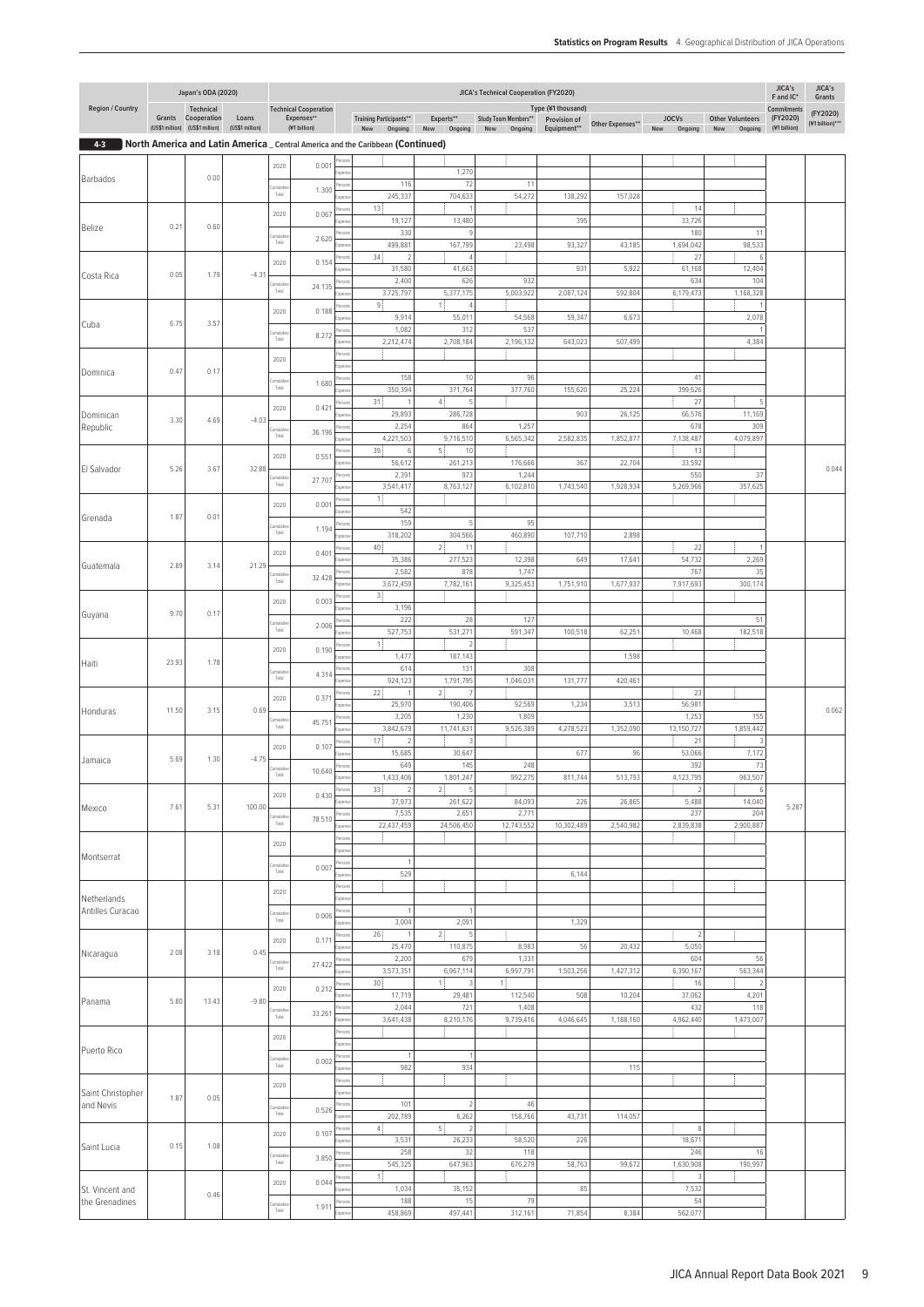## 4-3 North America and Latin America _ Central America and the Caribbean (Continued)

| Region / Country | Japan's ODA (2020) Grants (US$1 million) | Japan's ODA (2020) Technical Cooperation (US$1 million) | Japan's ODA (2020) Loans (US$1 million) | | Technical Cooperation Expenses** (¥1 billion) | | Training Participants** New | Training Participants** Ongoing | Experts** New | Experts** Ongoing | Study Team Members** New | Study Team Members** Ongoing | Provision of Equipment** | Other Expenses** | JOCVs New | JOCVs Ongoing | Other Volunteers New | Other Volunteers Ongoing | JICA's F and IC* Commitments (FY2020) (¥1 billion) | JICA's Grants (FY2020) (¥1 billion)*** |
|---|---|---|---|---|---|---|---|---|---|---|---|---|---|---|---|---|---|---|---|---|
| Barbados | | 0.00 | | 2020 | 0.001 | Persons | | | | | | | | | | | | | | |
| | | | | | | Expenses | | | | 1,270 | | | | | | | | | | |
| | | | | Cumulative Total | 1.300 | Persons | | 116 | | 72 | | 11 | | | | | | | | |
| | | | | | | Expenses | | 245,337 | | 704,633 | | 54,272 | 138,292 | 157,028 | | | | | | |
| Belize | 0.21 | 0.60 | | 2020 | 0.067 | Persons | 13 | | | 1 | | | | | | 14 | | | | |
| | | | | | | Expenses | | 19,127 | | 13,480 | | | 395 | | | 33,726 | | | | |
| | | | | Cumulative Total | 2.620 | Persons | | 330 | | 9 | | | | | | 180 | | 11 | | |
| | | | | | | Expenses | | 499,881 | | 167,799 | | 23,498 | 93,327 | 43,185 | | 1,694,042 | | 98,533 | | |
| Costa Rica | 0.05 | 1.79 | -4.31 | 2020 | 0.154 | Persons | 34 | 2 | | 4 | | | | | | 27 | | 6 | | |
| | | | | | | Expenses | | 31,580 | | 41,663 | | | 931 | 5,922 | | 61,168 | | 12,404 | | |
| | | | | Cumulative Total | 24.135 | Persons | | 2,400 | | 626 | | 932 | | | | 634 | | 104 | | |
| | | | | | | Expenses | | 3,725,797 | | 5,377,175 | | 5,003,922 | 2,087,124 | 592,804 | | 6,179,473 | | 1,168,328 | | |
| Cuba | 6.75 | 3.57 | | 2020 | 0.188 | Persons | 9 | | 1 | 4 | | | | | | | | 1 | | |
| | | | | | | Expenses | | 9,914 | | 55,011 | | 54,568 | 59,347 | 6,673 | | | | 2,078 | | |
| | | | | Cumulative Total | 8.272 | Persons | | 1,082 | | 312 | | 537 | | | | | | 1 | | |
| | | | | | | Expenses | | 2,212,474 | | 2,708,184 | | 2,196,132 | 643,023 | 507,499 | | | | 4,384 | | |
| Dominica | 0.47 | 0.17 | | 2020 | | Persons | | | | | | | | | | | | | | |
| | | | | | | Expenses | | | | | | | | | | | | | | |
| | | | | Cumulative Total | 1.680 | Persons | | 158 | | 10 | | 96 | | | | 41 | | | | |
| | | | | | | Expenses | | 350,394 | | 371,764 | | 377,760 | 155,620 | 25,224 | | 399,626 | | | | |
| Dominican Republic | 3.30 | 4.69 | -4.03 | 2020 | 0.421 | Persons | 31 | 1 | 4 | 5 | | | | | | 27 | | 5 | | |
| | | | | | | Expenses | | 29,893 | | 286,728 | | | 903 | 26,125 | | 66,576 | | 11,169 | | |
| | | | | Cumulative Total | 36.196 | Persons | | 2,254 | | 864 | | 1,257 | | | | 678 | | 309 | | |
| | | | | | | Expenses | | 4,221,503 | | 9,716,510 | | 6,565,342 | 2,582,835 | 1,852,877 | | 7,138,487 | | 4,079,897 | | |
| El Salvador | 5.26 | 3.67 | 32.88 | 2020 | 0.551 | Persons | 39 | 6 | 5 | 10 | | | | | | 13 | | | | 0.044 |
| | | | | | | Expenses | | 56,612 | | 261,213 | | 176,666 | 367 | 22,704 | | 33,592 | | | | |
| | | | | Cumulative Total | 27.707 | Persons | | 2,391 | | 973 | | 1,244 | | | | 550 | | 37 | | |
| | | | | | | Expenses | | 3,541,417 | | 8,763,127 | | 6,102,810 | 1,743,540 | 1,928,934 | | 5,269,966 | | 357,625 | | |
| Grenada | 1.87 | 0.01 | | 2020 | 0.001 | Persons | 1 | | | | | | | | | | | | | |
| | | | | | | Expenses | | 542 | | | | | | | | | | | | |
| | | | | Cumulative Total | 1.194 | Persons | | 159 | | 5 | | 95 | | | | | | | | |
| | | | | | | Expenses | | 318,202 | | 304,566 | | 460,890 | 107,710 | 2,898 | | | | | | |
| Guatemala | 2.89 | 3.14 | 21.29 | 2020 | 0.401 | Persons | 40 | | 2 | 11 | | | | | | 22 | | 1 | | |
| | | | | | | Expenses | | 35,386 | | 277,523 | | 12,398 | 649 | 17,641 | | 54,732 | | 2,269 | | |
| | | | | Cumulative Total | 32.428 | Persons | | 2,582 | | 878 | | 1,747 | | | | 767 | | 35 | | |
| | | | | | | Expenses | | 3,672,459 | | 7,782,161 | | 9,325,453 | 1,751,910 | 1,677,937 | | 7,917,693 | | 300,174 | | |
| Guyana | 9.70 | 0.17 | | 2020 | 0.003 | Persons | 3 | | | | | | | | | | | | | |
| | | | | | | Expenses | | 3,196 | | | | | | | | | | | | |
| | | | | Cumulative Total | 2.006 | Persons | | 222 | | 28 | | 127 | | | | | | 51 | | |
| | | | | | | Expenses | | 527,753 | | 531,271 | | 591,347 | 100,518 | 62,251 | | 10,468 | | 182,518 | | |
| Haiti | 23.93 | 1.78 | | 2020 | 0.190 | Persons | 1 | | | 2 | | | | | | | | | | |
| | | | | | | Expenses | | 1,477 | | 187,143 | | | | 1,598 | | | | | | |
| | | | | Cumulative Total | 4.314 | Persons | | 614 | | 131 | | 308 | | | | | | | | |
| | | | | | | Expenses | | 924,123 | | 1,791,795 | | 1,046,031 | 131,777 | 420,461 | | | | | | |
| Honduras | 11.50 | 3.15 | 0.69 | 2020 | 0.371 | Persons | 22 | 1 | 2 | 7 | | | | | | 23 | | | | 0.062 |
| | | | | | | Expenses | | 25,970 | | 190,406 | | 92,569 | 1,234 | 3,513 | | 56,981 | | | | |
| | | | | Cumulative Total | 45.751 | Persons | | 3,205 | | 1,230 | | 1,809 | | | | 1,253 | | 155 | | |
| | | | | | | Expenses | | 3,842,679 | | 11,741,631 | | 9,526,389 | 4,278,523 | 1,352,090 | | 13,150,727 | | 1,859,442 | | |
| Jamaica | 5.69 | 1.30 | -4.75 | 2020 | 0.107 | Persons | 17 | 2 | | 3 | | | | | | 21 | | 3 | | |
| | | | | | | Expenses | | 15,685 | | 30,647 | | | 677 | 96 | | 53,066 | | 7,172 | | |
| | | | | Cumulative Total | 10.640 | Persons | | 649 | | 145 | | 248 | | | | 392 | | 73 | | |
| | | | | | | Expenses | | 1,433,406 | | 1,801,247 | | 992,275 | 811,744 | 513,793 | | 4,123,795 | | 963,507 | | |
| Mexico | 7.61 | 5.31 | 100.00 | 2020 | 0.430 | Persons | 33 | 2 | 2 | 5 | | | | | | 2 | | 6 | 5.287 | |
| | | | | | | Expenses | | 37,973 | | 261,622 | | 84,093 | 226 | 26,865 | | 5,488 | | 14,040 | | |
| | | | | Cumulative Total | 78.510 | Persons | | 7,535 | | 2,651 | | 2,771 | | | | 237 | | 204 | | |
| | | | | | | Expenses | | 22,437,459 | | 24,506,450 | | 12,743,552 | 10,302,489 | 2,540,982 | | 2,839,838 | | 2,900,887 | | |
| Montserrat | | | | 2020 | | Persons | | | | | | | | | | | | | | |
| | | | | | | Expenses | | | | | | | | | | | | | | |
| | | | | Cumulative Total | 0.007 | Persons | | 1 | | | | | | | | | | | | |
| | | | | | | Expenses | | 529 | | | | | 6,144 | | | | | | | |
| Netherlands Antilles Curacao | | | | 2020 | | Persons | | | | | | | | | | | | | | |
| | | | | | | Expenses | | | | | | | | | | | | | | |
| | | | | Cumulative Total | 0.006 | Persons | | 1 | | 1 | | | | | | | | | | |
| | | | | | | Expenses | | 3,004 | | 2,091 | | | 1,329 | | | | | | | |
| Nicaragua | 2.08 | 3.18 | 0.45 | 2020 | 0.171 | Persons | 26 | 1 | 2 | 5 | | | | | | 2 | | | | |
| | | | | | | Expenses | | 25,470 | | 110,875 | | 8,983 | 56 | 20,432 | | 5,050 | | | | |
| | | | | Cumulative Total | 27.422 | Persons | | 2,200 | | 679 | | 1,331 | | | | 604 | | 56 | | |
| | | | | | | Expenses | | 3,573,351 | | 6,967,114 | | 6,997,791 | 1,503,256 | 1,427,312 | | 6,390,167 | | 563,344 | | |
| Panama | 5.80 | 13.43 | -9.80 | 2020 | 0.212 | Persons | 30 | | 1 | 3 | 1 | | | | | 16 | | 2 | | |
| | | | | | | Expenses | | 17,719 | | 29,481 | | 112,540 | 508 | 10,204 | | 37,062 | | 4,201 | | |
| | | | | Cumulative Total | 33.261 | Persons | | 2,044 | | 721 | | 1,408 | | | | 432 | | 118 | | |
| | | | | | | Expenses | | 3,641,438 | | 8,210,176 | | 9,739,416 | 4,046,645 | 1,188,160 | | 4,962,440 | | 1,473,007 | | |
| Puerto Rico | | | | 2020 | | Persons | | | | | | | | | | | | | | |
| | | | | | | Expenses | | | | | | | | | | | | | | |
| | | | | Cumulative Total | 0.002 | Persons | | 1 | | 1 | | | | | | | | | | |
| | | | | | | Expenses | | 982 | | 934 | | | | 115 | | | | | | |
| Saint Christopher and Nevis | 1.87 | 0.05 | | 2020 | | Persons | | | | | | | | | | | | | | |
| | | | | | | Expenses | | | | | | | | | | | | | | |
| | | | | Cumulative Total | 0.526 | Persons | | 101 | | 2 | | 46 | | | | | | | | |
| | | | | | | Expenses | | 202,789 | | 6,262 | | 158,766 | 43,731 | 114,057 | | | | | | |
| Saint Lucia | 0.15 | 1.08 | | 2020 | 0.107 | Persons | 4 | | 5 | 2 | | | | | | 8 | | | | |
| | | | | | | Expenses | | 3,531 | | 26,233 | | 58,520 | 226 | | | 18,671 | | | | |
| | | | | Cumulative Total | 3.850 | Persons | | 258 | | 32 | | 118 | | | | 246 | | 16 | | |
| | | | | | | Expenses | | 545,325 | | 647,963 | | 676,279 | 58,763 | 99,672 | | 1,630,908 | | 190,997 | | |
| St. Vincent and the Grenadines | | 0.46 | | 2020 | 0.044 | Persons | 1 | | | | | | | | | 3 | | | | |
| | | | | | | Expenses | | 1,034 | | 35,152 | | | 85 | | | 7,532 | | | | |
| | | | | Cumulative Total | 1.911 | Persons | | 188 | | 15 | | 79 | | | | 54 | | | | |
| | | | | | | Expenses | | 458,869 | | 497,441 | | 312,161 | 71,854 | 8,384 | | 562,077 | | | | |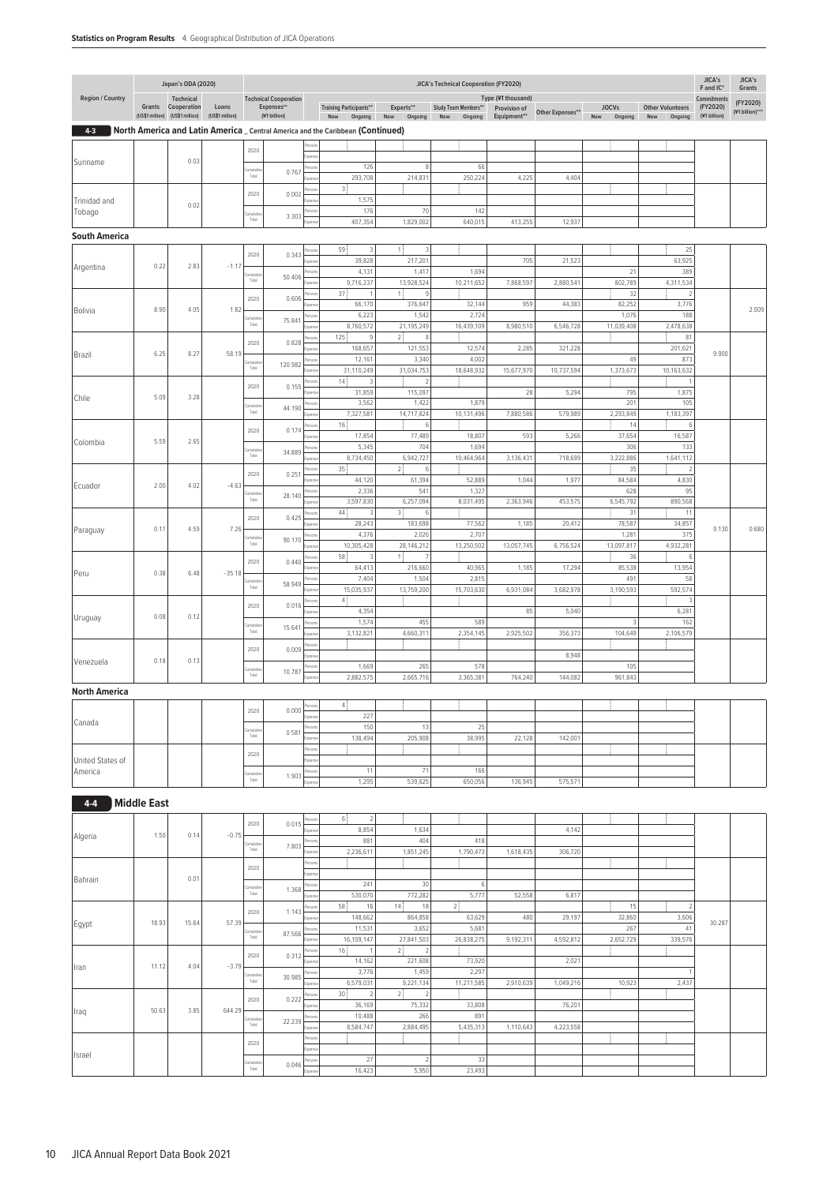**Statistics on Program Results** 4. Geographical Distribution of JICA Operations

## 4-3 North America and Latin America _ Central America and the Caribbean (Continued)

| Region / Country | Japan's ODA (2020) Grants (US$1 million) | Technical Cooperation (US$1 million) | Loans (US$1 million) | JICA's Technical Cooperation (FY2020) | Technical Cooperation Expenses** (¥1 billion) | | Training Participants** New | Training Participants** Ongoing | Experts** New | Experts** Ongoing | Study Team Members** New | Study Team Members** Ongoing | Provision of Equipment** | Other Expenses** | JOCVs New | JOCVs Ongoing | Other Volunteers New | Other Volunteers Ongoing | JICA's F and IC* Commitments (FY2020) (¥1 billion) | JICA's Grants (FY2020) (¥1 billion)*** |
|---|---|---|---|---|---|---|---|---|---|---|---|---|---|---|---|---|---|---|---|---|
| Suriname | | 0.03 | | 2020 | | Persons | | | | | | | | | | | | | | |
| | | | | | | Expenses | | | | | | | | | | | | | | |
| | | | | Cumulative Total | 0.767 | Persons | | 126 | | 8 | | 66 | | | | | | | | |
| | | | | | | Expenses | | 293,708 | | 214,831 | | 250,224 | 4,225 | 4,404 | | | | | | |
| Trinidad and Tobago | | 0.02 | | 2020 | 0.002 | Persons | 3 | | | | | | | | | | | | | |
| | | | | | | Expenses | | 1,575 | | | | | | | | | | | | |
| | | | | Cumulative Total | 3.303 | Persons | | 176 | | 70 | | 142 | | | | | | | | |
| | | | | | | Expenses | | 407,354 | | 1,829,002 | | 640,015 | 413,255 | 12,937 | | | | | | |
| **South America** | | | | | | | | | | | | | | | | | | | | |
| Argentina | 0.22 | 2.83 | -1.17 | 2020 | 0.343 | Persons | 59 | 3 | 1 | 3 | | | | | | | | 25 | | |
| | | | | | | Expenses | | 39,828 | | 217,201 | | | 705 | 21,523 | | | | 63,925 | | |
| | | | | Cumulative Total | 50.406 | Persons | | 4,131 | | 1,417 | | 1,694 | | | | 21 | | 389 | | |
| | | | | | | Expenses | | 9,716,237 | | 13,928,524 | | 10,211,652 | 7,868,597 | 2,880,541 | | 802,789 | | 4,311,534 | | |
| Bolivia | 8.90 | 4.05 | 1.82 | 2020 | 0.606 | Persons | 37 | 1 | 1 | 9 | | | | | | 32 | | 2 | | 2.009 |
| | | | | | | Expenses | | 66,170 | | 376,647 | | 32,144 | 959 | 44,383 | | 82,252 | | 3,776 | | |
| | | | | Cumulative Total | 75.841 | Persons | | 6,223 | | 1,542 | | 2,724 | | | | 1,076 | | 188 | | |
| | | | | | | Expenses | | 8,760,572 | | 21,195,249 | | 16,439,109 | 8,980,510 | 6,546,728 | | 11,039,408 | | 2,478,638 | | |
| Brazil | 6.25 | 8.27 | 58.19 | 2020 | 0.828 | Persons | 125 | 9 | 2 | 8 | | | | | | | | 81 | 9.900 | |
| | | | | | | Expenses | | 168,657 | | 121,553 | | 12,574 | 2,285 | 321,228 | | | | 201,621 | | |
| | | | | Cumulative Total | 120.982 | Persons | | 12,161 | | 3,340 | | 4,002 | | | | 49 | | 873 | | |
| | | | | | | Expenses | | 31,110,249 | | 31,034,753 | | 18,648,932 | 15,677,970 | 10,737,594 | | 1,373,673 | | 10,163,632 | | |
| Chile | 5.09 | 3.28 | | 2020 | 0.155 | Persons | 14 | 3 | | 2 | | | | | | | | 1 | | |
| | | | | | | Expenses | | 31,859 | | 115,097 | | | 28 | 5,294 | | 795 | | 1,875 | | |
| | | | | Cumulative Total | 44.190 | Persons | | 3,562 | | 1,422 | | 1,879 | | | | 201 | | 105 | | |
| | | | | | | Expenses | | 7,327,581 | | 14,717,824 | | 10,131,496 | 7,880,586 | 579,989 | | 2,293,849 | | 1,183,397 | | |
| Colombia | 5.59 | 2.65 | | 2020 | 0.174 | Persons | 16 | | | 6 | | | | | | 14 | | 6 | | |
| | | | | | | Expenses | | 17,854 | | 77,489 | | 18,807 | 593 | 5,266 | | 37,654 | | 16,587 | | |
| | | | | Cumulative Total | 34.889 | Persons | | 5,345 | | 704 | | 1,694 | | | | 306 | | 133 | | |
| | | | | | | Expenses | | 8,734,450 | | 6,942,727 | | 10,464,964 | 3,136,431 | 718,699 | | 3,222,886 | | 1,641,112 | | |
| Ecuador | 2.00 | 4.02 | -4.63 | 2020 | 0.251 | Persons | 35 | | 2 | 6 | | | | | | 35 | | 2 | | |
| | | | | | | Expenses | | 44,120 | | 61,394 | | 52,889 | 1,044 | 1,977 | | 84,584 | | 4,830 | | |
| | | | | Cumulative Total | 28.140 | Persons | | 2,336 | | 541 | | 1,327 | | | | 628 | | 95 | | |
| | | | | | | Expenses | | 3,597,830 | | 6,257,094 | | 8,031,495 | 2,363,946 | 453,575 | | 6,545,792 | | 890,568 | | |
| Paraguay | 0.11 | 4.59 | 7.26 | 2020 | 0.425 | Persons | 44 | 3 | 3 | 6 | | | | | | 31 | | 11 | 9.130 | 0.680 |
| | | | | | | Expenses | | 28,243 | | 183,698 | | 77,562 | 1,185 | 20,412 | | 78,587 | | 34,857 | | |
| | | | | Cumulative Total | 90.170 | Persons | | 4,376 | | 2,026 | | 2,707 | | | | 1,281 | | 375 | | |
| | | | | | | Expenses | | 10,305,428 | | 28,146,212 | | 13,250,502 | 13,057,745 | 6,756,524 | | 13,097,817 | | 4,932,281 | | |
| Peru | 0.38 | 6.48 | -35.18 | 2020 | 0.440 | Persons | 58 | 3 | 1 | 7 | | | | | | 36 | | 6 | | |
| | | | | | | Expenses | | 64,413 | | 216,660 | | 40,965 | 1,185 | 17,294 | | 85,538 | | 13,954 | | |
| | | | | Cumulative Total | 58.949 | Persons | | 7,404 | | 1,504 | | 2,815 | | | | 491 | | 58 | | |
| | | | | | | Expenses | | 15,035,937 | | 13,759,200 | | 15,703,630 | 6,931,084 | 3,682,978 | | 3,190,593 | | 592,574 | | |
| Uruguay | 0.08 | 0.12 | | 2020 | 0.016 | Persons | 4 | | | | | | | | | | | 3 | | |
| | | | | | | Expenses | | 4,354 | | | | | 85 | 5,040 | | | | 6,281 | | |
| | | | | Cumulative Total | 15.641 | Persons | | 1,574 | | 455 | | 589 | | | | 3 | | 162 | | |
| | | | | | | Expenses | | 3,132,821 | | 4,660,311 | | 2,354,145 | 2,925,502 | 356,373 | | 104,649 | | 2,106,579 | | |
| Venezuela | 0.18 | 0.13 | | 2020 | 0.009 | Persons | | | | | | | | | | | | | | |
| | | | | | | Expenses | | | | | | | | 8,948 | | | | | | |
| | | | | Cumulative Total | 10.787 | Persons | | 1,669 | | 265 | | 578 | | | | 105 | | | | |
| | | | | | | Expenses | | 2,882,575 | | 2,665,716 | | 3,365,381 | 764,240 | 144,082 | | 961,843 | | | | |
| **North America** | | | | | | | | | | | | | | | | | | | | |
| Canada | | | | 2020 | 0.000 | Persons | 4 | | | | | | | | | | | | | |
| | | | | | | Expenses | | 227 | | | | | | | | | | | | |
| | | | | Cumulative Total | 0.581 | Persons | | 150 | | 13 | | 25 | | | | | | | | |
| | | | | | | Expenses | | 138,494 | | 205,908 | | 38,995 | 22,128 | 142,001 | | | | | | |
| United States of America | | | | 2020 | | Persons | | | | | | | | | | | | | | |
| | | | | | | Expenses | | | | | | | | | | | | | | |
| | | | | Cumulative Total | 1.903 | Persons | | 11 | | 71 | | 166 | | | | | | | | |
| | | | | | | Expenses | | 1,295 | | 539,625 | | 650,056 | 136,945 | 575,571 | | | | | | |

## 4-4 Middle East

| Region / Country | Japan's ODA (2020) Grants (US$1 million) | Technical Cooperation (US$1 million) | Loans (US$1 million) | JICA's Technical Cooperation (FY2020) | Technical Cooperation Expenses** (¥1 billion) | | Training Participants** New | Training Participants** Ongoing | Experts** New | Experts** Ongoing | Study Team Members** New | Study Team Members** Ongoing | Provision of Equipment** | Other Expenses** | JOCVs New | JOCVs Ongoing | Other Volunteers New | Other Volunteers Ongoing | JICA's F and IC* Commitments (FY2020) (¥1 billion) | JICA's Grants (FY2020) (¥1 billion)*** |
|---|---|---|---|---|---|---|---|---|---|---|---|---|---|---|---|---|---|---|---|---|
| Algeria | 1.50 | 0.14 | -0.75 | 2020 | 0.015 | Persons | 6 | 2 | | | | | | | | | | | | |
| | | | | | | Expenses | | 8,854 | | 1,634 | | | | 4,142 | | | | | | |
| | | | | Cumulative Total | 7.803 | Persons | | 881 | | 404 | | 418 | | | | | | | | |
| | | | | | | Expenses | | 2,236,611 | | 1,851,245 | | 1,790,473 | 1,618,435 | 306,720 | | | | | | |
| Bahrain | | 0.01 | | 2020 | | Persons | | | | | | | | | | | | | | |
| | | | | | | Expenses | | | | | | | | | | | | | | |
| | | | | Cumulative Total | 1.368 | Persons | | 241 | | 30 | | 6 | | | | | | | | |
| | | | | | | Expenses | | 530,070 | | 772,282 | | 5,777 | 52,558 | 6,817 | | | | | | |
| Egypt | 18.93 | 15.64 | 57.39 | 2020 | 1.143 | Persons | 58 | 16 | 14 | 18 | 2 | | | | | 15 | | 2 | 30.287 | |
| | | | | | | Expenses | | 148,662 | | 864,858 | | 63,629 | 480 | 29,197 | | 32,860 | | 3,606 | | |
| | | | | Cumulative Total | 87.566 | Persons | | 11,531 | | 3,652 | | 5,681 | | | | 267 | | 41 | | |
| | | | | | | Expenses | | 16,109,147 | | 27,841,503 | | 26,838,275 | 9,192,311 | 4,592,812 | | 2,652,729 | | 339,576 | | |
| Iran | 11.12 | 4.04 | -3.79 | 2020 | 0.312 | Persons | 16 | 1 | 2 | 2 | | | | | | | | | | |
| | | | | | | Expenses | | 14,162 | | 221,608 | | 73,920 | | 2,021 | | | | | | |
| | | | | Cumulative Total | 30.985 | Persons | | 3,776 | | 1,459 | | 2,297 | | | | | | 1 | | |
| | | | | | | Expenses | | 6,579,031 | | 9,221,134 | | 11,211,585 | 2,910,639 | 1,049,216 | | 10,923 | | 2,437 | | |
| Iraq | 50.63 | 3.85 | 644.29 | 2020 | 0.222 | Persons | 30 | 2 | 2 | 2 | | | | | | | | | | |
| | | | | | | Expenses | | 36,169 | | 75,332 | | 33,808 | | 76,201 | | | | | | |
| | | | | Cumulative Total | 22.239 | Persons | | 10,488 | | 266 | | 891 | | | | | | | | |
| | | | | | | Expenses | | 8,584,747 | | 2,884,495 | | 5,435,313 | 1,110,643 | 4,223,558 | | | | | | |
| Israel | | | | 2020 | | Persons | | | | | | | | | | | | | | |
| | | | | | | Expenses | | | | | | | | | | | | | | |
| | | | | Cumulative Total | 0.046 | Persons | | 27 | | 2 | | 33 | | | | | | | | |
| | | | | | | Expenses | | 16,423 | | 5,950 | | 23,493 | | | | | | | | |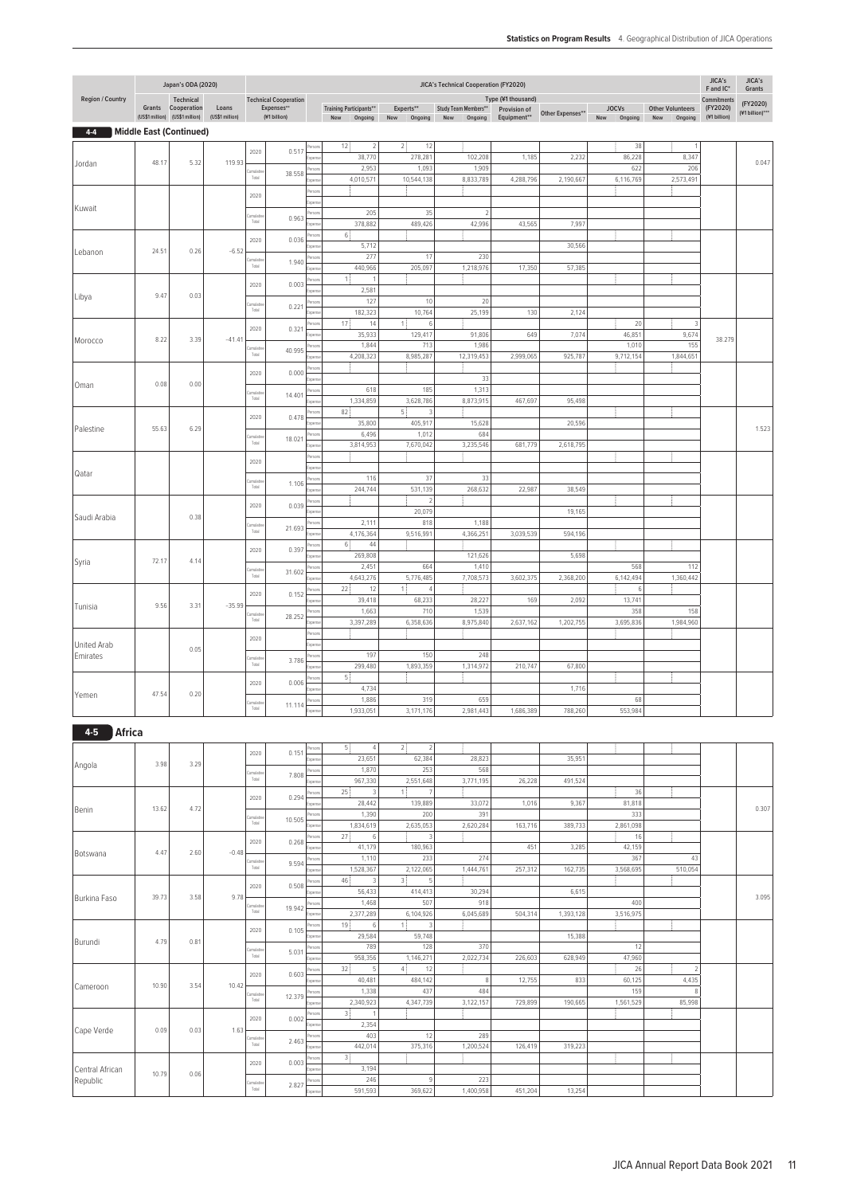**Statistics on Program Results** 4. Geographical Distribution of JICA Operations

| Region / Country | Japan's ODA (2020) Grants (US$1 million) | Technical Cooperation (US$1 million) | Loans (US$1 million) | | Technical Cooperation Expenses** (¥1 billion) | | JICA's Technical Cooperation (FY2020) Type (¥1 thousand) Training Participants** New | Training Participants** Ongoing | Experts** New | Experts** Ongoing | Study Team Members** New | Study Team Members** Ongoing | Provision of Equipment** | Other Expenses** | JOCVs New | JOCVs Ongoing | Other Volunteers New | Other Volunteers Ongoing | JICA's F and IC* Commitments (FY2020) (¥1 billion) | JICA's Grants (FY2020) (¥1 billion)*** |
|---|---|---|---|---|---|---|---|---|---|---|---|---|---|---|---|---|---|---|---|---|
| **4-4 Middle East (Continued)** | | | | | | | | | | | | | | | | | | | | |
| Jordan | 48.17 | 5.32 | 119.93 | 2020 | 0.517 | Persons | 12 | 2 | 2 | 12 | | | | | | 38 | | 1 | | 0.047 |
| | | | | | | Expenses | | 38,770 | | 278,281 | | 102,208 | 1,185 | 2,232 | | 86,228 | | 8,347 | | |
| | | | | Cumulative Total | 38.558 | Persons | | 2,953 | | 1,093 | | 1,909 | | | | 622 | | 206 | | |
| | | | | | | Expenses | | 4,010,571 | | 10,544,138 | | 8,833,789 | 4,288,796 | 2,190,667 | | 6,116,769 | | 2,573,491 | | |
| Kuwait | | | | 2020 | | Persons | | | | | | | | | | | | | | |
| | | | | | | Expenses | | | | | | | | | | | | | | |
| | | | | Cumulative Total | 0.963 | Persons | | 205 | | 35 | | 2 | | | | | | | | |
| | | | | | | Expenses | | 378,882 | | 489,426 | | 42,996 | 43,565 | 7,997 | | | | | | |
| Lebanon | 24.51 | 0.26 | -6.52 | 2020 | 0.036 | Persons | 6 | | | | | | | | | | | | | |
| | | | | | | Expenses | | 5,712 | | | | | | 30,566 | | | | | | |
| | | | | Cumulative Total | 1.940 | Persons | | 277 | | 17 | | 230 | | | | | | | | |
| | | | | | | Expenses | | 440,966 | | 205,097 | | 1,218,976 | 17,350 | 57,385 | | | | | | |
| Libya | 9.47 | 0.03 | | 2020 | 0.003 | Persons | 1 | 1 | | | | | | | | | | | | |
| | | | | | | Expenses | | 2,581 | | | | | | | | | | | | |
| | | | | Cumulative Total | 0.221 | Persons | | 127 | | 10 | | 20 | | | | | | | | |
| | | | | | | Expenses | | 182,323 | | 10,764 | | 25,199 | 130 | 2,124 | | | | | | |
| Morocco | 8.22 | 3.39 | -41.41 | 2020 | 0.321 | Persons | 17 | 14 | 1 | 6 | | | | | | 20 | | 3 | 38.279 | |
| | | | | | | Expenses | | 35,933 | | 129,417 | | 91,806 | 649 | 7,074 | | 46,851 | | 9,674 | | |
| | | | | Cumulative Total | 40.995 | Persons | | 1,844 | | 713 | | 1,986 | | | | 1,010 | | 155 | | |
| | | | | | | Expenses | | 4,208,323 | | 8,985,287 | | 12,319,453 | 2,999,065 | 925,787 | | 9,712,154 | | 1,844,651 | | |
| Oman | 0.08 | 0.00 | | 2020 | 0.000 | Persons | | | | | | | | | | | | | | |
| | | | | | | Expenses | | | | | | 33 | | | | | | | | |
| | | | | Cumulative Total | 14.401 | Persons | | 618 | | 185 | | 1,313 | | | | | | | | |
| | | | | | | Expenses | | 1,334,859 | | 3,628,786 | | 8,873,915 | 467,697 | 95,498 | | | | | | |
| Palestine | 55.63 | 6.29 | | 2020 | 0.478 | Persons | 82 | | 5 | 3 | | | | | | | | | | 1.523 |
| | | | | | | Expenses | | 35,800 | | 405,917 | | 15,628 | | 20,596 | | | | | | |
| | | | | Cumulative Total | 18.021 | Persons | | 6,496 | | 1,012 | | 684 | | | | | | | | |
| | | | | | | Expenses | | 3,814,953 | | 7,670,042 | | 3,235,546 | 681,779 | 2,618,795 | | | | | | |
| Qatar | | | | 2020 | | Persons | | | | | | | | | | | | | | |
| | | | | | | Expenses | | | | | | | | | | | | | | |
| | | | | Cumulative Total | 1.106 | Persons | | 116 | | 37 | | 33 | | | | | | | | |
| | | | | | | Expenses | | 244,744 | | 531,139 | | 268,632 | 22,987 | 38,549 | | | | | | |
| Saudi Arabia | | 0.38 | | 2020 | 0.039 | Persons | | | | 2 | | | | | | | | | | |
| | | | | | | Expenses | | | | 20,079 | | | | 19,165 | | | | | | |
| | | | | Cumulative Total | 21.693 | Persons | | 2,111 | | 818 | | 1,188 | | | | | | | | |
| | | | | | | Expenses | | 4,176,364 | | 9,516,991 | | 4,366,251 | 3,039,539 | 594,196 | | | | | | |
| Syria | 72.17 | 4.14 | | 2020 | 0.397 | Persons | 6 | 44 | | | | | | | | | | | | |
| | | | | | | Expenses | | 269,808 | | | | 121,626 | | 5,698 | | | | | | |
| | | | | Cumulative Total | 31.602 | Persons | | 2,451 | | 664 | | 1,410 | | | | 568 | | 112 | | |
| | | | | | | Expenses | | 4,643,276 | | 5,776,485 | | 7,708,573 | 3,602,375 | 2,368,200 | | 6,142,494 | | 1,360,442 | | |
| Tunisia | 9.56 | 3.31 | -35.99 | 2020 | 0.152 | Persons | 22 | 12 | 1 | 4 | | | | | | 6 | | | | |
| | | | | | | Expenses | | 39,418 | | 68,233 | | 28,227 | 169 | 2,092 | | 13,741 | | | | |
| | | | | Cumulative Total | 28.252 | Persons | | 1,663 | | 710 | | 1,539 | | | | 358 | | 158 | | |
| | | | | | | Expenses | | 3,397,289 | | 6,358,636 | | 8,975,840 | 2,637,162 | 1,202,755 | | 3,695,836 | | 1,984,960 | | |
| United Arab Emirates | | 0.05 | | 2020 | | Persons | | | | | | | | | | | | | | |
| | | | | | | Expenses | | | | | | | | | | | | | | |
| | | | | Cumulative Total | 3.786 | Persons | | 197 | | 150 | | 248 | | | | | | | | |
| | | | | | | Expenses | | 299,480 | | 1,893,359 | | 1,314,972 | 210,747 | 67,800 | | | | | | |
| Yemen | 47.54 | 0.20 | | 2020 | 0.006 | Persons | 5 | | | | | | | | | | | | | |
| | | | | | | Expenses | | 4,734 | | | | | | 1,716 | | | | | | |
| | | | | Cumulative Total | 11.114 | Persons | | 1,886 | | 319 | | 659 | | | | 68 | | | | |
| | | | | | | Expenses | | 1,933,051 | | 3,171,176 | | 2,981,443 | 1,686,389 | 788,260 | | 553,984 | | | | |
| **4-5 Africa** | | | | | | | | | | | | | | | | | | | | |
| Angola | 3.98 | 3.29 | | 2020 | 0.151 | Persons | 5 | 4 | 2 | 2 | | | | | | | | | | |
| | | | | | | Expenses | | 23,651 | | 62,384 | | 28,823 | | 35,951 | | | | | | |
| | | | | Cumulative Total | 7.808 | Persons | | 1,870 | | 253 | | 568 | | | | | | | | |
| | | | | | | Expenses | | 967,330 | | 2,551,648 | | 3,771,195 | 26,228 | 491,524 | | | | | | |
| Benin | 13.62 | 4.72 | | 2020 | 0.294 | Persons | 25 | 3 | 1 | 7 | | | | | | 36 | | | | 0.307 |
| | | | | | | Expenses | | 28,442 | | 139,889 | | 33,072 | 1,016 | 9,367 | | 81,818 | | | | |
| | | | | Cumulative Total | 10.505 | Persons | | 1,390 | | 200 | | 391 | | | | 333 | | | | |
| | | | | | | Expenses | | 1,834,619 | | 2,635,053 | | 2,620,284 | 163,716 | 389,733 | | 2,861,098 | | | | |
| Botswana | 4.47 | 2.60 | -0.48 | 2020 | 0.268 | Persons | 27 | 6 | | 3 | | | | | | 16 | | | | |
| | | | | | | Expenses | | 41,179 | | 180,963 | | | 451 | 3,285 | | 42,159 | | | | |
| | | | | Cumulative Total | 9.594 | Persons | | 1,110 | | 233 | | 274 | | | | 367 | | 43 | | |
| | | | | | | Expenses | | 1,528,367 | | 2,122,065 | | 1,444,761 | 257,312 | 162,735 | | 3,568,695 | | 510,054 | | |
| Burkina Faso | 39.73 | 3.58 | 9.78 | 2020 | 0.508 | Persons | 46 | 3 | 3 | 5 | | | | | | | | | | 3.095 |
| | | | | | | Expenses | | 56,433 | | 414,413 | | 30,294 | | 6,615 | | | | | | |
| | | | | Cumulative Total | 19.942 | Persons | | 1,468 | | 507 | | 918 | | | | 400 | | | | |
| | | | | | | Expenses | | 2,377,289 | | 6,104,926 | | 6,045,689 | 504,314 | 1,393,128 | | 3,516,975 | | | | |
| Burundi | 4.79 | 0.81 | | 2020 | 0.105 | Persons | 19 | 6 | 1 | 3 | | | | | | | | | | |
| | | | | | | Expenses | | 29,584 | | 59,748 | | | | 15,388 | | | | | | |
| | | | | Cumulative Total | 5.031 | Persons | | 789 | | 128 | | 370 | | | | 12 | | | | |
| | | | | | | Expenses | | 958,356 | | 1,146,271 | | 2,022,734 | 226,603 | 628,949 | | 47,960 | | | | |
| Cameroon | 10.90 | 3.54 | 10.42 | 2020 | 0.603 | Persons | 32 | 5 | 4 | 12 | | | | | | 26 | | 2 | | |
| | | | | | | Expenses | | 40,481 | | 484,142 | | 8 | 12,755 | 833 | | 60,125 | | 4,435 | | |
| | | | | Cumulative Total | 12.379 | Persons | | 1,338 | | 437 | | 484 | | | | 159 | | 8 | | |
| | | | | | | Expenses | | 2,340,923 | | 4,347,739 | | 3,122,157 | 729,899 | 190,665 | | 1,561,529 | | 85,998 | | |
| Cape Verde | 0.09 | 0.03 | 1.63 | 2020 | 0.002 | Persons | 3 | 1 | | | | | | | | | | | | |
| | | | | | | Expenses | | 2,354 | | | | | | | | | | | | |
| | | | | Cumulative Total | 2.463 | Persons | | 403 | | 12 | | 289 | | | | | | | | |
| | | | | | | Expenses | | 442,014 | | 375,316 | | 1,200,524 | 126,419 | 319,223 | | | | | | |
| Central African Republic | 10.79 | 0.06 | | 2020 | 0.003 | Persons | 3 | | | | | | | | | | | | | |
| | | | | | | Expenses | | 3,194 | | | | | | | | | | | | |
| | | | | Cumulative Total | 2.827 | Persons | | 246 | | 9 | | 223 | | | | | | | | |
| | | | | | | Expenses | | 591,593 | | 369,622 | | 1,400,958 | 451,204 | 13,254 | | | | | | |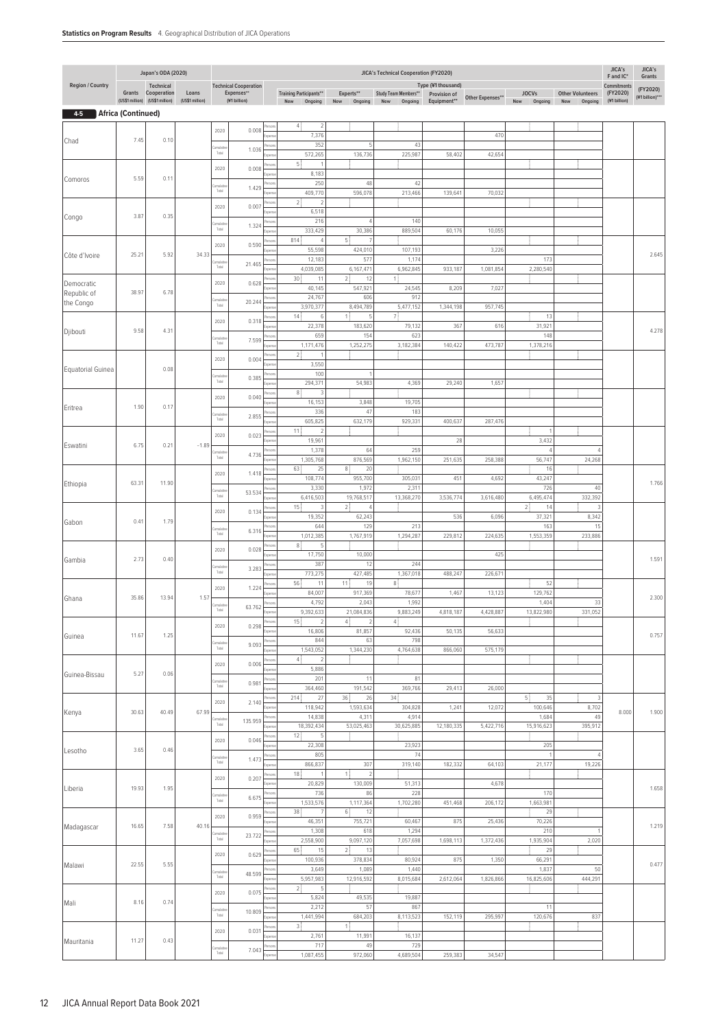## 4-5 Africa (Continued)

| Region / Country | Japan's ODA (2020) Grants (US$1 million) | Japan's ODA (2020) Technical Cooperation (US$1 million) | Japan's ODA (2020) Loans (US$1 million) | | Technical Cooperation Expenses** (¥1 billion) | | Training Participants** New | Training Participants** Ongoing | Experts** New | Experts** Ongoing | Study Team Members** New | Study Team Members** Ongoing | Provision of Equipment** | Other Expenses** | JOCVs New | JOCVs Ongoing | Other Volunteers New | Other Volunteers Ongoing | JICA's F and IC* Commitments (FY2020) (¥1 billion) | JICA's Grants (FY2020) (¥1 billion)*** |
|---|---|---|---|---|---|---|---|---|---|---|---|---|---|---|---|---|---|---|---|---|
| Chad | 7.45 | 0.10 | | 2020 | 0.008 | Persons | 4 | 2 | | | | | | | | | | | | |
| | | | | | | Expenses | | 7,376 | | | | | | 470 | | | | | | |
| | | | | Cumulative Total | 1.036 | Persons | | 352 | | 5 | | 43 | | | | | | | | |
| | | | | | | Expenses | | 572,265 | | 136,736 | | 225,987 | 58,402 | 42,654 | | | | | | |
| Comoros | 5.59 | 0.11 | | 2020 | 0.008 | Persons | 5 | 1 | | | | | | | | | | | | |
| | | | | | | Expenses | | 8,183 | | | | | | | | | | | | |
| | | | | Cumulative Total | 1.429 | Persons | | 250 | | 48 | | 42 | | | | | | | | |
| | | | | | | Expenses | | 409,770 | | 596,078 | | 213,466 | 139,641 | 70,032 | | | | | | |
| Congo | 3.87 | 0.35 | | 2020 | 0.007 | Persons | 2 | 2 | | | | | | | | | | | | |
| | | | | | | Expenses | | 6,518 | | | | | | | | | | | | |
| | | | | Cumulative Total | 1.324 | Persons | | 216 | | 4 | | 140 | | | | | | | | |
| | | | | | | Expenses | | 333,429 | | 30,386 | | 889,504 | 60,176 | 10,055 | | | | | | |
| Côte d'Ivoire | 25.21 | 5.92 | 34.33 | 2020 | 0.590 | Persons | 814 | 4 | 5 | 7 | | | | | | | | | | 2.645 |
| | | | | | | Expenses | | 55,598 | | 424,010 | | 107,193 | | 3,226 | | | | | | |
| | | | | Cumulative Total | 21.465 | Persons | | 12,183 | | 577 | | 1,174 | | | | 173 | | | | |
| | | | | | | Expenses | | 4,039,085 | | 6,167,471 | | 6,962,845 | 933,187 | 1,081,854 | | 2,280,540 | | | | |
| Democratic Republic of the Congo | 38.97 | 6.78 | | 2020 | 0.628 | Persons | 30 | 11 | 2 | 12 | 1 | | | | | | | | | |
| | | | | | | Expenses | | 40,145 | | 547,921 | | 24,545 | 8,209 | 7,027 | | | | | | |
| | | | | Cumulative Total | 20.244 | Persons | | 24,767 | | 606 | | 912 | | | | | | | | |
| | | | | | | Expenses | | 3,970,377 | | 8,494,789 | | 5,477,152 | 1,344,198 | 957,745 | | | | | | |
| Djibouti | 9.58 | 4.31 | | 2020 | 0.318 | Persons | 14 | 6 | 1 | 5 | 7 | | | | | 13 | | | | 4.278 |
| | | | | | | Expenses | | 22,378 | | 183,620 | | 79,132 | 367 | 616 | | 31,921 | | | | |
| | | | | Cumulative Total | 7.599 | Persons | | 659 | | 154 | | 623 | | | | 148 | | | | |
| | | | | | | Expenses | | 1,171,476 | | 1,252,275 | | 3,182,384 | 140,422 | 473,787 | | 1,378,216 | | | | |
| Equatorial Guinea | | 0.08 | | 2020 | 0.004 | Persons | 2 | 1 | | | | | | | | | | | | |
| | | | | | | Expenses | | 3,550 | | | | | | | | | | | | |
| | | | | Cumulative Total | 0.385 | Persons | | 100 | | 1 | | | | | | | | | | |
| | | | | | | Expenses | | 294,371 | | 54,983 | | 4,369 | 29,240 | 1,657 | | | | | | |
| Eritrea | 1.90 | 0.17 | | 2020 | 0.040 | Persons | 8 | 3 | | | | | | | | | | | | |
| | | | | | | Expenses | | 16,153 | | 3,848 | | 19,705 | | | | | | | | |
| | | | | Cumulative Total | 2.855 | Persons | | 336 | | 47 | | 183 | | | | | | | | |
| | | | | | | Expenses | | 605,825 | | 632,179 | | 929,331 | 400,637 | 287,476 | | | | | | |
| Eswatini | 6.75 | 0.21 | -1.89 | 2020 | 0.023 | Persons | 11 | 2 | | | | | | | | 1 | | | | |
| | | | | | | Expenses | | 19,961 | | | | | 28 | | | 3,432 | | | | |
| | | | | Cumulative Total | 4.736 | Persons | | 1,378 | | 64 | | 259 | | | | 4 | | 4 | | |
| | | | | | | Expenses | | 1,305,768 | | 876,569 | | 1,962,150 | 251,635 | 258,388 | | 56,747 | | 24,268 | | |
| Ethiopia | 63.31 | 11.90 | | 2020 | 1.418 | Persons | 63 | 25 | 8 | 20 | | | | | | 16 | | | | 1.766 |
| | | | | | | Expenses | | 108,774 | | 955,700 | | 305,031 | 451 | 4,692 | | 43,247 | | | | |
| | | | | Cumulative Total | 53.534 | Persons | | 3,330 | | 1,972 | | 2,311 | | | | 726 | | 40 | | |
| | | | | | | Expenses | | 6,416,503 | | 19,768,517 | | 13,368,270 | 3,536,774 | 3,616,480 | | 6,495,474 | | 332,392 | | |
| Gabon | 0.41 | 1.79 | | 2020 | 0.134 | Persons | 15 | 3 | 2 | 4 | | | | | 2 | 14 | | 3 | | |
| | | | | | | Expenses | | 19,352 | | 62,243 | | | 536 | 6,096 | | 37,321 | | 8,342 | | |
| | | | | Cumulative Total | 6.316 | Persons | | 644 | | 129 | | 213 | | | | 163 | | 15 | | |
| | | | | | | Expenses | | 1,012,385 | | 1,767,919 | | 1,294,287 | 229,812 | 224,635 | | 1,553,359 | | 233,886 | | |
| Gambia | 2.73 | 0.40 | | 2020 | 0.028 | Persons | 8 | 5 | | | | | | | | | | | | 1.591 |
| | | | | | | Expenses | | 17,750 | | 10,000 | | | | 425 | | | | | | |
| | | | | Cumulative Total | 3.283 | Persons | | 387 | | 12 | | 244 | | | | | | | | |
| | | | | | | Expenses | | 773,275 | | 427,485 | | 1,367,018 | 488,247 | 226,671 | | | | | | |
| Ghana | 35.86 | 13.94 | 1.57 | 2020 | 1.224 | Persons | 56 | 11 | 11 | 19 | 8 | | | | | 52 | | | | 2.300 |
| | | | | | | Expenses | | 84,007 | | 917,369 | | 78,677 | 1,467 | 13,123 | | 129,762 | | | | |
| | | | | Cumulative Total | 63.762 | Persons | | 4,792 | | 2,043 | | 1,992 | | | | 1,404 | | 33 | | |
| | | | | | | Expenses | | 9,392,633 | | 21,084,836 | | 9,883,249 | 4,818,187 | 4,428,887 | | 13,822,980 | | 331,052 | | |
| Guinea | 11.67 | 1.25 | | 2020 | 0.298 | Persons | 15 | 2 | 4 | 2 | 4 | | | | | | | | | 0.757 |
| | | | | | | Expenses | | 16,806 | | 81,857 | | 92,436 | 50,135 | 56,633 | | | | | | |
| | | | | Cumulative Total | 9.093 | Persons | | 844 | | 63 | | 798 | | | | | | | | |
| | | | | | | Expenses | | 1,543,052 | | 1,344,230 | | 4,764,638 | 866,060 | 575,179 | | | | | | |
| Guinea-Bissau | 5.27 | 0.06 | | 2020 | 0.006 | Persons | 4 | 2 | | | | | | | | | | | | |
| | | | | | | Expenses | | 5,886 | | | | | | | | | | | | |
| | | | | Cumulative Total | 0.981 | Persons | | 201 | | 11 | | 81 | | | | | | | | |
| | | | | | | Expenses | | 364,460 | | 191,542 | | 369,766 | 29,413 | 26,000 | | | | | | |
| Kenya | 30.63 | 40.49 | 67.99 | 2020 | 2.140 | Persons | 214 | 27 | 36 | 26 | 34 | | | | 5 | 35 | | 3 | 8.000 | 1.900 |
| | | | | | | Expenses | | 118,942 | | 1,593,634 | | 304,828 | 1,241 | 12,072 | | 100,646 | | 8,702 | | |
| | | | | Cumulative Total | 135.959 | Persons | | 14,838 | | 4,311 | | 4,914 | | | | 1,684 | | 49 | | |
| | | | | | | Expenses | | 18,392,434 | | 53,025,463 | | 30,625,885 | 12,180,335 | 5,422,716 | | 15,916,623 | | 395,912 | | |
| Lesotho | 3.65 | 0.46 | | 2020 | 0.046 | Persons | 12 | 5 | | | | | | | | | | | | |
| | | | | | | Expenses | | 22,308 | | | | 23,923 | | | | 205 | | | | |
| | | | | Cumulative Total | 1.473 | Persons | | 805 | | | | 74 | | | | 1 | | 4 | | |
| | | | | | | Expenses | | 866,837 | | 307 | | 319,140 | 182,332 | 64,103 | | 21,177 | | 19,226 | | |
| Liberia | 19.93 | 1.95 | | 2020 | 0.207 | Persons | 18 | 1 | 1 | 2 | | | | | | | | | | 1.658 |
| | | | | | | Expenses | | 20,829 | | 130,009 | | 51,313 | | 4,678 | | | | | | |
| | | | | Cumulative Total | 6.675 | Persons | | 736 | | 86 | | 228 | | | | 170 | | | | |
| | | | | | | Expenses | | 1,533,576 | | 1,117,364 | | 1,702,280 | 451,468 | 206,172 | | 1,663,981 | | | | |
| Madagascar | 16.65 | 7.58 | 40.16 | 2020 | 0.959 | Persons | 38 | 7 | 6 | 12 | | | | | | 29 | | | | 1.219 |
| | | | | | | Expenses | | 46,351 | | 755,721 | | 60,467 | 875 | 25,436 | | 70,226 | | | | |
| | | | | Cumulative Total | 23.722 | Persons | | 1,308 | | 618 | | 1,294 | | | | 210 | | 1 | | |
| | | | | | | Expenses | | 2,558,900 | | 9,097,120 | | 7,057,698 | 1,698,113 | 1,372,436 | | 1,935,904 | | 2,020 | | |
| Malawi | 22.55 | 5.55 | | 2020 | 0.629 | Persons | 65 | 15 | 2 | 13 | | | | | | 29 | | | | 0.477 |
| | | | | | | Expenses | | 100,936 | | 378,834 | | 80,924 | 875 | 1,350 | | 66,291 | | | | |
| | | | | Cumulative Total | 48.599 | Persons | | 3,649 | | 1,089 | | 1,440 | | | | 1,837 | | 50 | | |
| | | | | | | Expenses | | 5,957,983 | | 12,916,592 | | 8,015,684 | 2,612,064 | 1,826,866 | | 16,825,606 | | 444,291 | | |
| Mali | 8.16 | 0.74 | | 2020 | 0.075 | Persons | 2 | 5 | | | | | | | | | | | | |
| | | | | | | Expenses | | 5,824 | | 49,535 | | 19,887 | | | | | | | | |
| | | | | Cumulative Total | 10.809 | Persons | | 2,212 | | 57 | | 867 | | | | 11 | | | | |
| | | | | | | Expenses | | 1,441,994 | | 684,203 | | 8,113,523 | 152,119 | 295,997 | | 120,676 | | 837 | | |
| Mauritania | 11.27 | 0.43 | | 2020 | 0.031 | Persons | 3 | | 1 | | | | | | | | | | | |
| | | | | | | Expenses | | 2,761 | | 11,991 | | 16,137 | | | | | | | | |
| | | | | Cumulative Total | 7.043 | Persons | | 717 | | 49 | | 729 | | | | | | | | |
| | | | | | | Expenses | | 1,087,455 | | 972,060 | | 4,689,504 | 259,383 | 34,547 | | | | | | |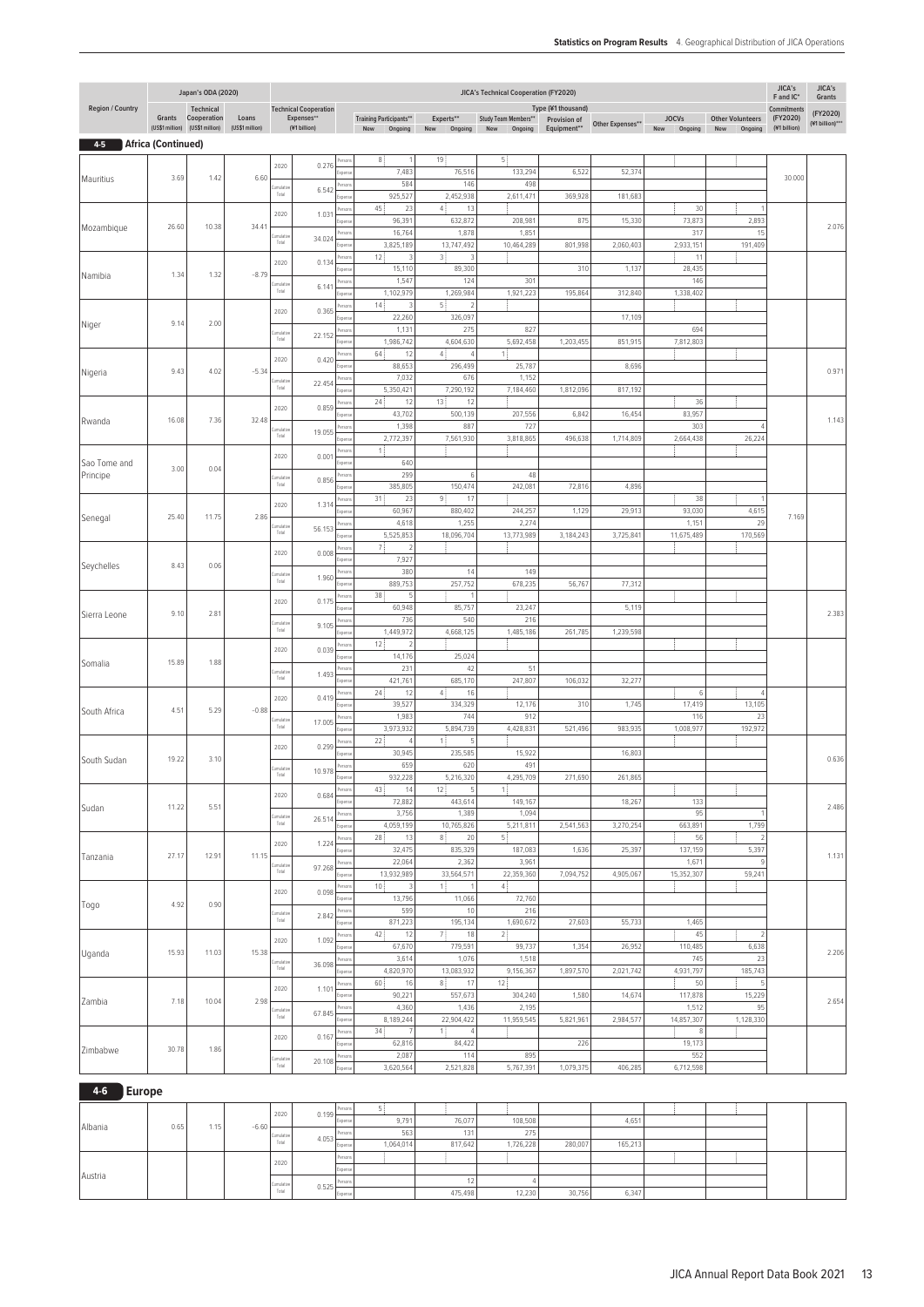| Region / Country | Japan's ODA (2020) | | | JICA's Technical Cooperation (FY2020) | | | | | | | | | | | | | | | | | JICA's F and IC* | JICA's Grants |
|---|---|---|---|---|---|---|---|---|---|---|---|---|---|---|---|---|---|---|---|---|---|---|
| | Grants (US$1 million) | Technical Cooperation (US$1 million) | Loans (US$1 million) | Technical Cooperation Expenses** (¥1 billion) | | | Training Participants** New | Training Participants** Ongoing | Experts** New | Experts** Ongoing | Study Team Members** New | Study Team Members** Ongoing | Provision of Equipment** (¥1 thousand) | Other Expenses** (¥1 thousand) | JOCVs New | JOCVs Ongoing | Other Volunteers New | Other Volunteers Ongoing | | | Commitments (FY2020) (¥1 billion) | (FY2020) (¥1 billion)*** |

## 4-5 Africa (Continued)

| Region / Country | Grants | Technical Cooperation | Loans | Period | Expenses (¥1 billion) | | Training New | Training Ongoing | Experts New | Experts Ongoing | Study Team New | Study Team Ongoing | Provision of Equipment | Other Expenses | JOCVs New | JOCVs Ongoing | Other Volunteers New | Other Volunteers Ongoing | Commitments (FY2020) | Grants (FY2020) |
|---|---|---|---|---|---|---|---|---|---|---|---|---|---|---|---|---|---|---|---|---|
| Mauritius | 3.69 | 1.42 | 6.60 | 2020 | 0.276 | Persons | 8 | 1 | 19 | | 5 | | | | | | | | 30.000 | |
| | | | | | | Expense | | 7,483 | | 76,516 | | 133,294 | 6,522 | 52,374 | | | | | | |
| | | | | Cumulative Total | 6.542 | Persons | | 584 | | 146 | | 498 | | | | | | | | |
| | | | | | | Expense | | 925,527 | | 2,452,938 | | 2,611,471 | 369,928 | 181,683 | | | | | | |
| Mozambique | 26.60 | 10.38 | 34.41 | 2020 | 1.031 | Persons | 45 | 23 | 4 | 13 | | | | | | 30 | | 1 | | 2.076 |
| | | | | | | Expense | | 96,391 | | 632,872 | | 208,981 | 875 | 15,330 | | 73,873 | | 2,893 | | |
| | | | | Cumulative Total | 34.024 | Persons | | 16,764 | | 1,878 | | 1,851 | | | | 317 | | 15 | | |
| | | | | | | Expense | | 3,825,189 | | 13,747,492 | | 10,464,289 | 801,998 | 2,060,403 | | 2,933,151 | | 191,409 | | |
| Namibia | 1.34 | 1.32 | -8.79 | 2020 | 0.134 | Persons | 12 | 3 | 3 | 3 | | | | | | 11 | | | | |
| | | | | | | Expense | | 15,110 | | 89,300 | | | 310 | 1,137 | | 28,435 | | | | |
| | | | | Cumulative Total | 6.141 | Persons | | 1,547 | | 124 | | 301 | | | | 146 | | | | |
| | | | | | | Expense | | 1,102,979 | | 1,269,984 | | 1,921,223 | 195,864 | 312,840 | | 1,338,402 | | | | |
| Niger | 9.14 | 2.00 | | 2020 | 0.365 | Persons | 14 | 3 | 5 | 2 | | | | | | | | | | |
| | | | | | | Expense | | 22,260 | | 326,097 | | | | 17,109 | | | | | | |
| | | | | Cumulative Total | 22.152 | Persons | | 1,131 | | 275 | | 827 | | | | 694 | | | | |
| | | | | | | Expense | | 1,986,742 | | 4,604,630 | | 5,692,458 | 1,203,455 | 851,915 | | 7,812,803 | | | | |
| Nigeria | 9.43 | 4.02 | -5.34 | 2020 | 0.420 | Persons | 64 | 12 | 4 | 4 | 1 | | | | | | | | | 0.971 |
| | | | | | | Expense | | 88,653 | | 296,499 | | 25,787 | | 8,696 | | | | | | |
| | | | | Cumulative Total | 22.454 | Persons | | 7,032 | | 676 | | 1,152 | | | | | | | | |
| | | | | | | Expense | | 5,350,421 | | 7,290,192 | | 7,184,460 | 1,812,096 | 817,192 | | | | | | |
| Rwanda | 16.08 | 7.36 | 32.48 | 2020 | 0.859 | Persons | 24 | 12 | 13 | 12 | | | | | | 36 | | | | 1.143 |
| | | | | | | Expense | | 43,702 | | 500,139 | | 207,556 | 6,842 | 16,454 | | 83,957 | | | | |
| | | | | Cumulative Total | 19.055 | Persons | | 1,398 | | 887 | | 727 | | | | 303 | | 4 | | |
| | | | | | | Expense | | 2,772,397 | | 7,561,930 | | 3,818,865 | 496,638 | 1,714,809 | | 2,664,438 | | 26,224 | | |
| Sao Tome and Principe | 3.00 | 0.04 | | 2020 | 0.001 | Persons | 1 | | | | | | | | | | | | | |
| | | | | | | Expense | | 640 | | | | | | | | | | | | |
| | | | | Cumulative Total | 0.856 | Persons | | 299 | | 6 | | 48 | | | | | | | | |
| | | | | | | Expense | | 385,805 | | 150,474 | | 242,081 | 72,816 | 4,896 | | | | | | |
| Senegal | 25.40 | 11.75 | 2.86 | 2020 | 1.314 | Persons | 31 | 23 | 9 | 17 | | | | | | 38 | | 1 | 7.169 | |
| | | | | | | Expense | | 60,967 | | 880,402 | | 244,257 | 1,129 | 29,913 | | 93,030 | | 4,615 | | |
| | | | | Cumulative Total | 56.153 | Persons | | 4,618 | | 1,255 | | 2,274 | | | | 1,151 | | 29 | | |
| | | | | | | Expense | | 5,525,853 | | 18,096,704 | | 13,773,989 | 3,184,243 | 3,725,841 | | 11,675,489 | | 170,569 | | |
| Seychelles | 8.43 | 0.06 | | 2020 | 0.008 | Persons | 7 | 2 | | | | | | | | | | | | |
| | | | | | | Expense | | 7,927 | | | | | | | | | | | | |
| | | | | Cumulative Total | 1.960 | Persons | | 380 | | 14 | | 149 | | | | | | | | |
| | | | | | | Expense | | 889,753 | | 257,752 | | 678,235 | 56,767 | 77,312 | | | | | | |
| Sierra Leone | 9.10 | 2.81 | | 2020 | 0.175 | Persons | 38 | 5 | | 1 | | | | | | | | | | 2.383 |
| | | | | | | Expense | | 60,948 | | 85,757 | | 23,247 | | 5,119 | | | | | | |
| | | | | Cumulative Total | 9.105 | Persons | | 736 | | 540 | | 216 | | | | | | | | |
| | | | | | | Expense | | 1,449,972 | | 4,668,125 | | 1,485,186 | 261,785 | 1,239,598 | | | | | | |
| Somalia | 15.89 | 1.88 | | 2020 | 0.039 | Persons | 12 | 2 | | | | | | | | | | | | |
| | | | | | | Expense | | 14,176 | | 25,024 | | | | | | | | | | |
| | | | | Cumulative Total | 1.493 | Persons | | 231 | | 42 | | 51 | | | | | | | | |
| | | | | | | Expense | | 421,761 | | 685,170 | | 247,807 | 106,032 | 32,277 | | | | | | |
| South Africa | 4.51 | 5.29 | -0.88 | 2020 | 0.419 | Persons | 24 | 12 | 4 | 16 | | | | | | 6 | | 4 | | |
| | | | | | | Expense | | 39,527 | | 334,329 | | 12,176 | 310 | 1,745 | | 17,419 | | 13,105 | | |
| | | | | Cumulative Total | 17.005 | Persons | | 1,983 | | 744 | | 912 | | | | 116 | | 23 | | |
| | | | | | | Expense | | 3,973,932 | | 5,894,739 | | 4,428,831 | 521,496 | 983,935 | | 1,008,977 | | 192,972 | | |
| South Sudan | 19.22 | 3.10 | | 2020 | 0.299 | Persons | 22 | 4 | 1 | 5 | | | | | | | | | | 0.636 |
| | | | | | | Expense | | 30,945 | | 235,585 | | 15,922 | | 16,803 | | | | | | |
| | | | | Cumulative Total | 10.978 | Persons | | 659 | | 620 | | 491 | | | | | | | | |
| | | | | | | Expense | | 932,228 | | 5,216,320 | | 4,295,709 | 271,690 | 261,865 | | | | | | |
| Sudan | 11.22 | 5.51 | | 2020 | 0.684 | Persons | 43 | 14 | 12 | 5 | 1 | | | | | | | | | 2.486 |
| | | | | | | Expense | | 72,882 | | 443,614 | | 149,167 | | 18,267 | | 133 | | | | |
| | | | | Cumulative Total | 26.514 | Persons | | 3,756 | | 1,389 | | 1,094 | | | | 95 | | 1 | | |
| | | | | | | Expense | | 4,059,199 | | 10,765,826 | | 5,211,811 | 2,541,563 | 3,270,254 | | 663,891 | | 1,799 | | |
| Tanzania | 27.17 | 12.91 | 11.15 | 2020 | 1.224 | Persons | 28 | 13 | 8 | 20 | 5 | | | | | 56 | | 2 | | 1.131 |
| | | | | | | Expense | | 32,475 | | 835,329 | | 187,083 | 1,636 | 25,397 | | 137,159 | | 5,397 | | |
| | | | | Cumulative Total | 97.268 | Persons | | 22,064 | | 2,362 | | 3,961 | | | | 1,671 | | 9 | | |
| | | | | | | Expense | | 13,932,989 | | 33,564,571 | | 22,359,360 | 7,094,752 | 4,905,067 | | 15,352,307 | | 59,241 | | |
| Togo | 4.92 | 0.90 | | 2020 | 0.098 | Persons | 10 | 3 | 1 | 1 | 4 | | | | | | | | | |
| | | | | | | Expense | | 13,796 | | 11,066 | | 72,760 | | | | | | | | |
| | | | | Cumulative Total | 2.842 | Persons | | 599 | | 10 | | 216 | | | | | | | | |
| | | | | | | Expense | | 871,223 | | 195,134 | | 1,690,672 | 27,603 | 55,733 | | 1,465 | | | | |
| Uganda | 15.93 | 11.03 | 15.38 | 2020 | 1.092 | Persons | 42 | 12 | 7 | 18 | 2 | | | | | 45 | | 2 | | 2.206 |
| | | | | | | Expense | | 67,670 | | 779,591 | | 99,737 | 1,354 | 26,952 | | 110,485 | | 6,638 | | |
| | | | | Cumulative Total | 36.098 | Persons | | 3,614 | | 1,076 | | 1,518 | | | | 745 | | 23 | | |
| | | | | | | Expense | | 4,820,970 | | 13,083,932 | | 9,156,367 | 1,897,570 | 2,021,742 | | 4,931,797 | | 185,743 | | |
| Zambia | 7.18 | 10.04 | 2.98 | 2020 | 1.101 | Persons | 60 | 16 | 8 | 17 | 12 | | | | | 50 | | 5 | | 2.654 |
| | | | | | | Expense | | 90,221 | | 557,673 | | 304,240 | 1,580 | 14,674 | | 117,878 | | 15,229 | | |
| | | | | Cumulative Total | 67.845 | Persons | | 4,360 | | 1,436 | | 2,195 | | | | 1,512 | | 95 | | |
| | | | | | | Expense | | 8,189,244 | | 22,904,422 | | 11,959,545 | 5,821,961 | 2,984,577 | | 14,857,307 | | 1,128,330 | | |
| Zimbabwe | 30.78 | 1.86 | | 2020 | 0.167 | Persons | 34 | 7 | 1 | 4 | | | | | | 8 | | | | |
| | | | | | | Expense | | 62,816 | | 84,422 | | | 226 | | | 19,173 | | | | |
| | | | | Cumulative Total | 20.108 | Persons | | 2,087 | | 114 | | 895 | | | | 552 | | | | |
| | | | | | | Expense | | 3,620,564 | | 2,521,828 | | 5,767,391 | 1,079,375 | 406,285 | | 6,712,598 | | | | |

## 4-6 Europe

| Region / Country | Grants | Technical Cooperation | Loans | Period | Expenses (¥1 billion) | | Training New | Training Ongoing | Experts New | Experts Ongoing | Study Team New | Study Team Ongoing | Provision of Equipment | Other Expenses | JOCVs New | JOCVs Ongoing | Other Volunteers New | Other Volunteers Ongoing | Commitments (FY2020) | Grants (FY2020) |
|---|---|---|---|---|---|---|---|---|---|---|---|---|---|---|---|---|---|---|---|---|
| Albania | 0.65 | 1.15 | -6.60 | 2020 | 0.199 | Persons | 5 | | | | | | | | | | | | | |
| | | | | | | Expense | | 9,791 | | 76,077 | | 108,508 | | 4,651 | | | | | | |
| | | | | Cumulative Total | 4.053 | Persons | | 563 | | 131 | | 275 | | | | | | | | |
| | | | | | | Expense | | 1,064,014 | | 817,642 | | 1,726,228 | 280,007 | 165,213 | | | | | | |
| Austria | | | | 2020 | | Persons | | | | | | | | | | | | | | |
| | | | | | | Expense | | | | | | | | | | | | | | |
| | | | | Cumulative Total | 0.525 | Persons | | | | 12 | | 4 | | | | | | | | |
| | | | | | | Expense | | | | 475,498 | | 12,230 | 30,756 | 6,347 | | | | | | |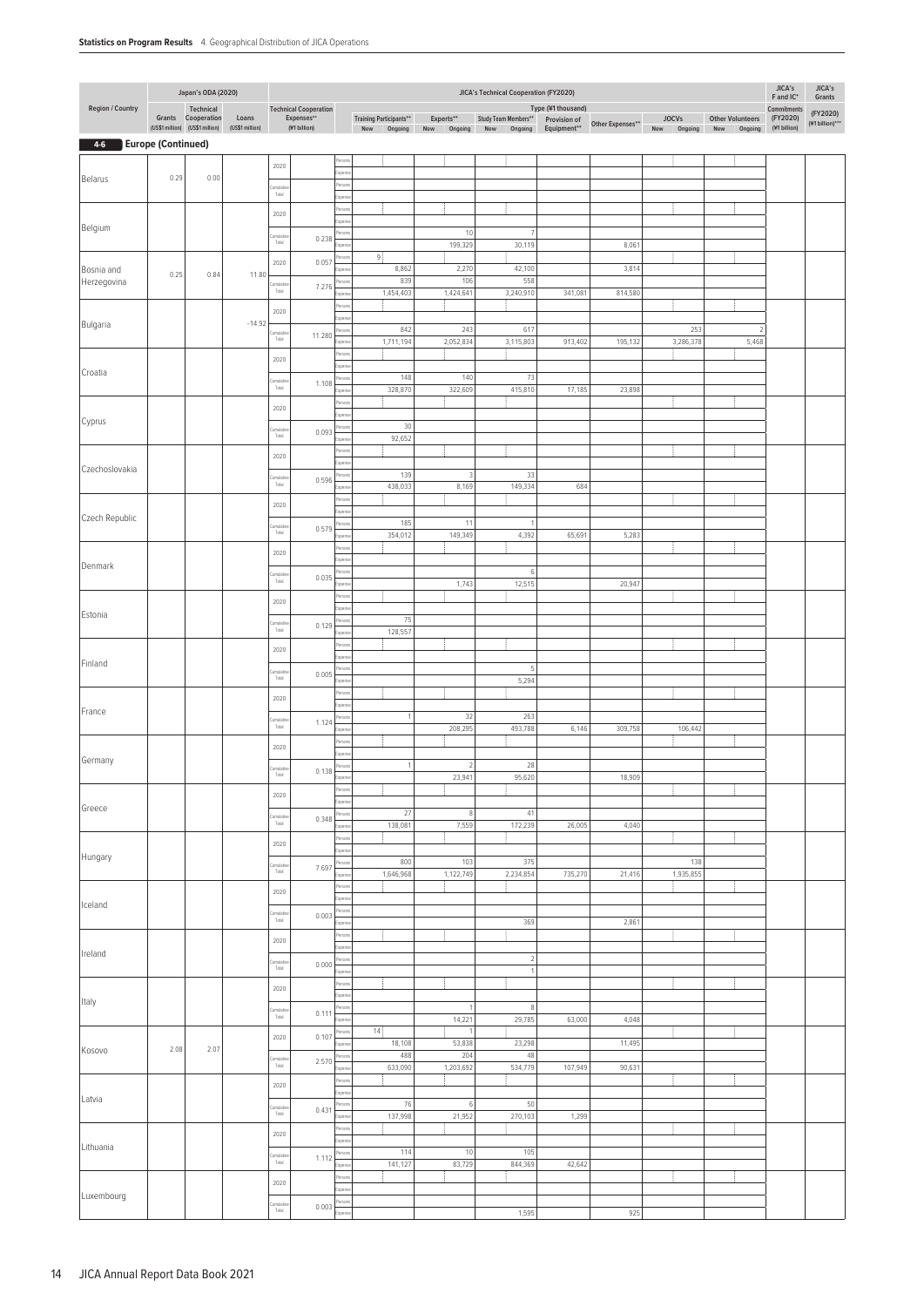## 4-6 Europe (Continued)

| Region / Country | Japan's ODA (2020) Grants (US$1 million) | Japan's ODA (2020) Technical Cooperation (US$1 million) | Japan's ODA (2020) Loans (US$1 million) | | Technical Cooperation Expenses** (¥1 billion) | | Training Participants** New | Training Participants** Ongoing | Experts** New | Experts** Ongoing | Study Team Members** New | Study Team Members** Ongoing | Provision of Equipment** | Other Expenses** | JOCVs New | JOCVs Ongoing | Other Volunteers New | Other Volunteers Ongoing | JICA's F and IC* Commitments (FY2020) (¥1 billion) | JICA's Grants (FY2020) (¥1 billion)*** |
|---|---|---|---|---|---|---|---|---|---|---|---|---|---|---|---|---|---|---|---|---|
| Belarus | 0.29 | 0.00 | | 2020 | | Persons | | | | | | | | | | | | | | |
| | | | | | | Expenses | | | | | | | | | | | | | | |
| | | | | Cumulative Total | | Persons | | | | | | | | | | | | | | |
| | | | | | | Expenses | | | | | | | | | | | | | | |
| Belgium | | | | 2020 | | Persons | | | | | | | | | | | | | | |
| | | | | | | Expenses | | | | | | | | | | | | | | |
| | | | | Cumulative Total | 0.238 | Persons | | | | 10 | | 7 | | | | | | | | |
| | | | | | | Expenses | | | | 199,329 | | 30,119 | | 8,061 | | | | | | |
| Bosnia and Herzegovina | 0.25 | 0.84 | 11.80 | 2020 | 0.057 | Persons | 9 | | | | | | | | | | | | | |
| | | | | | | Expenses | | 8,862 | | 2,270 | | 42,100 | | 3,814 | | | | | | |
| | | | | Cumulative Total | 7.276 | Persons | | 839 | | 106 | | 558 | | | | | | | | |
| | | | | | | Expenses | | 1,454,403 | | 1,424,641 | | 3,240,910 | 341,081 | 814,580 | | | | | | |
| Bulgaria | | | −14.92 | 2020 | | Persons | | | | | | | | | | | | | | |
| | | | | | | Expenses | | | | | | | | | | | | | | |
| | | | | Cumulative Total | 11.280 | Persons | | 842 | | 243 | | 617 | | | | 253 | | 2 | | |
| | | | | | | Expenses | | 1,711,194 | | 2,052,834 | | 3,115,803 | 913,402 | 195,132 | | 3,286,378 | | 5,468 | | |
| Croatia | | | | 2020 | | Persons | | | | | | | | | | | | | | |
| | | | | | | Expenses | | | | | | | | | | | | | | |
| | | | | Cumulative Total | 1.108 | Persons | | 148 | | 140 | | 73 | | | | | | | | |
| | | | | | | Expenses | | 328,870 | | 322,609 | | 415,810 | 17,185 | 23,898 | | | | | | |
| Cyprus | | | | 2020 | | Persons | | | | | | | | | | | | | | |
| | | | | | | Expenses | | | | | | | | | | | | | | |
| | | | | Cumulative Total | 0.093 | Persons | | 30 | | | | | | | | | | | | |
| | | | | | | Expenses | | 92,652 | | | | | | | | | | | | |
| Czechoslovakia | | | | 2020 | | Persons | | | | | | | | | | | | | | |
| | | | | | | Expenses | | | | | | | | | | | | | | |
| | | | | Cumulative Total | 0.596 | Persons | | 139 | | 3 | | 33 | | | | | | | | |
| | | | | | | Expenses | | 438,033 | | 8,169 | | 149,334 | 684 | | | | | | | |
| Czech Republic | | | | 2020 | | Persons | | | | | | | | | | | | | | |
| | | | | | | Expenses | | | | | | | | | | | | | | |
| | | | | Cumulative Total | 0.579 | Persons | | 185 | | 11 | | 1 | | | | | | | | |
| | | | | | | Expenses | | 354,012 | | 149,349 | | 4,392 | 65,691 | 5,283 | | | | | | |
| Denmark | | | | 2020 | | Persons | | | | | | | | | | | | | | |
| | | | | | | Expenses | | | | | | | | | | | | | | |
| | | | | Cumulative Total | 0.035 | Persons | | | | | | 6 | | | | | | | | |
| | | | | | | Expenses | | | | 1,743 | | 12,515 | | 20,947 | | | | | | |
| Estonia | | | | 2020 | | Persons | | | | | | | | | | | | | | |
| | | | | | | Expenses | | | | | | | | | | | | | | |
| | | | | Cumulative Total | 0.129 | Persons | | 75 | | | | | | | | | | | | |
| | | | | | | Expenses | | 128,557 | | | | | | | | | | | | |
| Finland | | | | 2020 | | Persons | | | | | | | | | | | | | | |
| | | | | | | Expenses | | | | | | | | | | | | | | |
| | | | | Cumulative Total | 0.005 | Persons | | | | | | 5 | | | | | | | | |
| | | | | | | Expenses | | | | | | 5,294 | | | | | | | | |
| France | | | | 2020 | | Persons | | | | | | | | | | | | | | |
| | | | | | | Expenses | | | | | | | | | | | | | | |
| | | | | Cumulative Total | 1.124 | Persons | | 1 | | 32 | | 263 | | | | | | | | |
| | | | | | | Expenses | | | | 208,295 | | 493,788 | 6,146 | 309,758 | | 106,442 | | | | |
| Germany | | | | 2020 | | Persons | | | | | | | | | | | | | | |
| | | | | | | Expenses | | | | | | | | | | | | | | |
| | | | | Cumulative Total | 0.138 | Persons | | 1 | | 2 | | 28 | | | | | | | | |
| | | | | | | Expenses | | | | 23,941 | | 95,620 | | 18,909 | | | | | | |
| Greece | | | | 2020 | | Persons | | | | | | | | | | | | | | |
| | | | | | | Expenses | | | | | | | | | | | | | | |
| | | | | Cumulative Total | 0.348 | Persons | | 27 | | 8 | | 41 | | | | | | | | |
| | | | | | | Expenses | | 138,081 | | 7,559 | | 172,239 | 26,005 | 4,040 | | | | | | |
| Hungary | | | | 2020 | | Persons | | | | | | | | | | | | | | |
| | | | | | | Expenses | | | | | | | | | | | | | | |
| | | | | Cumulative Total | 7.697 | Persons | | 800 | | 103 | | 375 | | | | 138 | | | | |
| | | | | | | Expenses | | 1,646,968 | | 1,122,749 | | 2,234,854 | 735,270 | 21,416 | | 1,935,855 | | | | |
| Iceland | | | | 2020 | | Persons | | | | | | | | | | | | | | |
| | | | | | | Expenses | | | | | | | | | | | | | | |
| | | | | Cumulative Total | 0.003 | Persons | | | | | | | | | | | | | | |
| | | | | | | Expenses | | | | | | 369 | | 2,861 | | | | | | |
| Ireland | | | | 2020 | | Persons | | | | | | | | | | | | | | |
| | | | | | | Expenses | | | | | | | | | | | | | | |
| | | | | Cumulative Total | 0.000 | Persons | | | | | | 2 | | | | | | | | |
| | | | | | | Expenses | | | | | | 1 | | | | | | | | |
| Italy | | | | 2020 | | Persons | | | | | | | | | | | | | | |
| | | | | | | Expenses | | | | | | | | | | | | | | |
| | | | | Cumulative Total | 0.111 | Persons | | | | 1 | | 8 | | | | | | | | |
| | | | | | | Expenses | | | | 14,221 | | 29,785 | 63,000 | 4,048 | | | | | | |
| Kosovo | 2.08 | 2.07 | | 2020 | 0.107 | Persons | 14 | | | 1 | | | | | | | | | | |
| | | | | | | Expenses | | 18,108 | | 53,838 | | 23,298 | | 11,495 | | | | | | |
| | | | | Cumulative Total | 2.570 | Persons | | 488 | | 204 | | 48 | | | | | | | | |
| | | | | | | Expenses | | 633,090 | | 1,203,692 | | 534,779 | 107,949 | 90,631 | | | | | | |
| Latvia | | | | 2020 | | Persons | | | | | | | | | | | | | | |
| | | | | | | Expenses | | | | | | | | | | | | | | |
| | | | | Cumulative Total | 0.431 | Persons | | 76 | | 6 | | 50 | | | | | | | | |
| | | | | | | Expenses | | 137,998 | | 21,952 | | 270,103 | 1,299 | | | | | | | |
| Lithuania | | | | 2020 | | Persons | | | | | | | | | | | | | | |
| | | | | | | Expenses | | | | | | | | | | | | | | |
| | | | | Cumulative Total | 1.112 | Persons | | 114 | | 10 | | 105 | | | | | | | | |
| | | | | | | Expenses | | 141,127 | | 83,729 | | 844,369 | 42,642 | | | | | | | |
| Luxembourg | | | | 2020 | | Persons | | | | | | | | | | | | | | |
| | | | | | | Expenses | | | | | | | | | | | | | | |
| | | | | Cumulative Total | 0.003 | Persons | | | | | | | | | | | | | | |
| | | | | | | Expenses | | | | | | 1,595 | | 925 | | | | | | |

Type (¥1 thousand) applies to JICA's Technical Cooperation (FY2020) columns from Training Participants through Other Volunteers.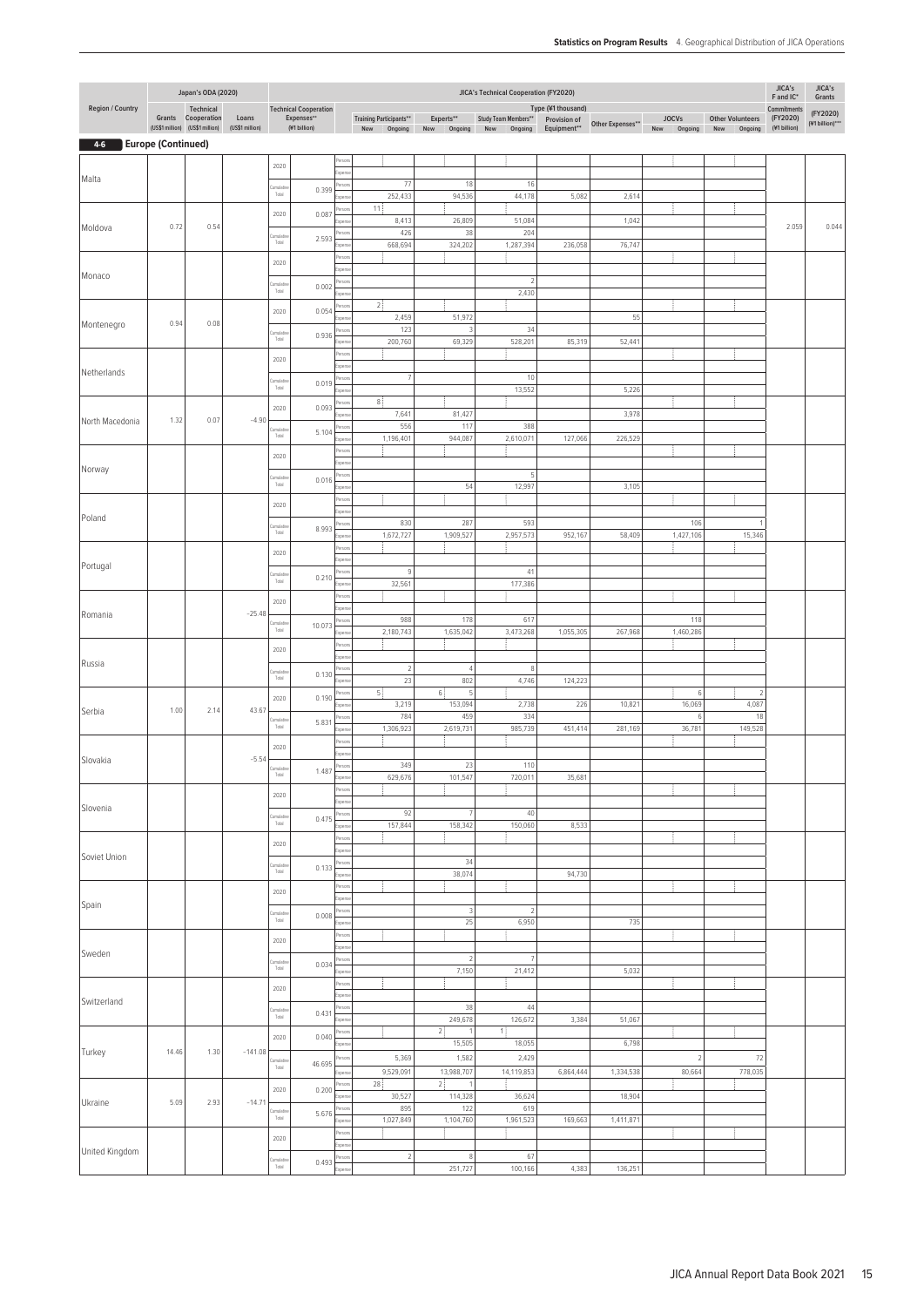## 4-6 Europe (Continued)

| Region / Country | Japan's ODA (2020) Grants (US$1 million) | Japan's ODA (2020) Technical Cooperation (US$1 million) | Japan's ODA (2020) Loans (US$1 million) | | Technical Cooperation Expenses** (¥1 billion) | | Training Participants** New | Training Participants** Ongoing | Experts** New | Experts** Ongoing | Study Team Members** New | Study Team Members** Ongoing | Provision of Equipment** (¥1 thousand) | Other Expenses** (¥1 thousand) | JOCVs New | JOCVs Ongoing | Other Volunteers New | Other Volunteers Ongoing | JICA's F and IC* Commitments (FY2020) (¥1 billion) | JICA's Grants (FY2020) (¥1 billion)*** |
|---|---|---|---|---|---|---|---|---|---|---|---|---|---|---|---|---|---|---|---|---|
| Malta | | | | 2020 | | Persons | | | | | | | | | | | | | | |
| | | | | | | Expenses | | | | | | | | | | | | | | |
| | | | | Cumulative Total | 0.399 | Persons | | 77 | | 18 | | 16 | | | | | | | | |
| | | | | | | Expenses | | 252,433 | | 94,536 | | 44,178 | 5,082 | 2,614 | | | | | | |
| Moldova | 0.72 | 0.54 | | 2020 | 0.087 | Persons | 11 | | | | | | | | | | | | 2.059 | 0.044 |
| | | | | | | Expenses | | 8,413 | | 26,809 | | 51,084 | | 1,042 | | | | | | |
| | | | | Cumulative Total | 2.593 | Persons | | 426 | | 38 | | 204 | | | | | | | | |
| | | | | | | Expenses | | 668,694 | | 324,202 | | 1,287,394 | 236,058 | 76,747 | | | | | | |
| Monaco | | | | 2020 | | Persons | | | | | | | | | | | | | | |
| | | | | | | Expenses | | | | | | | | | | | | | | |
| | | | | Cumulative Total | 0.002 | Persons | | | | | | 2 | | | | | | | | |
| | | | | | | Expenses | | | | | | 2,430 | | | | | | | | |
| Montenegro | 0.94 | 0.08 | | 2020 | 0.054 | Persons | 2 | | | | | | | | | | | | | |
| | | | | | | Expenses | | 2,459 | | 51,972 | | | | 55 | | | | | | |
| | | | | Cumulative Total | 0.936 | Persons | | 123 | | 3 | | 34 | | | | | | | | |
| | | | | | | Expenses | | 200,760 | | 69,329 | | 528,201 | 85,319 | 52,441 | | | | | | |
| Netherlands | | | | 2020 | | Persons | | | | | | | | | | | | | | |
| | | | | | | Expenses | | | | | | | | | | | | | | |
| | | | | Cumulative Total | 0.019 | Persons | | 7 | | | | 10 | | | | | | | | |
| | | | | | | Expenses | | | | | | 13,552 | | 5,226 | | | | | | |
| North Macedonia | 1.32 | 0.07 | −4.90 | 2020 | 0.093 | Persons | 8 | | | | | | | | | | | | | |
| | | | | | | Expenses | | 7,641 | | 81,427 | | | | 3,978 | | | | | | |
| | | | | Cumulative Total | 5.104 | Persons | | 556 | | 117 | | 388 | | | | | | | | |
| | | | | | | Expenses | | 1,196,401 | | 944,087 | | 2,610,071 | 127,066 | 226,529 | | | | | | |
| Norway | | | | 2020 | | Persons | | | | | | | | | | | | | | |
| | | | | | | Expenses | | | | | | | | | | | | | | |
| | | | | Cumulative Total | 0.016 | Persons | | | | | | 5 | | | | | | | | |
| | | | | | | Expenses | | | | 54 | | 12,997 | | 3,105 | | | | | | |
| Poland | | | | 2020 | | Persons | | | | | | | | | | | | | | |
| | | | | | | Expenses | | | | | | | | | | | | | | |
| | | | | Cumulative Total | 8.993 | Persons | | 830 | | 287 | | 593 | | | | 106 | | 1 | | |
| | | | | | | Expenses | | 1,672,727 | | 1,909,527 | | 2,957,573 | 952,167 | 58,409 | | 1,427,106 | | 15,346 | | |
| Portugal | | | | 2020 | | Persons | | | | | | | | | | | | | | |
| | | | | | | Expenses | | | | | | | | | | | | | | |
| | | | | Cumulative Total | 0.210 | Persons | | 9 | | | | 41 | | | | | | | | |
| | | | | | | Expenses | | 32,561 | | | | 177,386 | | | | | | | | |
| Romania | | | −25.48 | 2020 | | Persons | | | | | | | | | | | | | | |
| | | | | | | Expenses | | | | | | | | | | | | | | |
| | | | | Cumulative Total | 10.073 | Persons | | 988 | | 178 | | 617 | | | | 118 | | | | |
| | | | | | | Expenses | | 2,180,743 | | 1,635,042 | | 3,473,268 | 1,055,305 | 267,968 | | 1,460,286 | | | | |
| Russia | | | | 2020 | | Persons | | | | | | | | | | | | | | |
| | | | | | | Expenses | | | | | | | | | | | | | | |
| | | | | Cumulative Total | 0.130 | Persons | | 2 | | 4 | | 8 | | | | | | | | |
| | | | | | | Expenses | | 23 | | 802 | | 4,746 | 124,223 | | | | | | | |
| Serbia | 1.00 | 2.14 | 43.67 | 2020 | 0.190 | Persons | 5 | | 6 | 5 | | | | | | 6 | | 2 | | |
| | | | | | | Expenses | | 3,219 | | 153,094 | | 2,738 | 226 | 10,821 | | 16,069 | | 4,087 | | |
| | | | | Cumulative Total | 5.831 | Persons | | 784 | | 459 | | 334 | | | | 6 | | 18 | | |
| | | | | | | Expenses | | 1,306,923 | | 2,619,731 | | 985,739 | 451,414 | 281,169 | | 36,781 | | 149,528 | | |
| Slovakia | | | −5.54 | 2020 | | Persons | | | | | | | | | | | | | | |
| | | | | | | Expenses | | | | | | | | | | | | | | |
| | | | | Cumulative Total | 1.487 | Persons | | 349 | | 23 | | 110 | | | | | | | | |
| | | | | | | Expenses | | 629,676 | | 101,547 | | 720,011 | 35,681 | | | | | | | |
| Slovenia | | | | 2020 | | Persons | | | | | | | | | | | | | | |
| | | | | | | Expenses | | | | | | | | | | | | | | |
| | | | | Cumulative Total | 0.475 | Persons | | 92 | | 7 | | 40 | | | | | | | | |
| | | | | | | Expenses | | 157,844 | | 158,342 | | 150,060 | 8,533 | | | | | | | |
| Soviet Union | | | | 2020 | | Persons | | | | | | | | | | | | | | |
| | | | | | | Expenses | | | | | | | | | | | | | | |
| | | | | Cumulative Total | 0.133 | Persons | | | | 34 | | | | | | | | | | |
| | | | | | | Expenses | | | | 38,074 | | | 94,730 | | | | | | | |
| Spain | | | | 2020 | | Persons | | | | | | | | | | | | | | |
| | | | | | | Expenses | | | | | | | | | | | | | | |
| | | | | Cumulative Total | 0.008 | Persons | | | | 3 | | 2 | | | | | | | | |
| | | | | | | Expenses | | | | 25 | | 6,950 | | 735 | | | | | | |
| Sweden | | | | 2020 | | Persons | | | | | | | | | | | | | | |
| | | | | | | Expenses | | | | | | | | | | | | | | |
| | | | | Cumulative Total | 0.034 | Persons | | | | 2 | | 7 | | | | | | | | |
| | | | | | | Expenses | | | | 7,150 | | 21,412 | | 5,032 | | | | | | |
| Switzerland | | | | 2020 | | Persons | | | | | | | | | | | | | | |
| | | | | | | Expenses | | | | | | | | | | | | | | |
| | | | | Cumulative Total | 0.431 | Persons | | | | 38 | | 44 | | | | | | | | |
| | | | | | | Expenses | | | | 249,678 | | 126,672 | 3,384 | 51,067 | | | | | | |
| Turkey | 14.46 | 1.30 | −141.08 | 2020 | 0.040 | Persons | | | 2 | 1 | 1 | | | | | | | | | |
| | | | | | | Expenses | | | | 15,505 | | 18,055 | | 6,798 | | | | | | |
| | | | | Cumulative Total | 46.695 | Persons | | 5,369 | | 1,582 | | 2,429 | | | | 2 | | 72 | | |
| | | | | | | Expenses | | 9,529,091 | | 13,988,707 | | 14,119,853 | 6,864,444 | 1,334,538 | | 80,664 | | 778,035 | | |
| Ukraine | 5.09 | 2.93 | −14.71 | 2020 | 0.200 | Persons | 28 | | 2 | 1 | | | | | | | | | | |
| | | | | | | Expenses | | 30,527 | | 114,328 | | 36,624 | | 18,904 | | | | | | |
| | | | | Cumulative Total | 5.676 | Persons | | 895 | | 122 | | 619 | | | | | | | | |
| | | | | | | Expenses | | 1,027,849 | | 1,104,760 | | 1,961,523 | 169,663 | 1,411,871 | | | | | | |
| United Kingdom | | | | 2020 | | Persons | | | | | | | | | | | | | | |
| | | | | | | Expenses | | | | | | | | | | | | | | |
| | | | | Cumulative Total | 0.493 | Persons | | 2 | | 8 | | 67 | | | | | | | | |
| | | | | | | Expenses | | | | 251,727 | | 100,166 | 4,383 | 136,251 | | | | | | |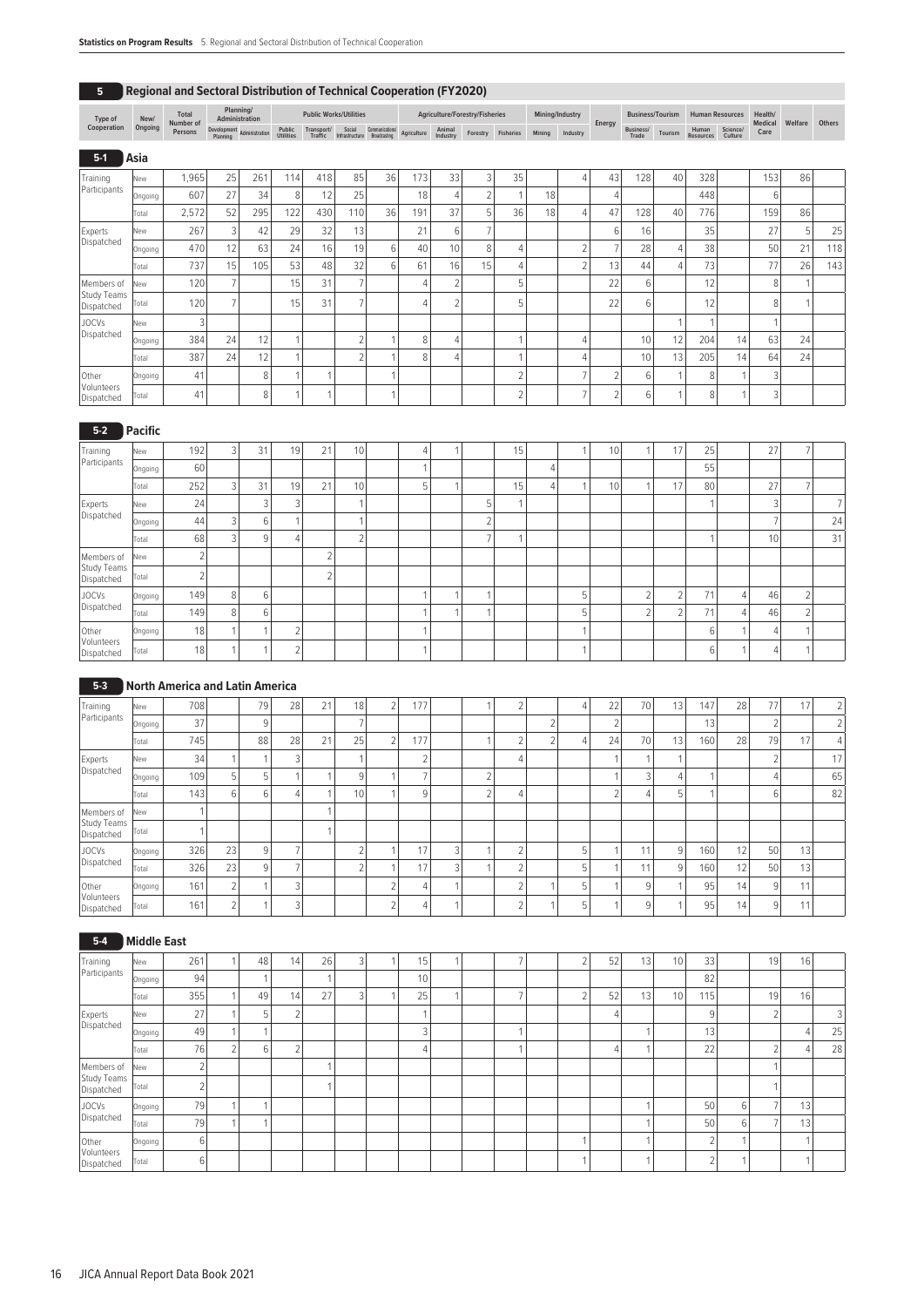## 5 Regional and Sectoral Distribution of Technical Cooperation (FY2020)

### 5-1 Asia

| Type of Cooperation | New/ Ongoing | Total Number of Persons | Planning/ Administration | | Public Works/Utilities | | | | Agriculture/Forestry/Fisheries | | | | Mining/Industry | | Energy | Business/Tourism | | Human Resources | | Health/ Medical Care | Welfare | Others |
|---|---|---|---|---|---|---|---|---|---|---|---|---|---|---|---|---|---|---|---|---|---|---|
| | | | Development Planning | Administration | Public Utilities | Transport/ Traffic | Social Infrastructure | Communications/ Broadcasting | Agriculture | Animal Industry | Forestry | Fisheries | Mining | Industry | | Business/ Trade | Tourism | Human Resources | Science/ Culture | | | |
| Training Participants | New | 1,965 | 25 | 261 | 114 | 418 | 85 | 36 | 173 | 33 | 3 | 35 | | 4 | 43 | 128 | 40 | 328 | | 153 | 86 | |
| | Ongoing | 607 | 27 | 34 | 8 | 12 | 25 | | 18 | 4 | 2 | 1 | 18 | | 4 | | | 448 | | 6 | | |
| | Total | 2,572 | 52 | 295 | 122 | 430 | 110 | 36 | 191 | 37 | 5 | 36 | 18 | 4 | 47 | 128 | 40 | 776 | | 159 | 86 | |
| Experts Dispatched | New | 267 | 3 | 42 | 29 | 32 | 13 | | 21 | 6 | 7 | | | | 6 | 16 | | 35 | | 27 | 5 | 25 |
| | Ongoing | 470 | 12 | 63 | 24 | 16 | 19 | 6 | 40 | 10 | 8 | 4 | | 2 | 7 | 28 | 4 | 38 | | 50 | 21 | 118 |
| | Total | 737 | 15 | 105 | 53 | 48 | 32 | 6 | 61 | 16 | 15 | 4 | | 2 | 13 | 44 | 4 | 73 | | 77 | 26 | 143 |
| Members of Study Teams Dispatched | New | 120 | 7 | | 15 | 31 | 7 | | 4 | 2 | | 5 | | | 22 | 6 | | 12 | | 8 | 1 | |
| | Total | 120 | 7 | | 15 | 31 | 7 | | 4 | 2 | | 5 | | | 22 | 6 | | 12 | | 8 | 1 | |
| JOCVs Dispatched | New | 3 | | | | | | | | | | | | | | | 1 | 1 | | 1 | | |
| | Ongoing | 384 | 24 | 12 | 1 | | 2 | 1 | 8 | 4 | | 1 | | 4 | | 10 | 12 | 204 | 14 | 63 | 24 | |
| | Total | 387 | 24 | 12 | 1 | | 2 | 1 | 8 | 4 | | 1 | | 4 | | 10 | 13 | 205 | 14 | 64 | 24 | |
| Other Volunteers Dispatched | Ongoing | 41 | | 8 | 1 | 1 | | 1 | | | | 2 | | 7 | 2 | 6 | 1 | 8 | 1 | 3 | | |
| | Total | 41 | | 8 | 1 | 1 | | 1 | | | | 2 | | 7 | 2 | 6 | 1 | 8 | 1 | 3 | | |

### 5-2 Pacific

| Type of Cooperation | New/ Ongoing | Total Number of Persons | Development Planning | Administration | Public Utilities | Transport/ Traffic | Social Infrastructure | Communications/ Broadcasting | Agriculture | Animal Industry | Forestry | Fisheries | Mining | Industry | Energy | Business/ Trade | Tourism | Human Resources | Science/ Culture | Health/ Medical Care | Welfare | Others |
|---|---|---|---|---|---|---|---|---|---|---|---|---|---|---|---|---|---|---|---|---|---|---|
| Training Participants | New | 192 | 3 | 31 | 19 | 21 | 10 | | 4 | 1 | | 15 | | 1 | 10 | 1 | 17 | 25 | | 27 | 7 | |
| | Ongoing | 60 | | | | | | | 1 | | | | 4 | | | | | 55 | | | | |
| | Total | 252 | 3 | 31 | 19 | 21 | 10 | | 5 | 1 | | 15 | 4 | 1 | 10 | 1 | 17 | 80 | | 27 | 7 | |
| Experts Dispatched | New | 24 | | 3 | 3 | | 1 | | | | 5 | 1 | | | | | | 1 | | 3 | | 7 |
| | Ongoing | 44 | 3 | 6 | 1 | | 1 | | | | 2 | | | | | | | | | 7 | | 24 |
| | Total | 68 | 3 | 9 | 4 | | 2 | | | | 7 | 1 | | | | | | 1 | | 10 | | 31 |
| Members of Study Teams Dispatched | New | 2 | | | | 2 | | | | | | | | | | | | | | | | |
| | Total | 2 | | | | 2 | | | | | | | | | | | | | | | | |
| JOCVs Dispatched | Ongoing | 149 | 8 | 6 | | | | | 1 | 1 | 1 | | | 5 | | 2 | 2 | 71 | 4 | 46 | 2 | |
| | Total | 149 | 8 | 6 | | | | | 1 | 1 | 1 | | | 5 | | 2 | 2 | 71 | 4 | 46 | 2 | |
| Other Volunteers Dispatched | Ongoing | 18 | 1 | 1 | 2 | | | | 1 | | | | | 1 | | | | 6 | 1 | 4 | 1 | |
| | Total | 18 | 1 | 1 | 2 | | | | 1 | | | | | 1 | | | | 6 | 1 | 4 | 1 | |

### 5-3 North America and Latin America

| Type of Cooperation | New/ Ongoing | Total Number of Persons | Development Planning | Administration | Public Utilities | Transport/ Traffic | Social Infrastructure | Communications/ Broadcasting | Agriculture | Animal Industry | Forestry | Fisheries | Mining | Industry | Energy | Business/ Trade | Tourism | Human Resources | Science/ Culture | Health/ Medical Care | Welfare | Others |
|---|---|---|---|---|---|---|---|---|---|---|---|---|---|---|---|---|---|---|---|---|---|---|
| Training Participants | New | 708 | | 79 | 28 | 21 | 18 | 2 | 177 | | 1 | 2 | | 4 | 22 | 70 | 13 | 147 | 28 | 77 | 17 | 2 |
| | Ongoing | 37 | | 9 | | | 7 | | | | | | 2 | | 2 | | | 13 | | 2 | | 2 |
| | Total | 745 | | 88 | 28 | 21 | 25 | 2 | 177 | | 1 | 2 | 2 | 4 | 24 | 70 | 13 | 160 | 28 | 79 | 17 | 4 |
| Experts Dispatched | New | 34 | 1 | 1 | 3 | | 1 | | 2 | | | 4 | | | 1 | 1 | 1 | | | 2 | | 17 |
| | Ongoing | 109 | 5 | 5 | 1 | 1 | 9 | 1 | 7 | | 2 | | | | 1 | 3 | 4 | 1 | | 4 | | 65 |
| | Total | 143 | 6 | 6 | 4 | 1 | 10 | 1 | 9 | | 2 | 4 | | | 2 | 4 | 5 | 1 | | 6 | | 82 |
| Members of Study Teams Dispatched | New | 1 | | | | 1 | | | | | | | | | | | | | | | | |
| | Total | 1 | | | | 1 | | | | | | | | | | | | | | | | |
| JOCVs Dispatched | Ongoing | 326 | 23 | 9 | 7 | | 2 | 1 | 17 | 3 | 1 | 2 | | 5 | 1 | 11 | 9 | 160 | 12 | 50 | 13 | |
| | Total | 326 | 23 | 9 | 7 | | 2 | 1 | 17 | 3 | 1 | 2 | | 5 | 1 | 11 | 9 | 160 | 12 | 50 | 13 | |
| Other Volunteers Dispatched | Ongoing | 161 | 2 | 1 | 3 | | | 2 | 4 | 1 | | 2 | 1 | 5 | 1 | 9 | 1 | 95 | 14 | 9 | 11 | |
| | Total | 161 | 2 | 1 | 3 | | | 2 | 4 | 1 | | 2 | 1 | 5 | 1 | 9 | 1 | 95 | 14 | 9 | 11 | |

### 5-4 Middle East

| Type of Cooperation | New/ Ongoing | Total Number of Persons | Development Planning | Administration | Public Utilities | Transport/ Traffic | Social Infrastructure | Communications/ Broadcasting | Agriculture | Animal Industry | Forestry | Fisheries | Mining | Industry | Energy | Business/ Trade | Tourism | Human Resources | Science/ Culture | Health/ Medical Care | Welfare | Others |
|---|---|---|---|---|---|---|---|---|---|---|---|---|---|---|---|---|---|---|---|---|---|---|
| Training Participants | New | 261 | 1 | 48 | 14 | 26 | 3 | 1 | 15 | 1 | | 7 | | 2 | 52 | 13 | 10 | 33 | | 19 | 16 | |
| | Ongoing | 94 | | 1 | | 1 | | | 10 | | | | | | | | | 82 | | | | |
| | Total | 355 | 1 | 49 | 14 | 27 | 3 | 1 | 25 | 1 | | 7 | | 2 | 52 | 13 | 10 | 115 | | 19 | 16 | |
| Experts Dispatched | New | 27 | 1 | 5 | 2 | | | | 1 | | | | | | 4 | | | 9 | | 2 | | 3 |
| | Ongoing | 49 | 1 | 1 | | | | | 3 | | | 1 | | | | 1 | | 13 | | | 4 | 25 |
| | Total | 76 | 2 | 6 | 2 | | | | 4 | | | 1 | | | 4 | 1 | | 22 | | 2 | 4 | 28 |
| Members of Study Teams Dispatched | New | 2 | | | | 1 | | | | | | | | | | | | | | 1 | | |
| | Total | 2 | | | | 1 | | | | | | | | | | | | | | 1 | | |
| JOCVs Dispatched | Ongoing | 79 | 1 | 1 | | | | | | | | | | | | 1 | | 50 | 6 | 7 | 13 | |
| | Total | 79 | 1 | 1 | | | | | | | | | | | | 1 | | 50 | 6 | 7 | 13 | |
| Other Volunteers Dispatched | Ongoing | 6 | | | | | | | | | | | | 1 | | 1 | | 2 | 1 | | 1 | |
| | Total | 6 | | | | | | | | | | | | 1 | | 1 | | 2 | 1 | | 1 | |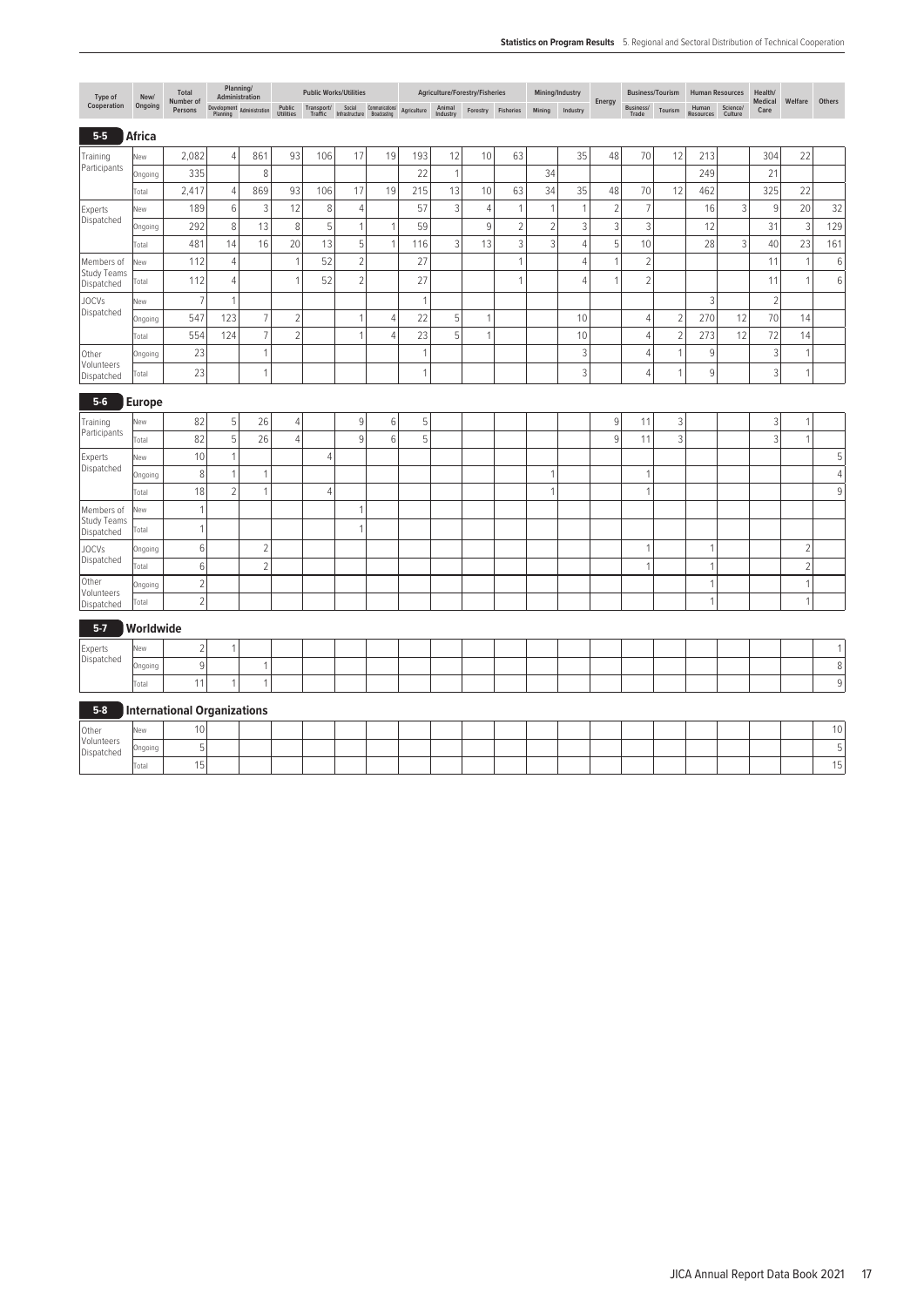### 5-5 Africa

| Type of Cooperation | New/ Ongoing | Total Number of Persons | Planning/ Administration | | Public Works/Utilities | | | | Agriculture/Forestry/Fisheries | | | | Mining/Industry | | Energy | Business/Tourism | | Human Resources | | Health/ Medical Care | Welfare | Others |
|---|---|---|---|---|---|---|---|---|---|---|---|---|---|---|---|---|---|---|---|---|---|---|
| | | | Development Planning | Administration | Public Utilities | Transport/ Traffic | Social Infrastructure | Communications/ Broadcasting | Agriculture | Animal Industry | Forestry | Fisheries | Mining | Industry | | Business/ Trade | Tourism | Human Resources | Science/ Culture | | | |
| Training Participants | New | 2,082 | 4 | 861 | 93 | 106 | 17 | 19 | 193 | 12 | 10 | 63 | | 35 | 48 | 70 | 12 | 213 | | 304 | 22 | |
| | Ongoing | 335 | | 8 | | | | | 22 | 1 | | | 34 | | | | | 249 | | 21 | | |
| | Total | 2,417 | 4 | 869 | 93 | 106 | 17 | 19 | 215 | 13 | 10 | 63 | 34 | 35 | 48 | 70 | 12 | 462 | | 325 | 22 | |
| Experts Dispatched | New | 189 | 6 | 3 | 12 | 8 | 4 | | 57 | 3 | 4 | 1 | 1 | 1 | 2 | 7 | | 16 | 3 | 9 | 20 | 32 |
| | Ongoing | 292 | 8 | 13 | 8 | 5 | 1 | 1 | 59 | | 9 | 2 | 2 | 3 | 3 | 3 | | 12 | | 31 | 3 | 129 |
| | Total | 481 | 14 | 16 | 20 | 13 | 5 | 1 | 116 | 3 | 13 | 3 | 3 | 4 | 5 | 10 | | 28 | 3 | 40 | 23 | 161 |
| Members of Study Teams Dispatched | New | 112 | 4 | | 1 | 52 | 2 | | 27 | | | 1 | | 4 | 1 | 2 | | | | 11 | 1 | 6 |
| | Total | 112 | 4 | | 1 | 52 | 2 | | 27 | | | 1 | | 4 | 1 | 2 | | | | 11 | 1 | 6 |
| JOCVs Dispatched | New | 7 | 1 | | | | | | 1 | | | | | | | | | 3 | | 2 | | |
| | Ongoing | 547 | 123 | 7 | 2 | | 1 | 4 | 22 | 5 | 1 | | | 10 | | 4 | 2 | 270 | 12 | 70 | 14 | |
| | Total | 554 | 124 | 7 | 2 | | 1 | 4 | 23 | 5 | 1 | | | 10 | | 4 | 2 | 273 | 12 | 72 | 14 | |
| Other Volunteers Dispatched | Ongoing | 23 | | 1 | | | | | 1 | | | | | 3 | | 4 | 1 | 9 | | 3 | 1 | |
| | Total | 23 | | 1 | | | | | 1 | | | | | 3 | | 4 | 1 | 9 | | 3 | 1 | |

### 5-6 Europe

| Type of Cooperation | New/ Ongoing | Total Number of Persons | Development Planning | Administration | Public Utilities | Transport/ Traffic | Social Infrastructure | Communications/ Broadcasting | Agriculture | Animal Industry | Forestry | Fisheries | Mining | Industry | Energy | Business/ Trade | Tourism | Human Resources | Science/ Culture | Health/ Medical Care | Welfare | Others |
|---|---|---|---|---|---|---|---|---|---|---|---|---|---|---|---|---|---|---|---|---|---|---|
| Training Participants | New | 82 | 5 | 26 | 4 | | 9 | 6 | 5 | | | | | | 9 | 11 | 3 | | | 3 | 1 | |
| | Total | 82 | 5 | 26 | 4 | | 9 | 6 | 5 | | | | | | 9 | 11 | 3 | | | 3 | 1 | |
| Experts Dispatched | New | 10 | 1 | | | 4 | | | | | | | | | | | | | | | | 5 |
| | Ongoing | 8 | 1 | 1 | | | | | | | | | 1 | | | 1 | | | | | | 4 |
| | Total | 18 | 2 | 1 | | 4 | | | | | | | 1 | | | 1 | | | | | | 9 |
| Members of Study Teams Dispatched | New | 1 | | | | | 1 | | | | | | | | | | | | | | | |
| | Total | 1 | | | | | 1 | | | | | | | | | | | | | | | |
| JOCVs Dispatched | Ongoing | 6 | | 2 | | | | | | | | | | | | 1 | | 1 | | | 2 | |
| | Total | 6 | | 2 | | | | | | | | | | | | 1 | | 1 | | | 2 | |
| Other Volunteers Dispatched | Ongoing | 2 | | | | | | | | | | | | | | | | 1 | | | 1 | |
| | Total | 2 | | | | | | | | | | | | | | | | 1 | | | 1 | |

### 5-7 Worldwide

| Type of Cooperation | New/ Ongoing | Total Number of Persons | Development Planning | Administration | Public Utilities | Transport/ Traffic | Social Infrastructure | Communications/ Broadcasting | Agriculture | Animal Industry | Forestry | Fisheries | Mining | Industry | Energy | Business/ Trade | Tourism | Human Resources | Science/ Culture | Health/ Medical Care | Welfare | Others |
|---|---|---|---|---|---|---|---|---|---|---|---|---|---|---|---|---|---|---|---|---|---|---|
| Experts Dispatched | New | 2 | 1 | | | | | | | | | | | | | | | | | | | 1 |
| | Ongoing | 9 | | 1 | | | | | | | | | | | | | | | | | | 8 |
| | Total | 11 | 1 | 1 | | | | | | | | | | | | | | | | | | 9 |

### 5-8 International Organizations

| Type of Cooperation | New/ Ongoing | Total Number of Persons | Development Planning | Administration | Public Utilities | Transport/ Traffic | Social Infrastructure | Communications/ Broadcasting | Agriculture | Animal Industry | Forestry | Fisheries | Mining | Industry | Energy | Business/ Trade | Tourism | Human Resources | Science/ Culture | Health/ Medical Care | Welfare | Others |
|---|---|---|---|---|---|---|---|---|---|---|---|---|---|---|---|---|---|---|---|---|---|---|
| Other Volunteers Dispatched | New | 10 | | | | | | | | | | | | | | | | | | | | 10 |
| | Ongoing | 5 | | | | | | | | | | | | | | | | | | | | 5 |
| | Total | 15 | | | | | | | | | | | | | | | | | | | | 15 |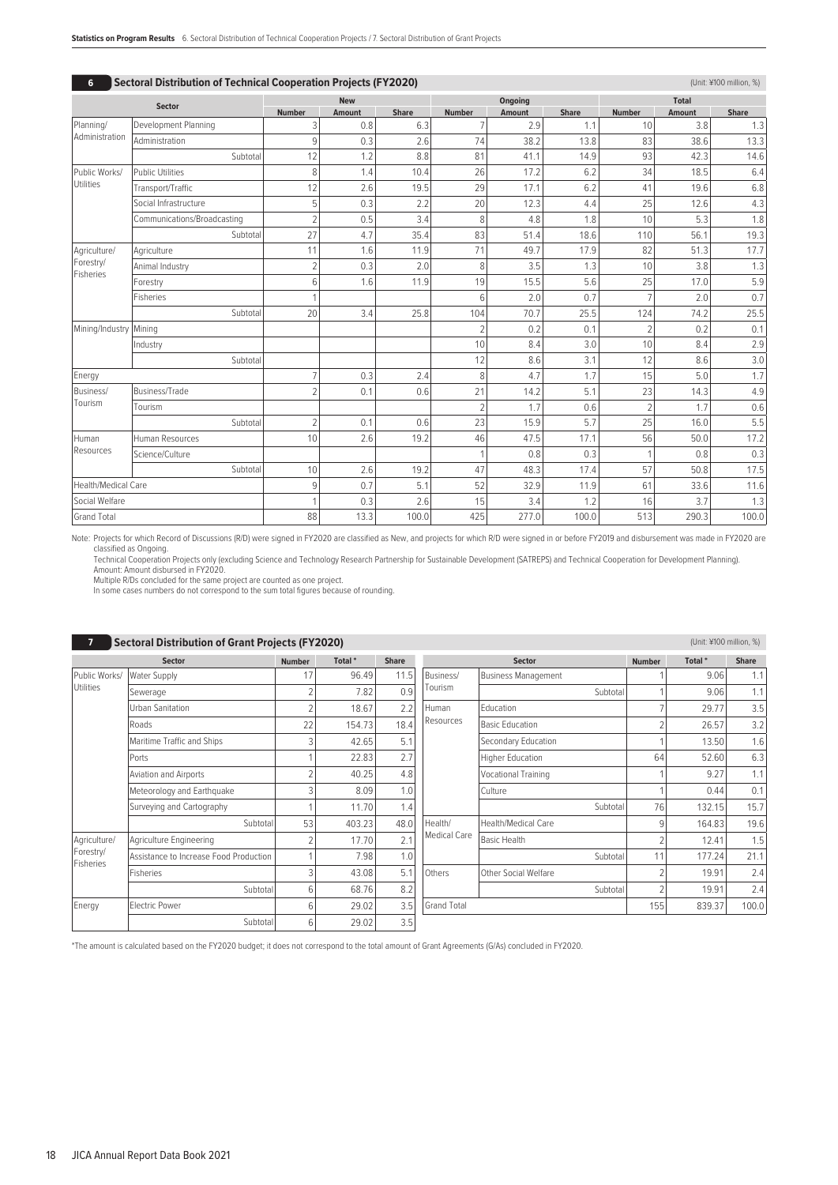## 6 Sectoral Distribution of Technical Cooperation Projects (FY2020)

(Unit: ¥100 million, %)

| Sector | | New | | | Ongoing | | | Total | | |
|---|---|---|---|---|---|---|---|---|---|---|
| | | Number | Amount | Share | Number | Amount | Share | Number | Amount | Share |
| Planning/ Administration | Development Planning | 3 | 0.8 | 6.3 | 7 | 2.9 | 1.1 | 10 | 3.8 | 1.3 |
| | Administration | 9 | 0.3 | 2.6 | 74 | 38.2 | 13.8 | 83 | 38.6 | 13.3 |
| | Subtotal | 12 | 1.2 | 8.8 | 81 | 41.1 | 14.9 | 93 | 42.3 | 14.6 |
| Public Works/ Utilities | Public Utilities | 8 | 1.4 | 10.4 | 26 | 17.2 | 6.2 | 34 | 18.5 | 6.4 |
| | Transport/Traffic | 12 | 2.6 | 19.5 | 29 | 17.1 | 6.2 | 41 | 19.6 | 6.8 |
| | Social Infrastructure | 5 | 0.3 | 2.2 | 20 | 12.3 | 4.4 | 25 | 12.6 | 4.3 |
| | Communications/Broadcasting | 2 | 0.5 | 3.4 | 8 | 4.8 | 1.8 | 10 | 5.3 | 1.8 |
| | Subtotal | 27 | 4.7 | 35.4 | 83 | 51.4 | 18.6 | 110 | 56.1 | 19.3 |
| Agriculture/ Forestry/ Fisheries | Agriculture | 11 | 1.6 | 11.9 | 71 | 49.7 | 17.9 | 82 | 51.3 | 17.7 |
| | Animal Industry | 2 | 0.3 | 2.0 | 8 | 3.5 | 1.3 | 10 | 3.8 | 1.3 |
| | Forestry | 6 | 1.6 | 11.9 | 19 | 15.5 | 5.6 | 25 | 17.0 | 5.9 |
| | Fisheries | 1 | | | 6 | 2.0 | 0.7 | 7 | 2.0 | 0.7 |
| | Subtotal | 20 | 3.4 | 25.8 | 104 | 70.7 | 25.5 | 124 | 74.2 | 25.5 |
| Mining/Industry | Mining | | | | 2 | 0.2 | 0.1 | 2 | 0.2 | 0.1 |
| | Industry | | | | 10 | 8.4 | 3.0 | 10 | 8.4 | 2.9 |
| | Subtotal | | | | 12 | 8.6 | 3.1 | 12 | 8.6 | 3.0 |
| Energy | | 7 | 0.3 | 2.4 | 8 | 4.7 | 1.7 | 15 | 5.0 | 1.7 |
| Business/ Tourism | Business/Trade | 2 | 0.1 | 0.6 | 21 | 14.2 | 5.1 | 23 | 14.3 | 4.9 |
| | Tourism | | | | 2 | 1.7 | 0.6 | 2 | 1.7 | 0.6 |
| | Subtotal | 2 | 0.1 | 0.6 | 23 | 15.9 | 5.7 | 25 | 16.0 | 5.5 |
| Human Resources | Human Resources | 10 | 2.6 | 19.2 | 46 | 47.5 | 17.1 | 56 | 50.0 | 17.2 |
| | Science/Culture | | | | 1 | 0.8 | 0.3 | 1 | 0.8 | 0.3 |
| | Subtotal | 10 | 2.6 | 19.2 | 47 | 48.3 | 17.4 | 57 | 50.8 | 17.5 |
| Health/Medical Care | | 9 | 0.7 | 5.1 | 52 | 32.9 | 11.9 | 61 | 33.6 | 11.6 |
| Social Welfare | | 1 | 0.3 | 2.6 | 15 | 3.4 | 1.2 | 16 | 3.7 | 1.3 |
| Grand Total | | 88 | 13.3 | 100.0 | 425 | 277.0 | 100.0 | 513 | 290.3 | 100.0 |

Note: Projects for which Record of Discussions (R/D) were signed in FY2020 are classified as New, and projects for which R/D were signed in or before FY2019 and disbursement was made in FY2020 are classified as Ongoing.
Technical Cooperation Projects only (excluding Science and Technology Research Partnership for Sustainable Development (SATREPS) and Technical Cooperation for Development Planning).
Amount: Amount disbursed in FY2020.
Multiple R/Ds concluded for the same project are counted as one project.
In some cases numbers do not correspond to the sum total figures because of rounding.

## 7 Sectoral Distribution of Grant Projects (FY2020)

(Unit: ¥100 million, %)

| Sector | | Number | Total* | Share |
|---|---|---|---|---|
| Public Works/ Utilities | Water Supply | 17 | 96.49 | 11.5 |
| | Sewerage | 2 | 7.82 | 0.9 |
| | Urban Sanitation | 2 | 18.67 | 2.2 |
| | Roads | 22 | 154.73 | 18.4 |
| | Maritime Traffic and Ships | 3 | 42.65 | 5.1 |
| | Ports | 1 | 22.83 | 2.7 |
| | Aviation and Airports | 2 | 40.25 | 4.8 |
| | Meteorology and Earthquake | 3 | 8.09 | 1.0 |
| | Surveying and Cartography | 1 | 11.70 | 1.4 |
| | Subtotal | 53 | 403.23 | 48.0 |
| Agriculture/ Forestry/ Fisheries | Agriculture Engineering | 2 | 17.70 | 2.1 |
| | Assistance to Increase Food Production | 1 | 7.98 | 1.0 |
| | Fisheries | 3 | 43.08 | 5.1 |
| | Subtotal | 6 | 68.76 | 8.2 |
| Energy | Electric Power | 6 | 29.02 | 3.5 |
| | Subtotal | 6 | 29.02 | 3.5 |
| Business/ Tourism | Business Management | 1 | 9.06 | 1.1 |
| | Subtotal | 1 | 9.06 | 1.1 |
| Human Resources | Education | 7 | 29.77 | 3.5 |
| | Basic Education | 2 | 26.57 | 3.2 |
| | Secondary Education | 1 | 13.50 | 1.6 |
| | Higher Education | 64 | 52.60 | 6.3 |
| | Vocational Training | 1 | 9.27 | 1.1 |
| | Culture | 1 | 0.44 | 0.1 |
| | Subtotal | 76 | 132.15 | 15.7 |
| Health/ Medical Care | Health/Medical Care | 9 | 164.83 | 19.6 |
| | Basic Health | 2 | 12.41 | 1.5 |
| | Subtotal | 11 | 177.24 | 21.1 |
| Others | Other Social Welfare | 2 | 19.91 | 2.4 |
| | Subtotal | 2 | 19.91 | 2.4 |
| Grand Total | | 155 | 839.37 | 100.0 |

*The amount is calculated based on the FY2020 budget; it does not correspond to the total amount of Grant Agreements (G/As) concluded in FY2020.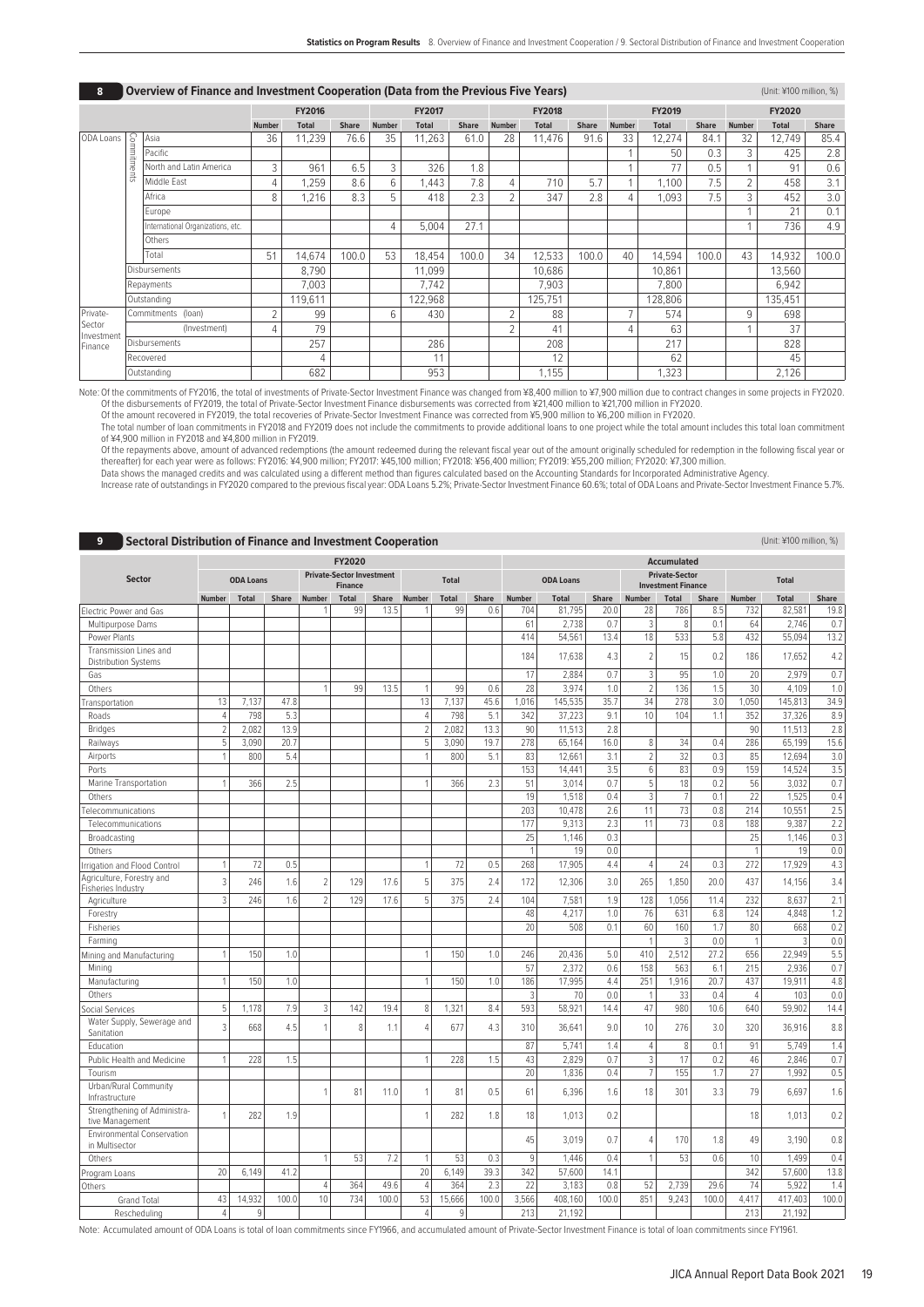## 8 Overview of Finance and Investment Cooperation (Data from the Previous Five Years)

(Unit: ¥100 million, %)

| | | | FY2016 | | | FY2017 | | | FY2018 | | | FY2019 | | | FY2020 | | |
|---|---|---|---|---|---|---|---|---|---|---|---|---|---|---|---|---|---|
| | | | Number | Total | Share | Number | Total | Share | Number | Total | Share | Number | Total | Share | Number | Total | Share |
| ODA Loans | Commitments | Asia | 36 | 11,239 | 76.6 | 35 | 11,263 | 61.0 | 28 | 11,476 | 91.6 | 33 | 12,274 | 84.1 | 32 | 12,749 | 85.4 |
| | | Pacific | | | | | | | | | | 1 | 50 | 0.3 | 3 | 425 | 2.8 |
| | | North and Latin America | 3 | 961 | 6.5 | 3 | 326 | 1.8 | | | | 1 | 77 | 0.5 | 1 | 91 | 0.6 |
| | | Middle East | 4 | 1,259 | 8.6 | 6 | 1,443 | 7.8 | 4 | 710 | 5.7 | 1 | 1,100 | 7.5 | 2 | 458 | 3.1 |
| | | Africa | 8 | 1,216 | 8.3 | 5 | 418 | 2.3 | 2 | 347 | 2.8 | 4 | 1,093 | 7.5 | 3 | 452 | 3.0 |
| | | Europe | | | | | | | | | | | | | 1 | 21 | 0.1 |
| | | International Organizations, etc. | | | | 4 | 5,004 | 27.1 | | | | | | | 1 | 736 | 4.9 |
| | | Others | | | | | | | | | | | | | | | |
| | | Total | 51 | 14,674 | 100.0 | 53 | 18,454 | 100.0 | 34 | 12,533 | 100.0 | 40 | 14,594 | 100.0 | 43 | 14,932 | 100.0 |
| | Disbursements | | | 8,790 | | | 11,099 | | | 10,686 | | | 10,861 | | | 13,560 | |
| | Repayments | | | 7,003 | | | 7,742 | | | 7,903 | | | 7,800 | | | 6,942 | |
| | Outstanding | | | 119,611 | | | 122,968 | | | 125,751 | | | 128,806 | | | 135,451 | |
| Private-Sector Investment Finance | Commitments (loan) | | 2 | 99 | | 6 | 430 | | 2 | 88 | | 7 | 574 | | 9 | 698 | |
| | (Investment) | | 4 | 79 | | | | | 2 | 41 | | 4 | 63 | | 1 | 37 | |
| | Disbursements | | | 257 | | | 286 | | | 208 | | | 217 | | | 828 | |
| | Recovered | | | 4 | | | 11 | | | 12 | | | 62 | | | 45 | |
| | Outstanding | | | 682 | | | 953 | | | 1,155 | | | 1,323 | | | 2,126 | |

Note: Of the commitments of FY2016, the total of investments of Private-Sector Investment Finance was changed from ¥8,400 million to ¥7,900 million due to contract changes in some projects in FY2020.
Of the disbursements of FY2019, the total of Private-Sector Investment Finance disbursements was corrected from ¥21,400 million to ¥21,700 million in FY2020.
Of the amount recovered in FY2019, the total recoveries of Private-Sector Investment Finance was corrected from ¥5,900 million to ¥6,200 million in FY2020.
The total number of loan commitments in FY2018 and FY2019 does not include the commitments to provide additional loans to one project while the total amount includes this total loan commitment of ¥4,900 million in FY2018 and ¥4,800 million in FY2019.
Of the repayments above, amount of advanced redemptions (the amount redeemed during the relevant fiscal year out of the amount originally scheduled for redemption in the following fiscal year or thereafter) for each year were as follows: FY2016: ¥4,900 million; FY2017: ¥45,100 million; FY2018: ¥56,400 million; FY2019: ¥55,200 million; FY2020: ¥7,300 million.
Data shows the managed credits and was calculated using a different method than figures calculated based on the Accounting Standards for Incorporated Administrative Agency.
Increase rate of outstandings in FY2020 compared to the previous fiscal year: ODA Loans 5.2%; Private-Sector Investment Finance 60.6%; total of ODA Loans and Private-Sector Investment Finance 5.7%.

## 9 Sectoral Distribution of Finance and Investment Cooperation

(Unit: ¥100 million, %)

| Sector | FY2020 ODA Loans | | | FY2020 Private-Sector Investment Finance | | | FY2020 Total | | | Accumulated ODA Loans | | | Accumulated Private-Sector Investment Finance | | | Accumulated Total | | |
|---|---|---|---|---|---|---|---|---|---|---|---|---|---|---|---|---|---|---|
| | Number | Total | Share | Number | Total | Share | Number | Total | Share | Number | Total | Share | Number | Total | Share | Number | Total | Share |
| Electric Power and Gas | | | | 1 | 99 | 13.5 | 1 | 99 | 0.6 | 704 | 81,795 | 20.0 | 28 | 786 | 8.5 | 732 | 82,581 | 19.8 |
| Multipurpose Dams | | | | | | | | | | 61 | 2,738 | 0.7 | 3 | 8 | 0.1 | 64 | 2,746 | 0.7 |
| Power Plants | | | | | | | | | | 414 | 54,561 | 13.4 | 18 | 533 | 5.8 | 432 | 55,094 | 13.2 |
| Transmission Lines and Distribution Systems | | | | | | | | | | 184 | 17,638 | 4.3 | 2 | 15 | 0.2 | 186 | 17,652 | 4.2 |
| Gas | | | | | | | | | | 17 | 2,884 | 0.7 | 3 | 95 | 1.0 | 20 | 2,979 | 0.7 |
| Others | | | | 1 | 99 | 13.5 | 1 | 99 | 0.6 | 28 | 3,974 | 1.0 | 2 | 136 | 1.5 | 30 | 4,109 | 1.0 |
| Transportation | 13 | 7,137 | 47.8 | | | | 13 | 7,137 | 45.6 | 1,016 | 145,535 | 35.7 | 34 | 278 | 3.0 | 1,050 | 145,813 | 34.9 |
| Roads | 4 | 798 | 5.3 | | | | 4 | 798 | 5.1 | 342 | 37,223 | 9.1 | 10 | 104 | 1.1 | 352 | 37,326 | 8.9 |
| Bridges | 2 | 2,082 | 13.9 | | | | 2 | 2,082 | 13.3 | 90 | 11,513 | 2.8 | | | | 90 | 11,513 | 2.8 |
| Railways | 5 | 3,090 | 20.7 | | | | 5 | 3,090 | 19.7 | 278 | 65,164 | 16.0 | 8 | 34 | 0.4 | 286 | 65,199 | 15.6 |
| Airports | 1 | 800 | 5.4 | | | | 1 | 800 | 5.1 | 83 | 12,661 | 3.1 | 2 | 32 | 0.3 | 85 | 12,694 | 3.0 |
| Ports | | | | | | | | | | 153 | 14,441 | 3.5 | 6 | 83 | 0.9 | 159 | 14,524 | 3.5 |
| Marine Transportation | 1 | 366 | 2.5 | | | | 1 | 366 | 2.3 | 51 | 3,014 | 0.7 | 5 | 18 | 0.2 | 56 | 3,032 | 0.7 |
| Others | | | | | | | | | | 19 | 1,518 | 0.4 | 3 | 7 | 0.1 | 22 | 1,525 | 0.4 |
| Telecommunications | | | | | | | | | | 203 | 10,478 | 2.6 | 11 | 73 | 0.8 | 214 | 10,551 | 2.5 |
| Telecommunications | | | | | | | | | | 177 | 9,313 | 2.3 | 11 | 73 | 0.8 | 188 | 9,387 | 2.2 |
| Broadcasting | | | | | | | | | | 25 | 1,146 | 0.3 | | | | 25 | 1,146 | 0.3 |
| Others | | | | | | | | | | 1 | 19 | 0.0 | | | | 1 | 19 | 0.0 |
| Irrigation and Flood Control | 1 | 72 | 0.5 | | | | 1 | 72 | 0.5 | 268 | 17,905 | 4.4 | 4 | 24 | 0.3 | 272 | 17,929 | 4.3 |
| Agriculture, Forestry and Fisheries Industry | 3 | 246 | 1.6 | 2 | 129 | 17.6 | 5 | 375 | 2.4 | 172 | 12,306 | 3.0 | 265 | 1,850 | 20.0 | 437 | 14,156 | 3.4 |
| Agriculture | 3 | 246 | 1.6 | 2 | 129 | 17.6 | 5 | 375 | 2.4 | 104 | 7,581 | 1.9 | 128 | 1,056 | 11.4 | 232 | 8,637 | 2.1 |
| Forestry | | | | | | | | | | 48 | 4,217 | 1.0 | 76 | 631 | 6.8 | 124 | 4,848 | 1.2 |
| Fisheries | | | | | | | | | | 20 | 508 | 0.1 | 60 | 160 | 1.7 | 80 | 668 | 0.2 |
| Farming | | | | | | | | | | | | | 1 | 3 | 0.0 | 1 | 3 | 0.0 |
| Mining and Manufacturing | 1 | 150 | 1.0 | | | | 1 | 150 | 1.0 | 246 | 20,436 | 5.0 | 410 | 2,512 | 27.2 | 656 | 22,949 | 5.5 |
| Mining | | | | | | | | | | 57 | 2,372 | 0.6 | 158 | 563 | 6.1 | 215 | 2,936 | 0.7 |
| Manufacturing | 1 | 150 | 1.0 | | | | 1 | 150 | 1.0 | 186 | 17,995 | 4.4 | 251 | 1,916 | 20.7 | 437 | 19,911 | 4.8 |
| Others | | | | | | | | | | 3 | 70 | 0.0 | 1 | 33 | 0.4 | 4 | 103 | 0.0 |
| Social Services | 5 | 1,178 | 7.9 | 3 | 142 | 19.4 | 8 | 1,321 | 8.4 | 593 | 58,921 | 14.4 | 47 | 980 | 10.6 | 640 | 59,902 | 14.4 |
| Water Supply, Sewerage and Sanitation | 3 | 668 | 4.5 | 1 | 8 | 1.1 | 4 | 677 | 4.3 | 310 | 36,641 | 9.0 | 10 | 276 | 3.0 | 320 | 36,916 | 8.8 |
| Education | | | | | | | | | | 87 | 5,741 | 1.4 | 4 | 8 | 0.1 | 91 | 5,749 | 1.4 |
| Public Health and Medicine | 1 | 228 | 1.5 | | | | 1 | 228 | 1.5 | 43 | 2,829 | 0.7 | 3 | 17 | 0.2 | 46 | 2,846 | 0.7 |
| Tourism | | | | | | | | | | 20 | 1,836 | 0.4 | 7 | 155 | 1.7 | 27 | 1,992 | 0.5 |
| Urban/Rural Community Infrastructure | | | | 1 | 81 | 11.0 | 1 | 81 | 0.5 | 61 | 6,396 | 1.6 | 18 | 301 | 3.3 | 79 | 6,697 | 1.6 |
| Strengthening of Administrative Management | 1 | 282 | 1.9 | | | | 1 | 282 | 1.8 | 18 | 1,013 | 0.2 | | | | 18 | 1,013 | 0.2 |
| Environmental Conservation in Multisector | | | | | | | | | | 45 | 3,019 | 0.7 | 4 | 170 | 1.8 | 49 | 3,190 | 0.8 |
| Others | | | | 1 | 53 | 7.2 | 1 | 53 | 0.3 | 9 | 1,446 | 0.4 | 1 | 53 | 0.6 | 10 | 1,499 | 0.4 |
| Program Loans | 20 | 6,149 | 41.2 | | | | 20 | 6,149 | 39.3 | 342 | 57,600 | 14.1 | | | | 342 | 57,600 | 13.8 |
| Others | | | | 4 | 364 | 49.6 | 4 | 364 | 2.3 | 22 | 3,183 | 0.8 | 52 | 2,739 | 29.6 | 74 | 5,922 | 1.4 |
| Grand Total | 43 | 14,932 | 100.0 | 10 | 734 | 100.0 | 53 | 15,666 | 100.0 | 3,566 | 408,160 | 100.0 | 851 | 9,243 | 100.0 | 4,417 | 417,403 | 100.0 |
| Rescheduling | 4 | 9 | | | | | 4 | 9 | | 213 | 21,192 | | | | | 213 | 21,192 | |

Note: Accumulated amount of ODA Loans is total of loan commitments since FY1966, and accumulated amount of Private-Sector Investment Finance is total of loan commitments since FY1961.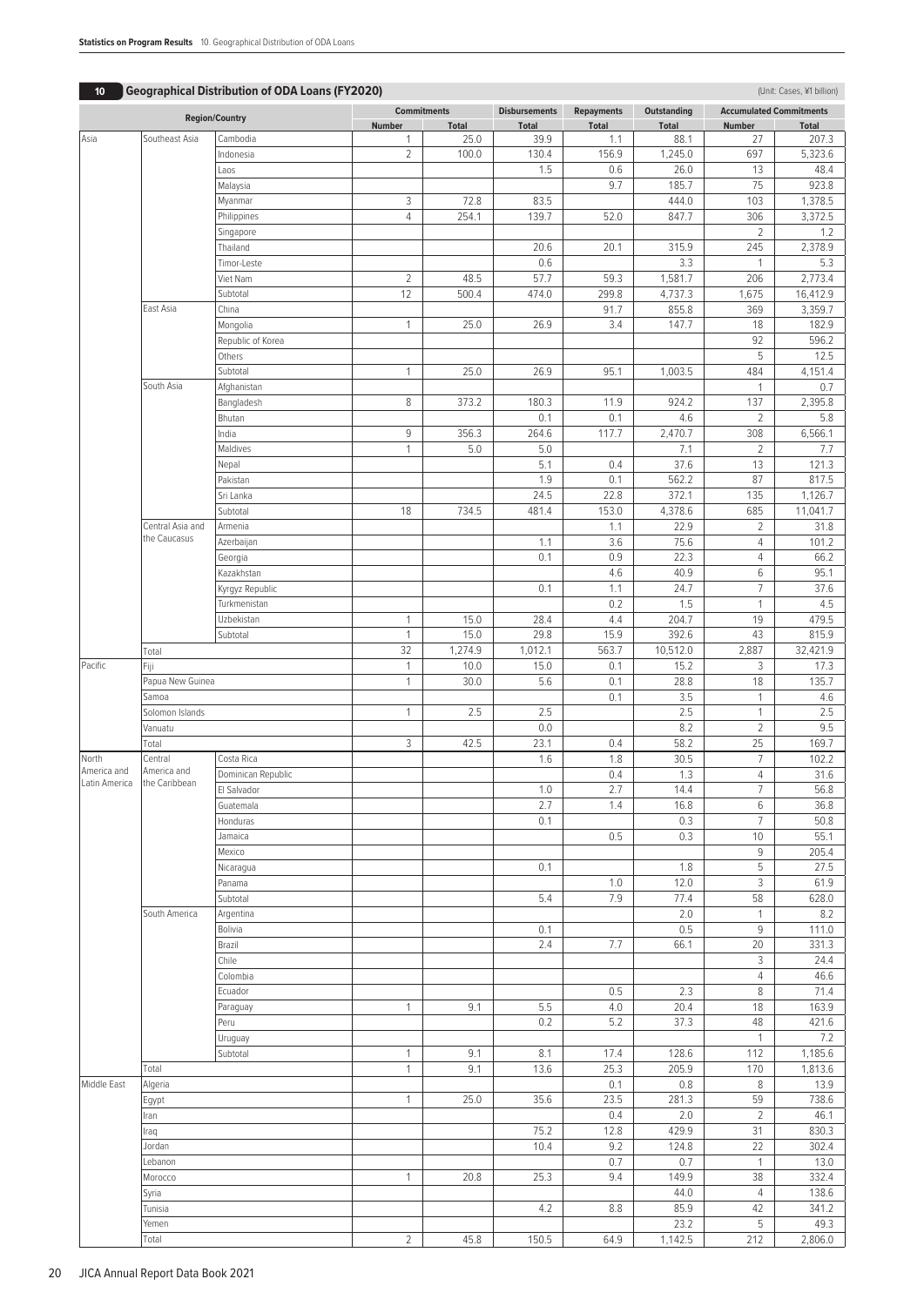## 10 Geographical Distribution of ODA Loans (FY2020)

(Unit: Cases, ¥1 billion)

| Region/Country | | | Commitments | | Disbursements | Repayments | Outstanding | Accumulated Commitments | |
|---|---|---|---|---|---|---|---|---|---|
| | | | Number | Total | Total | Total | Total | Number | Total |
| Asia | Southeast Asia | Cambodia | 1 | 25.0 | 39.9 | 1.1 | 88.1 | 27 | 207.3 |
| | | Indonesia | 2 | 100.0 | 130.4 | 156.9 | 1,245.0 | 697 | 5,323.6 |
| | | Laos | | | 1.5 | 0.6 | 26.0 | 13 | 48.4 |
| | | Malaysia | | | | 9.7 | 185.7 | 75 | 923.8 |
| | | Myanmar | 3 | 72.8 | 83.5 | | 444.0 | 103 | 1,378.5 |
| | | Philippines | 4 | 254.1 | 139.7 | 52.0 | 847.7 | 306 | 3,372.5 |
| | | Singapore | | | | | | 2 | 1.2 |
| | | Thailand | | | 20.6 | 20.1 | 315.9 | 245 | 2,378.9 |
| | | Timor-Leste | | | 0.6 | | 3.3 | 1 | 5.3 |
| | | Viet Nam | 2 | 48.5 | 57.7 | 59.3 | 1,581.7 | 206 | 2,773.4 |
| | | Subtotal | 12 | 500.4 | 474.0 | 299.8 | 4,737.3 | 1,675 | 16,412.9 |
| | East Asia | China | | | | 91.7 | 855.8 | 369 | 3,359.7 |
| | | Mongolia | 1 | 25.0 | 26.9 | 3.4 | 147.7 | 18 | 182.9 |
| | | Republic of Korea | | | | | | 92 | 596.2 |
| | | Others | | | | | | 5 | 12.5 |
| | | Subtotal | 1 | 25.0 | 26.9 | 95.1 | 1,003.5 | 484 | 4,151.4 |
| | South Asia | Afghanistan | | | | | | 1 | 0.7 |
| | | Bangladesh | 8 | 373.2 | 180.3 | 11.9 | 924.2 | 137 | 2,395.8 |
| | | Bhutan | | | 0.1 | 0.1 | 4.6 | 2 | 5.8 |
| | | India | 9 | 356.3 | 264.6 | 117.7 | 2,470.7 | 308 | 6,566.1 |
| | | Maldives | 1 | 5.0 | 5.0 | | 7.1 | 2 | 7.7 |
| | | Nepal | | | 5.1 | 0.4 | 37.6 | 13 | 121.3 |
| | | Pakistan | | | 1.9 | 0.1 | 562.2 | 87 | 817.5 |
| | | Sri Lanka | | | 24.5 | 22.8 | 372.1 | 135 | 1,126.7 |
| | | Subtotal | 18 | 734.5 | 481.4 | 153.0 | 4,378.6 | 685 | 11,041.7 |
| | Central Asia and the Caucasus | Armenia | | | | 1.1 | 22.9 | 2 | 31.8 |
| | | Azerbaijan | | | 1.1 | 3.6 | 75.6 | 4 | 101.2 |
| | | Georgia | | | 0.1 | 0.9 | 22.3 | 4 | 66.2 |
| | | Kazakhstan | | | | 4.6 | 40.9 | 6 | 95.1 |
| | | Kyrgyz Republic | | | 0.1 | 1.1 | 24.7 | 7 | 37.6 |
| | | Turkmenistan | | | | 0.2 | 1.5 | 1 | 4.5 |
| | | Uzbekistan | 1 | 15.0 | 28.4 | 4.4 | 204.7 | 19 | 479.5 |
| | | Subtotal | 1 | 15.0 | 29.8 | 15.9 | 392.6 | 43 | 815.9 |
| | Total | | 32 | 1,274.9 | 1,012.1 | 563.7 | 10,512.0 | 2,887 | 32,421.9 |
| Pacific | Fiji | | 1 | 10.0 | 15.0 | 0.1 | 15.2 | 3 | 17.3 |
| | Papua New Guinea | | 1 | 30.0 | 5.6 | 0.1 | 28.8 | 18 | 135.7 |
| | Samoa | | | | | 0.1 | 3.5 | 1 | 4.6 |
| | Solomon Islands | | 1 | 2.5 | 2.5 | | 2.5 | 1 | 2.5 |
| | Vanuatu | | | | 0.0 | | 8.2 | 2 | 9.5 |
| | Total | | 3 | 42.5 | 23.1 | 0.4 | 58.2 | 25 | 169.7 |
| North America and Latin America | Central America and the Caribbean | Costa Rica | | | 1.6 | 1.8 | 30.5 | 7 | 102.2 |
| | | Dominican Republic | | | | 0.4 | 1.3 | 4 | 31.6 |
| | | El Salvador | | | 1.0 | 2.7 | 14.4 | 7 | 56.8 |
| | | Guatemala | | | 2.7 | 1.4 | 16.8 | 6 | 36.8 |
| | | Honduras | | | 0.1 | | 0.3 | 7 | 50.8 |
| | | Jamaica | | | | 0.5 | 0.3 | 10 | 55.1 |
| | | Mexico | | | | | | 9 | 205.4 |
| | | Nicaragua | | | 0.1 | | 1.8 | 5 | 27.5 |
| | | Panama | | | | 1.0 | 12.0 | 3 | 61.9 |
| | | Subtotal | | | 5.4 | 7.9 | 77.4 | 58 | 628.0 |
| | South America | Argentina | | | | | 2.0 | 1 | 8.2 |
| | | Bolivia | | | 0.1 | | 0.5 | 9 | 111.0 |
| | | Brazil | | | 2.4 | 7.7 | 66.1 | 20 | 331.3 |
| | | Chile | | | | | | 3 | 24.4 |
| | | Colombia | | | | | | 4 | 46.6 |
| | | Ecuador | | | | 0.5 | 2.3 | 8 | 71.4 |
| | | Paraguay | 1 | 9.1 | 5.5 | 4.0 | 20.4 | 18 | 163.9 |
| | | Peru | | | 0.2 | 5.2 | 37.3 | 48 | 421.6 |
| | | Uruguay | | | | | | 1 | 7.2 |
| | | Subtotal | 1 | 9.1 | 8.1 | 17.4 | 128.6 | 112 | 1,185.6 |
| | Total | | 1 | 9.1 | 13.6 | 25.3 | 205.9 | 170 | 1,813.6 |
| Middle East | Algeria | | | | | 0.1 | 0.8 | 8 | 13.9 |
| | Egypt | | 1 | 25.0 | 35.6 | 23.5 | 281.3 | 59 | 738.6 |
| | Iran | | | | | 0.4 | 2.0 | 2 | 46.1 |
| | Iraq | | | | 75.2 | 12.8 | 429.9 | 31 | 830.3 |
| | Jordan | | | | 10.4 | 9.2 | 124.8 | 22 | 302.4 |
| | Lebanon | | | | | 0.7 | 0.7 | 1 | 13.0 |
| | Morocco | | 1 | 20.8 | 25.3 | 9.4 | 149.9 | 38 | 332.4 |
| | Syria | | | | | | 44.0 | 4 | 138.6 |
| | Tunisia | | | | 4.2 | 8.8 | 85.9 | 42 | 341.2 |
| | Yemen | | | | | | 23.2 | 5 | 49.3 |
| | Total | | 2 | 45.8 | 150.5 | 64.9 | 1,142.5 | 212 | 2,806.0 |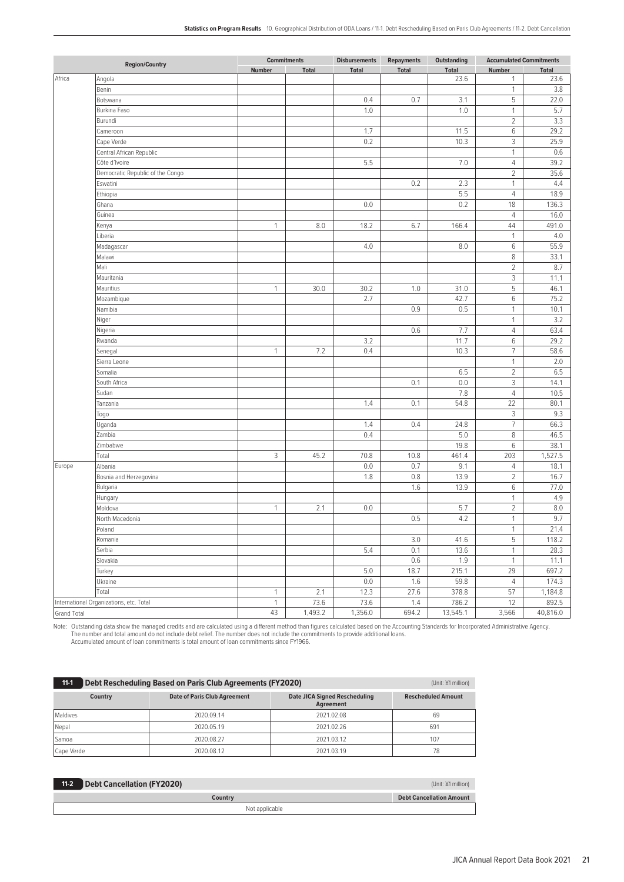| Region/Country | | Commitments | | Disbursements | Repayments | Outstanding | Accumulated Commitments | |
|---|---|---|---|---|---|---|---|---|
| | | Number | Total | Total | Total | Total | Number | Total |
| Africa | Angola | | | | | 23.6 | 1 | 23.6 |
| | Benin | | | | | | 1 | 3.8 |
| | Botswana | | | 0.4 | 0.7 | 3.1 | 5 | 22.0 |
| | Burkina Faso | | | 1.0 | | 1.0 | 1 | 5.7 |
| | Burundi | | | | | | 2 | 3.3 |
| | Cameroon | | | 1.7 | | 11.5 | 6 | 29.2 |
| | Cape Verde | | | 0.2 | | 10.3 | 3 | 25.9 |
| | Central African Republic | | | | | | 1 | 0.6 |
| | Côte d'Ivoire | | | 5.5 | | 7.0 | 4 | 39.2 |
| | Democratic Republic of the Congo | | | | | | 2 | 35.6 |
| | Eswatini | | | | 0.2 | 2.3 | 1 | 4.4 |
| | Ethiopia | | | | | 5.5 | 4 | 18.9 |
| | Ghana | | | 0.0 | | 0.2 | 18 | 136.3 |
| | Guinea | | | | | | 4 | 16.0 |
| | Kenya | 1 | 8.0 | 18.2 | 6.7 | 166.4 | 44 | 491.0 |
| | Liberia | | | | | | 1 | 4.0 |
| | Madagascar | | | 4.0 | | 8.0 | 6 | 55.9 |
| | Malawi | | | | | | 8 | 33.1 |
| | Mali | | | | | | 2 | 8.7 |
| | Mauritania | | | | | | 3 | 11.1 |
| | Mauritius | 1 | 30.0 | 30.2 | 1.0 | 31.0 | 5 | 46.1 |
| | Mozambique | | | 2.7 | | 42.7 | 6 | 75.2 |
| | Namibia | | | | 0.9 | 0.5 | 1 | 10.1 |
| | Niger | | | | | | 1 | 3.2 |
| | Nigeria | | | | 0.6 | 7.7 | 4 | 63.4 |
| | Rwanda | | | 3.2 | | 11.7 | 6 | 29.2 |
| | Senegal | 1 | 7.2 | 0.4 | | 10.3 | 7 | 58.6 |
| | Sierra Leone | | | | | | 1 | 2.0 |
| | Somalia | | | | | 6.5 | 2 | 6.5 |
| | South Africa | | | | 0.1 | 0.0 | 3 | 14.1 |
| | Sudan | | | | | 7.8 | 4 | 10.5 |
| | Tanzania | | | 1.4 | 0.1 | 54.8 | 22 | 80.1 |
| | Togo | | | | | | 3 | 9.3 |
| | Uganda | | | 1.4 | 0.4 | 24.8 | 7 | 66.3 |
| | Zambia | | | 0.4 | | 5.0 | 8 | 46.5 |
| | Zimbabwe | | | | | 19.8 | 6 | 38.1 |
| | Total | 3 | 45.2 | 70.8 | 10.8 | 461.4 | 203 | 1,527.5 |
| Europe | Albania | | | 0.0 | 0.7 | 9.1 | 4 | 18.1 |
| | Bosnia and Herzegovina | | | 1.8 | 0.8 | 13.9 | 2 | 16.7 |
| | Bulgaria | | | | 1.6 | 13.9 | 6 | 77.0 |
| | Hungary | | | | | | 1 | 4.9 |
| | Moldova | 1 | 2.1 | 0.0 | | 5.7 | 2 | 8.0 |
| | North Macedonia | | | | 0.5 | 4.2 | 1 | 9.7 |
| | Poland | | | | | | 1 | 21.4 |
| | Romania | | | | 3.0 | 41.6 | 5 | 118.2 |
| | Serbia | | | 5.4 | 0.1 | 13.6 | 1 | 28.3 |
| | Slovakia | | | | 0.6 | 1.9 | 1 | 11.1 |
| | Turkey | | | 5.0 | 18.7 | 215.1 | 29 | 697.2 |
| | Ukraine | | | 0.0 | 1.6 | 59.8 | 4 | 174.3 |
| | Total | 1 | 2.1 | 12.3 | 27.6 | 378.8 | 57 | 1,184.8 |
| International Organizations, etc. Total | | 1 | 73.6 | 73.6 | 1.4 | 786.2 | 12 | 892.5 |
| Grand Total | | 43 | 1,493.2 | 1,356.0 | 694.2 | 13,545.1 | 3,566 | 40,816.0 |

Note: Outstanding data show the managed credits and are calculated using a different method than figures calculated based on the Accounting Standards for Incorporated Administrative Agency.
The number and total amount do not include debt relief. The number does not include the commitments to provide additional loans.
Accumulated amount of loan commitments is total amount of loan commitments since FY1966.

## 11-1 Debt Rescheduling Based on Paris Club Agreements (FY2020)

(Unit: ¥1 million)

| Country | Date of Paris Club Agreement | Date JICA Signed Rescheduling Agreement | Rescheduled Amount |
|---|---|---|---|
| Maldives | 2020.09.14 | 2021.02.08 | 69 |
| Nepal | 2020.05.19 | 2021.02.26 | 691 |
| Samoa | 2020.08.27 | 2021.03.12 | 107 |
| Cape Verde | 2020.08.12 | 2021.03.19 | 78 |

## 11-2 Debt Cancellation (FY2020)

(Unit: ¥1 million)

| Country | Debt Cancellation Amount |
|---|---|
| Not applicable | |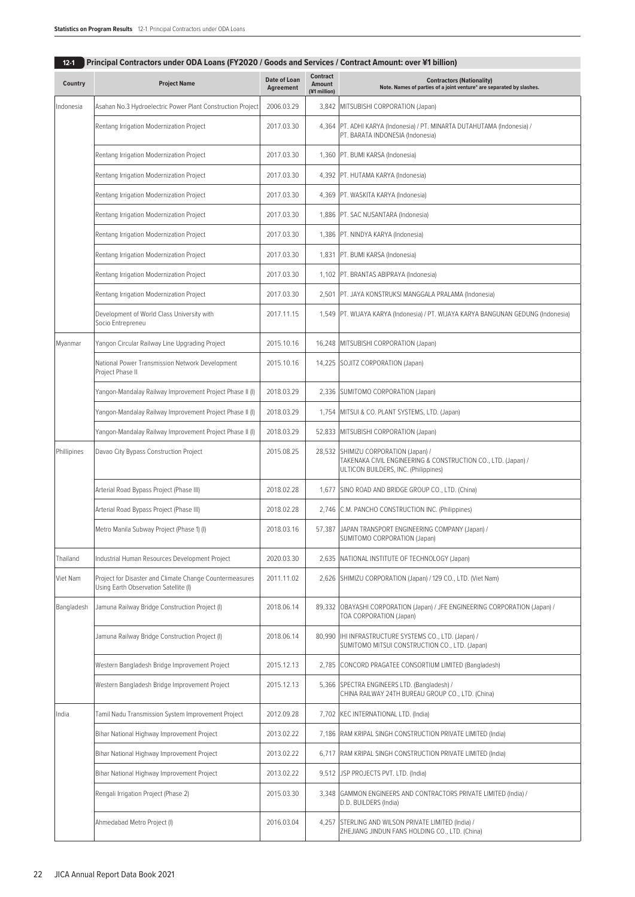## 12-1 Principal Contractors under ODA Loans (FY2020 / Goods and Services / Contract Amount: over ¥1 billion)

| Country | Project Name | Date of Loan Agreement | Contract Amount (¥1 million) | Contractors (Nationality) Note. Names of parties of a joint venture* are separated by slashes. |
|---|---|---|---|---|
| Indonesia | Asahan No.3 Hydroelectric Power Plant Construction Project | 2006.03.29 | 3,842 | MITSUBISHI CORPORATION (Japan) |
| | Rentang Irrigation Modernization Project | 2017.03.30 | 4,364 | PT. ADHI KARYA (Indonesia) / PT. MINARTA DUTAHUTAMA (Indonesia) / PT. BARATA INDONESIA (Indonesia) |
| | Rentang Irrigation Modernization Project | 2017.03.30 | 1,360 | PT. BUMI KARSA (Indonesia) |
| | Rentang Irrigation Modernization Project | 2017.03.30 | 4,392 | PT. HUTAMA KARYA (Indonesia) |
| | Rentang Irrigation Modernization Project | 2017.03.30 | 4,369 | PT. WASKITA KARYA (Indonesia) |
| | Rentang Irrigation Modernization Project | 2017.03.30 | 1,886 | PT. SAC NUSANTARA (Indonesia) |
| | Rentang Irrigation Modernization Project | 2017.03.30 | 1,386 | PT. NINDYA KARYA (Indonesia) |
| | Rentang Irrigation Modernization Project | 2017.03.30 | 1,831 | PT. BUMI KARSA (Indonesia) |
| | Rentang Irrigation Modernization Project | 2017.03.30 | 1,102 | PT. BRANTAS ABIPRAYA (Indonesia) |
| | Rentang Irrigation Modernization Project | 2017.03.30 | 2,501 | PT. JAYA KONSTRUKSI MANGGALA PRALAMA (Indonesia) |
| | Development of World Class University with Socio Entrepreneu | 2017.11.15 | 1,549 | PT. WIJAYA KARYA (Indonesia) / PT. WIJAYA KARYA BANGUNAN GEDUNG (Indonesia) |
| Myanmar | Yangon Circular Railway Line Upgrading Project | 2015.10.16 | 16,248 | MITSUBISHI CORPORATION (Japan) |
| | National Power Transmission Network Development Project Phase II | 2015.10.16 | 14,225 | SOJITZ CORPORATION (Japan) |
| | Yangon-Mandalay Railway Improvement Project Phase II (I) | 2018.03.29 | 2,336 | SUMITOMO CORPORATION (Japan) |
| | Yangon-Mandalay Railway Improvement Project Phase II (I) | 2018.03.29 | 1,754 | MITSUI & CO. PLANT SYSTEMS, LTD. (Japan) |
| | Yangon-Mandalay Railway Improvement Project Phase II (I) | 2018.03.29 | 52,833 | MITSUBISHI CORPORATION (Japan) |
| Phillipines | Davao City Bypass Construction Project | 2015.08.25 | 28,532 | SHIMIZU CORPORATION (Japan) / TAKENAKA CIVIL ENGINEERING & CONSTRUCTION CO., LTD. (Japan) / ULTICON BUILDERS, INC. (Philippines) |
| | Arterial Road Bypass Project (Phase III) | 2018.02.28 | 1,677 | SINO ROAD AND BRIDGE GROUP CO., LTD. (China) |
| | Arterial Road Bypass Project (Phase III) | 2018.02.28 | 2,746 | C.M. PANCHO CONSTRUCTION INC. (Philippines) |
| | Metro Manila Subway Project (Phase 1) (I) | 2018.03.16 | 57,387 | JAPAN TRANSPORT ENGINEERING COMPANY (Japan) / SUMITOMO CORPORATION (Japan) |
| Thailand | Industrial Human Resources Development Project | 2020.03.30 | 2,635 | NATIONAL INSTITUTE OF TECHNOLOGY (Japan) |
| Viet Nam | Project for Disaster and Climate Change Countermeasures Using Earth Observation Satellite (I) | 2011.11.02 | 2,626 | SHIMIZU CORPORATION (Japan) / 129 CO., LTD. (Viet Nam) |
| Bangladesh | Jamuna Railway Bridge Construction Project (I) | 2018.06.14 | 89,332 | OBAYASHI CORPORATION (Japan) / JFE ENGINEERING CORPORATION (Japan) / TOA CORPORATION (Japan) |
| | Jamuna Railway Bridge Construction Project (I) | 2018.06.14 | 80,990 | IHI INFRASTRUCTURE SYSTEMS CO., LTD. (Japan) / SUMITOMO MITSUI CONSTRUCTION CO., LTD. (Japan) |
| | Western Bangladesh Bridge Improvement Project | 2015.12.13 | 2,785 | CONCORD PRAGATEE CONSORTIUM LIMITED (Bangladesh) |
| | Western Bangladesh Bridge Improvement Project | 2015.12.13 | 5,366 | SPECTRA ENGINEERS LTD. (Bangladesh) / CHINA RAILWAY 24TH BUREAU GROUP CO., LTD. (China) |
| India | Tamil Nadu Transmission System Improvement Project | 2012.09.28 | 7,702 | KEC INTERNATIONAL LTD. (India) |
| | Bihar National Highway Improvement Project | 2013.02.22 | 7,186 | RAM KRIPAL SINGH CONSTRUCTION PRIVATE LIMITED (India) |
| | Bihar National Highway Improvement Project | 2013.02.22 | 6,717 | RAM KRIPAL SINGH CONSTRUCTION PRIVATE LIMITED (India) |
| | Bihar National Highway Improvement Project | 2013.02.22 | 9,512 | JSP PROJECTS PVT. LTD. (India) |
| | Rengali Irrigation Project (Phase 2) | 2015.03.30 | 3,348 | GAMMON ENGINEERS AND CONTRACTORS PRIVATE LIMITED (India) / D.D. BUILDERS (India) |
| | Ahmedabad Metro Project (I) | 2016.03.04 | 4,257 | STERLING AND WILSON PRIVATE LIMITED (India) / ZHEJIANG JINDUN FANS HOLDING CO., LTD. (China) |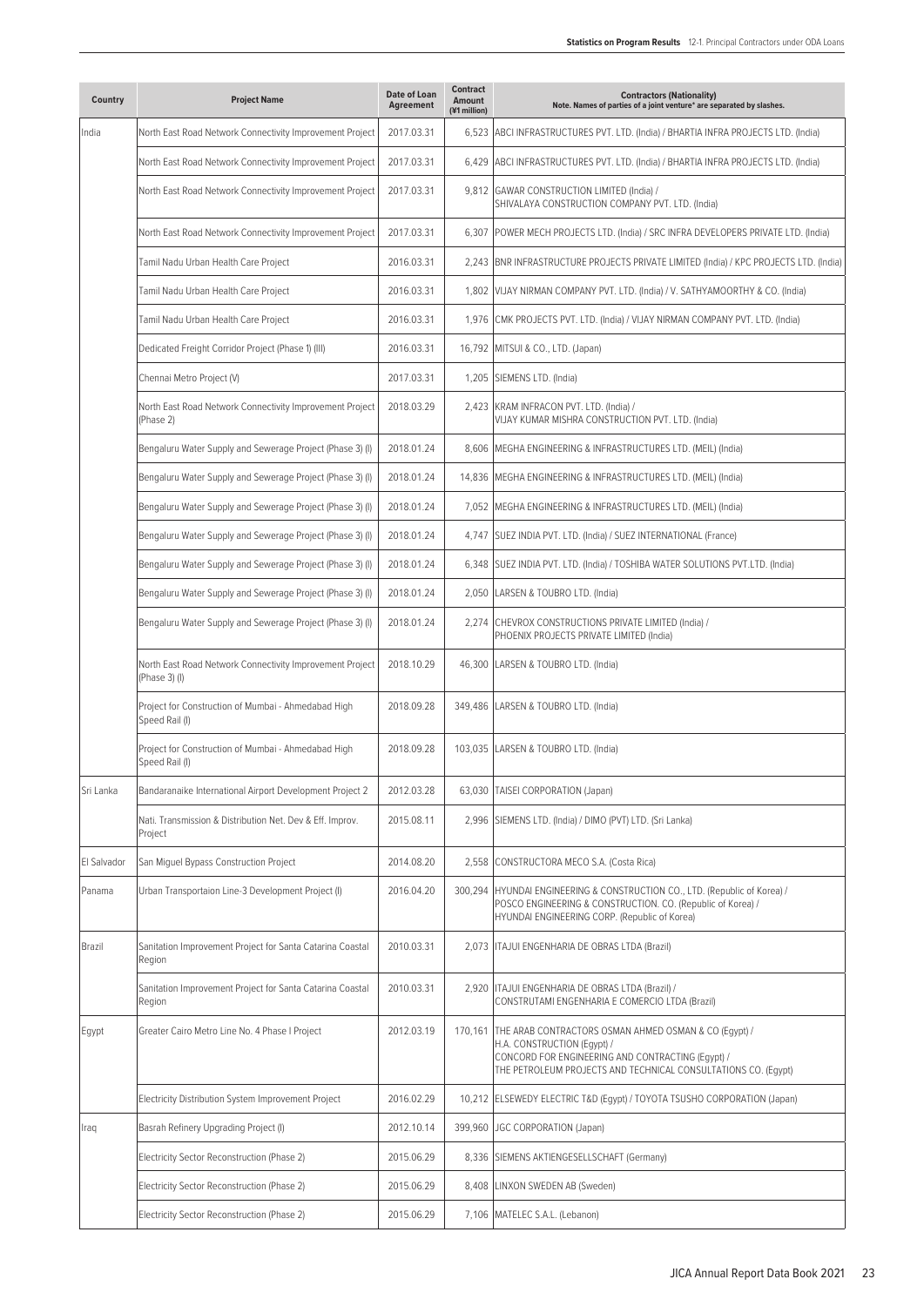| Country | Project Name | Date of Loan Agreement | Contract Amount (¥1 million) | Contractors (Nationality) Note. Names of parties of a joint venture* are separated by slashes. |
|---|---|---|---|---|
| India | North East Road Network Connectivity Improvement Project | 2017.03.31 | 6,523 | ABCI INFRASTRUCTURES PVT. LTD. (India) / BHARTIA INFRA PROJECTS LTD. (India) |
| | North East Road Network Connectivity Improvement Project | 2017.03.31 | 6,429 | ABCI INFRASTRUCTURES PVT. LTD. (India) / BHARTIA INFRA PROJECTS LTD. (India) |
| | North East Road Network Connectivity Improvement Project | 2017.03.31 | 9,812 | GAWAR CONSTRUCTION LIMITED (India) / SHIVALAYA CONSTRUCTION COMPANY PVT. LTD. (India) |
| | North East Road Network Connectivity Improvement Project | 2017.03.31 | 6,307 | POWER MECH PROJECTS LTD. (India) / SRC INFRA DEVELOPERS PRIVATE LTD. (India) |
| | Tamil Nadu Urban Health Care Project | 2016.03.31 | 2,243 | BNR INFRASTRUCTURE PROJECTS PRIVATE LIMITED (India) / KPC PROJECTS LTD. (India) |
| | Tamil Nadu Urban Health Care Project | 2016.03.31 | 1,802 | VIJAY NIRMAN COMPANY PVT. LTD. (India) / V. SATHYAMOORTHY & CO. (India) |
| | Tamil Nadu Urban Health Care Project | 2016.03.31 | 1,976 | CMK PROJECTS PVT. LTD. (India) / VIJAY NIRMAN COMPANY PVT. LTD. (India) |
| | Dedicated Freight Corridor Project (Phase 1) (III) | 2016.03.31 | 16,792 | MITSUI & CO., LTD. (Japan) |
| | Chennai Metro Project (V) | 2017.03.31 | 1,205 | SIEMENS LTD. (India) |
| | North East Road Network Connectivity Improvement Project (Phase 2) | 2018.03.29 | 2,423 | KRAM INFRACON PVT. LTD. (India) / VIJAY KUMAR MISHRA CONSTRUCTION PVT. LTD. (India) |
| | Bengaluru Water Supply and Sewerage Project (Phase 3) (I) | 2018.01.24 | 8,606 | MEGHA ENGINEERING & INFRASTRUCTURES LTD. (MEIL) (India) |
| | Bengaluru Water Supply and Sewerage Project (Phase 3) (I) | 2018.01.24 | 14,836 | MEGHA ENGINEERING & INFRASTRUCTURES LTD. (MEIL) (India) |
| | Bengaluru Water Supply and Sewerage Project (Phase 3) (I) | 2018.01.24 | 7,052 | MEGHA ENGINEERING & INFRASTRUCTURES LTD. (MEIL) (India) |
| | Bengaluru Water Supply and Sewerage Project (Phase 3) (I) | 2018.01.24 | 4,747 | SUEZ INDIA PVT. LTD. (India) / SUEZ INTERNATIONAL (France) |
| | Bengaluru Water Supply and Sewerage Project (Phase 3) (I) | 2018.01.24 | 6,348 | SUEZ INDIA PVT. LTD. (India) / TOSHIBA WATER SOLUTIONS PVT.LTD. (India) |
| | Bengaluru Water Supply and Sewerage Project (Phase 3) (I) | 2018.01.24 | 2,050 | LARSEN & TOUBRO LTD. (India) |
| | Bengaluru Water Supply and Sewerage Project (Phase 3) (I) | 2018.01.24 | 2,274 | CHEVROX CONSTRUCTIONS PRIVATE LIMITED (India) / PHOENIX PROJECTS PRIVATE LIMITED (India) |
| | North East Road Network Connectivity Improvement Project (Phase 3) (I) | 2018.10.29 | 46,300 | LARSEN & TOUBRO LTD. (India) |
| | Project for Construction of Mumbai - Ahmedabad High Speed Rail (I) | 2018.09.28 | 349,486 | LARSEN & TOUBRO LTD. (India) |
| | Project for Construction of Mumbai - Ahmedabad High Speed Rail (I) | 2018.09.28 | 103,035 | LARSEN & TOUBRO LTD. (India) |
| Sri Lanka | Bandaranaike International Airport Development Project 2 | 2012.03.28 | 63,030 | TAISEI CORPORATION (Japan) |
| | Nati. Transmission & Distribution Net. Dev & Eff. Improv. Project | 2015.08.11 | 2,996 | SIEMENS LTD. (India) / DIMO (PVT) LTD. (Sri Lanka) |
| El Salvador | San Miguel Bypass Construction Project | 2014.08.20 | 2,558 | CONSTRUCTORA MECO S.A. (Costa Rica) |
| Panama | Urban Transportaion Line-3 Development Project (I) | 2016.04.20 | 300,294 | HYUNDAI ENGINEERING & CONSTRUCTION CO., LTD. (Republic of Korea) / POSCO ENGINEERING & CONSTRUCTION. CO. (Republic of Korea) / HYUNDAI ENGINEERING CORP. (Republic of Korea) |
| Brazil | Sanitation Improvement Project for Santa Catarina Coastal Region | 2010.03.31 | 2,073 | ITAJUI ENGENHARIA DE OBRAS LTDA (Brazil) |
| | Sanitation Improvement Project for Santa Catarina Coastal Region | 2010.03.31 | 2,920 | ITAJUI ENGENHARIA DE OBRAS LTDA (Brazil) / CONSTRUTAMI ENGENHARIA E COMERCIO LTDA (Brazil) |
| Egypt | Greater Cairo Metro Line No. 4 Phase I Project | 2012.03.19 | 170,161 | THE ARAB CONTRACTORS OSMAN AHMED OSMAN & CO (Egypt) / H.A. CONSTRUCTION (Egypt) / CONCORD FOR ENGINEERING AND CONTRACTING (Egypt) / THE PETROLEUM PROJECTS AND TECHNICAL CONSULTATIONS CO. (Egypt) |
| | Electricity Distribution System Improvement Project | 2016.02.29 | 10,212 | ELSEWEDY ELECTRIC T&D (Egypt) / TOYOTA TSUSHO CORPORATION (Japan) |
| Iraq | Basrah Refinery Upgrading Project (I) | 2012.10.14 | 399,960 | JGC CORPORATION (Japan) |
| | Electricity Sector Reconstruction (Phase 2) | 2015.06.29 | 8,336 | SIEMENS AKTIENGESELLSCHAFT (Germany) |
| | Electricity Sector Reconstruction (Phase 2) | 2015.06.29 | 8,408 | LINXON SWEDEN AB (Sweden) |
| | Electricity Sector Reconstruction (Phase 2) | 2015.06.29 | 7,106 | MATELEC S.A.L. (Lebanon) |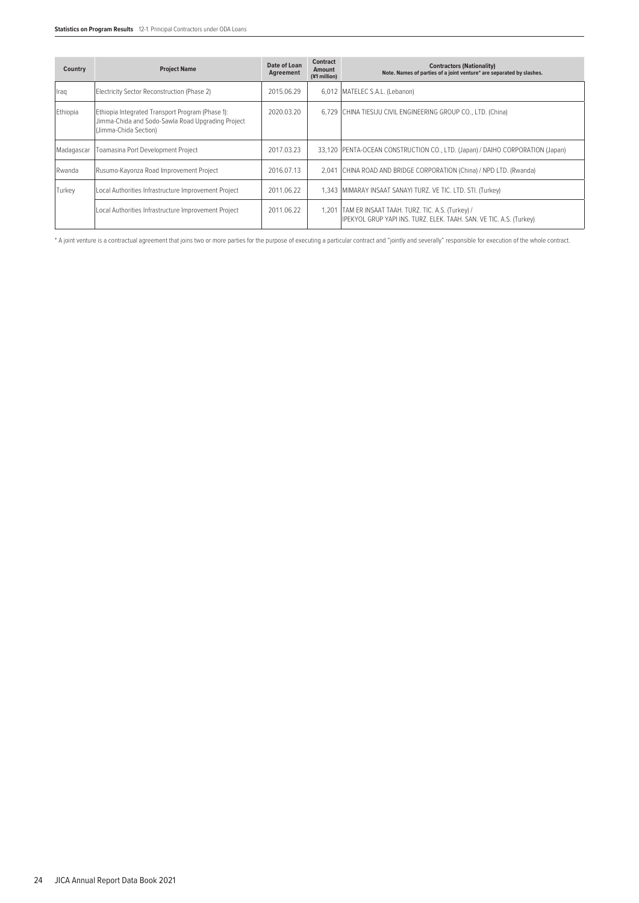| Country | Project Name | Date of Loan Agreement | Contract Amount (¥1 million) | Contractors (Nationality) Note. Names of parties of a joint venture* are separated by slashes. |
|---|---|---|---|---|
| Iraq | Electricity Sector Reconstruction (Phase 2) | 2015.06.29 | 6,012 | MATELEC S.A.L. (Lebanon) |
| Ethiopia | Ethiopia Integrated Transport Program (Phase 1): Jimma-Chida and Sodo-Sawla Road Upgrading Project (Jimma-Chida Section) | 2020.03.20 | 6,729 | CHINA TIESIJU CIVIL ENGINEERING GROUP CO., LTD. (China) |
| Madagascar | Toamasina Port Development Project | 2017.03.23 | 33,120 | PENTA-OCEAN CONSTRUCTION CO., LTD. (Japan) / DAIHO CORPORATION (Japan) |
| Rwanda | Rusumo-Kayonza Road Improvement Project | 2016.07.13 | 2,041 | CHINA ROAD AND BRIDGE CORPORATION (China) / NPD LTD. (Rwanda) |
| Turkey | Local Authorities Infrastructure Improvement Project | 2011.06.22 | 1,343 | MIMARAY INSAAT SANAYI TURZ. VE TIC. LTD. STI. (Turkey) |
| | Local Authorities Infrastructure Improvement Project | 2011.06.22 | 1,201 | TAM ER INSAAT TAAH. TURZ. TIC. A.S. (Turkey) / IPEKYOL GRUP YAPI INS. TURZ. ELEK. TAAH. SAN. VE TIC. A.S. (Turkey) |

* A joint venture is a contractual agreement that joins two or more parties for the purpose of executing a particular contract and "jointly and severally" responsible for execution of the whole contract.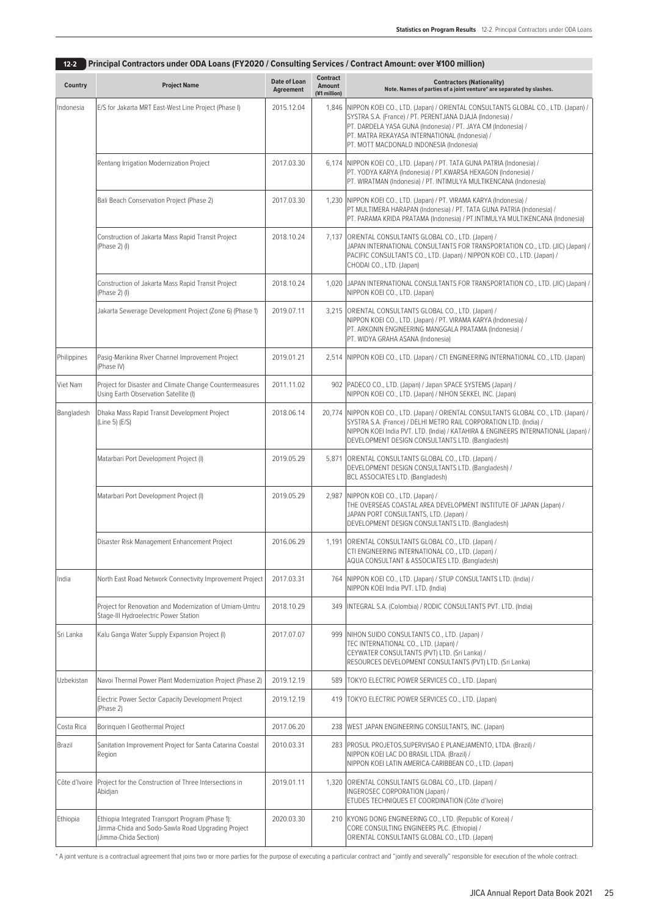## 12-2 Principal Contractors under ODA Loans (FY2020 / Consulting Services / Contract Amount: over ¥100 million)

| Country | Project Name | Date of Loan Agreement | Contract Amount (¥1 million) | Contractors (Nationality) Note. Names of parties of a joint venture* are separated by slashes. |
|---|---|---|---|---|
| Indonesia | E/S for Jakarta MRT East-West Line Project (Phase I) | 2015.12.04 | 1,846 | NIPPON KOEI CO., LTD. (Japan) / ORIENTAL CONSULTANTS GLOBAL CO., LTD. (Japan) / SYSTRA S.A. (France) / PT. PERENTJANA DJAJA (Indonesia) / PT. DARDELA YASA GUNA (Indonesia) / PT. JAYA CM (Indonesia) / PT. MATRA REKAYASA INTERNATIONAL (Indonesia) / PT. MOTT MACDONALD INDONESIA (Indonesia) |
| | Rentang Irrigation Modernization Project | 2017.03.30 | 6,174 | NIPPON KOEI CO., LTD. (Japan) / PT. TATA GUNA PATRIA (Indonesia) / PT. YODYA KARYA (Indonesia) / PT.KWARSA HEXAGON (Indonesia) / PT. WIRATMAN (Indonesia) / PT. INTIMULYA MULTIKENCANA (Indonesia) |
| | Bali Beach Conservation Project (Phase 2) | 2017.03.30 | 1,230 | NIPPON KOEI CO., LTD. (Japan) / PT. VIRAMA KARYA (Indonesia) / PT MULTIMERA HARAPAN (Indonesia) / PT. TATA GUNA PATRIA (Indonesia) / PT. PARAMA KRIDA PRATAMA (Indonesia) / PT.INTIMULYA MULTIKENCANA (Indonesia) |
| | Construction of Jakarta Mass Rapid Transit Project (Phase 2) (I) | 2018.10.24 | 7,137 | ORIENTAL CONSULTANTS GLOBAL CO., LTD. (Japan) / JAPAN INTERNATIONAL CONSULTANTS FOR TRANSPORTATION CO., LTD. (JIC) (Japan) / PACIFIC CONSULTANTS CO., LTD. (Japan) / NIPPON KOEI CO., LTD. (Japan) / CHODAI CO., LTD. (Japan) |
| | Construction of Jakarta Mass Rapid Transit Project (Phase 2) (I) | 2018.10.24 | 1,020 | JAPAN INTERNATIONAL CONSULTANTS FOR TRANSPORTATION CO., LTD. (JIC) (Japan) / NIPPON KOEI CO., LTD. (Japan) |
| | Jakarta Sewerage Development Project (Zone 6) (Phase 1) | 2019.07.11 | 3,215 | ORIENTAL CONSULTANTS GLOBAL CO., LTD. (Japan) / NIPPON KOEI CO., LTD. (Japan) / PT. VIRAMA KARYA (Indonesia) / PT. ARKONIN ENGINEERING MANGGALA PRATAMA (Indonesia) / PT. WIDYA GRAHA ASANA (Indonesia) |
| Philippines | Pasig-Marikina River Channel Improvement Project (Phase IV) | 2019.01.21 | 2,514 | NIPPON KOEI CO., LTD. (Japan) / CTI ENGINEERING INTERNATIONAL CO., LTD. (Japan) |
| Viet Nam | Project for Disaster and Climate Change Countermeasures Using Earth Observation Satellite (I) | 2011.11.02 | 902 | PADECO CO., LTD. (Japan) / Japan SPACE SYSTEMS (Japan) / NIPPON KOEI CO., LTD. (Japan) / NIHON SEKKEI, INC. (Japan) |
| Bangladesh | Dhaka Mass Rapid Transit Development Project (Line 5) (E/S) | 2018.06.14 | 20,774 | NIPPON KOEI CO., LTD. (Japan) / ORIENTAL CONSULTANTS GLOBAL CO., LTD. (Japan) / SYSTRA S.A. (France) / DELHI METRO RAIL CORPORATION LTD. (India) / NIPPON KOEI India PVT. LTD. (India) / KATAHIRA & ENGINEERS INTERNATIONAL (Japan) / DEVELOPMENT DESIGN CONSULTANTS LTD. (Bangladesh) |
| | Matarbari Port Development Project (I) | 2019.05.29 | 5,871 | ORIENTAL CONSULTANTS GLOBAL CO., LTD. (Japan) / DEVELOPMENT DESIGN CONSULTANTS LTD. (Bangladesh) / BCL ASSOCIATES LTD. (Bangladesh) |
| | Matarbari Port Development Project (I) | 2019.05.29 | 2,987 | NIPPON KOEI CO., LTD. (Japan) / THE OVERSEAS COASTAL AREA DEVELOPMENT INSTITUTE OF JAPAN (Japan) / JAPAN PORT CONSULTANTS, LTD. (Japan) / DEVELOPMENT DESIGN CONSULTANTS LTD. (Bangladesh) |
| | Disaster Risk Management Enhancement Project | 2016.06.29 | 1,191 | ORIENTAL CONSULTANTS GLOBAL CO., LTD. (Japan) / CTI ENGINEERING INTERNATIONAL CO., LTD. (Japan) / AQUA CONSULTANT & ASSOCIATES LTD. (Bangladesh) |
| India | North East Road Network Connectivity Improvement Project | 2017.03.31 | 764 | NIPPON KOEI CO., LTD. (Japan) / STUP CONSULTANTS LTD. (India) / NIPPON KOEI India PVT. LTD. (India) |
| | Project for Renovation and Modernization of Umiam-Umtru Stage-III Hydroelectric Power Station | 2018.10.29 | 349 | INTEGRAL S.A. (Colombia) / RODIC CONSULTANTS PVT. LTD. (India) |
| Sri Lanka | Kalu Ganga Water Supply Expansion Project (I) | 2017.07.07 | 999 | NIHON SUIDO CONSULTANTS CO., LTD. (Japan) / TEC INTERNATIONAL CO., LTD. (Japan) / CEYWATER CONSULTANTS (PVT) LTD. (Sri Lanka) / RESOURCES DEVELOPMENT CONSULTANTS (PVT) LTD. (Sri Lanka) |
| Uzbekistan | Navoi Thermal Power Plant Modernization Project (Phase 2) | 2019.12.19 | 589 | TOKYO ELECTRIC POWER SERVICES CO., LTD. (Japan) |
| | Electric Power Sector Capacity Development Project (Phase 2) | 2019.12.19 | 419 | TOKYO ELECTRIC POWER SERVICES CO., LTD. (Japan) |
| Costa Rica | Borinquen I Geothermal Project | 2017.06.20 | 238 | WEST JAPAN ENGINEERING CONSULTANTS, INC. (Japan) |
| Brazil | Sanitation Improvement Project for Santa Catarina Coastal Region | 2010.03.31 | 283 | PROSUL PROJETOS,SUPERVISAO E PLANEJAMENTO, LTDA. (Brazil) / NIPPON KOEI LAC DO BRASIL LTDA. (Brazil) / NIPPON KOEI LATIN AMERICA-CARIBBEAN CO., LTD. (Japan) |
| Côte d'Ivoire | Project for the Construction of Three Intersections in Abidjan | 2019.01.11 | 1,320 | ORIENTAL CONSULTANTS GLOBAL CO., LTD. (Japan) / INGEROSEC CORPORATION (Japan) / ETUDES TECHNIQUES ET COORDINATION (Côte d'Ivoire) |
| Ethiopia | Ethiopia Integrated Transport Program (Phase 1): Jimma-Chida and Sodo-Sawla Road Upgrading Project (Jimma-Chida Section) | 2020.03.30 | 210 | KYONG DONG ENGINEERING CO., LTD. (Republic of Korea) / CORE CONSULTING ENGINEERS PLC. (Ethiopia) / ORIENTAL CONSULTANTS GLOBAL CO., LTD. (Japan) |

* A joint venture is a contractual agreement that joins two or more parties for the purpose of executing a particular contract and "jointly and severally" responsible for execution of the whole contract.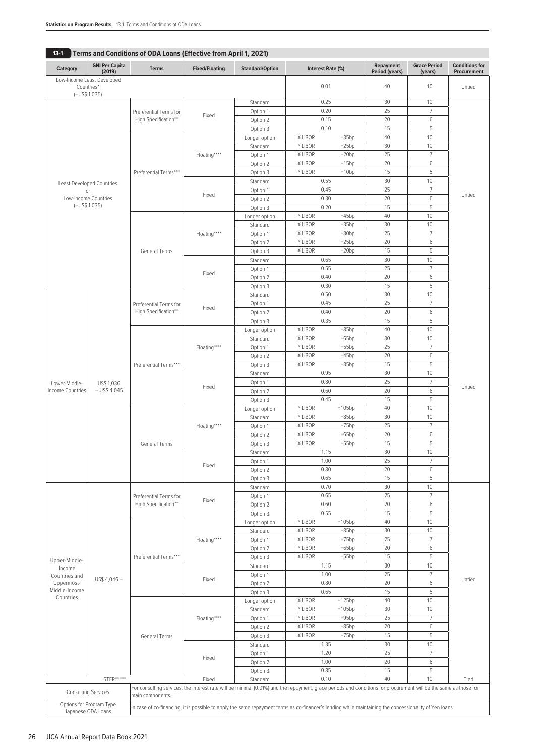## 13-1 Terms and Conditions of ODA Loans (Effective from April 1, 2021)

| Category | GNI Per Capita (2019) | Terms | Fixed/Floating | Standard/Option | Interest Rate (%) | Repayment Period (years) | Grace Period (years) | Conditions for Procurement |
|---|---|---|---|---|---|---|---|---|
| Low-Income Least Developed Countries* (–US$ 1,035) | | | | | 0.01 | 40 | 10 | Untied |
| Least Developed Countries or Low-Income Countries (–US$ 1,035) | | Preferential Terms for High Specification** | Fixed | Standard | 0.25 | 30 | 10 | Untied |
| | | | | Option 1 | 0.20 | 25 | 7 | |
| | | | | Option 2 | 0.15 | 20 | 6 | |
| | | | | Option 3 | 0.10 | 15 | 5 | |
| | | Preferential Terms*** | Floating**** | Longer option | ¥ LIBOR +35bp | 40 | 10 | |
| | | | | Standard | ¥ LIBOR +25bp | 30 | 10 | |
| | | | | Option 1 | ¥ LIBOR +20bp | 25 | 7 | |
| | | | | Option 2 | ¥ LIBOR +15bp | 20 | 6 | |
| | | | | Option 3 | ¥ LIBOR +10bp | 15 | 5 | |
| | | | Fixed | Standard | 0.55 | 30 | 10 | |
| | | | | Option 1 | 0.45 | 25 | 7 | |
| | | | | Option 2 | 0.30 | 20 | 6 | |
| | | | | Option 3 | 0.20 | 15 | 5 | |
| | | General Terms | Floating**** | Longer option | ¥ LIBOR +45bp | 40 | 10 | |
| | | | | Standard | ¥ LIBOR +35bp | 30 | 10 | |
| | | | | Option 1 | ¥ LIBOR +30bp | 25 | 7 | |
| | | | | Option 2 | ¥ LIBOR +25bp | 20 | 6 | |
| | | | | Option 3 | ¥ LIBOR +20bp | 15 | 5 | |
| | | | Fixed | Standard | 0.65 | 30 | 10 | |
| | | | | Option 1 | 0.55 | 25 | 7 | |
| | | | | Option 2 | 0.40 | 20 | 6 | |
| | | | | Option 3 | 0.30 | 15 | 5 | |
| Lower-Middle-Income Countries | US$ 1,036 – US$ 4,045 | Preferential Terms for High Specification** | Fixed | Standard | 0.50 | 30 | 10 | Untied |
| | | | | Option 1 | 0.45 | 25 | 7 | |
| | | | | Option 2 | 0.40 | 20 | 6 | |
| | | | | Option 3 | 0.35 | 15 | 5 | |
| | | Preferential Terms*** | Floating**** | Longer option | ¥ LIBOR +85bp | 40 | 10 | |
| | | | | Standard | ¥ LIBOR +65bp | 30 | 10 | |
| | | | | Option 1 | ¥ LIBOR +55bp | 25 | 7 | |
| | | | | Option 2 | ¥ LIBOR +45bp | 20 | 6 | |
| | | | | Option 3 | ¥ LIBOR +35bp | 15 | 5 | |
| | | | Fixed | Standard | 0.95 | 30 | 10 | |
| | | | | Option 1 | 0.80 | 25 | 7 | |
| | | | | Option 2 | 0.60 | 20 | 6 | |
| | | | | Option 3 | 0.45 | 15 | 5 | |
| | | General Terms | Floating**** | Longer option | ¥ LIBOR +105bp | 40 | 10 | |
| | | | | Standard | ¥ LIBOR +85bp | 30 | 10 | |
| | | | | Option 1 | ¥ LIBOR +75bp | 25 | 7 | |
| | | | | Option 2 | ¥ LIBOR +65bp | 20 | 6 | |
| | | | | Option 3 | ¥ LIBOR +55bp | 15 | 5 | |
| | | | Fixed | Standard | 1.15 | 30 | 10 | |
| | | | | Option 1 | 1.00 | 25 | 7 | |
| | | | | Option 2 | 0.80 | 20 | 6 | |
| | | | | Option 3 | 0.65 | 15 | 5 | |
| Upper-Middle-Income Countries and Uppermost-Middle-Income Countries | US$ 4,046 – | Preferential Terms for High Specification** | Fixed | Standard | 0.70 | 30 | 10 | Untied |
| | | | | Option 1 | 0.65 | 25 | 7 | |
| | | | | Option 2 | 0.60 | 20 | 6 | |
| | | | | Option 3 | 0.55 | 15 | 5 | |
| | | Preferential Terms*** | Floating**** | Longer option | ¥ LIBOR +105bp | 40 | 10 | |
| | | | | Standard | ¥ LIBOR +85bp | 30 | 10 | |
| | | | | Option 1 | ¥ LIBOR +75bp | 25 | 7 | |
| | | | | Option 2 | ¥ LIBOR +65bp | 20 | 6 | |
| | | | | Option 3 | ¥ LIBOR +55bp | 15 | 5 | |
| | | | Fixed | Standard | 1.15 | 30 | 10 | |
| | | | | Option 1 | 1.00 | 25 | 7 | |
| | | | | Option 2 | 0.80 | 20 | 6 | |
| | | | | Option 3 | 0.65 | 15 | 5 | |
| | | General Terms | Floating**** | Longer option | ¥ LIBOR +125bp | 40 | 10 | |
| | | | | Standard | ¥ LIBOR +105bp | 30 | 10 | |
| | | | | Option 1 | ¥ LIBOR +95bp | 25 | 7 | |
| | | | | Option 2 | ¥ LIBOR +85bp | 20 | 6 | |
| | | | | Option 3 | ¥ LIBOR +75bp | 15 | 5 | |
| | | | Fixed | Standard | 1.35 | 30 | 10 | |
| | | | | Option 1 | 1.20 | 25 | 7 | |
| | | | | Option 2 | 1.00 | 20 | 6 | |
| | | | | Option 3 | 0.85 | 15 | 5 | |
| STEP***** | | | Fixed | Standard | 0.10 | 40 | 10 | Tied |
| Consulting Services | | For consulting services, the interest rate will be minimal (0.01%) and the repayment, grace periods and conditions for procurement will be the same as those for main components. | | | | | | |
| Options for Program Type Japanese ODA Loans | | In case of co-financing, it is possible to apply the same repayment terms as co-financer's lending while maintaining the concessionality of Yen loans. | | | | | | |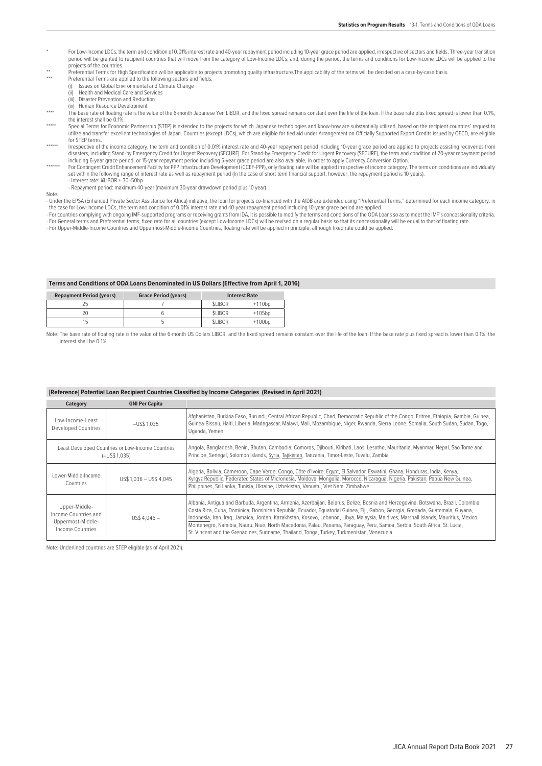\* For Low-Income LDCs, the term and condition of 0.01% interest rate and 40-year repayment period including 10-year grace period are applied, irrespective of sectors and fields. Three-year transition period will be granted to recipient countries that will move from the category of Low-Income LDCs, and, during the period, the terms and conditions for Low-Income LDCs will be applied to the projects of the countries.

\*\* Preferential Terms for High Specification will be applicable to projects promoting quality infrastructure.The applicability of the terms will be decided on a case-by-case basis.

\*\*\* Preferential Terms are applied to the following sectors and fields:
(i) Issues on Global Environmental and Climate Change
(ii) Health and Medical Care and Services
(iii) Disaster Prevention and Reduction
(iv) Human Resource Development

\*\*\*\* The base rate of floating rate is the value of the 6-month Japanese Yen LIBOR, and the fixed spread remains constant over the life of the loan. If the base rate plus fixed spread is lower than 0.1%, the interest shall be 0.1%.

\*\*\*\*\* Special Terms for Economic Partnership (STEP) is extended to the projects for which Japanese technologies and know-how are substantially utilized, based on the recipient countries' request to utilize and transfer excellent technologies of Japan. Countries (except LDCs), which are eligible for tied aid under Arrangement on Officially Supported Export Credits issued by OECD, are eligible for STEP terms.

\*\*\*\*\*\* Irrespective of the income category, the term and condition of 0.01% interest rate and 40-year repayment period including 10-year grace period are applied to projects assisting recoveries from disasters, including Stand-by Emergency Credit for Urgent Recovery (SECURE). For Stand-by Emergency Credit for Urgent Recovery (SECURE), the term and condition of 20-year repayment period including 6-year grace period, or 15-year repayment period including 5-year grace period are also available, in order to apply Currency Conversion Option.

\*\*\*\*\*\*\* For Contingent Credit Enhancement Facility for PPP Infrastructure Development (CCEF-PPP), only floating rate will be applied irrespective of income category. The terms on conditions are individually set within the following range of interest rate as well as repayment period (In the case of short term financial support, however, the repayment period is 10 years).
- Interest rate: ¥LIBOR + 30~50bp
- Repayment period: maximum 40-year (maximum 30-year drawdown period plus 10 year)

Note:
- Under the EPSA (Enhanced Private Sector Assistance for Africa) initiative, the loan for projects co-financed with the AfDB are extended using "Preferential Terms," determined for each income category; in the case for Low-Income LDCs, the term and condition of 0.01% interest rate and 40-year repayment period including 10-year grace period are applied.
- For countries complying with ongoing IMF-supported programs or receiving grants from IDA, it is possible to modify the terms and conditions of the ODA Loans so as to meet the IMF's concessionality criteria.
- For General terms and Preferential terms, fixed rate for all countries (except Low-Income LDCs) will be revised on a regular basis so that its concessionality will be equal to that of floating rate.
- For Upper-Middle-Income Countries and Uppermost-Middle-Income Countries, floating rate will be applied in principle, although fixed rate could be applied.

### Terms and Conditions of ODA Loans Denominated in US Dollars (Effective from April 1, 2016)

| Repayment Period (years) | Grace Period (years) | Interest Rate | |
|---|---|---|---|
| 25 | 7 | $LIBOR | +110bp |
| 20 | 6 | $LIBOR | +105bp |
| 15 | 5 | $LIBOR | +100bp |

Note: The base rate of floating rate is the value of the 6-month US Dollars LIBOR, and the fixed spread remains constant over the life of the loan. If the base rate plus fixed spread is lower than 0.1%, the interest shall be 0.1%.

### [Reference] Potential Loan Recipient Countries Classified by Income Categories (Revised in April 2021)

| Category | GNI Per Capita | |
|---|---|---|
| Low-Income-Least Developed Countries | –US$ 1,035 | Afghanistan, Burkina Faso, Burundi, Central African Republic, Chad, Democratic Republic of the Congo, Eritrea, Ethiopia, Gambia, Guinea, Guinea-Bissau, Haiti, Liberia, Madagascar, Malawi, Mali, Mozambique, Niger, Rwanda, Sierra Leone, Somalia, South Sudan, Sudan, Togo, Uganda, Yemen |
| Least Developed Countries or Low-Income Countries (–US$ 1,035) | | Angola, Bangladesh, Benin, Bhutan, Cambodia, Comoros, Djibouti, Kiribati, Laos, Lesotho, Mauritania, Myanmar, Nepal, Sao Tome and Principe, Senegal, Solomon Islands, Syria, Tajikistan, Tanzania, Timor-Leste, Tuvalu, Zambia |
| Lower-Middle-Income Countries | US$ 1,036 – US$ 4,045 | Algeria, Bolivia, Cameroon, Cape Verde, Congo, Côte d'Ivoire, Egypt, El Salvador, Eswatini, Ghana, Honduras, India, Kenya, Kyrgyz Republic, Federated States of Micronesia, Moldova, Mongolia, Morocco, Nicaragua, Nigeria, Pakistan, Papua New Guinea, Philippines, Sri Lanka, Tunisia, Ukraine, Uzbekistan, Vanuatu, Viet Nam, Zimbabwe |
| Upper-Middle-Income Countries and Uppermost-Middle-Income Countries | US$ 4,046 – | Albania, Antigua and Barbuda, Argentina, Armenia, Azerbaijan, Belarus, Belize, Bosnia and Herzegovina, Botswana, Brazil, Colombia, Costa Rica, Cuba, Dominica, Dominican Republic, Ecuador, Equatorial Guinea, Fiji, Gabon, Georgia, Grenada, Guatemala, Guyana, Indonesia, Iran, Iraq, Jamaica, Jordan, Kazakhstan, Kosovo, Lebanon, Libya, Malaysia, Maldives, Marshall Islands, Mauritius, Mexico, Montenegro, Namibia, Nauru, Niue, North Macedonia, Palau, Panama, Paraguay, Peru, Samoa, Serbia, South Africa, St. Lucia, St. Vincent and the Grenadines, Suriname, Thailand, Tonga, Turkey, Turkmenistan, Venezuela |

Note: Underlined countries are STEP eligible (as of April 2021).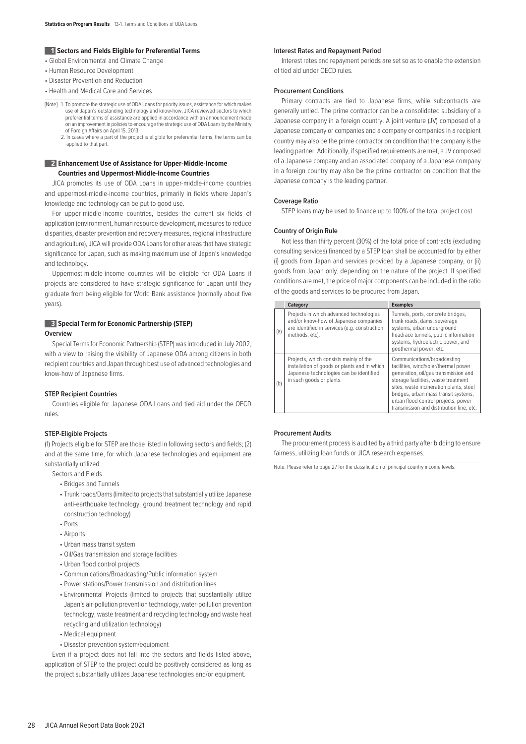## 1 Sectors and Fields Eligible for Preferential Terms

- Global Environmental and Climate Change
- Human Resource Development
- Disaster Prevention and Reduction
- Health and Medical Care and Services

[Note] 1. To promote the strategic use of ODA Loans for priority issues, assistance for which makes use of Japan's outstanding technology and know-how, JICA reviewed sectors to which preferential terms of assistance are applied in accordance with an announcement made on an improvement in policies to encourage the strategic use of ODA Loans by the Ministry of Foreign Affairs on April 15, 2013.
2. In cases where a part of the project is eligible for preferential terms, the terms can be applied to that part.

## 2 Enhancement Use of Assistance for Upper-Middle-Income Countries and Uppermost-Middle-Income Countries

JICA promotes its use of ODA Loans in upper-middle-income countries and uppermost-middle-income countries, primarily in fields where Japan's knowledge and technology can be put to good use.

For upper-middle-income countries, besides the current six fields of application (environment, human resource development, measures to reduce disparities, disaster prevention and recovery measures, regional infrastructure and agriculture), JICA will provide ODA Loans for other areas that have strategic significance for Japan, such as making maximum use of Japan's knowledge and technology.

Uppermost-middle-income countries will be eligible for ODA Loans if projects are considered to have strategic significance for Japan until they graduate from being eligible for World Bank assistance (normally about five years).

## 3 Special Term for Economic Partnership (STEP)

### Overview

Special Terms for Economic Partnership (STEP) was introduced in July 2002, with a view to raising the visibility of Japanese ODA among citizens in both recipient countries and Japan through best use of advanced technologies and know-how of Japanese firms.

### STEP Recipient Countries

Countries eligible for Japanese ODA Loans and tied aid under the OECD rules.

### STEP-Eligible Projects

(1) Projects eligible for STEP are those listed in following sectors and fields; (2) and at the same time, for which Japanese technologies and equipment are substantially utilized.

Sectors and Fields

- Bridges and Tunnels
- Trunk roads/Dams (limited to projects that substantially utilize Japanese anti-earthquake technology, ground treatment technology and rapid construction technology)
- Ports
- Airports
- Urban mass transit system
- Oil/Gas transmission and storage facilities
- Urban flood control projects
- Communications/Broadcasting/Public information system
- Power stations/Power transmission and distribution lines
- Environmental Projects (limited to projects that substantially utilize Japan's air-pollution prevention technology, water-pollution prevention technology, waste treatment and recycling technology and waste heat recycling and utilization technology)
- Medical equipment
- Disaster-prevention system/equipment

Even if a project does not fall into the sectors and fields listed above, application of STEP to the project could be positively considered as long as the project substantially utilizes Japanese technologies and/or equipment.

### Interest Rates and Repayment Period

Interest rates and repayment periods are set so as to enable the extension of tied aid under OECD rules.

### Procurement Conditions

Primary contracts are tied to Japanese firms, while subcontracts are generally untied. The prime contractor can be a consolidated subsidiary of a Japanese company in a foreign country. A joint venture (JV) composed of a Japanese company or companies and a company or companies in a recipient country may also be the prime contractor on condition that the company is the leading partner. Additionally, if specified requirements are met, a JV composed of a Japanese company and an associated company of a Japanese company in a foreign country may also be the prime contractor on condition that the Japanese company is the leading partner.

### Coverage Ratio

STEP loans may be used to finance up to 100% of the total project cost.

### Country of Origin Rule

Not less than thirty percent (30%) of the total price of contracts (excluding consulting services) financed by a STEP loan shall be accounted for by either (i) goods from Japan and services provided by a Japanese company, or (ii) goods from Japan only, depending on the nature of the project. If specified conditions are met, the price of major components can be included in the ratio of the goods and services to be procured from Japan.

| | Category | Examples |
|---|---|---|
| (a) | Projects in which advanced technologies and/or know-how of Japanese companies are identified in services (e.g. construction methods, etc). | Tunnels, ports, concrete bridges, trunk roads, dams, sewerage systems, urban underground headrace tunnels, public information systems, hydroelectric power, and geothermal power, etc. |
| (b) | Projects, which consists mainly of the installation of goods or plants and in which Japanese technologies can be identified in such goods or plants. | Communications/broadcasting facilities, wind/solar/thermal power generation, oil/gas transmission and storage facilities, waste treatment sites, waste incineration plants, steel bridges, urban mass transit systems, urban flood control projects, power transmission and distribution line, etc. |

### Procurement Audits

The procurement process is audited by a third party after bidding to ensure fairness, utilizing loan funds or JICA research expenses.

Note: Please refer to page 27 for the classification of principal country income levels.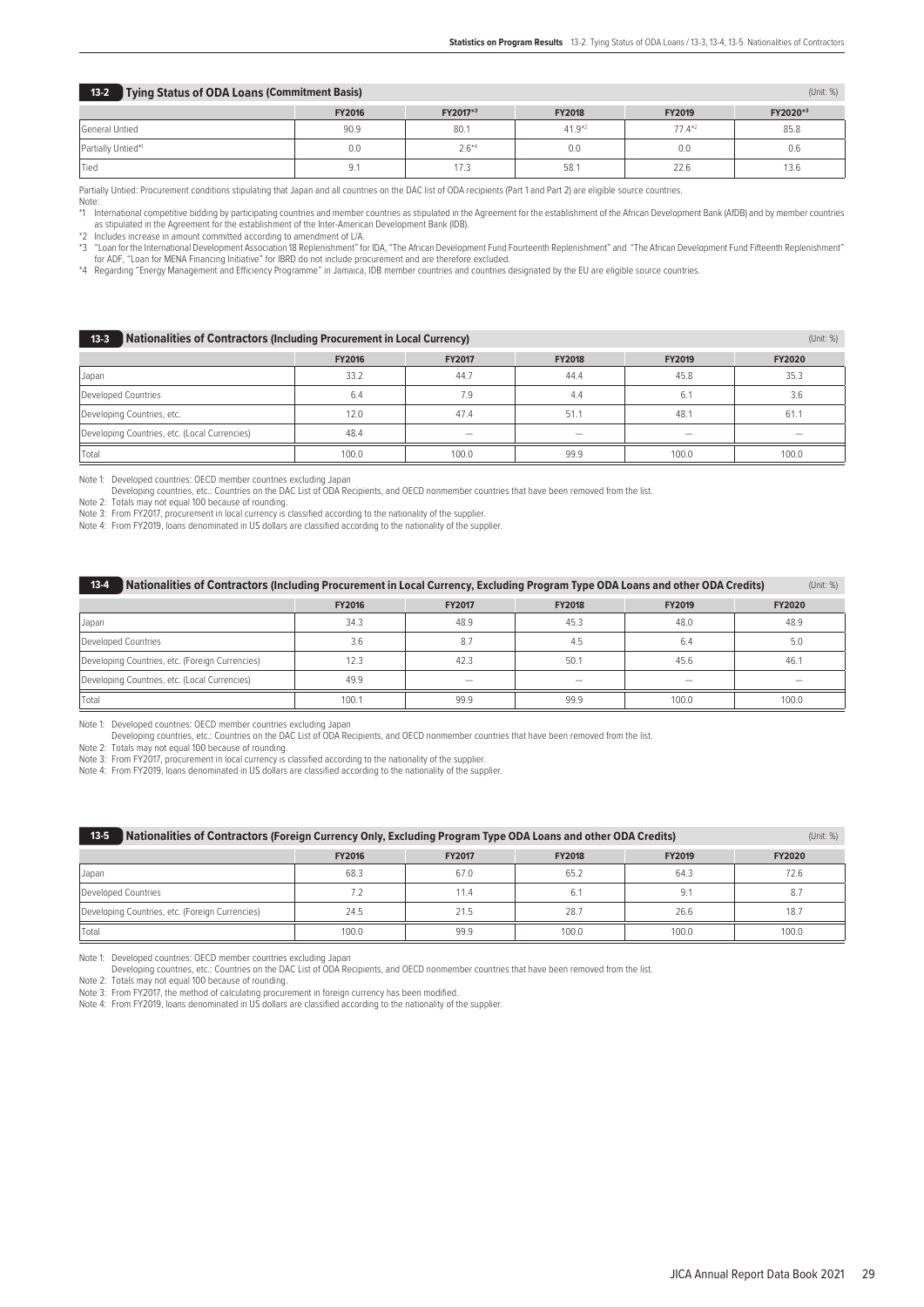## 13-2 Tying Status of ODA Loans (Commitment Basis)

(Unit: %)

| | FY2016 | FY2017*3 | FY2018 | FY2019 | FY2020*3 |
|---|---|---|---|---|---|
| General Untied | 90.9 | 80.1 | 41.9*2 | 77.4*2 | 85.8 |
| Partially Untied*1 | 0.0 | 2.6*4 | 0.0 | 0.0 | 0.6 |
| Tied | 9.1 | 17.3 | 58.1 | 22.6 | 13.6 |

Partially Untied: Procurement conditions stipulating that Japan and all countries on the DAC list of ODA recipients (Part 1 and Part 2) are eligible source countries.

Note:

*1 International competitive bidding by participating countries and member countries as stipulated in the Agreement for the establishment of the African Development Bank (AfDB) and by member countries as stipulated in the Agreement for the establishment of the Inter-American Development Bank (IDB).

*2 Includes increase in amount committed according to amendment of L/A.

*3 "Loan for the International Development Association 18 Replenishment" for IDA, "The African Development Fund Fourteenth Replenishment" and "The African Development Fund Fifteenth Replenishment" for ADF, "Loan for MENA Financing Initiative" for IBRD do not include procurement and are therefore excluded.

*4 Regarding "Energy Management and Efficiency Programme" in Jamaica, IDB member countries and countries designated by the EU are eligible source countries.

## 13-3 Nationalities of Contractors (Including Procurement in Local Currency)

(Unit: %)

| | FY2016 | FY2017 | FY2018 | FY2019 | FY2020 |
|---|---|---|---|---|---|
| Japan | 33.2 | 44.7 | 44.4 | 45.8 | 35.3 |
| Developed Countries | 6.4 | 7.9 | 4.4 | 6.1 | 3.6 |
| Developing Countries, etc. | 12.0 | 47.4 | 51.1 | 48.1 | 61.1 |
| Developing Countries, etc. (Local Currencies) | 48.4 | — | — | — | — |
| Total | 100.0 | 100.0 | 99.9 | 100.0 | 100.0 |

Note 1: Developed countries: OECD member countries excluding Japan
Developing countries, etc.: Countries on the DAC List of ODA Recipients, and OECD nonmember countries that have been removed from the list.

Note 2: Totals may not equal 100 because of rounding.

Note 3: From FY2017, procurement in local currency is classified according to the nationality of the supplier.

Note 4: From FY2019, loans denominated in US dollars are classified according to the nationality of the supplier.

## 13-4 Nationalities of Contractors (Including Procurement in Local Currency, Excluding Program Type ODA Loans and other ODA Credits)

(Unit: %)

| | FY2016 | FY2017 | FY2018 | FY2019 | FY2020 |
|---|---|---|---|---|---|
| Japan | 34.3 | 48.9 | 45.3 | 48.0 | 48.9 |
| Developed Countries | 3.6 | 8.7 | 4.5 | 6.4 | 5.0 |
| Developing Countries, etc. (Foreign Currencies) | 12.3 | 42.3 | 50.1 | 45.6 | 46.1 |
| Developing Countries, etc. (Local Currencies) | 49.9 | — | — | — | — |
| Total | 100.1 | 99.9 | 99.9 | 100.0 | 100.0 |

Note 1: Developed countries: OECD member countries excluding Japan
Developing countries, etc.: Countries on the DAC List of ODA Recipients, and OECD nonmember countries that have been removed from the list.

Note 2: Totals may not equal 100 because of rounding.

Note 3: From FY2017, procurement in local currency is classified according to the nationality of the supplier.

Note 4: From FY2019, loans denominated in US dollars are classified according to the nationality of the supplier.

## 13-5 Nationalities of Contractors (Foreign Currency Only, Excluding Program Type ODA Loans and other ODA Credits)

(Unit: %)

| | FY2016 | FY2017 | FY2018 | FY2019 | FY2020 |
|---|---|---|---|---|---|
| Japan | 68.3 | 67.0 | 65.2 | 64.3 | 72.6 |
| Developed Countries | 7.2 | 11.4 | 6.1 | 9.1 | 8.7 |
| Developing Countries, etc. (Foreign Currencies) | 24.5 | 21.5 | 28.7 | 26.6 | 18.7 |
| Total | 100.0 | 99.9 | 100.0 | 100.0 | 100.0 |

Note 1: Developed countries: OECD member countries excluding Japan
Developing countries, etc.: Countries on the DAC List of ODA Recipients, and OECD nonmember countries that have been removed from the list.

Note 2: Totals may not equal 100 because of rounding.

Note 3: From FY2017, the method of calculating procurement in foreign currency has been modified.

Note 4: From FY2019, loans denominated in US dollars are classified according to the nationality of the supplier.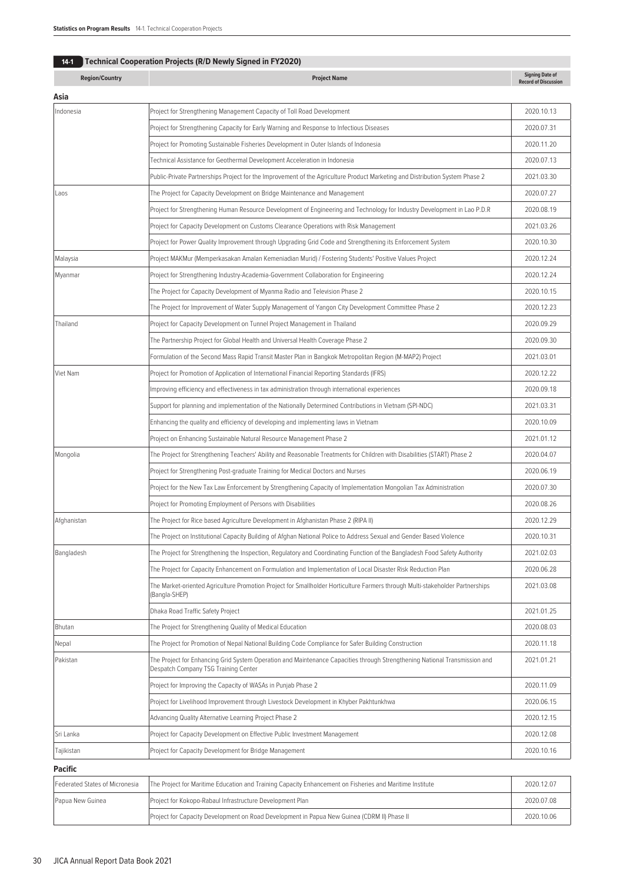## 14-1 Technical Cooperation Projects (R/D Newly Signed in FY2020)

| Region/Country | Project Name | Signing Date of Record of Discussion |
|---|---|---|
| **Asia** | | |
| Indonesia | Project for Strengthening Management Capacity of Toll Road Development | 2020.10.13 |
| | Project for Strengthening Capacity for Early Warning and Response to Infectious Diseases | 2020.07.31 |
| | Project for Promoting Sustainable Fisheries Development in Outer Islands of Indonesia | 2020.11.20 |
| | Technical Assistance for Geothermal Development Acceleration in Indonesia | 2020.07.13 |
| | Public-Private Partnerships Project for the Improvement of the Agriculture Product Marketing and Distribution System Phase 2 | 2021.03.30 |
| Laos | The Project for Capacity Development on Bridge Maintenance and Management | 2020.07.27 |
| | Project for Strengthening Human Resource Development of Engineering and Technology for Industry Development in Lao P.D.R | 2020.08.19 |
| | Project for Capacity Development on Customs Clearance Operations with Risk Management | 2021.03.26 |
| | Project for Power Quality Improvement through Upgrading Grid Code and Strengthening its Enforcement System | 2020.10.30 |
| Malaysia | Project MAKMur (Memperkasakan Amalan Kemeniadian Murid) / Fostering Students' Positive Values Project | 2020.12.24 |
| Myanmar | Project for Strengthening Industry-Academia-Government Collaboration for Engineering | 2020.12.24 |
| | The Project for Capacity Development of Myanma Radio and Television Phase 2 | 2020.10.15 |
| | The Project for Improvement of Water Supply Management of Yangon City Development Committee Phase 2 | 2020.12.23 |
| Thailand | Project for Capacity Development on Tunnel Project Management in Thailand | 2020.09.29 |
| | The Partnership Project for Global Health and Universal Health Coverage Phase 2 | 2020.09.30 |
| | Formulation of the Second Mass Rapid Transit Master Plan in Bangkok Metropolitan Region (M-MAP2) Project | 2021.03.01 |
| Viet Nam | Project for Promotion of Application of International Financial Reporting Standards (IFRS) | 2020.12.22 |
| | Improving efficiency and effectiveness in tax administration through international experiences | 2020.09.18 |
| | Support for planning and implementation of the Nationally Determined Contributions in Vietnam (SPI-NDC) | 2021.03.31 |
| | Enhancing the quality and efficiency of developing and implementing laws in Vietnam | 2020.10.09 |
| | Project on Enhancing Sustainable Natural Resource Management Phase 2 | 2021.01.12 |
| Mongolia | The Project for Strengthening Teachers' Ability and Reasonable Treatments for Children with Disabilities (START) Phase 2 | 2020.04.07 |
| | Project for Strengthening Post-graduate Training for Medical Doctors and Nurses | 2020.06.19 |
| | Project for the New Tax Law Enforcement by Strengthening Capacity of Implementation Mongolian Tax Administration | 2020.07.30 |
| | Project for Promoting Employment of Persons with Disabilities | 2020.08.26 |
| Afghanistan | The Project for Rice based Agriculture Development in Afghanistan Phase 2 (RIPA II) | 2020.12.29 |
| | The Project on Institutional Capacity Building of Afghan National Police to Address Sexual and Gender Based Violence | 2020.10.31 |
| Bangladesh | The Project for Strengthening the Inspection, Regulatory and Coordinating Function of the Bangladesh Food Safety Authority | 2021.02.03 |
| | The Project for Capacity Enhancement on Formulation and Implementation of Local Disaster Risk Reduction Plan | 2020.06.28 |
| | The Market-oriented Agriculture Promotion Project for Smallholder Horticulture Farmers through Multi-stakeholder Partnerships (Bangla-SHEP) | 2021.03.08 |
| | Dhaka Road Traffic Safety Project | 2021.01.25 |
| Bhutan | The Project for Strengthening Quality of Medical Education | 2020.08.03 |
| Nepal | The Project for Promotion of Nepal National Building Code Compliance for Safer Building Construction | 2020.11.18 |
| Pakistan | The Project for Enhancing Grid System Operation and Maintenance Capacities through Strengthening National Transmission and Despatch Company TSG Training Center | 2021.01.21 |
| | Project for Improving the Capacity of WASAs in Punjab Phase 2 | 2020.11.09 |
| | Project for Livelihood Improvement through Livestock Development in Khyber Pakhtunkhwa | 2020.06.15 |
| | Advancing Quality Alternative Learning Project Phase 2 | 2020.12.15 |
| Sri Lanka | Project for Capacity Development on Effective Public Investment Management | 2020.12.08 |
| Tajikistan | Project for Capacity Development for Bridge Management | 2020.10.16 |
| **Pacific** | | |
| Federated States of Micronesia | The Project for Maritime Education and Training Capacity Enhancement on Fisheries and Maritime Institute | 2020.12.07 |
| Papua New Guinea | Project for Kokopo-Rabaul Infrastructure Development Plan | 2020.07.08 |
| | Project for Capacity Development on Road Development in Papua New Guinea (CDRM II) Phase II | 2020.10.06 |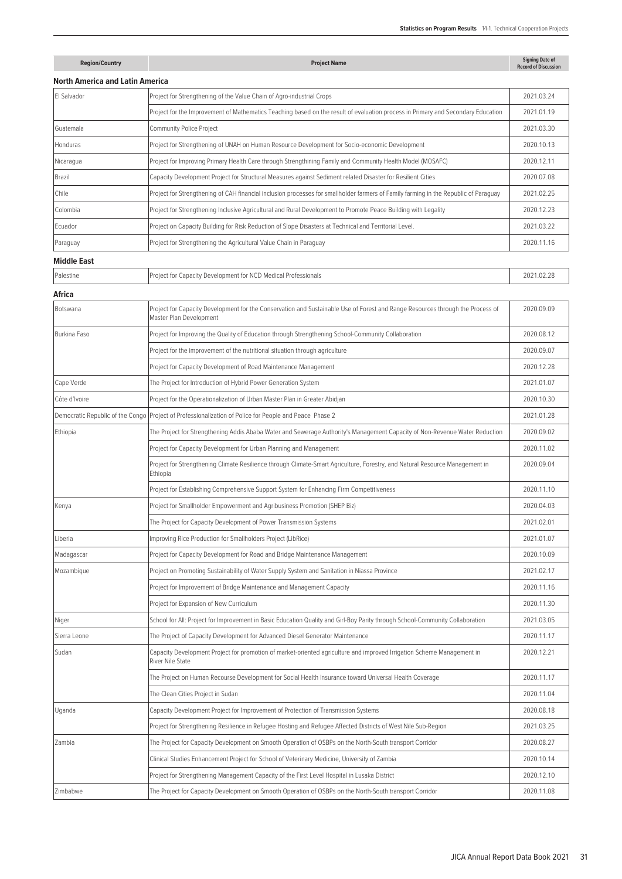| Region/Country | Project Name | Signing Date of Record of Discussion |
|---|---|---|
| **North America and Latin America** | | |
| El Salvador | Project for Strengthening of the Value Chain of Agro-industrial Crops | 2021.03.24 |
| | Project for the Improvement of Mathematics Teaching based on the result of evaluation process in Primary and Secondary Education | 2021.01.19 |
| Guatemala | Community Police Project | 2021.03.30 |
| Honduras | Project for Strengthening of UNAH on Human Resource Development for Socio-economic Development | 2020.10.13 |
| Nicaragua | Project for Improving Primary Health Care through Strengthining Family and Community Health Model (MOSAFC) | 2020.12.11 |
| Brazil | Capacity Development Project for Structural Measures against Sediment related Disaster for Resilient Cities | 2020.07.08 |
| Chile | Project for Strengthening of CAH financial inclusion processes for smallholder farmers of Family farming in the Republic of Paraguay | 2021.02.25 |
| Colombia | Project for Strengthening Inclusive Agricultural and Rural Development to Promote Peace Building with Legality | 2020.12.23 |
| Ecuador | Project on Capacity Building for Risk Reduction of Slope Disasters at Technical and Territorial Level. | 2021.03.22 |
| Paraguay | Project for Strengthening the Agricultural Value Chain in Paraguay | 2020.11.16 |
| **Middle East** | | |
| Palestine | Project for Capacity Development for NCD Medical Professionals | 2021.02.28 |
| **Africa** | | |
| Botswana | Project for Capacity Development for the Conservation and Sustainable Use of Forest and Range Resources through the Process of Master Plan Development | 2020.09.09 |
| Burkina Faso | Project for Improving the Quality of Education through Strengthening School-Community Collaboration | 2020.08.12 |
| | Project for the improvement of the nutritional situation through agriculture | 2020.09.07 |
| | Project for Capacity Development of Road Maintenance Management | 2020.12.28 |
| Cape Verde | The Project for Introduction of Hybrid Power Generation System | 2021.01.07 |
| Côte d'Ivoire | Project for the Operationalization of Urban Master Plan in Greater Abidjan | 2020.10.30 |
| Democratic Republic of the Congo | Project of Professionalization of Police for People and Peace Phase 2 | 2021.01.28 |
| Ethiopia | The Project for Strengthening Addis Ababa Water and Sewerage Authority's Management Capacity of Non-Revenue Water Reduction | 2020.09.02 |
| | Project for Capacity Development for Urban Planning and Management | 2020.11.02 |
| | Project for Strengthening Climate Resilience through Climate-Smart Agriculture, Forestry, and Natural Resource Management in Ethiopia | 2020.09.04 |
| | Project for Establishing Comprehensive Support System for Enhancing Firm Competitiveness | 2020.11.10 |
| Kenya | Project for Smallholder Empowerment and Agribusiness Promotion (SHEP Biz) | 2020.04.03 |
| | The Project for Capacity Development of Power Transmission Systems | 2021.02.01 |
| Liberia | Improving Rice Production for Smallholders Project (LibRice) | 2021.01.07 |
| Madagascar | Project for Capacity Development for Road and Bridge Maintenance Management | 2020.10.09 |
| Mozambique | Project on Promoting Sustainability of Water Supply System and Sanitation in Niassa Province | 2021.02.17 |
| | Project for Improvement of Bridge Maintenance and Management Capacity | 2020.11.16 |
| | Project for Expansion of New Curriculum | 2020.11.30 |
| Niger | School for All: Project for Improvement in Basic Education Quality and Girl-Boy Parity through School-Community Collaboration | 2021.03.05 |
| Sierra Leone | The Project of Capacity Development for Advanced Diesel Generator Maintenance | 2020.11.17 |
| Sudan | Capacity Development Project for promotion of market-oriented agriculture and improved Irrigation Scheme Management in River Nile State | 2020.12.21 |
| | The Project on Human Recourse Development for Social Health Insurance toward Universal Health Coverage | 2020.11.17 |
| | The Clean Cities Project in Sudan | 2020.11.04 |
| Uganda | Capacity Development Project for Improvement of Protection of Transmission Systems | 2020.08.18 |
| | Project for Strengthening Resilience in Refugee Hosting and Refugee Affected Districts of West Nile Sub-Region | 2021.03.25 |
| Zambia | The Project for Capacity Development on Smooth Operation of OSBPs on the North-South transport Corridor | 2020.08.27 |
| | Clinical Studies Enhancement Project for School of Veterinary Medicine, University of Zambia | 2020.10.14 |
| | Project for Strengthening Management Capacity of the First Level Hospital in Lusaka District | 2020.12.10 |
| Zimbabwe | The Project for Capacity Development on Smooth Operation of OSBPs on the North-South transport Corridor | 2020.11.08 |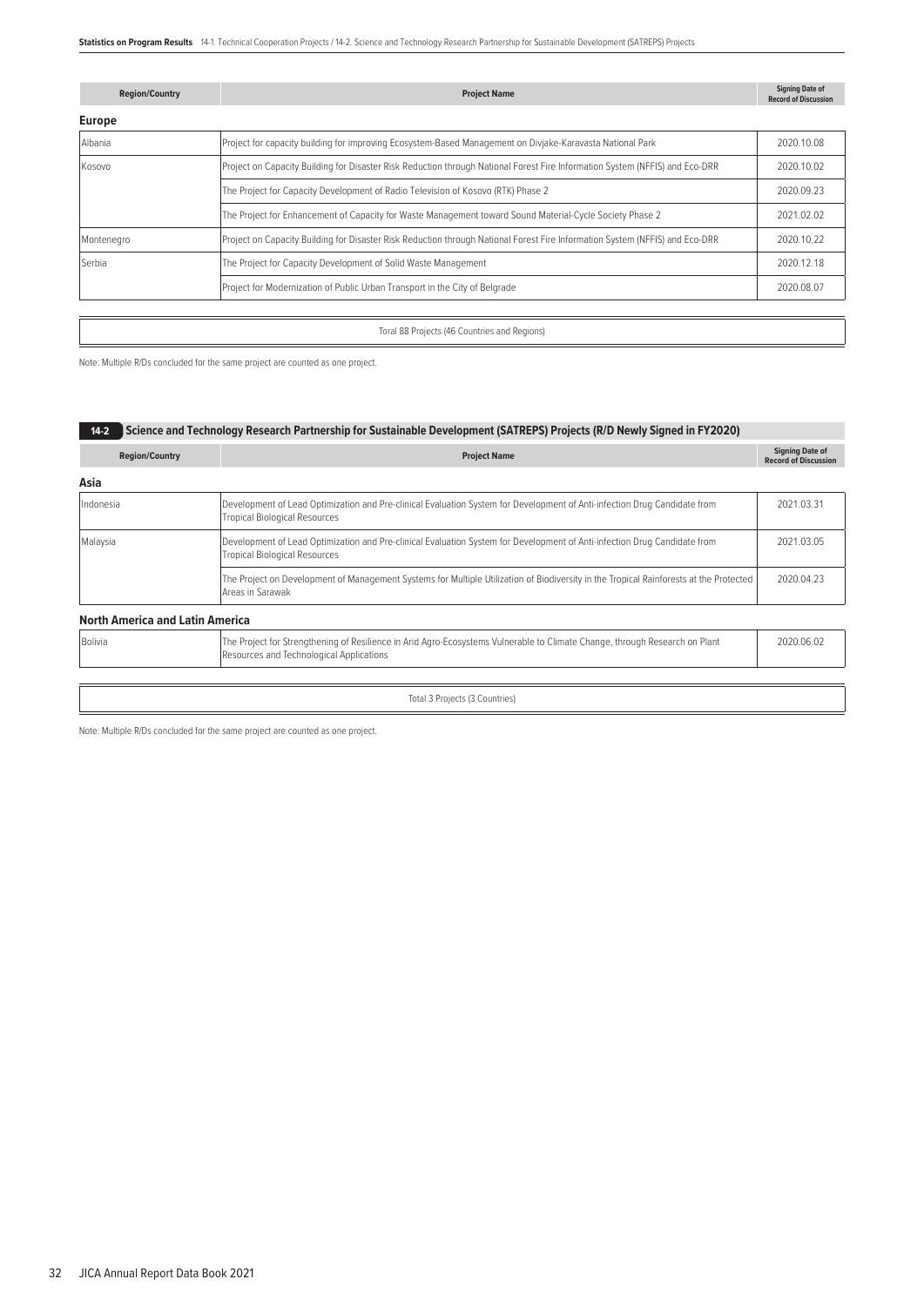| Region/Country | Project Name | Signing Date of Record of Discussion |
|---|---|---|
| **Europe** | | |
| Albania | Project for capacity building for improving Ecosystem-Based Management on Divjake-Karavasta National Park | 2020.10.08 |
| Kosovo | Project on Capacity Building for Disaster Risk Reduction through National Forest Fire Information System (NFFIS) and Eco-DRR | 2020.10.02 |
| | The Project for Capacity Development of Radio Television of Kosovo (RTK) Phase 2 | 2020.09.23 |
| | The Project for Enhancement of Capacity for Waste Management toward Sound Material-Cycle Society Phase 2 | 2021.02.02 |
| Montenegro | Project on Capacity Building for Disaster Risk Reduction through National Forest Fire Information System (NFFIS) and Eco-DRR | 2020.10.22 |
| Serbia | The Project for Capacity Development of Solid Waste Management | 2020.12.18 |
| | Project for Modernization of Public Urban Transport in the City of Belgrade | 2020.08.07 |
| | Toral 88 Projects (46 Countries and Regions) | |

Note: Multiple R/Ds concluded for the same project are counted as one project.

## 14-2 Science and Technology Research Partnership for Sustainable Development (SATREPS) Projects (R/D Newly Signed in FY2020)

| Region/Country | Project Name | Signing Date of Record of Discussion |
|---|---|---|
| **Asia** | | |
| Indonesia | Development of Lead Optimization and Pre-clinical Evaluation System for Development of Anti-infection Drug Candidate from Tropical Biological Resources | 2021.03.31 |
| Malaysia | Development of Lead Optimization and Pre-clinical Evaluation System for Development of Anti-infection Drug Candidate from Tropical Biological Resources | 2021.03.05 |
| | The Project on Development of Management Systems for Multiple Utilization of Biodiversity in the Tropical Rainforests at the Protected Areas in Sarawak | 2020.04.23 |
| **North America and Latin America** | | |
| Bolivia | The Project for Strengthening of Resilience in Arid Agro-Ecosystems Vulnerable to Climate Change, through Research on Plant Resources and Technological Applications | 2020.06.02 |
| | Total 3 Projects (3 Countries) | |

Note: Multiple R/Ds concluded for the same project are counted as one project.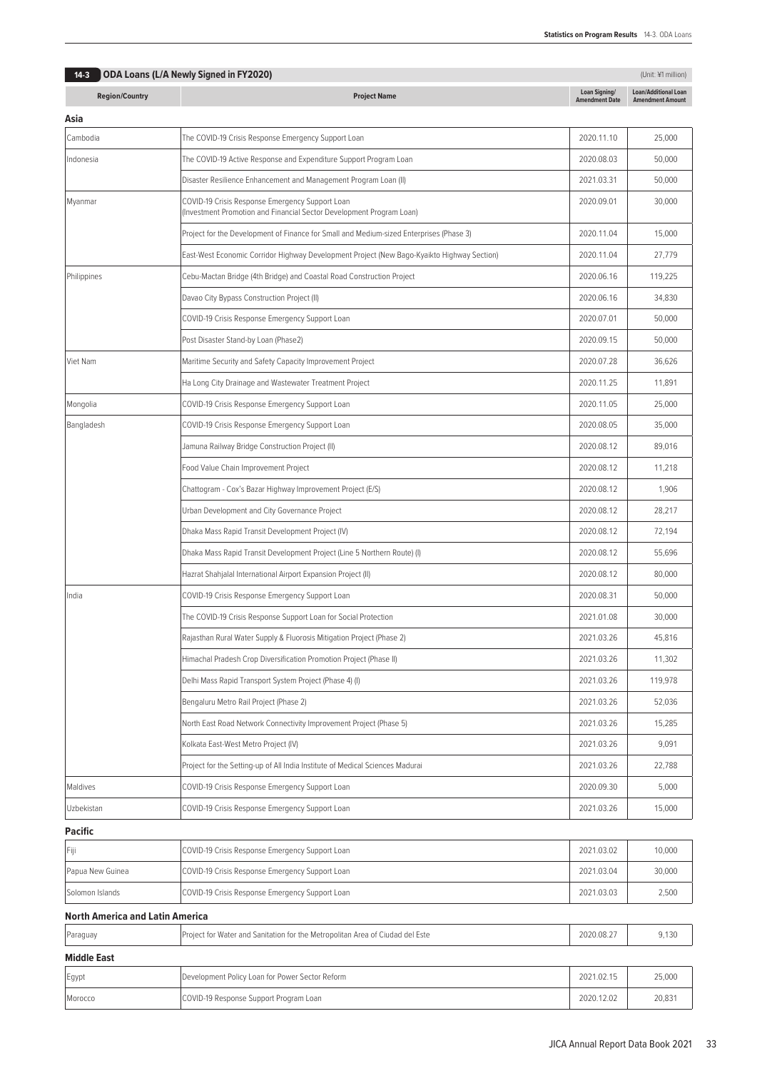## 14-3 ODA Loans (L/A Newly Signed in FY2020)

(Unit: ¥1 million)

| Region/Country | Project Name | Loan Signing/ Amendment Date | Loan/Additional Loan Amendment Amount |
|---|---|---|---|
| **Asia** | | | |
| Cambodia | The COVID-19 Crisis Response Emergency Support Loan | 2020.11.10 | 25,000 |
| Indonesia | The COVID-19 Active Response and Expenditure Support Program Loan | 2020.08.03 | 50,000 |
| | Disaster Resilience Enhancement and Management Program Loan (II) | 2021.03.31 | 50,000 |
| Myanmar | COVID-19 Crisis Response Emergency Support Loan (Investment Promotion and Financial Sector Development Program Loan) | 2020.09.01 | 30,000 |
| | Project for the Development of Finance for Small and Medium-sized Enterprises (Phase 3) | 2020.11.04 | 15,000 |
| | East-West Economic Corridor Highway Development Project (New Bago-Kyaikto Highway Section) | 2020.11.04 | 27,779 |
| Philippines | Cebu-Mactan Bridge (4th Bridge) and Coastal Road Construction Project | 2020.06.16 | 119,225 |
| | Davao City Bypass Construction Project (II) | 2020.06.16 | 34,830 |
| | COVID-19 Crisis Response Emergency Support Loan | 2020.07.01 | 50,000 |
| | Post Disaster Stand-by Loan (Phase2) | 2020.09.15 | 50,000 |
| Viet Nam | Maritime Security and Safety Capacity Improvement Project | 2020.07.28 | 36,626 |
| | Ha Long City Drainage and Wastewater Treatment Project | 2020.11.25 | 11,891 |
| Mongolia | COVID-19 Crisis Response Emergency Support Loan | 2020.11.05 | 25,000 |
| Bangladesh | COVID-19 Crisis Response Emergency Support Loan | 2020.08.05 | 35,000 |
| | Jamuna Railway Bridge Construction Project (II) | 2020.08.12 | 89,016 |
| | Food Value Chain Improvement Project | 2020.08.12 | 11,218 |
| | Chattogram - Cox's Bazar Highway Improvement Project (E/S) | 2020.08.12 | 1,906 |
| | Urban Development and City Governance Project | 2020.08.12 | 28,217 |
| | Dhaka Mass Rapid Transit Development Project (IV) | 2020.08.12 | 72,194 |
| | Dhaka Mass Rapid Transit Development Project (Line 5 Northern Route) (I) | 2020.08.12 | 55,696 |
| | Hazrat Shahjalal International Airport Expansion Project (II) | 2020.08.12 | 80,000 |
| India | COVID-19 Crisis Response Emergency Support Loan | 2020.08.31 | 50,000 |
| | The COVID-19 Crisis Response Support Loan for Social Protection | 2021.01.08 | 30,000 |
| | Rajasthan Rural Water Supply & Fluorosis Mitigation Project (Phase 2) | 2021.03.26 | 45,816 |
| | Himachal Pradesh Crop Diversification Promotion Project (Phase II) | 2021.03.26 | 11,302 |
| | Delhi Mass Rapid Transport System Project (Phase 4) (I) | 2021.03.26 | 119,978 |
| | Bengaluru Metro Rail Project (Phase 2) | 2021.03.26 | 52,036 |
| | North East Road Network Connectivity Improvement Project (Phase 5) | 2021.03.26 | 15,285 |
| | Kolkata East-West Metro Project (IV) | 2021.03.26 | 9,091 |
| | Project for the Setting-up of All India Institute of Medical Sciences Madurai | 2021.03.26 | 22,788 |
| Maldives | COVID-19 Crisis Response Emergency Support Loan | 2020.09.30 | 5,000 |
| Uzbekistan | COVID-19 Crisis Response Emergency Support Loan | 2021.03.26 | 15,000 |
| **Pacific** | | | |
| Fiji | COVID-19 Crisis Response Emergency Support Loan | 2021.03.02 | 10,000 |
| Papua New Guinea | COVID-19 Crisis Response Emergency Support Loan | 2021.03.04 | 30,000 |
| Solomon Islands | COVID-19 Crisis Response Emergency Support Loan | 2021.03.03 | 2,500 |
| **North America and Latin America** | | | |
| Paraguay | Project for Water and Sanitation for the Metropolitan Area of Ciudad del Este | 2020.08.27 | 9,130 |
| **Middle East** | | | |
| Egypt | Development Policy Loan for Power Sector Reform | 2021.02.15 | 25,000 |
| Morocco | COVID-19 Response Support Program Loan | 2020.12.02 | 20,831 |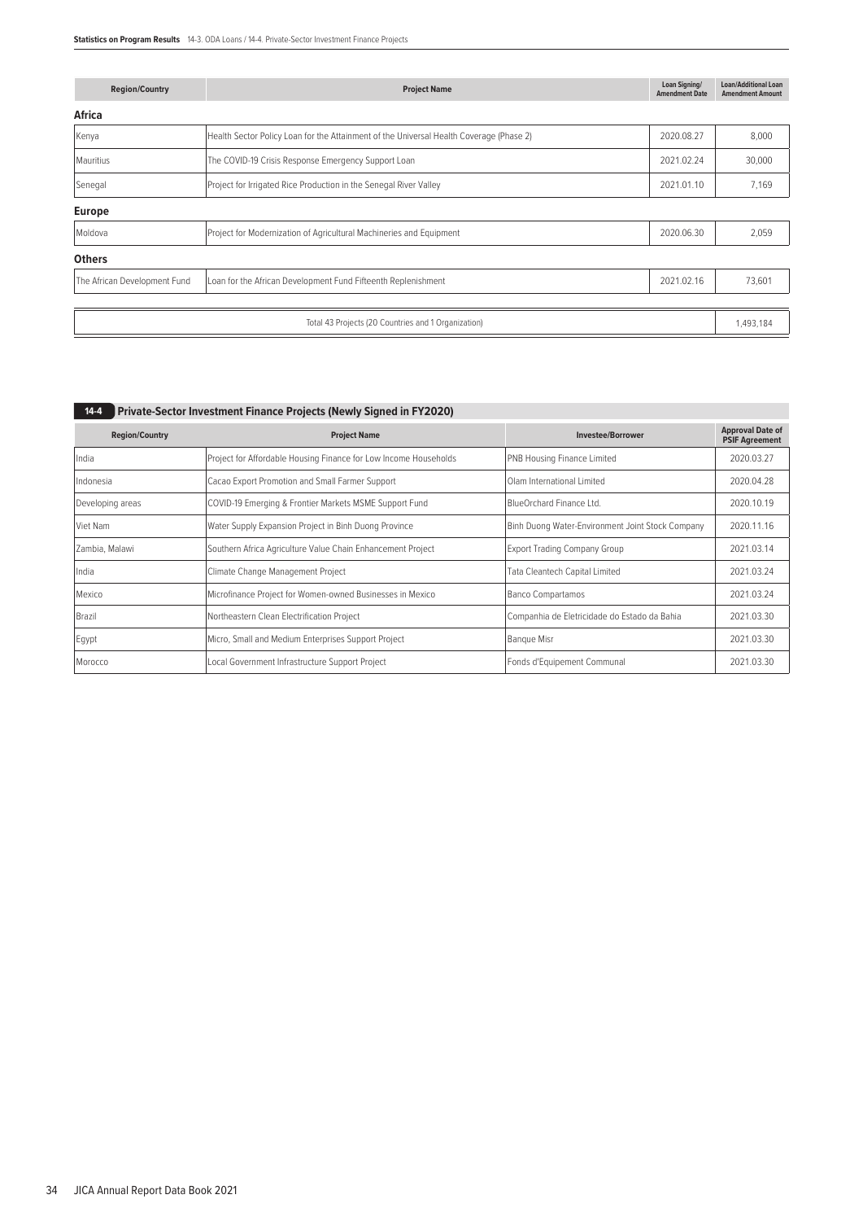| Region/Country | Project Name | Loan Signing/ Amendment Date | Loan/Additional Loan Amendment Amount |
|---|---|---|---|
| **Africa** | | | |
| Kenya | Health Sector Policy Loan for the Attainment of the Universal Health Coverage (Phase 2) | 2020.08.27 | 8,000 |
| Mauritius | The COVID-19 Crisis Response Emergency Support Loan | 2021.02.24 | 30,000 |
| Senegal | Project for Irrigated Rice Production in the Senegal River Valley | 2021.01.10 | 7,169 |
| **Europe** | | | |
| Moldova | Project for Modernization of Agricultural Machineries and Equipment | 2020.06.30 | 2,059 |
| **Others** | | | |
| The African Development Fund | Loan for the African Development Fund Fifteenth Replenishment | 2021.02.16 | 73,601 |
| Total 43 Projects (20 Countries and 1 Organization) | | | 1,493,184 |

## 14-4 Private-Sector Investment Finance Projects (Newly Signed in FY2020)

| Region/Country | Project Name | Investee/Borrower | Approval Date of PSIF Agreement |
|---|---|---|---|
| India | Project for Affordable Housing Finance for Low Income Households | PNB Housing Finance Limited | 2020.03.27 |
| Indonesia | Cacao Export Promotion and Small Farmer Support | Olam International Limited | 2020.04.28 |
| Developing areas | COVID-19 Emerging & Frontier Markets MSME Support Fund | BlueOrchard Finance Ltd. | 2020.10.19 |
| Viet Nam | Water Supply Expansion Project in Binh Duong Province | Binh Duong Water-Environment Joint Stock Company | 2020.11.16 |
| Zambia, Malawi | Southern Africa Agriculture Value Chain Enhancement Project | Export Trading Company Group | 2021.03.14 |
| India | Climate Change Management Project | Tata Cleantech Capital Limited | 2021.03.24 |
| Mexico | Microfinance Project for Women-owned Businesses in Mexico | Banco Compartamos | 2021.03.24 |
| Brazil | Northeastern Clean Electrification Project | Companhia de Eletricidade do Estado da Bahia | 2021.03.30 |
| Egypt | Micro, Small and Medium Enterprises Support Project | Banque Misr | 2021.03.30 |
| Morocco | Local Government Infrastructure Support Project | Fonds d'Equipement Communal | 2021.03.30 |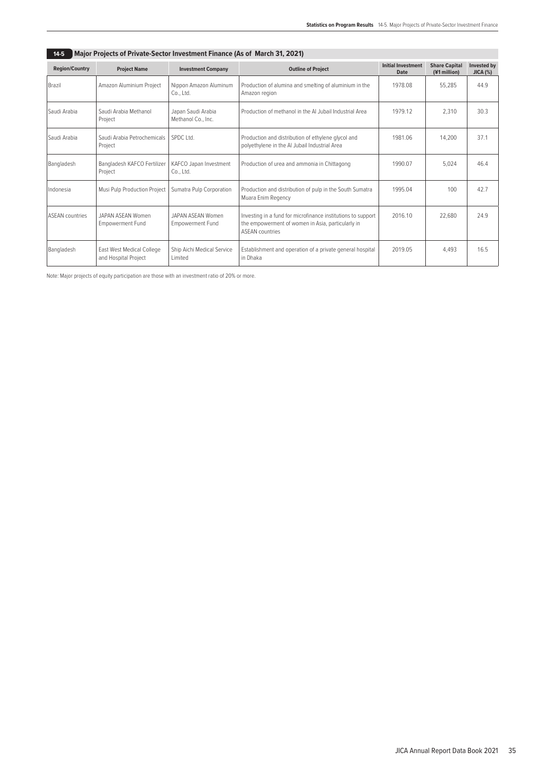## 14-5 Major Projects of Private-Sector Investment Finance (As of March 31, 2021)

| Region/Country | Project Name | Investment Company | Outline of Project | Initial Investment Date | Share Capital (¥1 million) | Invested by JICA (%) |
|---|---|---|---|---|---|---|
| Brazil | Amazon Aluminium Project | Nippon Amazon Aluminum Co., Ltd. | Production of alumina and smelting of aluminium in the Amazon region | 1978.08 | 55,285 | 44.9 |
| Saudi Arabia | Saudi Arabia Methanol Project | Japan Saudi Arabia Methanol Co., Inc. | Production of methanol in the Al Jubail Industrial Area | 1979.12 | 2,310 | 30.3 |
| Saudi Arabia | Saudi Arabia Petrochemicals Project | SPDC Ltd. | Production and distribution of ethylene glycol and polyethylene in the Al Jubail Industrial Area | 1981.06 | 14,200 | 37.1 |
| Bangladesh | Bangladesh KAFCO Fertilizer Project | KAFCO Japan Investment Co., Ltd. | Production of urea and ammonia in Chittagong | 1990.07 | 5,024 | 46.4 |
| Indonesia | Musi Pulp Production Project | Sumatra Pulp Corporation | Production and distribution of pulp in the South Sumatra Muara Enim Regency | 1995.04 | 100 | 42.7 |
| ASEAN countries | JAPAN ASEAN Women Empowerment Fund | JAPAN ASEAN Women Empowerment Fund | Investing in a fund for microfinance institutions to support the empowerment of women in Asia, particularly in ASEAN countries | 2016.10 | 22,680 | 24.9 |
| Bangladesh | East West Medical College and Hospital Project | Ship Aichi Medical Service Limited | Establishment and operation of a private general hospital in Dhaka | 2019.05 | 4,493 | 16.5 |

Note: Major projects of equity participation are those with an investment ratio of 20% or more.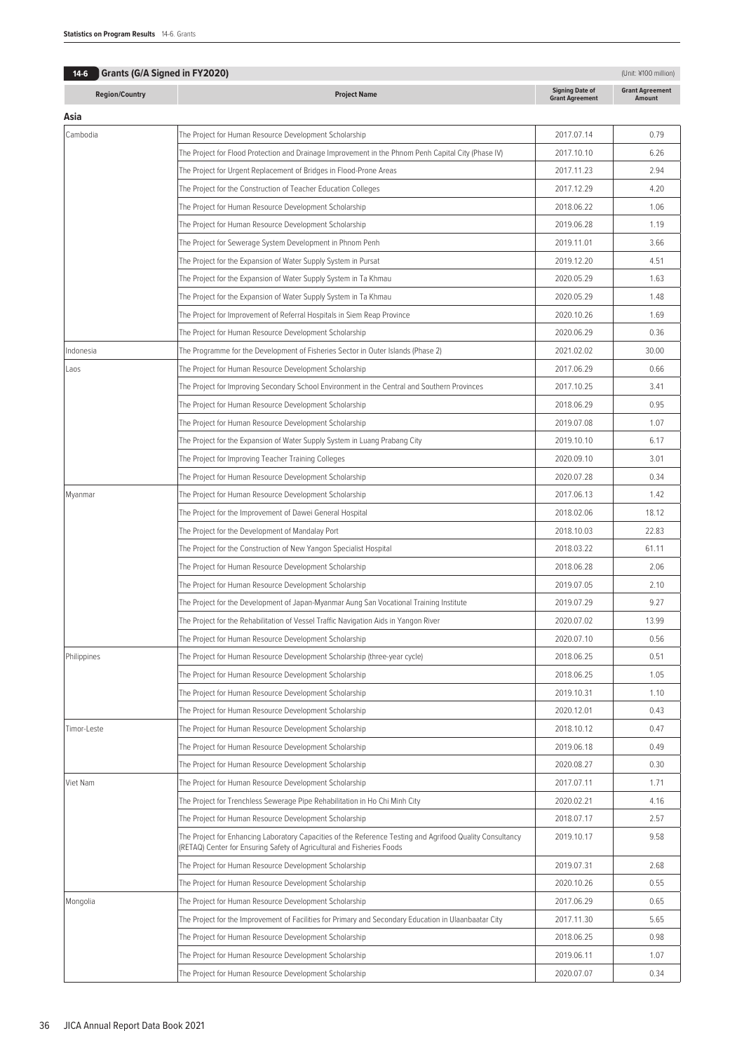## 14-6 Grants (G/A Signed in FY2020)

(Unit: ¥100 million)

| Region/Country | Project Name | Signing Date of Grant Agreement | Grant Agreement Amount |
|---|---|---|---|
| **Asia** | | | |
| Cambodia | The Project for Human Resource Development Scholarship | 2017.07.14 | 0.79 |
| | The Project for Flood Protection and Drainage Improvement in the Phnom Penh Capital City (Phase IV) | 2017.10.10 | 6.26 |
| | The Project for Urgent Replacement of Bridges in Flood-Prone Areas | 2017.11.23 | 2.94 |
| | The Project for the Construction of Teacher Education Colleges | 2017.12.29 | 4.20 |
| | The Project for Human Resource Development Scholarship | 2018.06.22 | 1.06 |
| | The Project for Human Resource Development Scholarship | 2019.06.28 | 1.19 |
| | The Project for Sewerage System Development in Phnom Penh | 2019.11.01 | 3.66 |
| | The Project for the Expansion of Water Supply System in Pursat | 2019.12.20 | 4.51 |
| | The Project for the Expansion of Water Supply System in Ta Khmau | 2020.05.29 | 1.63 |
| | The Project for the Expansion of Water Supply System in Ta Khmau | 2020.05.29 | 1.48 |
| | The Project for Improvement of Referral Hospitals in Siem Reap Province | 2020.10.26 | 1.69 |
| | The Project for Human Resource Development Scholarship | 2020.06.29 | 0.36 |
| Indonesia | The Programme for the Development of Fisheries Sector in Outer Islands (Phase 2) | 2021.02.02 | 30.00 |
| Laos | The Project for Human Resource Development Scholarship | 2017.06.29 | 0.66 |
| | The Project for Improving Secondary School Environment in the Central and Southern Provinces | 2017.10.25 | 3.41 |
| | The Project for Human Resource Development Scholarship | 2018.06.29 | 0.95 |
| | The Project for Human Resource Development Scholarship | 2019.07.08 | 1.07 |
| | The Project for the Expansion of Water Supply System in Luang Prabang City | 2019.10.10 | 6.17 |
| | The Project for Improving Teacher Training Colleges | 2020.09.10 | 3.01 |
| | The Project for Human Resource Development Scholarship | 2020.07.28 | 0.34 |
| Myanmar | The Project for Human Resource Development Scholarship | 2017.06.13 | 1.42 |
| | The Project for the Improvement of Dawei General Hospital | 2018.02.06 | 18.12 |
| | The Project for the Development of Mandalay Port | 2018.10.03 | 22.83 |
| | The Project for the Construction of New Yangon Specialist Hospital | 2018.03.22 | 61.11 |
| | The Project for Human Resource Development Scholarship | 2018.06.28 | 2.06 |
| | The Project for Human Resource Development Scholarship | 2019.07.05 | 2.10 |
| | The Project for the Development of Japan-Myanmar Aung San Vocational Training Institute | 2019.07.29 | 9.27 |
| | The Project for the Rehabilitation of Vessel Traffic Navigation Aids in Yangon River | 2020.07.02 | 13.99 |
| | The Project for Human Resource Development Scholarship | 2020.07.10 | 0.56 |
| Philippines | The Project for Human Resource Development Scholarship (three-year cycle) | 2018.06.25 | 0.51 |
| | The Project for Human Resource Development Scholarship | 2018.06.25 | 1.05 |
| | The Project for Human Resource Development Scholarship | 2019.10.31 | 1.10 |
| | The Project for Human Resource Development Scholarship | 2020.12.01 | 0.43 |
| Timor-Leste | The Project for Human Resource Development Scholarship | 2018.10.12 | 0.47 |
| | The Project for Human Resource Development Scholarship | 2019.06.18 | 0.49 |
| | The Project for Human Resource Development Scholarship | 2020.08.27 | 0.30 |
| Viet Nam | The Project for Human Resource Development Scholarship | 2017.07.11 | 1.71 |
| | The Project for Trenchless Sewerage Pipe Rehabilitation in Ho Chi Minh City | 2020.02.21 | 4.16 |
| | The Project for Human Resource Development Scholarship | 2018.07.17 | 2.57 |
| | The Project for Enhancing Laboratory Capacities of the Reference Testing and Agrifood Quality Consultancy (RETAQ) Center for Ensuring Safety of Agricultural and Fisheries Foods | 2019.10.17 | 9.58 |
| | The Project for Human Resource Development Scholarship | 2019.07.31 | 2.68 |
| | The Project for Human Resource Development Scholarship | 2020.10.26 | 0.55 |
| Mongolia | The Project for Human Resource Development Scholarship | 2017.06.29 | 0.65 |
| | The Project for the Improvement of Facilities for Primary and Secondary Education in Ulaanbaatar City | 2017.11.30 | 5.65 |
| | The Project for Human Resource Development Scholarship | 2018.06.25 | 0.98 |
| | The Project for Human Resource Development Scholarship | 2019.06.11 | 1.07 |
| | The Project for Human Resource Development Scholarship | 2020.07.07 | 0.34 |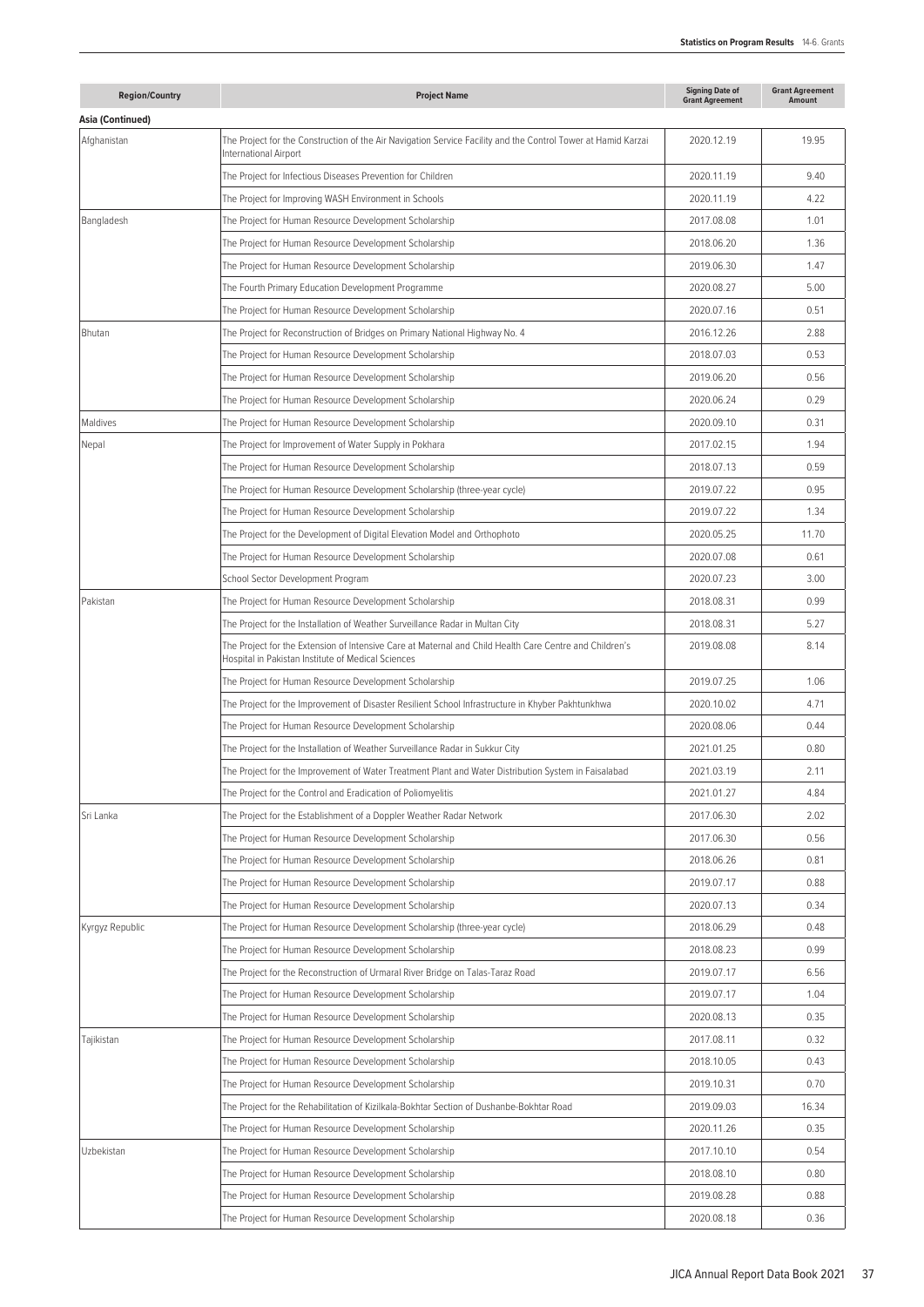| Region/Country | Project Name | Signing Date of Grant Agreement | Grant Agreement Amount |
|---|---|---|---|
| **Asia (Continued)** | | | |
| Afghanistan | The Project for the Construction of the Air Navigation Service Facility and the Control Tower at Hamid Karzai International Airport | 2020.12.19 | 19.95 |
| | The Project for Infectious Diseases Prevention for Children | 2020.11.19 | 9.40 |
| | The Project for Improving WASH Environment in Schools | 2020.11.19 | 4.22 |
| Bangladesh | The Project for Human Resource Development Scholarship | 2017.08.08 | 1.01 |
| | The Project for Human Resource Development Scholarship | 2018.06.20 | 1.36 |
| | The Project for Human Resource Development Scholarship | 2019.06.30 | 1.47 |
| | The Fourth Primary Education Development Programme | 2020.08.27 | 5.00 |
| | The Project for Human Resource Development Scholarship | 2020.07.16 | 0.51 |
| Bhutan | The Project for Reconstruction of Bridges on Primary National Highway No. 4 | 2016.12.26 | 2.88 |
| | The Project for Human Resource Development Scholarship | 2018.07.03 | 0.53 |
| | The Project for Human Resource Development Scholarship | 2019.06.20 | 0.56 |
| | The Project for Human Resource Development Scholarship | 2020.06.24 | 0.29 |
| Maldives | The Project for Human Resource Development Scholarship | 2020.09.10 | 0.31 |
| Nepal | The Project for Improvement of Water Supply in Pokhara | 2017.02.15 | 1.94 |
| | The Project for Human Resource Development Scholarship | 2018.07.13 | 0.59 |
| | The Project for Human Resource Development Scholarship (three-year cycle) | 2019.07.22 | 0.95 |
| | The Project for Human Resource Development Scholarship | 2019.07.22 | 1.34 |
| | The Project for the Development of Digital Elevation Model and Orthophoto | 2020.05.25 | 11.70 |
| | The Project for Human Resource Development Scholarship | 2020.07.08 | 0.61 |
| | School Sector Development Program | 2020.07.23 | 3.00 |
| Pakistan | The Project for Human Resource Development Scholarship | 2018.08.31 | 0.99 |
| | The Project for the Installation of Weather Surveillance Radar in Multan City | 2018.08.31 | 5.27 |
| | The Project for the Extension of Intensive Care at Maternal and Child Health Care Centre and Children's Hospital in Pakistan Institute of Medical Sciences | 2019.08.08 | 8.14 |
| | The Project for Human Resource Development Scholarship | 2019.07.25 | 1.06 |
| | The Project for the Improvement of Disaster Resilient School Infrastructure in Khyber Pakhtunkhwa | 2020.10.02 | 4.71 |
| | The Project for Human Resource Development Scholarship | 2020.08.06 | 0.44 |
| | The Project for the Installation of Weather Surveillance Radar in Sukkur City | 2021.01.25 | 0.80 |
| | The Project for the Improvement of Water Treatment Plant and Water Distribution System in Faisalabad | 2021.03.19 | 2.11 |
| | The Project for the Control and Eradication of Poliomyelitis | 2021.01.27 | 4.84 |
| Sri Lanka | The Project for the Establishment of a Doppler Weather Radar Network | 2017.06.30 | 2.02 |
| | The Project for Human Resource Development Scholarship | 2017.06.30 | 0.56 |
| | The Project for Human Resource Development Scholarship | 2018.06.26 | 0.81 |
| | The Project for Human Resource Development Scholarship | 2019.07.17 | 0.88 |
| | The Project for Human Resource Development Scholarship | 2020.07.13 | 0.34 |
| Kyrgyz Republic | The Project for Human Resource Development Scholarship (three-year cycle) | 2018.06.29 | 0.48 |
| | The Project for Human Resource Development Scholarship | 2018.08.23 | 0.99 |
| | The Project for the Reconstruction of Urmaral River Bridge on Talas-Taraz Road | 2019.07.17 | 6.56 |
| | The Project for Human Resource Development Scholarship | 2019.07.17 | 1.04 |
| | The Project for Human Resource Development Scholarship | 2020.08.13 | 0.35 |
| Tajikistan | The Project for Human Resource Development Scholarship | 2017.08.11 | 0.32 |
| | The Project for Human Resource Development Scholarship | 2018.10.05 | 0.43 |
| | The Project for Human Resource Development Scholarship | 2019.10.31 | 0.70 |
| | The Project for the Rehabilitation of Kizilkala-Bokhtar Section of Dushanbe-Bokhtar Road | 2019.09.03 | 16.34 |
| | The Project for Human Resource Development Scholarship | 2020.11.26 | 0.35 |
| Uzbekistan | The Project for Human Resource Development Scholarship | 2017.10.10 | 0.54 |
| | The Project for Human Resource Development Scholarship | 2018.08.10 | 0.80 |
| | The Project for Human Resource Development Scholarship | 2019.08.28 | 0.88 |
| | The Project for Human Resource Development Scholarship | 2020.08.18 | 0.36 |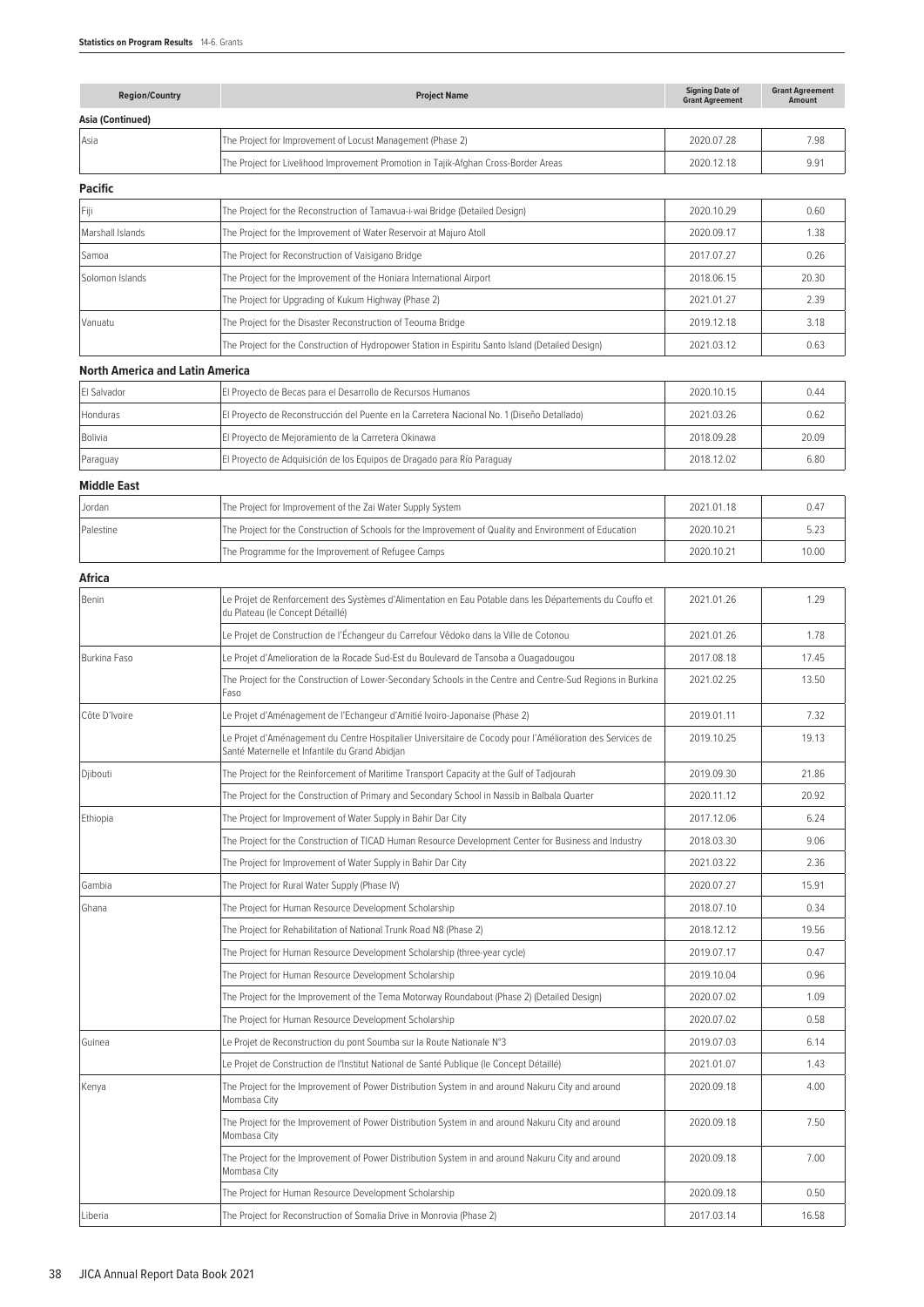| Region/Country | Project Name | Signing Date of Grant Agreement | Grant Agreement Amount |
|---|---|---|---|
| **Asia (Continued)** | | | |
| Asia | The Project for Improvement of Locust Management (Phase 2) | 2020.07.28 | 7.98 |
| | The Project for Livelihood Improvement Promotion in Tajik-Afghan Cross-Border Areas | 2020.12.18 | 9.91 |
| **Pacific** | | | |
| Fiji | The Project for the Reconstruction of Tamavua-i-wai Bridge (Detailed Design) | 2020.10.29 | 0.60 |
| Marshall Islands | The Project for the Improvement of Water Reservoir at Majuro Atoll | 2020.09.17 | 1.38 |
| Samoa | The Project for Reconstruction of Vaisigano Bridge | 2017.07.27 | 0.26 |
| Solomon Islands | The Project for the Improvement of the Honiara International Airport | 2018.06.15 | 20.30 |
| | The Project for Upgrading of Kukum Highway (Phase 2) | 2021.01.27 | 2.39 |
| Vanuatu | The Project for the Disaster Reconstruction of Teouma Bridge | 2019.12.18 | 3.18 |
| | The Project for the Construction of Hydropower Station in Espiritu Santo Island (Detailed Design) | 2021.03.12 | 0.63 |
| **North America and Latin America** | | | |
| El Salvador | El Proyecto de Becas para el Desarrollo de Recursos Humanos | 2020.10.15 | 0.44 |
| Honduras | El Proyecto de Reconstrucción del Puente en la Carretera Nacional No. 1 (Diseño Detallado) | 2021.03.26 | 0.62 |
| Bolivia | El Proyecto de Mejoramiento de la Carretera Okinawa | 2018.09.28 | 20.09 |
| Paraguay | El Proyecto de Adquisición de los Equipos de Dragado para Río Paraguay | 2018.12.02 | 6.80 |
| **Middle East** | | | |
| Jordan | The Project for Improvement of the Zai Water Supply System | 2021.01.18 | 0.47 |
| Palestine | The Project for the Construction of Schools for the Improvement of Quality and Environment of Education | 2020.10.21 | 5.23 |
| | The Programme for the Improvement of Refugee Camps | 2020.10.21 | 10.00 |
| **Africa** | | | |
| Benin | Le Projet de Renforcement des Systèmes d'Alimentation en Eau Potable dans les Départements du Couffo et du Plateau (le Concept Détaillé) | 2021.01.26 | 1.29 |
| | Le Projet de Construction de l'Échangeur du Carrefour Vêdoko dans la Ville de Cotonou | 2021.01.26 | 1.78 |
| Burkina Faso | Le Projet d'Amelioration de la Rocade Sud-Est du Boulevard de Tansoba a Ouagadougou | 2017.08.18 | 17.45 |
| | The Project for the Construction of Lower-Secondary Schools in the Centre and Centre-Sud Regions in Burkina Faso | 2021.02.25 | 13.50 |
| Côte D'Ivoire | Le Projet d'Aménagement de l'Echangeur d'Amitié Ivoiro-Japonaise (Phase 2) | 2019.01.11 | 7.32 |
| | Le Projet d'Aménagement du Centre Hospitalier Universitaire de Cocody pour l'Amélioration des Services de Santé Maternelle et Infantile du Grand Abidjan | 2019.10.25 | 19.13 |
| Djibouti | The Project for the Reinforcement of Maritime Transport Capacity at the Gulf of Tadjourah | 2019.09.30 | 21.86 |
| | The Project for the Construction of Primary and Secondary School in Nassib in Balbala Quarter | 2020.11.12 | 20.92 |
| Ethiopia | The Project for Improvement of Water Supply in Bahir Dar City | 2017.12.06 | 6.24 |
| | The Project for the Construction of TICAD Human Resource Development Center for Business and Industry | 2018.03.30 | 9.06 |
| | The Project for Improvement of Water Supply in Bahir Dar City | 2021.03.22 | 2.36 |
| Gambia | The Project for Rural Water Supply (Phase IV) | 2020.07.27 | 15.91 |
| Ghana | The Project for Human Resource Development Scholarship | 2018.07.10 | 0.34 |
| | The Project for Rehabilitation of National Trunk Road N8 (Phase 2) | 2018.12.12 | 19.56 |
| | The Project for Human Resource Development Scholarship (three-year cycle) | 2019.07.17 | 0.47 |
| | The Project for Human Resource Development Scholarship | 2019.10.04 | 0.96 |
| | The Project for the Improvement of the Tema Motorway Roundabout (Phase 2) (Detailed Design) | 2020.07.02 | 1.09 |
| | The Project for Human Resource Development Scholarship | 2020.07.02 | 0.58 |
| Guinea | Le Projet de Reconstruction du pont Soumba sur la Route Nationale N°3 | 2019.07.03 | 6.14 |
| | Le Projet de Construction de l'Institut National de Santé Publique (le Concept Détaillé) | 2021.01.07 | 1.43 |
| Kenya | The Project for the Improvement of Power Distribution System in and around Nakuru City and around Mombasa City | 2020.09.18 | 4.00 |
| | The Project for the Improvement of Power Distribution System in and around Nakuru City and around Mombasa City | 2020.09.18 | 7.50 |
| | The Project for the Improvement of Power Distribution System in and around Nakuru City and around Mombasa City | 2020.09.18 | 7.00 |
| | The Project for Human Resource Development Scholarship | 2020.09.18 | 0.50 |
| Liberia | The Project for Reconstruction of Somalia Drive in Monrovia (Phase 2) | 2017.03.14 | 16.58 |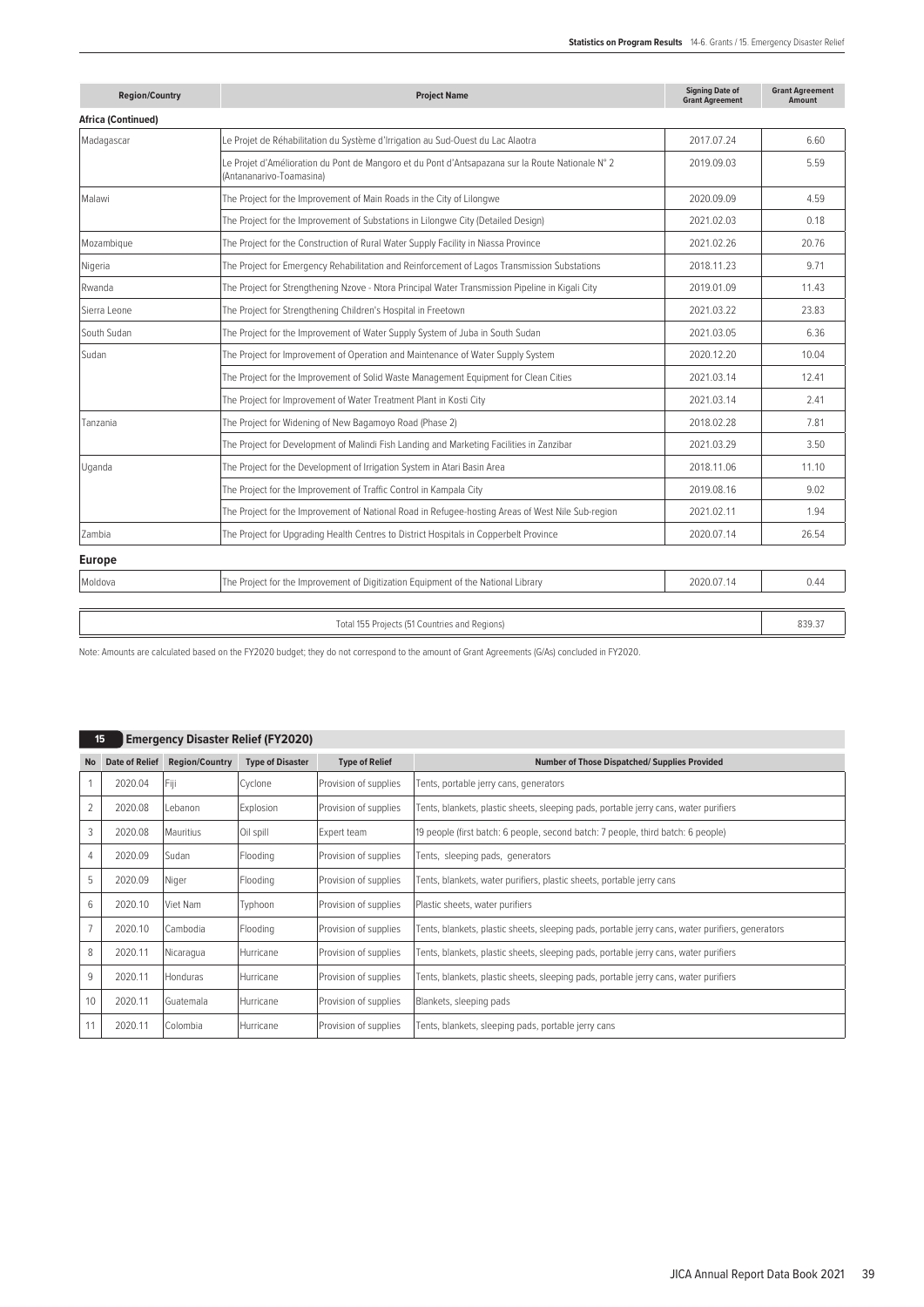| Region/Country | Project Name | Signing Date of Grant Agreement | Grant Agreement Amount |
|---|---|---|---|
| **Africa (Continued)** | | | |
| Madagascar | Le Projet de Réhabilitation du Système d'Irrigation au Sud-Ouest du Lac Alaotra | 2017.07.24 | 6.60 |
| | Le Projet d'Amélioration du Pont de Mangoro et du Pont d'Antsapazana sur la Route Nationale N° 2 (Antananarivo-Toamasina) | 2019.09.03 | 5.59 |
| Malawi | The Project for the Improvement of Main Roads in the City of Lilongwe | 2020.09.09 | 4.59 |
| | The Project for the Improvement of Substations in Lilongwe City (Detailed Design) | 2021.02.03 | 0.18 |
| Mozambique | The Project for the Construction of Rural Water Supply Facility in Niassa Province | 2021.02.26 | 20.76 |
| Nigeria | The Project for Emergency Rehabilitation and Reinforcement of Lagos Transmission Substations | 2018.11.23 | 9.71 |
| Rwanda | The Project for Strengthening Nzove - Ntora Principal Water Transmission Pipeline in Kigali City | 2019.01.09 | 11.43 |
| Sierra Leone | The Project for Strengthening Children's Hospital in Freetown | 2021.03.22 | 23.83 |
| South Sudan | The Project for the Improvement of Water Supply System of Juba in South Sudan | 2021.03.05 | 6.36 |
| Sudan | The Project for Improvement of Operation and Maintenance of Water Supply System | 2020.12.20 | 10.04 |
| | The Project for the Improvement of Solid Waste Management Equipment for Clean Cities | 2021.03.14 | 12.41 |
| | The Project for Improvement of Water Treatment Plant in Kosti City | 2021.03.14 | 2.41 |
| Tanzania | The Project for Widening of New Bagamoyo Road (Phase 2) | 2018.02.28 | 7.81 |
| | The Project for Development of Malindi Fish Landing and Marketing Facilities in Zanzibar | 2021.03.29 | 3.50 |
| Uganda | The Project for the Development of Irrigation System in Atari Basin Area | 2018.11.06 | 11.10 |
| | The Project for the Improvement of Traffic Control in Kampala City | 2019.08.16 | 9.02 |
| | The Project for the Improvement of National Road in Refugee-hosting Areas of West Nile Sub-region | 2021.02.11 | 1.94 |
| Zambia | The Project for Upgrading Health Centres to District Hospitals in Copperbelt Province | 2020.07.14 | 26.54 |
| **Europe** | | | |
| Moldova | The Project for the Improvement of Digitization Equipment of the National Library | 2020.07.14 | 0.44 |
| | Total 155 Projects (51 Countries and Regions) | | 839.37 |

Note: Amounts are calculated based on the FY2020 budget; they do not correspond to the amount of Grant Agreements (G/As) concluded in FY2020.

## 15 Emergency Disaster Relief (FY2020)

| No | Date of Relief | Region/Country | Type of Disaster | Type of Relief | Number of Those Dispatched/ Supplies Provided |
|---|---|---|---|---|---|
| 1 | 2020.04 | Fiji | Cyclone | Provision of supplies | Tents, portable jerry cans, generators |
| 2 | 2020.08 | Lebanon | Explosion | Provision of supplies | Tents, blankets, plastic sheets, sleeping pads, portable jerry cans, water purifiers |
| 3 | 2020.08 | Mauritius | Oil spill | Expert team | 19 people (first batch: 6 people, second batch: 7 people, third batch: 6 people) |
| 4 | 2020.09 | Sudan | Flooding | Provision of supplies | Tents, sleeping pads, generators |
| 5 | 2020.09 | Niger | Flooding | Provision of supplies | Tents, blankets, water purifiers, plastic sheets, portable jerry cans |
| 6 | 2020.10 | Viet Nam | Typhoon | Provision of supplies | Plastic sheets, water purifiers |
| 7 | 2020.10 | Cambodia | Flooding | Provision of supplies | Tents, blankets, plastic sheets, sleeping pads, portable jerry cans, water purifiers, generators |
| 8 | 2020.11 | Nicaragua | Hurricane | Provision of supplies | Tents, blankets, plastic sheets, sleeping pads, portable jerry cans, water purifiers |
| 9 | 2020.11 | Honduras | Hurricane | Provision of supplies | Tents, blankets, plastic sheets, sleeping pads, portable jerry cans, water purifiers |
| 10 | 2020.11 | Guatemala | Hurricane | Provision of supplies | Blankets, sleeping pads |
| 11 | 2020.11 | Colombia | Hurricane | Provision of supplies | Tents, blankets, sleeping pads, portable jerry cans |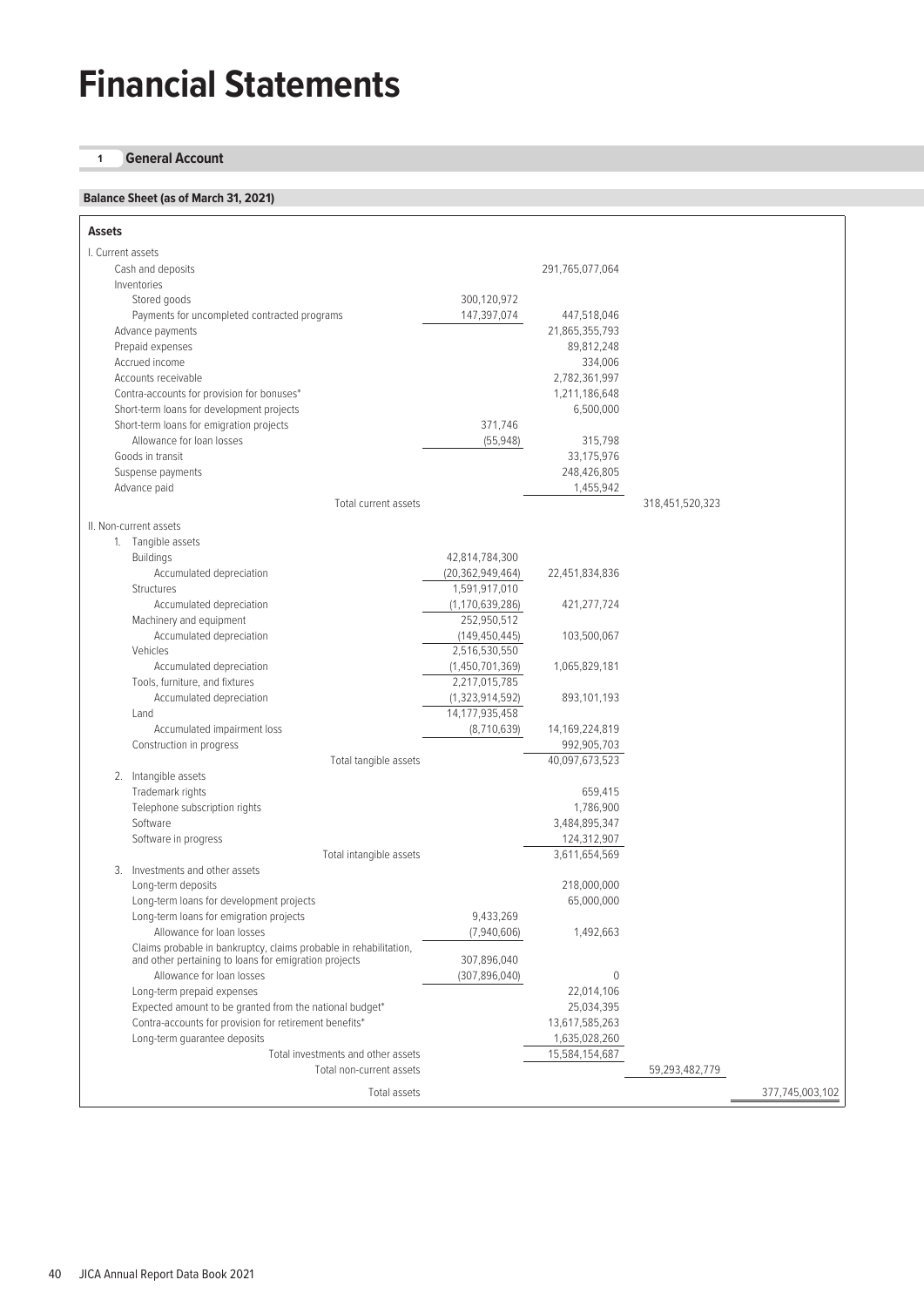# Financial Statements

## 1 General Account

### Balance Sheet (as of March 31, 2021)

| Assets | | | | |
|---|---|---|---|---|
| I. Current assets | | | | |
| Cash and deposits | | 291,765,077,064 | | |
| Inventories | | | | |
| Stored goods | 300,120,972 | | | |
| Payments for uncompleted contracted programs | 147,397,074 | 447,518,046 | | |
| Advance payments | | 21,865,355,793 | | |
| Prepaid expenses | | 89,812,248 | | |
| Accrued income | | 334,006 | | |
| Accounts receivable | | 2,782,361,997 | | |
| Contra-accounts for provision for bonuses* | | 1,211,186,648 | | |
| Short-term loans for development projects | | 6,500,000 | | |
| Short-term loans for emigration projects | 371,746 | | | |
| Allowance for loan losses | (55,948) | 315,798 | | |
| Goods in transit | | 33,175,976 | | |
| Suspense payments | | 248,426,805 | | |
| Advance paid | | 1,455,942 | | |
| Total current assets | | | 318,451,520,323 | |
| II. Non-current assets | | | | |
| 1. Tangible assets | | | | |
| Buildings | 42,814,784,300 | | | |
| Accumulated depreciation | (20,362,949,464) | 22,451,834,836 | | |
| Structures | 1,591,917,010 | | | |
| Accumulated depreciation | (1,170,639,286) | 421,277,724 | | |
| Machinery and equipment | 252,950,512 | | | |
| Accumulated depreciation | (149,450,445) | 103,500,067 | | |
| Vehicles | 2,516,530,550 | | | |
| Accumulated depreciation | (1,450,701,369) | 1,065,829,181 | | |
| Tools, furniture, and fixtures | 2,217,015,785 | | | |
| Accumulated depreciation | (1,323,914,592) | 893,101,193 | | |
| Land | 14,177,935,458 | | | |
| Accumulated impairment loss | (8,710,639) | 14,169,224,819 | | |
| Construction in progress | | 992,905,703 | | |
| Total tangible assets | | 40,097,673,523 | | |
| 2. Intangible assets | | | | |
| Trademark rights | | 659,415 | | |
| Telephone subscription rights | | 1,786,900 | | |
| Software | | 3,484,895,347 | | |
| Software in progress | | 124,312,907 | | |
| Total intangible assets | | 3,611,654,569 | | |
| 3. Investments and other assets | | | | |
| Long-term deposits | | 218,000,000 | | |
| Long-term loans for development projects | | 65,000,000 | | |
| Long-term loans for emigration projects | 9,433,269 | | | |
| Allowance for loan losses | (7,940,606) | 1,492,663 | | |
| Claims probable in bankruptcy, claims probable in rehabilitation, and other pertaining to loans for emigration projects | 307,896,040 | | | |
| Allowance for loan losses | (307,896,040) | 0 | | |
| Long-term prepaid expenses | | 22,014,106 | | |
| Expected amount to be granted from the national budget* | | 25,034,395 | | |
| Contra-accounts for provision for retirement benefits* | | 13,617,585,263 | | |
| Long-term guarantee deposits | | 1,635,028,260 | | |
| Total investments and other assets | | 15,584,154,687 | | |
| Total non-current assets | | | 59,293,482,779 | |
| Total assets | | | | 377,745,003,102 |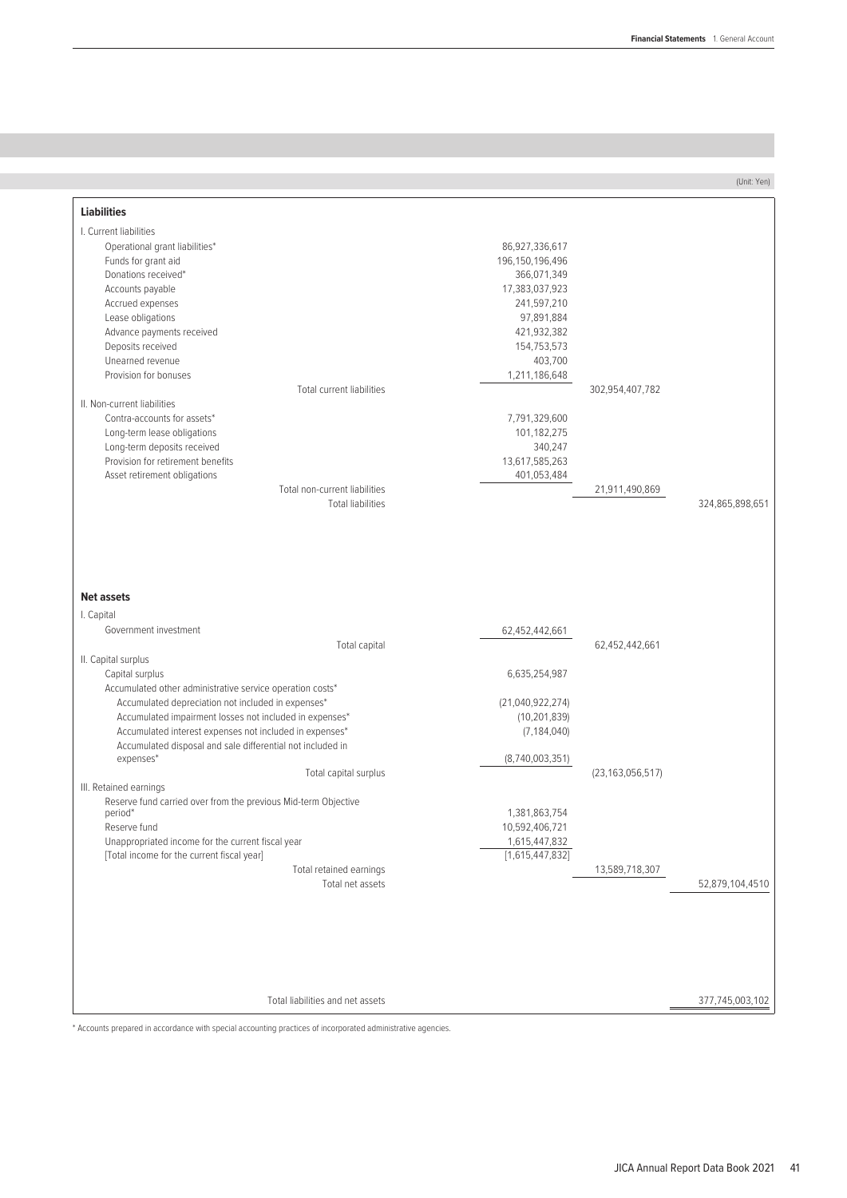(Unit: Yen)

| **Liabilities** | | | |
|---|---|---|---|
| I. Current liabilities | | | |
| Operational grant liabilities* | 86,927,336,617 | | |
| Funds for grant aid | 196,150,196,496 | | |
| Donations received* | 366,071,349 | | |
| Accounts payable | 17,383,037,923 | | |
| Accrued expenses | 241,597,210 | | |
| Lease obligations | 97,891,884 | | |
| Advance payments received | 421,932,382 | | |
| Deposits received | 154,753,573 | | |
| Unearned revenue | 403,700 | | |
| Provision for bonuses | 1,211,186,648 | | |
| Total current liabilities | | 302,954,407,782 | |
| II. Non-current liabilities | | | |
| Contra-accounts for assets* | 7,791,329,600 | | |
| Long-term lease obligations | 101,182,275 | | |
| Long-term deposits received | 340,247 | | |
| Provision for retirement benefits | 13,617,585,263 | | |
| Asset retirement obligations | 401,053,484 | | |
| Total non-current liabilities | | 21,911,490,869 | |
| Total liabilities | | | 324,865,898,651 |
| **Net assets** | | | |
| I. Capital | | | |
| Government investment | 62,452,442,661 | | |
| Total capital | | 62,452,442,661 | |
| II. Capital surplus | | | |
| Capital surplus | 6,635,254,987 | | |
| Accumulated other administrative service operation costs* | | | |
| Accumulated depreciation not included in expenses* | (21,040,922,274) | | |
| Accumulated impairment losses not included in expenses* | (10,201,839) | | |
| Accumulated interest expenses not included in expenses* | (7,184,040) | | |
| Accumulated disposal and sale differential not included in expenses* | (8,740,003,351) | | |
| Total capital surplus | | (23,163,056,517) | |
| III. Retained earnings | | | |
| Reserve fund carried over from the previous Mid-term Objective period* | 1,381,863,754 | | |
| Reserve fund | 10,592,406,721 | | |
| Unappropriated income for the current fiscal year | 1,615,447,832 | | |
| [Total income for the current fiscal year] | [1,615,447,832] | | |
| Total retained earnings | | 13,589,718,307 | |
| Total net assets | | | 52,879,104,4510 |
| Total liabilities and net assets | | | 377,745,003,102 |

* Accounts prepared in accordance with special accounting practices of incorporated administrative agencies.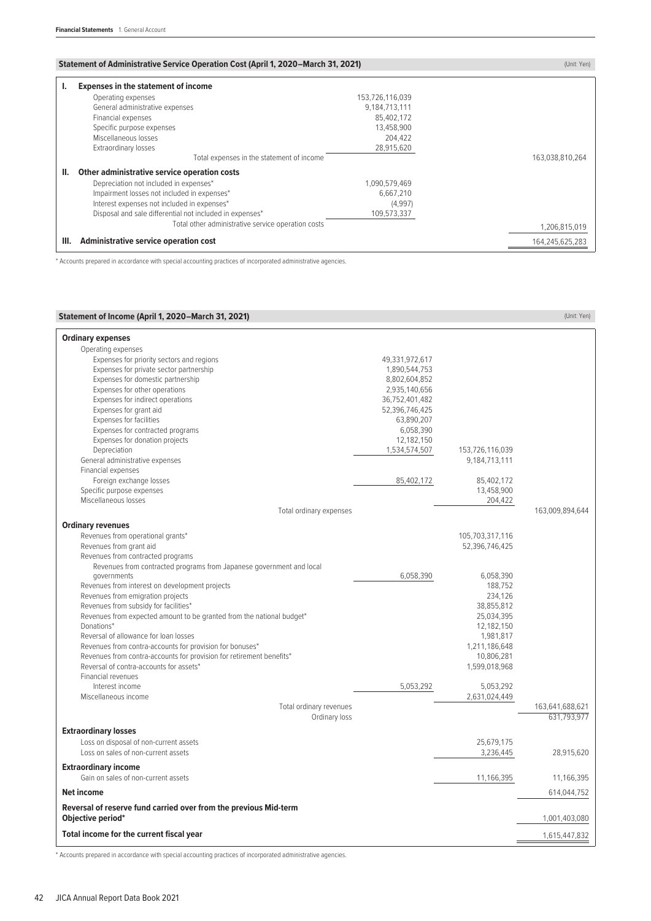## Statement of Administrative Service Operation Cost (April 1, 2020–March 31, 2021)

(Unit: Yen)

| | | | |
|---|---|---|---|
| **I.** | **Expenses in the statement of income** | | |
| | Operating expenses | 153,726,116,039 | |
| | General administrative expenses | 9,184,713,111 | |
| | Financial expenses | 85,402,172 | |
| | Specific purpose expenses | 13,458,900 | |
| | Miscellaneous losses | 204,422 | |
| | Extraordinary losses | 28,915,620 | |
| | Total expenses in the statement of income | | 163,038,810,264 |
| **II.** | **Other administrative service operation costs** | | |
| | Depreciation not included in expenses* | 1,090,579,469 | |
| | Impairment losses not included in expenses* | 6,667,210 | |
| | Interest expenses not included in expenses* | (4,997) | |
| | Disposal and sale differential not included in expenses* | 109,573,337 | |
| | Total other administrative service operation costs | | 1,206,815,019 |
| **III.** | **Administrative service operation cost** | | 164,245,625,283 |

\* Accounts prepared in accordance with special accounting practices of incorporated administrative agencies.

## Statement of Income (April 1, 2020–March 31, 2021)

(Unit: Yen)

| | | | |
|---|---|---|---|
| **Ordinary expenses** | | | |
| Operating expenses | | | |
| Expenses for priority sectors and regions | 49,331,972,617 | | |
| Expenses for private sector partnership | 1,890,544,753 | | |
| Expenses for domestic partnership | 8,802,604,852 | | |
| Expenses for other operations | 2,935,140,656 | | |
| Expenses for indirect operations | 36,752,401,482 | | |
| Expenses for grant aid | 52,396,746,425 | | |
| Expenses for facilities | 63,890,207 | | |
| Expenses for contracted programs | 6,058,390 | | |
| Expenses for donation projects | 12,182,150 | | |
| Depreciation | 1,534,574,507 | 153,726,116,039 | |
| General administrative expenses | | 9,184,713,111 | |
| Financial expenses | | | |
| Foreign exchange losses | 85,402,172 | 85,402,172 | |
| Specific purpose expenses | | 13,458,900 | |
| Miscellaneous losses | | 204,422 | |
| Total ordinary expenses | | | 163,009,894,644 |
| **Ordinary revenues** | | | |
| Revenues from operational grants* | | 105,703,317,116 | |
| Revenues from grant aid | | 52,396,746,425 | |
| Revenues from contracted programs | | | |
| Revenues from contracted programs from Japanese government and local governments | 6,058,390 | 6,058,390 | |
| Revenues from interest on development projects | | 188,752 | |
| Revenues from emigration projects | | 234,126 | |
| Revenues from subsidy for facilities* | | 38,855,812 | |
| Revenues from expected amount to be granted from the national budget* | | 25,034,395 | |
| Donations* | | 12,182,150 | |
| Reversal of allowance for loan losses | | 1,981,817 | |
| Revenues from contra-accounts for provision for bonuses* | | 1,211,186,648 | |
| Revenues from contra-accounts for provision for retirement benefits* | | 10,806,281 | |
| Reversal of contra-accounts for assets* | | 1,599,018,968 | |
| Financial revenues | | | |
| Interest income | 5,053,292 | 5,053,292 | |
| Miscellaneous income | | 2,631,024,449 | |
| Total ordinary revenues | | | 163,641,688,621 |
| Ordinary loss | | | 631,793,977 |
| **Extraordinary losses** | | | |
| Loss on disposal of non-current assets | | 25,679,175 | |
| Loss on sales of non-current assets | | 3,236,445 | 28,915,620 |
| **Extraordinary income** | | | |
| Gain on sales of non-current assets | | 11,166,395 | 11,166,395 |
| **Net income** | | | 614,044,752 |
| **Reversal of reserve fund carried over from the previous Mid-term Objective period*** | | | 1,001,403,080 |
| **Total income for the current fiscal year** | | | 1,615,447,832 |

\* Accounts prepared in accordance with special accounting practices of incorporated administrative agencies.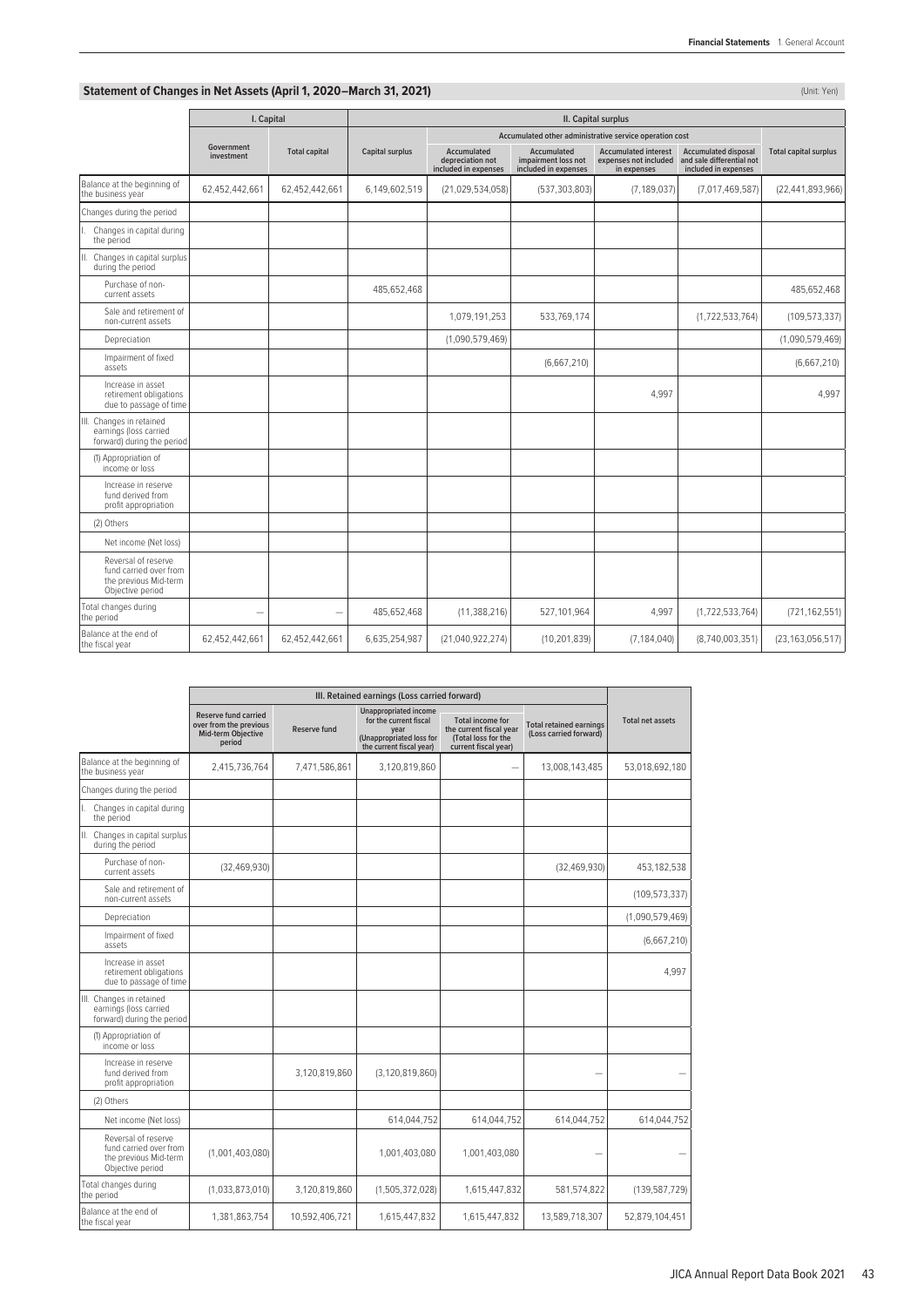## Statement of Changes in Net Assets (April 1, 2020–March 31, 2021)

(Unit: Yen)

| | I. Capital | | II. Capital surplus | | | | | |
|---|---|---|---|---|---|---|---|---|
| | | | | Accumulated other administrative service operation cost | | | | |
| | Government investment | Total capital | Capital surplus | Accumulated depreciation not included in expenses | Accumulated impairment loss not included in expenses | Accumulated interest expenses not included in expenses | Accumulated disposal and sale differential not included in expenses | Total capital surplus |
| Balance at the beginning of the business year | 62,452,442,661 | 62,452,442,661 | 6,149,602,519 | (21,029,534,058) | (537,303,803) | (7,189,037) | (7,017,469,587) | (22,441,893,966) |
| Changes during the period | | | | | | | | |
| I. Changes in capital during the period | | | | | | | | |
| II. Changes in capital surplus during the period | | | | | | | | |
| Purchase of non-current assets | | | 485,652,468 | | | | | 485,652,468 |
| Sale and retirement of non-current assets | | | | 1,079,191,253 | 533,769,174 | | (1,722,533,764) | (109,573,337) |
| Depreciation | | | | (1,090,579,469) | | | | (1,090,579,469) |
| Impairment of fixed assets | | | | | (6,667,210) | | | (6,667,210) |
| Increase in asset retirement obligations due to passage of time | | | | | | 4,997 | | 4,997 |
| III. Changes in retained earnings (loss carried forward) during the period | | | | | | | | |
| (1) Appropriation of income or loss | | | | | | | | |
| Increase in reserve fund derived from profit appropriation | | | | | | | | |
| (2) Others | | | | | | | | |
| Net income (Net loss) | | | | | | | | |
| Reversal of reserve fund carried over from the previous Mid-term Objective period | | | | | | | | |
| Total changes during the period | — | — | 485,652,468 | (11,388,216) | 527,101,964 | 4,997 | (1,722,533,764) | (721,162,551) |
| Balance at the end of the fiscal year | 62,452,442,661 | 62,452,442,661 | 6,635,254,987 | (21,040,922,274) | (10,201,839) | (7,184,040) | (8,740,003,351) | (23,163,056,517) |

| | III. Retained earnings (Loss carried forward) | | | | | |
|---|---|---|---|---|---|---|
| | Reserve fund carried over from the previous Mid-term Objective period | Reserve fund | Unappropriated income for the current fiscal year (Unappropriated loss for the current fiscal year) | Total income for the current fiscal year (Total loss for the current fiscal year) | Total retained earnings (Loss carried forward) | Total net assets |
| Balance at the beginning of the business year | 2,415,736,764 | 7,471,586,861 | 3,120,819,860 | — | 13,008,143,485 | 53,018,692,180 |
| Changes during the period | | | | | | |
| I. Changes in capital during the period | | | | | | |
| II. Changes in capital surplus during the period | | | | | | |
| Purchase of non-current assets | (32,469,930) | | | | (32,469,930) | 453,182,538 |
| Sale and retirement of non-current assets | | | | | | (109,573,337) |
| Depreciation | | | | | | (1,090,579,469) |
| Impairment of fixed assets | | | | | | (6,667,210) |
| Increase in asset retirement obligations due to passage of time | | | | | | 4,997 |
| III. Changes in retained earnings (loss carried forward) during the period | | | | | | |
| (1) Appropriation of income or loss | | | | | | |
| Increase in reserve fund derived from profit appropriation | | 3,120,819,860 | (3,120,819,860) | | — | — |
| (2) Others | | | | | | |
| Net income (Net loss) | | | 614,044,752 | 614,044,752 | 614,044,752 | 614,044,752 |
| Reversal of reserve fund carried over from the previous Mid-term Objective period | (1,001,403,080) | | 1,001,403,080 | 1,001,403,080 | — | — |
| Total changes during the period | (1,033,873,010) | 3,120,819,860 | (1,505,372,028) | 1,615,447,832 | 581,574,822 | (139,587,729) |
| Balance at the end of the fiscal year | 1,381,863,754 | 10,592,406,721 | 1,615,447,832 | 1,615,447,832 | 13,589,718,307 | 52,879,104,451 |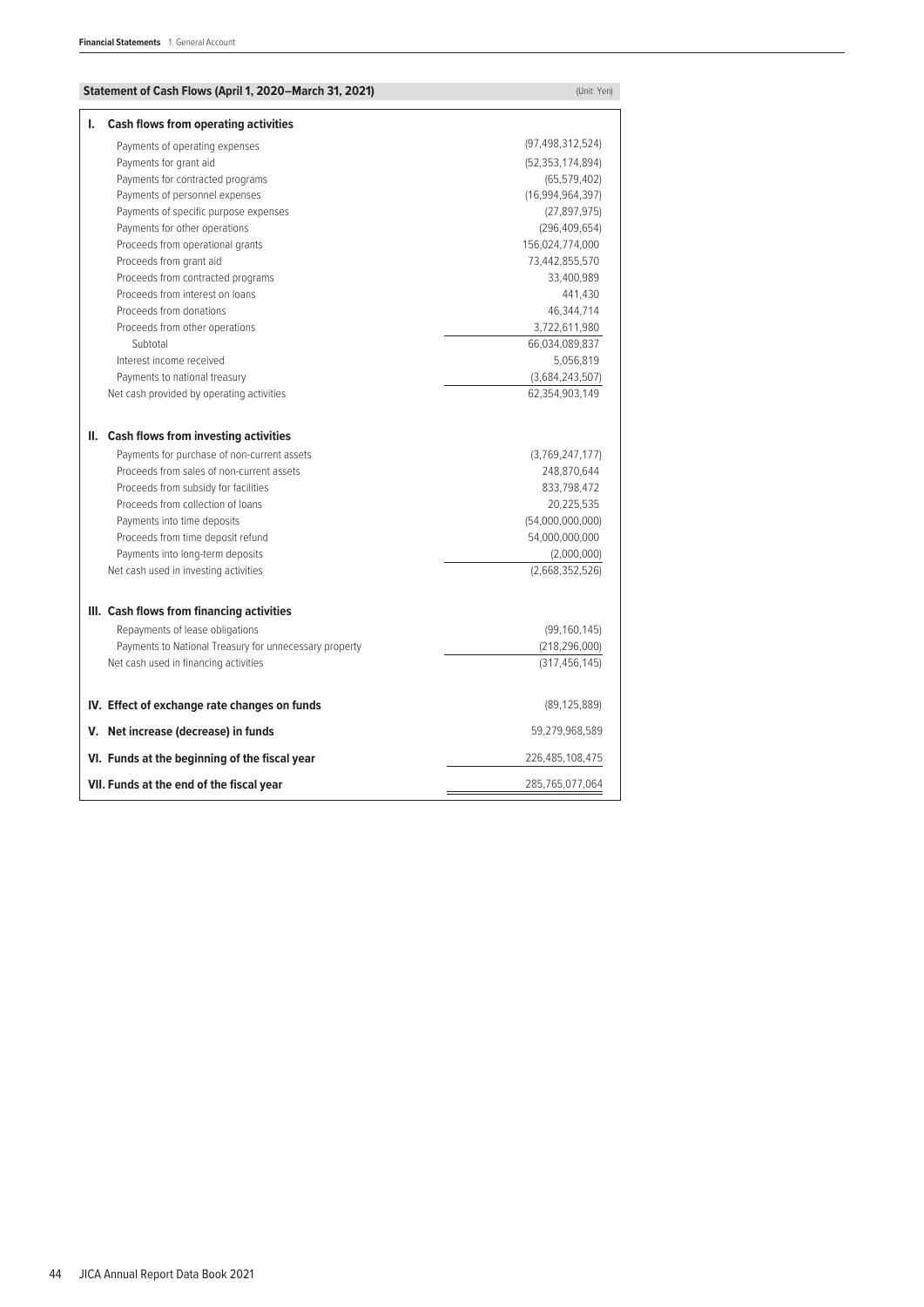## Statement of Cash Flows (April 1, 2020–March 31, 2021)

(Unit: Yen)

| | |
|---|---|
| **I. Cash flows from operating activities** | |
| Payments of operating expenses | (97,498,312,524) |
| Payments for grant aid | (52,353,174,894) |
| Payments for contracted programs | (65,579,402) |
| Payments of personnel expenses | (16,994,964,397) |
| Payments of specific purpose expenses | (27,897,975) |
| Payments for other operations | (296,409,654) |
| Proceeds from operational grants | 156,024,774,000 |
| Proceeds from grant aid | 73,442,855,570 |
| Proceeds from contracted programs | 33,400,989 |
| Proceeds from interest on loans | 441,430 |
| Proceeds from donations | 46,344,714 |
| Proceeds from other operations | 3,722,611,980 |
| Subtotal | 66,034,089,837 |
| Interest income received | 5,056,819 |
| Payments to national treasury | (3,684,243,507) |
| Net cash provided by operating activities | 62,354,903,149 |
| **II. Cash flows from investing activities** | |
| Payments for purchase of non-current assets | (3,769,247,177) |
| Proceeds from sales of non-current assets | 248,870,644 |
| Proceeds from subsidy for facilities | 833,798,472 |
| Proceeds from collection of loans | 20,225,535 |
| Payments into time deposits | (54,000,000,000) |
| Proceeds from time deposit refund | 54,000,000,000 |
| Payments into long-term deposits | (2,000,000) |
| Net cash used in investing activities | (2,668,352,526) |
| **III. Cash flows from financing activities** | |
| Repayments of lease obligations | (99,160,145) |
| Payments to National Treasury for unnecessary property | (218,296,000) |
| Net cash used in financing activities | (317,456,145) |
| **IV. Effect of exchange rate changes on funds** | (89,125,889) |
| **V. Net increase (decrease) in funds** | 59,279,968,589 |
| **VI. Funds at the beginning of the fiscal year** | 226,485,108,475 |
| **VII. Funds at the end of the fiscal year** | 285,765,077,064 |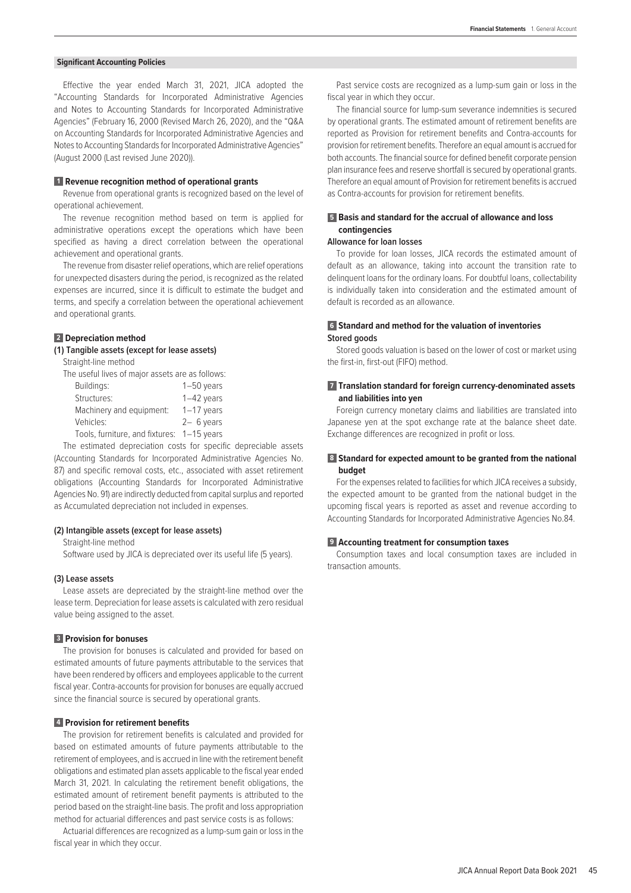## Significant Accounting Policies

Effective the year ended March 31, 2021, JICA adopted the "Accounting Standards for Incorporated Administrative Agencies and Notes to Accounting Standards for Incorporated Administrative Agencies" (February 16, 2000 (Revised March 26, 2020), and the "Q&A on Accounting Standards for Incorporated Administrative Agencies and Notes to Accounting Standards for Incorporated Administrative Agencies" (August 2000 (Last revised June 2020)).

### 1 Revenue recognition method of operational grants

Revenue from operational grants is recognized based on the level of operational achievement.

The revenue recognition method based on term is applied for administrative operations except the operations which have been specified as having a direct correlation between the operational achievement and operational grants.

The revenue from disaster relief operations, which are relief operations for unexpected disasters during the period, is recognized as the related expenses are incurred, since it is difficult to estimate the budget and terms, and specify a correlation between the operational achievement and operational grants.

### 2 Depreciation method

**(1) Tangible assets (except for lease assets)**

Straight-line method

The useful lives of major assets are as follows:

| | |
|---|---|
| Buildings: | 1–50 years |
| Structures: | 1–42 years |
| Machinery and equipment: | 1–17 years |
| Vehicles: | 2– 6 years |
| Tools, furniture, and fixtures: | 1–15 years |

The estimated depreciation costs for specific depreciable assets (Accounting Standards for Incorporated Administrative Agencies No. 87) and specific removal costs, etc., associated with asset retirement obligations (Accounting Standards for Incorporated Administrative Agencies No. 91) are indirectly deducted from capital surplus and reported as Accumulated depreciation not included in expenses.

**(2) Intangible assets (except for lease assets)**

Straight-line method

Software used by JICA is depreciated over its useful life (5 years).

**(3) Lease assets**

Lease assets are depreciated by the straight-line method over the lease term. Depreciation for lease assets is calculated with zero residual value being assigned to the asset.

### 3 Provision for bonuses

The provision for bonuses is calculated and provided for based on estimated amounts of future payments attributable to the services that have been rendered by officers and employees applicable to the current fiscal year. Contra-accounts for provision for bonuses are equally accrued since the financial source is secured by operational grants.

### 4 Provision for retirement benefits

The provision for retirement benefits is calculated and provided for based on estimated amounts of future payments attributable to the retirement of employees, and is accrued in line with the retirement benefit obligations and estimated plan assets applicable to the fiscal year ended March 31, 2021. In calculating the retirement benefit obligations, the estimated amount of retirement benefit payments is attributed to the period based on the straight-line basis. The profit and loss appropriation method for actuarial differences and past service costs is as follows:

Actuarial differences are recognized as a lump-sum gain or loss in the fiscal year in which they occur.

Past service costs are recognized as a lump-sum gain or loss in the fiscal year in which they occur.

The financial source for lump-sum severance indemnities is secured by operational grants. The estimated amount of retirement benefits are reported as Provision for retirement benefits and Contra-accounts for provision for retirement benefits. Therefore an equal amount is accrued for both accounts. The financial source for defined benefit corporate pension plan insurance fees and reserve shortfall is secured by operational grants. Therefore an equal amount of Provision for retirement benefits is accrued as Contra-accounts for provision for retirement benefits.

### 5 Basis and standard for the accrual of allowance and loss contingencies

**Allowance for loan losses**

To provide for loan losses, JICA records the estimated amount of default as an allowance, taking into account the transition rate to delinquent loans for the ordinary loans. For doubtful loans, collectability is individually taken into consideration and the estimated amount of default is recorded as an allowance.

### 6 Standard and method for the valuation of inventories

**Stored goods**

Stored goods valuation is based on the lower of cost or market using the first-in, first-out (FIFO) method.

### 7 Translation standard for foreign currency-denominated assets and liabilities into yen

Foreign currency monetary claims and liabilities are translated into Japanese yen at the spot exchange rate at the balance sheet date. Exchange differences are recognized in profit or loss.

### 8 Standard for expected amount to be granted from the national budget

For the expenses related to facilities for which JICA receives a subsidy, the expected amount to be granted from the national budget in the upcoming fiscal years is reported as asset and revenue according to Accounting Standards for Incorporated Administrative Agencies No.84.

### 9 Accounting treatment for consumption taxes

Consumption taxes and local consumption taxes are included in transaction amounts.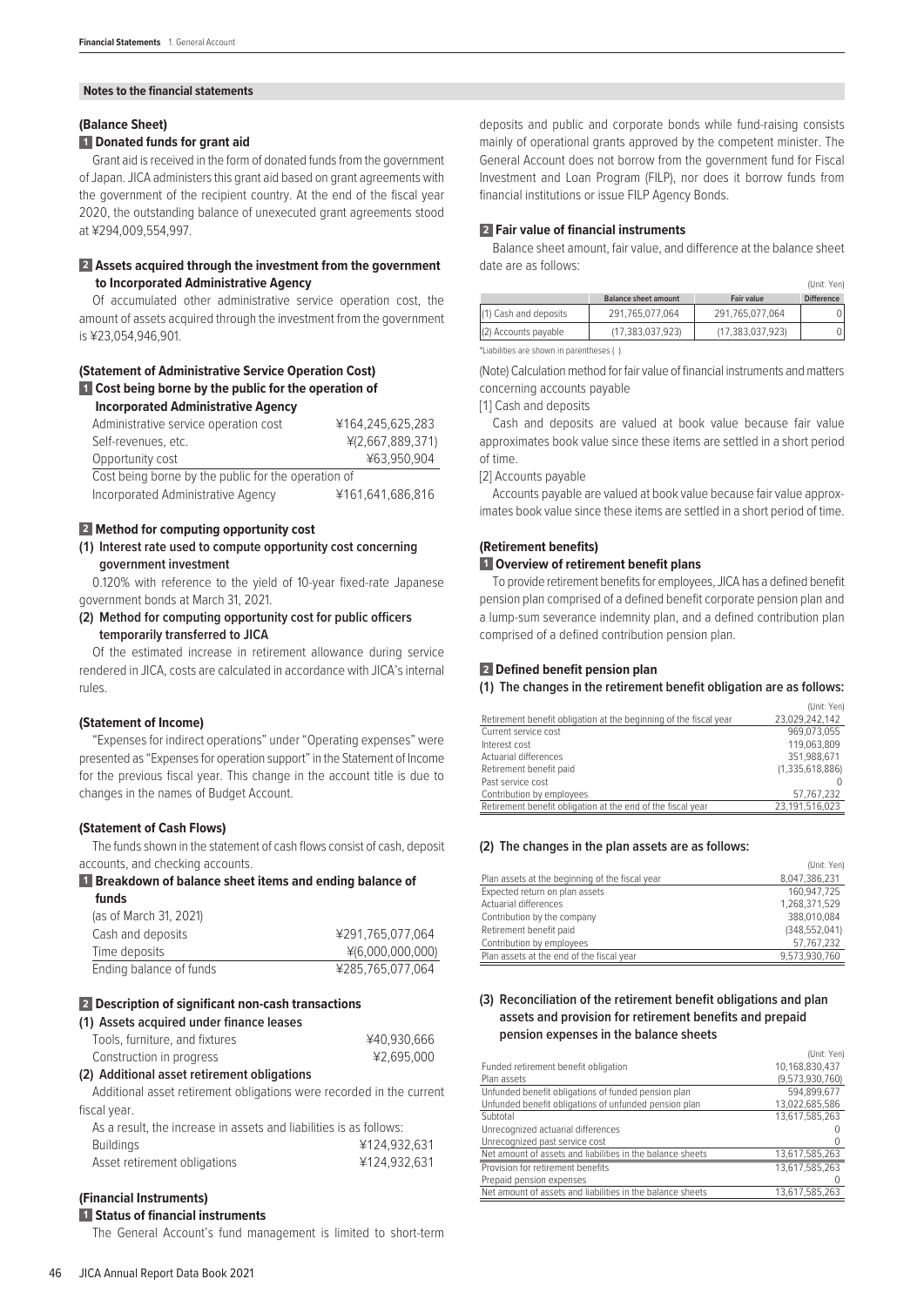## Notes to the financial statements

### (Balance Sheet)

**1 Donated funds for grant aid**

Grant aid is received in the form of donated funds from the government of Japan. JICA administers this grant aid based on grant agreements with the government of the recipient country. At the end of the fiscal year 2020, the outstanding balance of unexecuted grant agreements stood at ¥294,009,554,997.

**2 Assets acquired through the investment from the government to Incorporated Administrative Agency**

Of accumulated other administrative service operation cost, the amount of assets acquired through the investment from the government is ¥23,054,946,901.

### (Statement of Administrative Service Operation Cost)

**1 Cost being borne by the public for the operation of Incorporated Administrative Agency**

| | |
|---|---|
| Administrative service operation cost | ¥164,245,625,283 |
| Self-revenues, etc. | ¥(2,667,889,371) |
| Opportunity cost | ¥63,950,904 |
| Cost being borne by the public for the operation of Incorporated Administrative Agency | ¥161,641,686,816 |

**2 Method for computing opportunity cost**

**(1) Interest rate used to compute opportunity cost concerning government investment**

0.120% with reference to the yield of 10-year fixed-rate Japanese government bonds at March 31, 2021.

**(2) Method for computing opportunity cost for public officers temporarily transferred to JICA**

Of the estimated increase in retirement allowance during service rendered in JICA, costs are calculated in accordance with JICA's internal rules.

### (Statement of Income)

"Expenses for indirect operations" under "Operating expenses" were presented as "Expenses for operation support" in the Statement of Income for the previous fiscal year. This change in the account title is due to changes in the names of Budget Account.

### (Statement of Cash Flows)

The funds shown in the statement of cash flows consist of cash, deposit accounts, and checking accounts.

**1 Breakdown of balance sheet items and ending balance of funds**

(as of March 31, 2021)

| | |
|---|---|
| Cash and deposits | ¥291,765,077,064 |
| Time deposits | ¥(6,000,000,000) |
| Ending balance of funds | ¥285,765,077,064 |

**2 Description of significant non-cash transactions**

**(1) Assets acquired under finance leases**

| | |
|---|---|
| Tools, furniture, and fixtures | ¥40,930,666 |
| Construction in progress | ¥2,695,000 |

**(2) Additional asset retirement obligations**

Additional asset retirement obligations were recorded in the current fiscal year.

As a result, the increase in assets and liabilities is as follows:

| | |
|---|---|
| Buildings | ¥124,932,631 |
| Asset retirement obligations | ¥124,932,631 |

### (Financial Instruments)

**1 Status of financial instruments**

The General Account's fund management is limited to short-term deposits and public and corporate bonds while fund-raising consists mainly of operational grants approved by the competent minister. The General Account does not borrow from the government fund for Fiscal Investment and Loan Program (FILP), nor does it borrow funds from financial institutions or issue FILP Agency Bonds.

**2 Fair value of financial instruments**

Balance sheet amount, fair value, and difference at the balance sheet date are as follows:

(Unit: Yen)

| | Balance sheet amount | Fair value | Difference |
|---|---|---|---|
| (1) Cash and deposits | 291,765,077,064 | 291,765,077,064 | 0 |
| (2) Accounts payable | (17,383,037,923) | (17,383,037,923) | 0 |

*Liabilities are shown in parentheses ( ).

(Note) Calculation method for fair value of financial instruments and matters concerning accounts payable

[1] Cash and deposits

Cash and deposits are valued at book value because fair value approximates book value since these items are settled in a short period of time.

[2] Accounts payable

Accounts payable are valued at book value because fair value approximates book value since these items are settled in a short period of time.

### (Retirement benefits)

**1 Overview of retirement benefit plans**

To provide retirement benefits for employees, JICA has a defined benefit pension plan comprised of a defined benefit corporate pension plan and a lump-sum severance indemnity plan, and a defined contribution plan comprised of a defined contribution pension plan.

**2 Defined benefit pension plan**

**(1) The changes in the retirement benefit obligation are as follows:**

(Unit: Yen)

| | |
|---|---|
| Retirement benefit obligation at the beginning of the fiscal year | 23,029,242,142 |
| Current service cost | 969,073,055 |
| Interest cost | 119,063,809 |
| Actuarial differences | 351,988,671 |
| Retirement benefit paid | (1,335,618,886) |
| Past service cost | 0 |
| Contribution by employees | 57,767,232 |
| Retirement benefit obligation at the end of the fiscal year | 23,191,516,023 |

**(2) The changes in the plan assets are as follows:**

(Unit: Yen)

| | |
|---|---|
| Plan assets at the beginning of the fiscal year | 8,047,386,231 |
| Expected return on plan assets | 160,947,725 |
| Actuarial differences | 1,268,371,529 |
| Contribution by the company | 388,010,084 |
| Retirement benefit paid | (348,552,041) |
| Contribution by employees | 57,767,232 |
| Plan assets at the end of the fiscal year | 9,573,930,760 |

**(3) Reconciliation of the retirement benefit obligations and plan assets and provision for retirement benefits and prepaid pension expenses in the balance sheets**

(Unit: Yen)

| | |
|---|---|
| Funded retirement benefit obligation | 10,168,830,437 |
| Plan assets | (9,573,930,760) |
| Unfunded benefit obligations of funded pension plan | 594,899,677 |
| Unfunded benefit obligations of unfunded pension plan | 13,022,685,586 |
| Subtotal | 13,617,585,263 |
| Unrecognized actuarial differences | 0 |
| Unrecognized past service cost | 0 |
| Net amount of assets and liabilities in the balance sheets | 13,617,585,263 |
| Provision for retirement benefits | 13,617,585,263 |
| Prepaid pension expenses | 0 |
| Net amount of assets and liabilities in the balance sheets | 13,617,585,263 |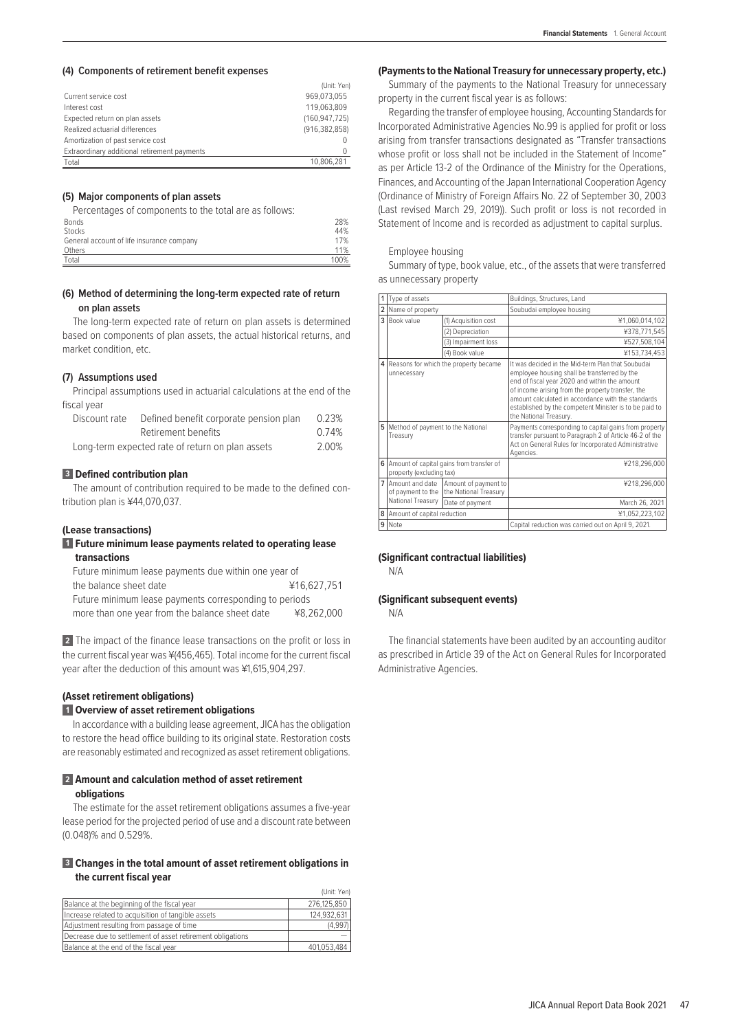#### (4) Components of retirement benefit expenses

(Unit: Yen)

| | |
|---|---|
| Current service cost | 969,073,055 |
| Interest cost | 119,063,809 |
| Expected return on plan assets | (160,947,725) |
| Realized actuarial differences | (916,382,858) |
| Amortization of past service cost | 0 |
| Extraordinary additional retirement payments | 0 |
| Total | 10,806,281 |

#### (5) Major components of plan assets

Percentages of components to the total are as follows:

| | |
|---|---|
| Bonds | 28% |
| Stocks | 44% |
| General account of life insurance company | 17% |
| Others | 11% |
| Total | 100% |

#### (6) Method of determining the long-term expected rate of return on plan assets

The long-term expected rate of return on plan assets is determined based on components of plan assets, the actual historical returns, and market condition, etc.

#### (7) Assumptions used

Principal assumptions used in actuarial calculations at the end of the fiscal year

| | | |
|---|---|---|
| Discount rate | Defined benefit corporate pension plan | 0.23% |
| | Retirement benefits | 0.74% |
| Long-term expected rate of return on plan assets | | 2.00% |

#### 3 Defined contribution plan

The amount of contribution required to be made to the defined contribution plan is ¥44,070,037.

### (Lease transactions)

#### 1 Future minimum lease payments related to operating lease transactions

Future minimum lease payments due within one year of the balance sheet date ¥16,627,751

Future minimum lease payments corresponding to periods more than one year from the balance sheet date ¥8,262,000

**2** The impact of the finance lease transactions on the profit or loss in the current fiscal year was ¥(456,465). Total income for the current fiscal year after the deduction of this amount was ¥1,615,904,297.

### (Asset retirement obligations)

#### 1 Overview of asset retirement obligations

In accordance with a building lease agreement, JICA has the obligation to restore the head office building to its original state. Restoration costs are reasonably estimated and recognized as asset retirement obligations.

#### 2 Amount and calculation method of asset retirement obligations

The estimate for the asset retirement obligations assumes a five-year lease period for the projected period of use and a discount rate between (0.048)% and 0.529%.

#### 3 Changes in the total amount of asset retirement obligations in the current fiscal year

(Unit: Yen)

| | |
|---|---|
| Balance at the beginning of the fiscal year | 276,125,850 |
| Increase related to acquisition of tangible assets | 124,932,631 |
| Adjustment resulting from passage of time | (4,997) |
| Decrease due to settlement of asset retirement obligations | — |
| Balance at the end of the fiscal year | 401,053,484 |

### (Payments to the National Treasury for unnecessary property, etc.)

Summary of the payments to the National Treasury for unnecessary property in the current fiscal year is as follows:

Regarding the transfer of employee housing, Accounting Standards for Incorporated Administrative Agencies No.99 is applied for profit or loss arising from transfer transactions designated as "Transfer transactions whose profit or loss shall not be included in the Statement of Income" as per Article 13-2 of the Ordinance of the Ministry for the Operations, Finances, and Accounting of the Japan International Cooperation Agency (Ordinance of Ministry of Foreign Affairs No. 22 of September 30, 2003 (Last revised March 29, 2019)). Such profit or loss is not recorded in Statement of Income and is recorded as adjustment to capital surplus.

Employee housing

Summary of type, book value, etc., of the assets that were transferred as unnecessary property

| No. | Item | | |
|---|---|---|---|
| 1 | Type of assets | | Buildings, Structures, Land |
| 2 | Name of property | | Soubudai employee housing |
| 3 | Book value | (1) Acquisition cost | ¥1,060,014,102 |
| | | (2) Depreciation | ¥378,771,545 |
| | | (3) Impairment loss | ¥527,508,104 |
| | | (4) Book value | ¥153,734,453 |
| 4 | Reasons for which the property became unnecessary | | It was decided in the Mid-term Plan that Soubudai employee housing shall be transferred by the end of fiscal year 2020 and within the amount of income arising from the property transfer, the amount calculated in accordance with the standards established by the competent Minister is to be paid to the National Treasury. |
| 5 | Method of payment to the National Treasury | | Payments corresponding to capital gains from property transfer pursuant to Paragraph 2 of Article 46-2 of the Act on General Rules for Incorporated Administrative Agencies. |
| 6 | Amount of capital gains from transfer of property (excluding tax) | | ¥218,296,000 |
| 7 | Amount and date of payment to the National Treasury | Amount of payment to the National Treasury | ¥218,296,000 |
| | | Date of payment | March 26, 2021 |
| 8 | Amount of capital reduction | | ¥1,052,223,102 |
| 9 | Note | | Capital reduction was carried out on April 9, 2021. |

### (Significant contractual liabilities)

N/A

### (Significant subsequent events)

N/A

The financial statements have been audited by an accounting auditor as prescribed in Article 39 of the Act on General Rules for Incorporated Administrative Agencies.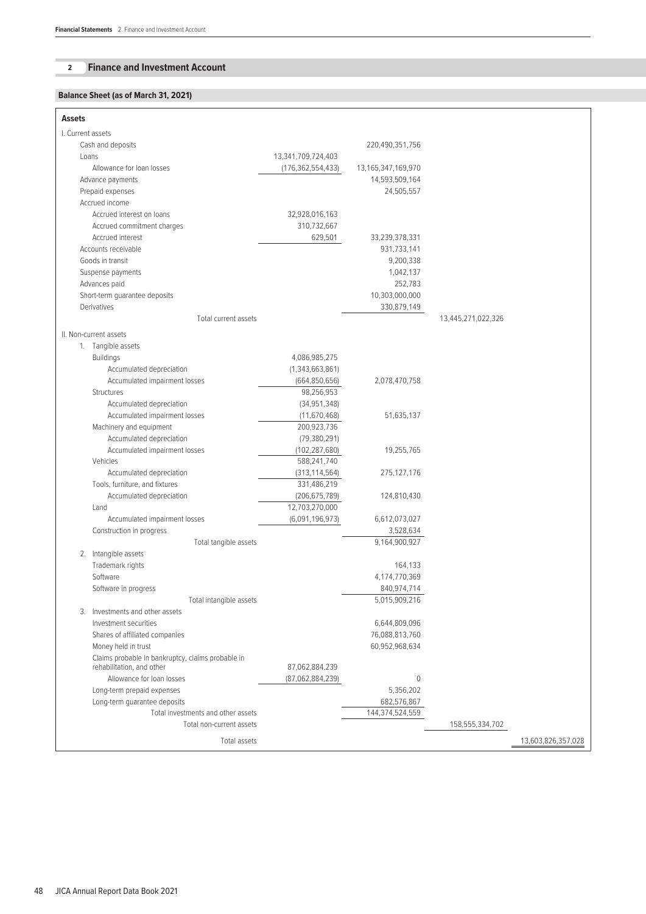## 2 Finance and Investment Account

### Balance Sheet (as of March 31, 2021)

| Assets | | | | |
|---|---|---|---|---|
| I. Current assets | | | | |
| Cash and deposits | | 220,490,351,756 | | |
| Loans | 13,341,709,724,403 | | | |
| Allowance for loan losses | (176,362,554,433) | 13,165,347,169,970 | | |
| Advance payments | | 14,593,509,164 | | |
| Prepaid expenses | | 24,505,557 | | |
| Accrued income | | | | |
| Accrued interest on loans | 32,928,016,163 | | | |
| Accrued commitment charges | 310,732,667 | | | |
| Accrued interest | 629,501 | 33,239,378,331 | | |
| Accounts receivable | | 931,733,141 | | |
| Goods in transit | | 9,200,338 | | |
| Suspense payments | | 1,042,137 | | |
| Advances paid | | 252,783 | | |
| Short-term guarantee deposits | | 10,303,000,000 | | |
| Derivatives | | 330,879,149 | | |
| Total current assets | | | 13,445,271,022,326 | |
| II. Non-current assets | | | | |
| 1. Tangible assets | | | | |
| Buildings | 4,086,985,275 | | | |
| Accumulated depreciation | (1,343,663,861) | | | |
| Accumulated impairment losses | (664,850,656) | 2,078,470,758 | | |
| Structures | 98,256,953 | | | |
| Accumulated depreciation | (34,951,348) | | | |
| Accumulated impairment losses | (11,670,468) | 51,635,137 | | |
| Machinery and equipment | 200,923,736 | | | |
| Accumulated depreciation | (79,380,291) | | | |
| Accumulated impairment losses | (102,287,680) | 19,255,765 | | |
| Vehicles | 588,241,740 | | | |
| Accumulated depreciation | (313,114,564) | 275,127,176 | | |
| Tools, furniture, and fixtures | 331,486,219 | | | |
| Accumulated depreciation | (206,675,789) | 124,810,430 | | |
| Land | 12,703,270,000 | | | |
| Accumulated impairment losses | (6,091,196,973) | 6,612,073,027 | | |
| Construction in progress | | 3,528,634 | | |
| Total tangible assets | | 9,164,900,927 | | |
| 2. Intangible assets | | | | |
| Trademark rights | | 164,133 | | |
| Software | | 4,174,770,369 | | |
| Software in progress | | 840,974,714 | | |
| Total intangible assets | | 5,015,909,216 | | |
| 3. Investments and other assets | | | | |
| Investment securities | | 6,644,809,096 | | |
| Shares of affiliated companies | | 76,088,813,760 | | |
| Money held in trust | | 60,952,968,634 | | |
| Claims probable in bankruptcy, claims probable in rehabilitation, and other | 87,062,884,239 | | | |
| Allowance for loan losses | (87,062,884,239) | 0 | | |
| Long-term prepaid expenses | | 5,356,202 | | |
| Long-term guarantee deposits | | 682,576,867 | | |
| Total investments and other assets | | 144,374,524,559 | | |
| Total non-current assets | | | 158,555,334,702 | |
| Total assets | | | | 13,603,826,357,028 |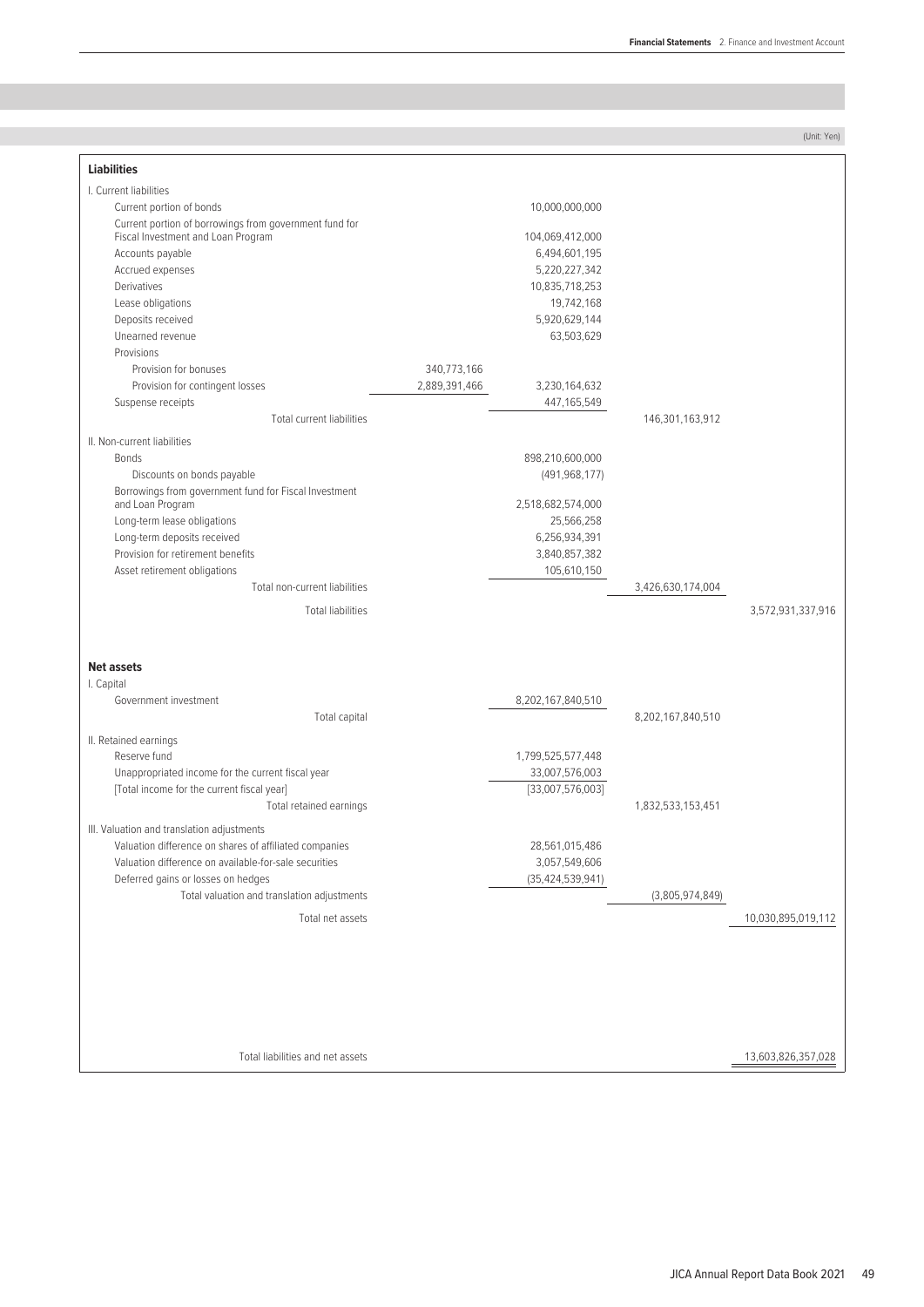(Unit: Yen)

| Liabilities | | | | |
|---|---|---|---|---|
| I. Current liabilities | | | | |
| Current portion of bonds | | 10,000,000,000 | | |
| Current portion of borrowings from government fund for Fiscal Investment and Loan Program | | 104,069,412,000 | | |
| Accounts payable | | 6,494,601,195 | | |
| Accrued expenses | | 5,220,227,342 | | |
| Derivatives | | 10,835,718,253 | | |
| Lease obligations | | 19,742,168 | | |
| Deposits received | | 5,920,629,144 | | |
| Unearned revenue | | 63,503,629 | | |
| Provisions | | | | |
| Provision for bonuses | 340,773,166 | | | |
| Provision for contingent losses | 2,889,391,466 | 3,230,164,632 | | |
| Suspense receipts | | 447,165,549 | | |
| Total current liabilities | | | 146,301,163,912 | |
| II. Non-current liabilities | | | | |
| Bonds | | 898,210,600,000 | | |
| Discounts on bonds payable | | (491,968,177) | | |
| Borrowings from government fund for Fiscal Investment and Loan Program | | 2,518,682,574,000 | | |
| Long-term lease obligations | | 25,566,258 | | |
| Long-term deposits received | | 6,256,934,391 | | |
| Provision for retirement benefits | | 3,840,857,382 | | |
| Asset retirement obligations | | 105,610,150 | | |
| Total non-current liabilities | | | 3,426,630,174,004 | |
| Total liabilities | | | | 3,572,931,337,916 |
| **Net assets** | | | | |
| I. Capital | | | | |
| Government investment | | 8,202,167,840,510 | | |
| Total capital | | | 8,202,167,840,510 | |
| II. Retained earnings | | | | |
| Reserve fund | | 1,799,525,577,448 | | |
| Unappropriated income for the current fiscal year | | 33,007,576,003 | | |
| [Total income for the current fiscal year] | | [33,007,576,003] | | |
| Total retained earnings | | | 1,832,533,153,451 | |
| III. Valuation and translation adjustments | | | | |
| Valuation difference on shares of affiliated companies | | 28,561,015,486 | | |
| Valuation difference on available-for-sale securities | | 3,057,549,606 | | |
| Deferred gains or losses on hedges | | (35,424,539,941) | | |
| Total valuation and translation adjustments | | | (3,805,974,849) | |
| Total net assets | | | | 10,030,895,019,112 |
| Total liabilities and net assets | | | | 13,603,826,357,028 |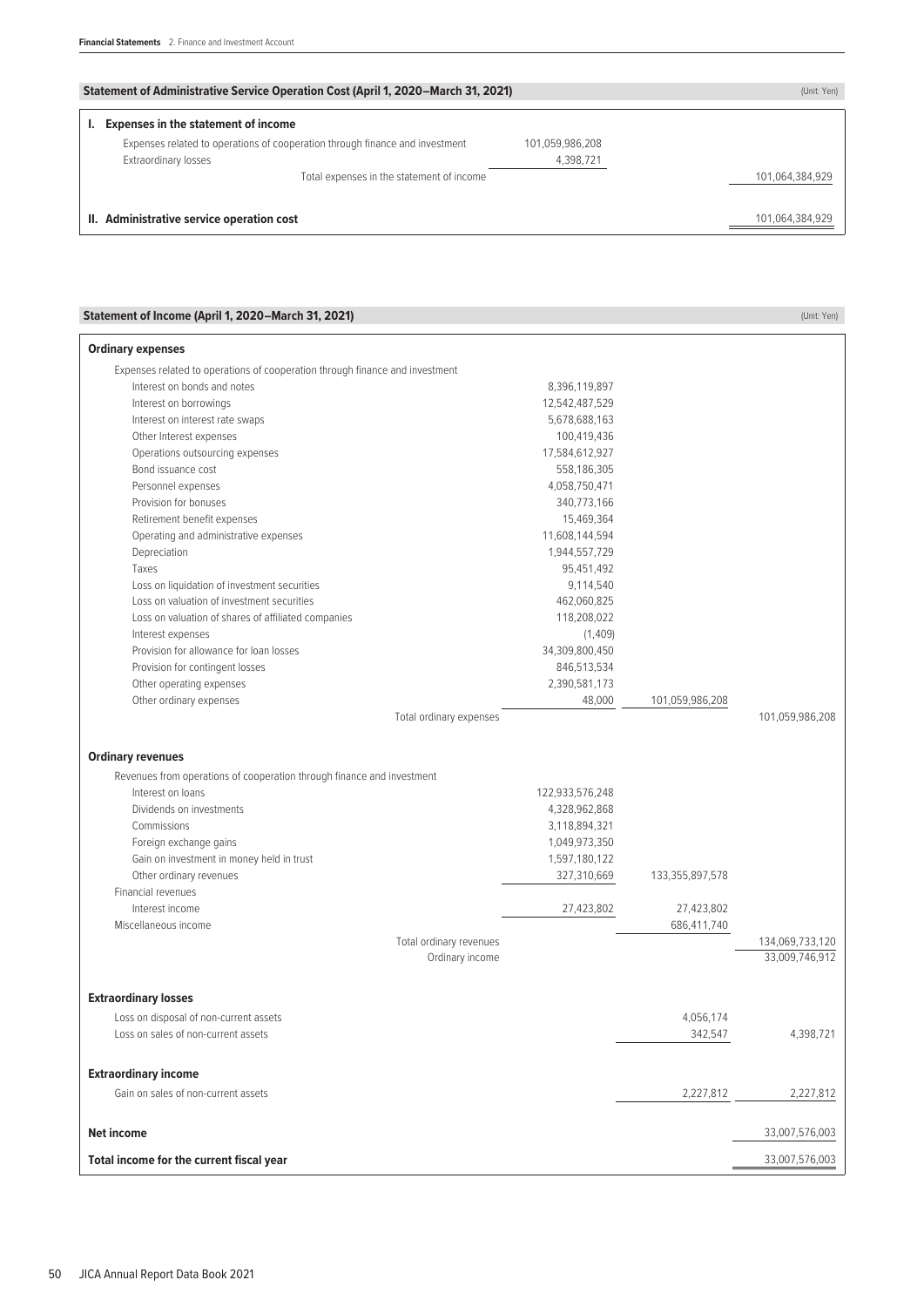## Statement of Administrative Service Operation Cost (April 1, 2020–March 31, 2021)

(Unit: Yen)

| | | |
|---|---|---|
| **I. Expenses in the statement of income** | | |
| Expenses related to operations of cooperation through finance and investment | 101,059,986,208 | |
| Extraordinary losses | 4,398,721 | |
| Total expenses in the statement of income | | 101,064,384,929 |
| **II. Administrative service operation cost** | | 101,064,384,929 |

## Statement of Income (April 1, 2020–March 31, 2021)

(Unit: Yen)

| | | | |
|---|---|---|---|
| **Ordinary expenses** | | | |
| Expenses related to operations of cooperation through finance and investment | | | |
| Interest on bonds and notes | 8,396,119,897 | | |
| Interest on borrowings | 12,542,487,529 | | |
| Interest on interest rate swaps | 5,678,688,163 | | |
| Other Interest expenses | 100,419,436 | | |
| Operations outsourcing expenses | 17,584,612,927 | | |
| Bond issuance cost | 558,186,305 | | |
| Personnel expenses | 4,058,750,471 | | |
| Provision for bonuses | 340,773,166 | | |
| Retirement benefit expenses | 15,469,364 | | |
| Operating and administrative expenses | 11,608,144,594 | | |
| Depreciation | 1,944,557,729 | | |
| Taxes | 95,451,492 | | |
| Loss on liquidation of investment securities | 9,114,540 | | |
| Loss on valuation of investment securities | 462,060,825 | | |
| Loss on valuation of shares of affiliated companies | 118,208,022 | | |
| Interest expenses | (1,409) | | |
| Provision for allowance for loan losses | 34,309,800,450 | | |
| Provision for contingent losses | 846,513,534 | | |
| Other operating expenses | 2,390,581,173 | | |
| Other ordinary expenses | 48,000 | 101,059,986,208 | |
| Total ordinary expenses | | | 101,059,986,208 |
| **Ordinary revenues** | | | |
| Revenues from operations of cooperation through finance and investment | | | |
| Interest on loans | 122,933,576,248 | | |
| Dividends on investments | 4,328,962,868 | | |
| Commissions | 3,118,894,321 | | |
| Foreign exchange gains | 1,049,973,350 | | |
| Gain on investment in money held in trust | 1,597,180,122 | | |
| Other ordinary revenues | 327,310,669 | 133,355,897,578 | |
| Financial revenues | | | |
| Interest income | 27,423,802 | 27,423,802 | |
| Miscellaneous income | | 686,411,740 | |
| Total ordinary revenues | | | 134,069,733,120 |
| Ordinary income | | | 33,009,746,912 |
| **Extraordinary losses** | | | |
| Loss on disposal of non-current assets | | 4,056,174 | |
| Loss on sales of non-current assets | | 342,547 | 4,398,721 |
| **Extraordinary income** | | | |
| Gain on sales of non-current assets | | 2,227,812 | 2,227,812 |
| **Net income** | | | 33,007,576,003 |
| **Total income for the current fiscal year** | | | 33,007,576,003 |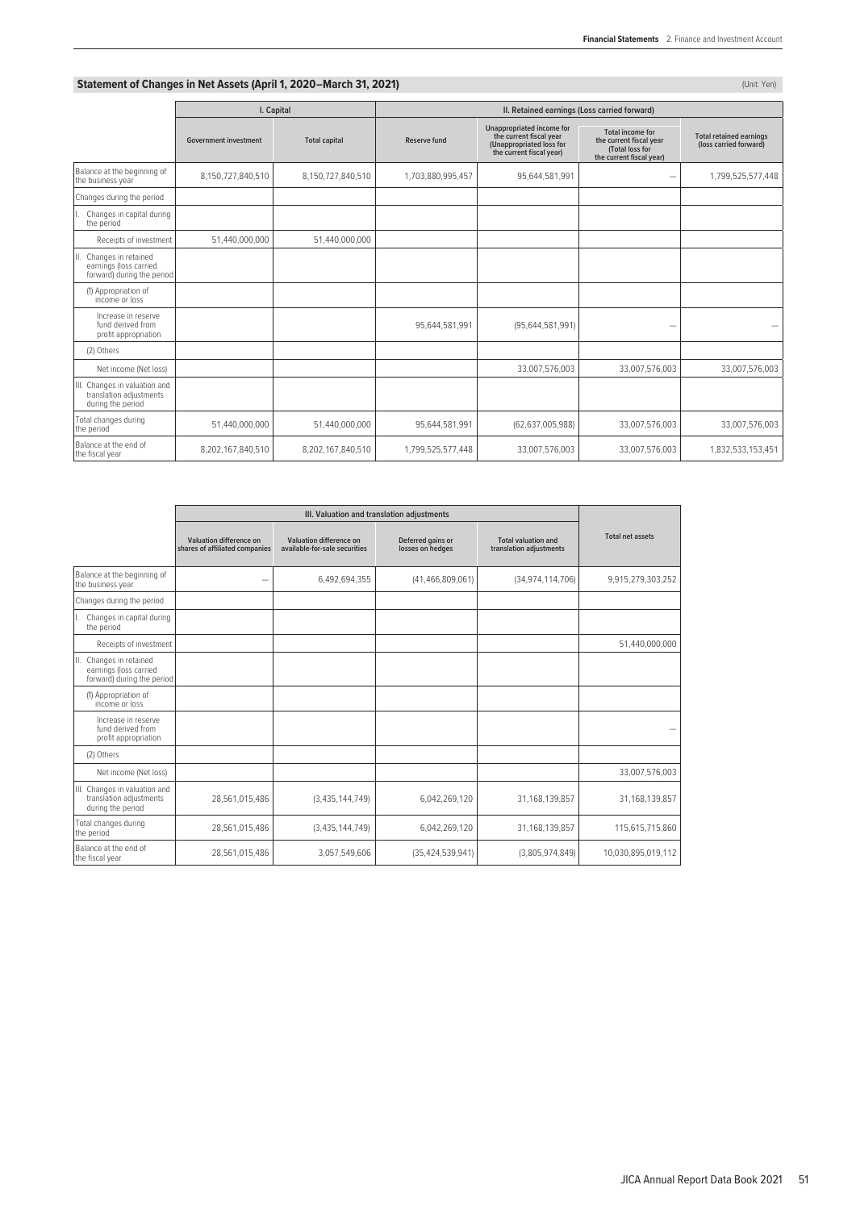## Statement of Changes in Net Assets (April 1, 2020–March 31, 2021)

(Unit: Yen)

| | I. Capital | | II. Retained earnings (Loss carried forward) | | | |
|---|---|---|---|---|---|---|
| | Government investment | Total capital | Reserve fund | Unappropriated income for the current fiscal year (Unappropriated loss for the current fiscal year) | Total income for the current fiscal year (Total loss for the current fiscal year) | Total retained earnings (loss carried forward) |
| Balance at the beginning of the business year | 8,150,727,840,510 | 8,150,727,840,510 | 1,703,880,995,457 | 95,644,581,991 | — | 1,799,525,577,448 |
| Changes during the period | | | | | | |
| I. Changes in capital during the period | | | | | | |
| Receipts of investment | 51,440,000,000 | 51,440,000,000 | | | | |
| II. Changes in retained earnings (loss carried forward) during the period | | | | | | |
| (1) Appropriation of income or loss | | | | | | |
| Increase in reserve fund derived from profit appropriation | | | 95,644,581,991 | (95,644,581,991) | — | — |
| (2) Others | | | | | | |
| Net income (Net loss) | | | | 33,007,576,003 | 33,007,576,003 | 33,007,576,003 |
| III. Changes in valuation and translation adjustments during the period | | | | | | |
| Total changes during the period | 51,440,000,000 | 51,440,000,000 | 95,644,581,991 | (62,637,005,988) | 33,007,576,003 | 33,007,576,003 |
| Balance at the end of the fiscal year | 8,202,167,840,510 | 8,202,167,840,510 | 1,799,525,577,448 | 33,007,576,003 | 33,007,576,003 | 1,832,533,153,451 |

| | III. Valuation and translation adjustments | | | | Total net assets |
|---|---|---|---|---|---|
| | Valuation difference on shares of affiliated companies | Valuation difference on available-for-sale securities | Deferred gains or losses on hedges | Total valuation and translation adjustments | |
| Balance at the beginning of the business year | — | 6,492,694,355 | (41,466,809,061) | (34,974,114,706) | 9,915,279,303,252 |
| Changes during the period | | | | | |
| I. Changes in capital during the period | | | | | |
| Receipts of investment | | | | | 51,440,000,000 |
| II. Changes in retained earnings (loss carried forward) during the period | | | | | |
| (1) Appropriation of income or loss | | | | | |
| Increase in reserve fund derived from profit appropriation | | | | | — |
| (2) Others | | | | | |
| Net income (Net loss) | | | | | 33,007,576,003 |
| III. Changes in valuation and translation adjustments during the period | 28,561,015,486 | (3,435,144,749) | 6,042,269,120 | 31,168,139,857 | 31,168,139,857 |
| Total changes during the period | 28,561,015,486 | (3,435,144,749) | 6,042,269,120 | 31,168,139,857 | 115,615,715,860 |
| Balance at the end of the fiscal year | 28,561,015,486 | 3,057,549,606 | (35,424,539,941) | (3,805,974,849) | 10,030,895,019,112 |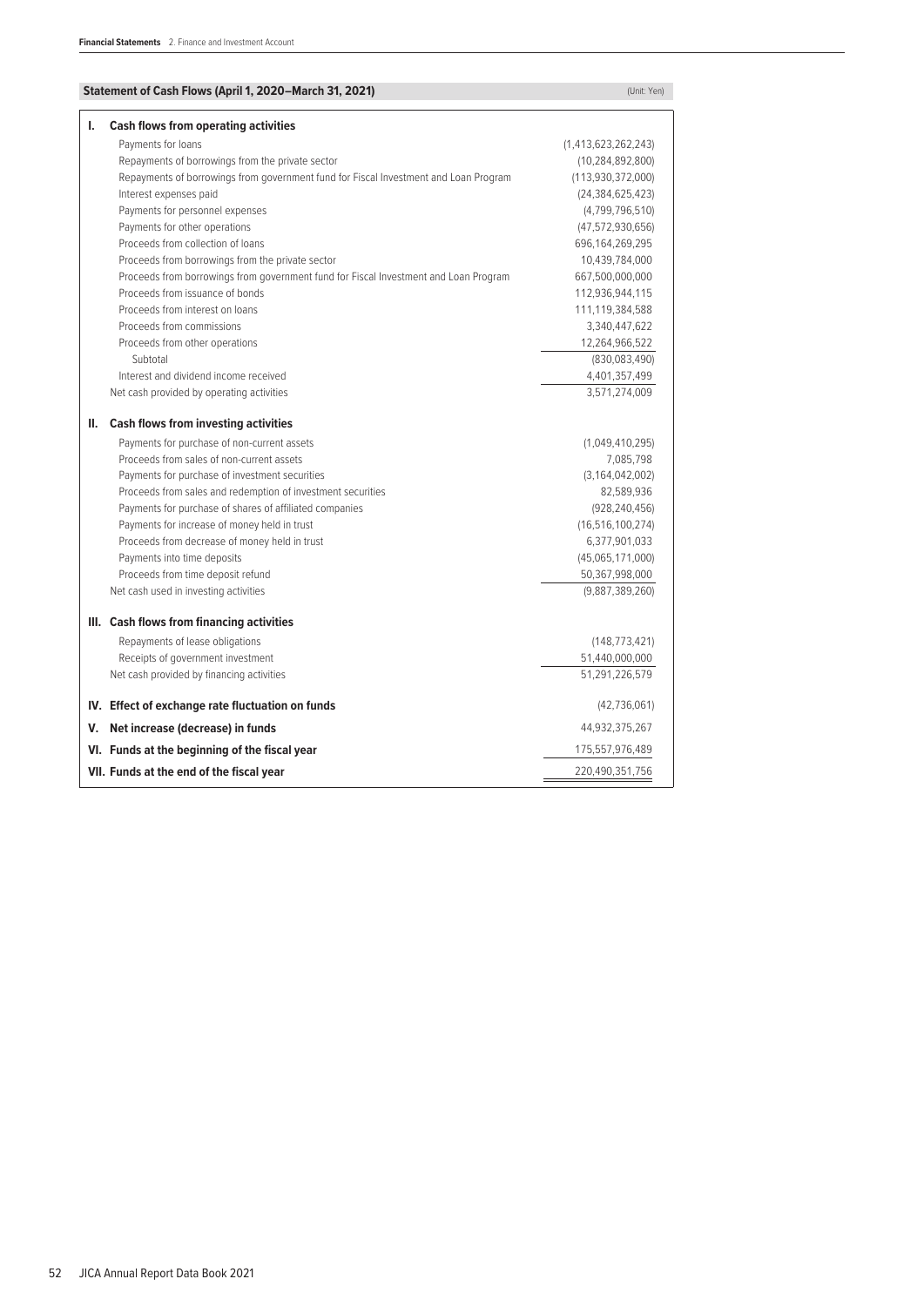## Statement of Cash Flows (April 1, 2020–March 31, 2021)

(Unit: Yen)

| | |
|---|---|
| **I. Cash flows from operating activities** | |
| Payments for loans | (1,413,623,262,243) |
| Repayments of borrowings from the private sector | (10,284,892,800) |
| Repayments of borrowings from government fund for Fiscal Investment and Loan Program | (113,930,372,000) |
| Interest expenses paid | (24,384,625,423) |
| Payments for personnel expenses | (4,799,796,510) |
| Payments for other operations | (47,572,930,656) |
| Proceeds from collection of loans | 696,164,269,295 |
| Proceeds from borrowings from the private sector | 10,439,784,000 |
| Proceeds from borrowings from government fund for Fiscal Investment and Loan Program | 667,500,000,000 |
| Proceeds from issuance of bonds | 112,936,944,115 |
| Proceeds from interest on loans | 111,119,384,588 |
| Proceeds from commissions | 3,340,447,622 |
| Proceeds from other operations | 12,264,966,522 |
| Subtotal | (830,083,490) |
| Interest and dividend income received | 4,401,357,499 |
| Net cash provided by operating activities | 3,571,274,009 |
| **II. Cash flows from investing activities** | |
| Payments for purchase of non-current assets | (1,049,410,295) |
| Proceeds from sales of non-current assets | 7,085,798 |
| Payments for purchase of investment securities | (3,164,042,002) |
| Proceeds from sales and redemption of investment securities | 82,589,936 |
| Payments for purchase of shares of affiliated companies | (928,240,456) |
| Payments for increase of money held in trust | (16,516,100,274) |
| Proceeds from decrease of money held in trust | 6,377,901,033 |
| Payments into time deposits | (45,065,171,000) |
| Proceeds from time deposit refund | 50,367,998,000 |
| Net cash used in investing activities | (9,887,389,260) |
| **III. Cash flows from financing activities** | |
| Repayments of lease obligations | (148,773,421) |
| Receipts of government investment | 51,440,000,000 |
| Net cash provided by financing activities | 51,291,226,579 |
| **IV. Effect of exchange rate fluctuation on funds** | (42,736,061) |
| **V. Net increase (decrease) in funds** | 44,932,375,267 |
| **VI. Funds at the beginning of the fiscal year** | 175,557,976,489 |
| **VII. Funds at the end of the fiscal year** | 220,490,351,756 |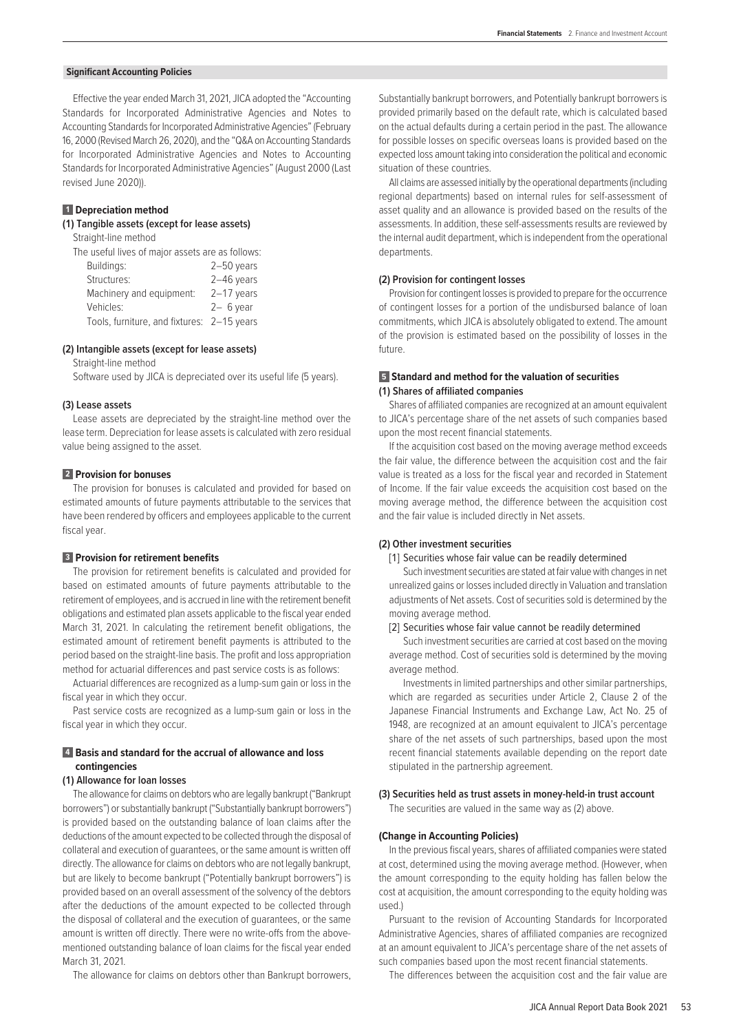## Significant Accounting Policies

Effective the year ended March 31, 2021, JICA adopted the "Accounting Standards for Incorporated Administrative Agencies and Notes to Accounting Standards for Incorporated Administrative Agencies" (February 16, 2000 (Revised March 26, 2020), and the "Q&A on Accounting Standards for Incorporated Administrative Agencies and Notes to Accounting Standards for Incorporated Administrative Agencies" (August 2000 (Last revised June 2020)).

### 1 Depreciation method

#### (1) Tangible assets (except for lease assets)

Straight-line method

The useful lives of major assets are as follows:

| | |
|---|---|
| Buildings: | 2–50 years |
| Structures: | 2–46 years |
| Machinery and equipment: | 2–17 years |
| Vehicles: | 2– 6 year |
| Tools, furniture, and fixtures: | 2–15 years |

#### (2) Intangible assets (except for lease assets)

Straight-line method

Software used by JICA is depreciated over its useful life (5 years).

#### (3) Lease assets

Lease assets are depreciated by the straight-line method over the lease term. Depreciation for lease assets is calculated with zero residual value being assigned to the asset.

### 2 Provision for bonuses

The provision for bonuses is calculated and provided for based on estimated amounts of future payments attributable to the services that have been rendered by officers and employees applicable to the current fiscal year.

### 3 Provision for retirement benefits

The provision for retirement benefits is calculated and provided for based on estimated amounts of future payments attributable to the retirement of employees, and is accrued in line with the retirement benefit obligations and estimated plan assets applicable to the fiscal year ended March 31, 2021. In calculating the retirement benefit obligations, the estimated amount of retirement benefit payments is attributed to the period based on the straight-line basis. The profit and loss appropriation method for actuarial differences and past service costs is as follows:

Actuarial differences are recognized as a lump-sum gain or loss in the fiscal year in which they occur.

Past service costs are recognized as a lump-sum gain or loss in the fiscal year in which they occur.

### 4 Basis and standard for the accrual of allowance and loss contingencies

#### (1) Allowance for loan losses

The allowance for claims on debtors who are legally bankrupt ("Bankrupt borrowers") or substantially bankrupt ("Substantially bankrupt borrowers") is provided based on the outstanding balance of loan claims after the deductions of the amount expected to be collected through the disposal of collateral and execution of guarantees, or the same amount is written off directly. The allowance for claims on debtors who are not legally bankrupt, but are likely to become bankrupt ("Potentially bankrupt borrowers") is provided based on an overall assessment of the solvency of the debtors after the deductions of the amount expected to be collected through the disposal of collateral and the execution of guarantees, or the same amount is written off directly. There were no write-offs from the above-mentioned outstanding balance of loan claims for the fiscal year ended March 31, 2021.

The allowance for claims on debtors other than Bankrupt borrowers, Substantially bankrupt borrowers, and Potentially bankrupt borrowers is provided primarily based on the default rate, which is calculated based on the actual defaults during a certain period in the past. The allowance for possible losses on specific overseas loans is provided based on the expected loss amount taking into consideration the political and economic situation of these countries.

All claims are assessed initially by the operational departments (including regional departments) based on internal rules for self-assessment of asset quality and an allowance is provided based on the results of the assessments. In addition, these self-assessments results are reviewed by the internal audit department, which is independent from the operational departments.

#### (2) Provision for contingent losses

Provision for contingent losses is provided to prepare for the occurrence of contingent losses for a portion of the undisbursed balance of loan commitments, which JICA is absolutely obligated to extend. The amount of the provision is estimated based on the possibility of losses in the future.

### 5 Standard and method for the valuation of securities

#### (1) Shares of affiliated companies

Shares of affiliated companies are recognized at an amount equivalent to JICA's percentage share of the net assets of such companies based upon the most recent financial statements.

If the acquisition cost based on the moving average method exceeds the fair value, the difference between the acquisition cost and the fair value is treated as a loss for the fiscal year and recorded in Statement of Income. If the fair value exceeds the acquisition cost based on the moving average method, the difference between the acquisition cost and the fair value is included directly in Net assets.

#### (2) Other investment securities

[1] Securities whose fair value can be readily determined

Such investment securities are stated at fair value with changes in net unrealized gains or losses included directly in Valuation and translation adjustments of Net assets. Cost of securities sold is determined by the moving average method.

[2] Securities whose fair value cannot be readily determined

Such investment securities are carried at cost based on the moving average method. Cost of securities sold is determined by the moving average method.

Investments in limited partnerships and other similar partnerships, which are regarded as securities under Article 2, Clause 2 of the Japanese Financial Instruments and Exchange Law, Act No. 25 of 1948, are recognized at an amount equivalent to JICA's percentage share of the net assets of such partnerships, based upon the most recent financial statements available depending on the report date stipulated in the partnership agreement.

#### (3) Securities held as trust assets in money-held-in trust account

The securities are valued in the same way as (2) above.

#### (Change in Accounting Policies)

In the previous fiscal years, shares of affiliated companies were stated at cost, determined using the moving average method. (However, when the amount corresponding to the equity holding has fallen below the cost at acquisition, the amount corresponding to the equity holding was used.)

Pursuant to the revision of Accounting Standards for Incorporated Administrative Agencies, shares of affiliated companies are recognized at an amount equivalent to JICA's percentage share of the net assets of such companies based upon the most recent financial statements.

The differences between the acquisition cost and the fair value are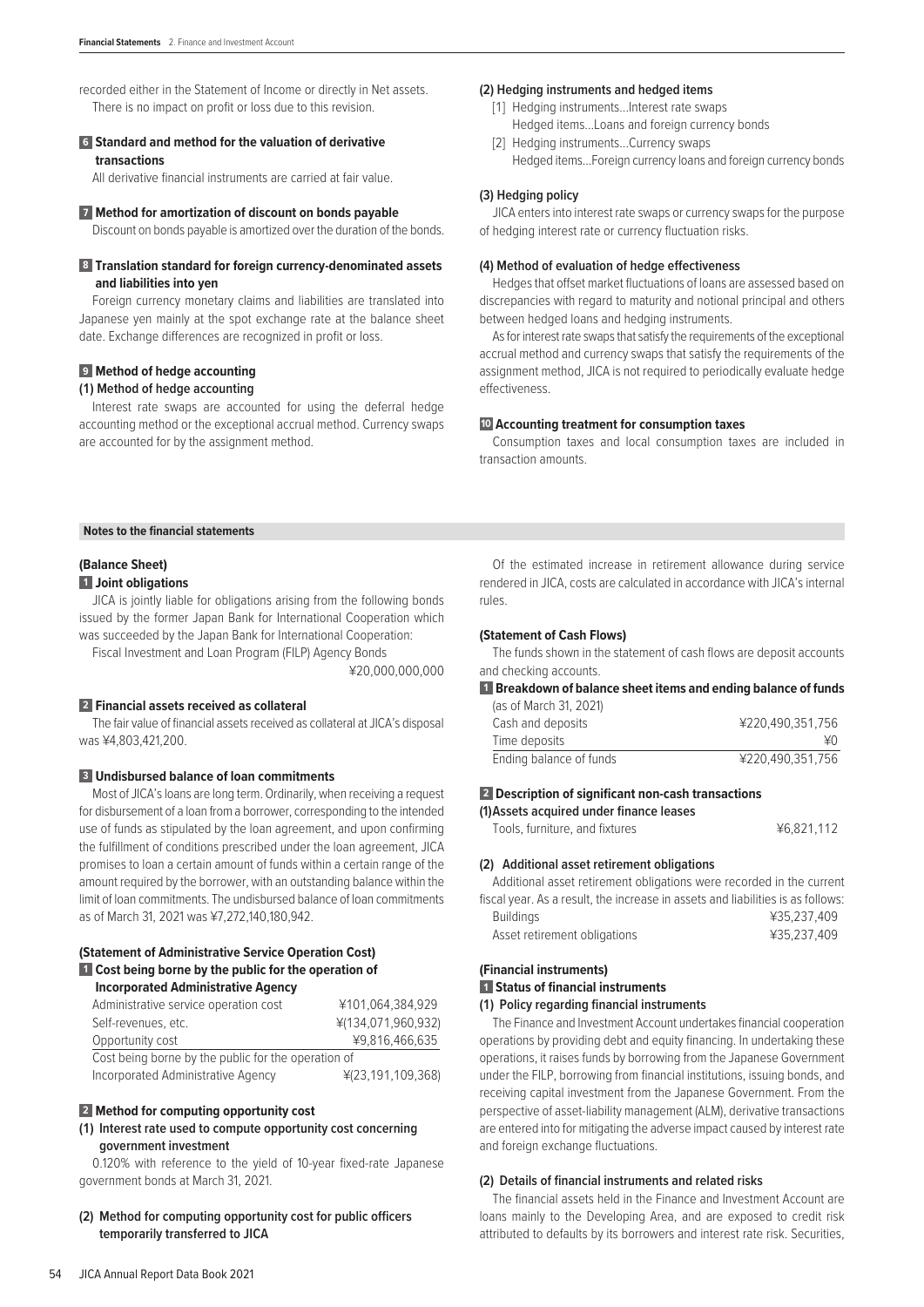recorded either in the Statement of Income or directly in Net assets. There is no impact on profit or loss due to this revision.

**6 Standard and method for the valuation of derivative transactions**

All derivative financial instruments are carried at fair value.

**7 Method for amortization of discount on bonds payable**

Discount on bonds payable is amortized over the duration of the bonds.

**8 Translation standard for foreign currency-denominated assets and liabilities into yen**

Foreign currency monetary claims and liabilities are translated into Japanese yen mainly at the spot exchange rate at the balance sheet date. Exchange differences are recognized in profit or loss.

**9 Method of hedge accounting**

**(1) Method of hedge accounting**

Interest rate swaps are accounted for using the deferral hedge accounting method or the exceptional accrual method. Currency swaps are accounted for by the assignment method.

**(2) Hedging instruments and hedged items**

[1] Hedging instruments...Interest rate swaps
Hedged items...Loans and foreign currency bonds

[2] Hedging instruments...Currency swaps
Hedged items...Foreign currency loans and foreign currency bonds

**(3) Hedging policy**

JICA enters into interest rate swaps or currency swaps for the purpose of hedging interest rate or currency fluctuation risks.

**(4) Method of evaluation of hedge effectiveness**

Hedges that offset market fluctuations of loans are assessed based on discrepancies with regard to maturity and notional principal and others between hedged loans and hedging instruments.

As for interest rate swaps that satisfy the requirements of the exceptional accrual method and currency swaps that satisfy the requirements of the assignment method, JICA is not required to periodically evaluate hedge effectiveness.

**10 Accounting treatment for consumption taxes**

Consumption taxes and local consumption taxes are included in transaction amounts.

## Notes to the financial statements

### (Balance Sheet)

**1 Joint obligations**

JICA is jointly liable for obligations arising from the following bonds issued by the former Japan Bank for International Cooperation which was succeeded by the Japan Bank for International Cooperation:

Fiscal Investment and Loan Program (FILP) Agency Bonds ¥20,000,000,000

**2 Financial assets received as collateral**

The fair value of financial assets received as collateral at JICA's disposal was ¥4,803,421,200.

**3 Undisbursed balance of loan commitments**

Most of JICA's loans are long term. Ordinarily, when receiving a request for disbursement of a loan from a borrower, corresponding to the intended use of funds as stipulated by the loan agreement, and upon confirming the fulfillment of conditions prescribed under the loan agreement, JICA promises to loan a certain amount of funds within a certain range of the amount required by the borrower, with an outstanding balance within the limit of loan commitments. The undisbursed balance of loan commitments as of March 31, 2021 was ¥7,272,140,180,942.

### (Statement of Administrative Service Operation Cost)

**1 Cost being borne by the public for the operation of Incorporated Administrative Agency**

| | |
|---|---|
| Administrative service operation cost | ¥101,064,384,929 |
| Self-revenues, etc. | ¥(134,071,960,932) |
| Opportunity cost | ¥9,816,466,635 |
| Cost being borne by the public for the operation of Incorporated Administrative Agency | ¥(23,191,109,368) |

**2 Method for computing opportunity cost**

**(1) Interest rate used to compute opportunity cost concerning government investment**

0.120% with reference to the yield of 10-year fixed-rate Japanese government bonds at March 31, 2021.

**(2) Method for computing opportunity cost for public officers temporarily transferred to JICA**

Of the estimated increase in retirement allowance during service rendered in JICA, costs are calculated in accordance with JICA's internal rules.

### (Statement of Cash Flows)

The funds shown in the statement of cash flows are deposit accounts and checking accounts.

**1 Breakdown of balance sheet items and ending balance of funds**

(as of March 31, 2021)

| | |
|---|---|
| Cash and deposits | ¥220,490,351,756 |
| Time deposits | ¥0 |
| Ending balance of funds | ¥220,490,351,756 |

**2 Description of significant non-cash transactions**

**(1) Assets acquired under finance leases**

| | |
|---|---|
| Tools, furniture, and fixtures | ¥6,821,112 |

**(2) Additional asset retirement obligations**

Additional asset retirement obligations were recorded in the current fiscal year. As a result, the increase in assets and liabilities is as follows:

| | |
|---|---|
| Buildings | ¥35,237,409 |
| Asset retirement obligations | ¥35,237,409 |

### (Financial instruments)

**1 Status of financial instruments**

**(1) Policy regarding financial instruments**

The Finance and Investment Account undertakes financial cooperation operations by providing debt and equity financing. In undertaking these operations, it raises funds by borrowing from the Japanese Government under the FILP, borrowing from financial institutions, issuing bonds, and receiving capital investment from the Japanese Government. From the perspective of asset-liability management (ALM), derivative transactions are entered into for mitigating the adverse impact caused by interest rate and foreign exchange fluctuations.

**(2) Details of financial instruments and related risks**

The financial assets held in the Finance and Investment Account are loans mainly to the Developing Area, and are exposed to credit risk attributed to defaults by its borrowers and interest rate risk. Securities,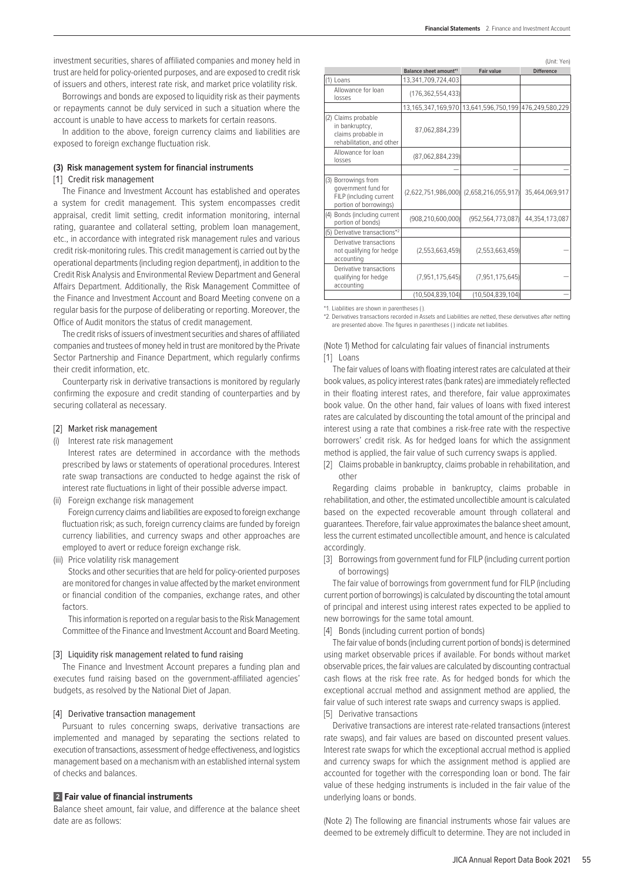investment securities, shares of affiliated companies and money held in trust are held for policy-oriented purposes, and are exposed to credit risk of issuers and others, interest rate risk, and market price volatility risk.

Borrowings and bonds are exposed to liquidity risk as their payments or repayments cannot be duly serviced in such a situation where the account is unable to have access to markets for certain reasons.

In addition to the above, foreign currency claims and liabilities are exposed to foreign exchange fluctuation risk.

### (3) Risk management system for financial instruments

[1] Credit risk management

The Finance and Investment Account has established and operates a system for credit management. This system encompasses credit appraisal, credit limit setting, credit information monitoring, internal rating, guarantee and collateral setting, problem loan management, etc., in accordance with integrated risk management rules and various credit risk-monitoring rules. This credit management is carried out by the operational departments (including region department), in addition to the Credit Risk Analysis and Environmental Review Department and General Affairs Department. Additionally, the Risk Management Committee of the Finance and Investment Account and Board Meeting convene on a regular basis for the purpose of deliberating or reporting. Moreover, the Office of Audit monitors the status of credit management.

The credit risks of issuers of investment securities and shares of affiliated companies and trustees of money held in trust are monitored by the Private Sector Partnership and Finance Department, which regularly confirms their credit information, etc.

Counterparty risk in derivative transactions is monitored by regularly confirming the exposure and credit standing of counterparties and by securing collateral as necessary.

[2] Market risk management

(i) Interest rate risk management

Interest rates are determined in accordance with the methods prescribed by laws or statements of operational procedures. Interest rate swap transactions are conducted to hedge against the risk of interest rate fluctuations in light of their possible adverse impact.

(ii) Foreign exchange risk management

Foreign currency claims and liabilities are exposed to foreign exchange fluctuation risk; as such, foreign currency claims are funded by foreign currency liabilities, and currency swaps and other approaches are employed to avert or reduce foreign exchange risk.

(iii) Price volatility risk management

Stocks and other securities that are held for policy-oriented purposes are monitored for changes in value affected by the market environment or financial condition of the companies, exchange rates, and other factors.

This information is reported on a regular basis to the Risk Management Committee of the Finance and Investment Account and Board Meeting.

[3] Liquidity risk management related to fund raising

The Finance and Investment Account prepares a funding plan and executes fund raising based on the government-affiliated agencies' budgets, as resolved by the National Diet of Japan.

[4] Derivative transaction management

Pursuant to rules concerning swaps, derivative transactions are implemented and managed by separating the sections related to execution of transactions, assessment of hedge effectiveness, and logistics management based on a mechanism with an established internal system of checks and balances.

### 2 Fair value of financial instruments

Balance sheet amount, fair value, and difference at the balance sheet date are as follows:

(Unit: Yen)

| | Balance sheet amount*1 | Fair value | Difference |
|---|---|---|---|
| (1) Loans | 13,341,709,724,403 | | |
| Allowance for loan losses | (176,362,554,433) | | |
| | 13,165,347,169,970 | 13,641,596,750,199 | 476,249,580,229 |
| (2) Claims probable in bankruptcy, claims probable in rehabilitation, and other | 87,062,884,239 | | |
| Allowance for loan losses | (87,062,884,239) | | |
| | — | — | — |
| (3) Borrowings from government fund for FILP (including current portion of borrowings) | (2,622,751,986,000) | (2,658,216,055,917) | 35,464,069,917 |
| (4) Bonds (including current portion of bonds) | (908,210,600,000) | (952,564,773,087) | 44,354,173,087 |
| (5) Derivative transactions*2 | | | |
| Derivative transactions not qualifying for hedge accounting | (2,553,663,459) | (2,553,663,459) | — |
| Derivative transactions qualifying for hedge accounting | (7,951,175,645) | (7,951,175,645) | — |
| | (10,504,839,104) | (10,504,839,104) | — |

*1. Liabilities are shown in parentheses ( ).

*2. Derivatives transactions recorded in Assets and Liabilities are netted, these derivatives after netting are presented above. The figures in parentheses ( ) indicate net liabilities.

(Note 1) Method for calculating fair values of financial instruments

[1] Loans

The fair values of loans with floating interest rates are calculated at their book values, as policy interest rates (bank rates) are immediately reflected in their floating interest rates, and therefore, fair value approximates book value. On the other hand, fair values of loans with fixed interest rates are calculated by discounting the total amount of the principal and interest using a rate that combines a risk-free rate with the respective borrowers' credit risk. As for hedged loans for which the assignment method is applied, the fair value of such currency swaps is applied.

[2] Claims probable in bankruptcy, claims probable in rehabilitation, and other

Regarding claims probable in bankruptcy, claims probable in rehabilitation, and other, the estimated uncollectible amount is calculated based on the expected recoverable amount through collateral and guarantees. Therefore, fair value approximates the balance sheet amount, less the current estimated uncollectible amount, and hence is calculated accordingly.

[3] Borrowings from government fund for FILP (including current portion of borrowings)

The fair value of borrowings from government fund for FILP (including current portion of borrowings) is calculated by discounting the total amount of principal and interest using interest rates expected to be applied to new borrowings for the same total amount.

[4] Bonds (including current portion of bonds)

The fair value of bonds (including current portion of bonds) is determined using market observable prices if available. For bonds without market observable prices, the fair values are calculated by discounting contractual cash flows at the risk free rate. As for hedged bonds for which the exceptional accrual method and assignment method are applied, the fair value of such interest rate swaps and currency swaps is applied.

[5] Derivative transactions

Derivative transactions are interest rate-related transactions (interest rate swaps), and fair values are based on discounted present values. Interest rate swaps for which the exceptional accrual method is applied and currency swaps for which the assignment method is applied are accounted for together with the corresponding loan or bond. The fair value of these hedging instruments is included in the fair value of the underlying loans or bonds.

(Note 2) The following are financial instruments whose fair values are deemed to be extremely difficult to determine. They are not included in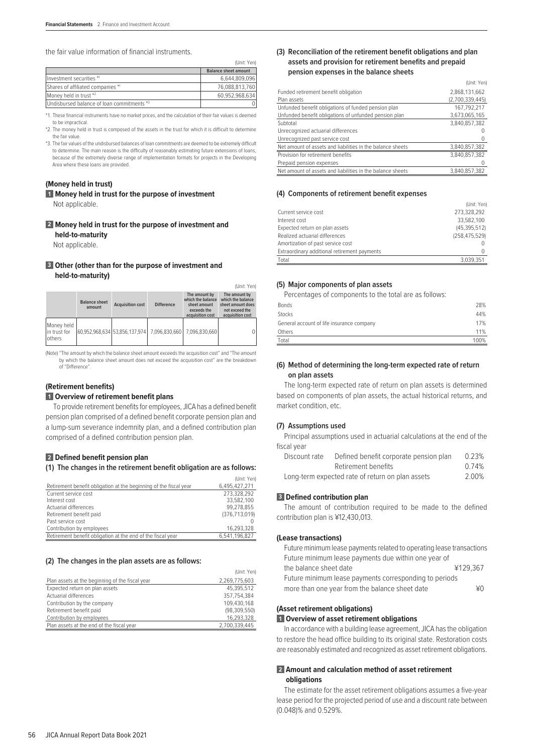the fair value information of financial instruments.

(Unit: Yen)

| | Balance sheet amount |
|---|---|
| Investment securities *1 | 6,644,809,096 |
| Shares of affiliated companies *1 | 76,088,813,760 |
| Money held in trust *2 | 60,952,968,634 |
| Undisbursed balance of loan commitments *3 | 0 |

*1. These financial instruments have no market prices, and the calculation of their fair values is deemed to be impractical.

*2. The money held in trust is composed of the assets in the trust for which it is difficult to determine the fair value.

*3. The fair values of the undisbursed balances of loan commitments are deemed to be extremely difficult to determine. The main reason is the difficulty of reasonably estimating future extensions of loans, because of the extremely diverse range of implementation formats for projects in the Developing Area where these loans are provided.

#### (Money held in trust)

**1 Money held in trust for the purpose of investment**

Not applicable.

**2 Money held in trust for the purpose of investment and held-to-maturity**

Not applicable.

**3 Other (other than for the purpose of investment and held-to-maturity)**

(Unit: Yen)

| | Balance sheet amount | Acquisition cost | Difference | The amount by which the balance sheet amount exceeds the acquisition cost | The amount by which the balance sheet amount does not exceed the acquisition cost |
|---|---|---|---|---|---|
| Money held in trust for others | 60,952,968,634 | 53,856,137,974 | 7,096,830,660 | 7,096,830,660 | 0 |

(Note) "The amount by which the balance sheet amount exceeds the acquisition cost" and "The amount by which the balance sheet amount does not exceed the acquisition cost" are the breakdown of "Difference".

#### (Retirement benefits)

**1 Overview of retirement benefit plans**

To provide retirement benefits for employees, JICA has a defined benefit pension plan comprised of a defined benefit corporate pension plan and a lump-sum severance indemnity plan, and a defined contribution plan comprised of a defined contribution pension plan.

**2 Defined benefit pension plan**

**(1) The changes in the retirement benefit obligation are as follows:**

(Unit: Yen)

| | |
|---|---|
| Retirement benefit obligation at the beginning of the fiscal year | 6,495,427,271 |
| Current service cost | 273,328,292 |
| Interest cost | 33,582,100 |
| Actuarial differences | 99,278,855 |
| Retirement benefit paid | (376,713,019) |
| Past service cost | 0 |
| Contribution by employees | 16,293,328 |
| Retirement benefit obligation at the end of the fiscal year | 6,541,196,827 |

**(2) The changes in the plan assets are as follows:**

(Unit: Yen)

| | |
|---|---|
| Plan assets at the beginning of the fiscal year | 2,269,775,603 |
| Expected return on plan assets | 45,395,512 |
| Actuarial differences | 357,754,384 |
| Contribution by the company | 109,430,168 |
| Retirement benefit paid | (98,309,550) |
| Contribution by employees | 16,293,328 |
| Plan assets at the end of the fiscal year | 2,700,339,445 |

**(3) Reconciliation of the retirement benefit obligations and plan assets and provision for retirement benefits and prepaid pension expenses in the balance sheets**

(Unit: Yen)

| | |
|---|---|
| Funded retirement benefit obligation | 2,868,131,662 |
| Plan assets | (2,700,339,445) |
| Unfunded benefit obligations of funded pension plan | 167,792,217 |
| Unfunded benefit obligations of unfunded pension plan | 3,673,065,165 |
| Subtotal | 3,840,857,382 |
| Unrecognized actuarial differences | 0 |
| Unrecognized past service cost | 0 |
| Net amount of assets and liabilities in the balance sheets | 3,840,857,382 |
| Provision for retirement benefits | 3,840,857,382 |
| Prepaid pension expenses | 0 |
| Net amount of assets and liabilities in the balance sheets | 3,840,857,382 |

**(4) Components of retirement benefit expenses**

(Unit: Yen)

| | |
|---|---|
| Current service cost | 273,328,292 |
| Interest cost | 33,582,100 |
| Expected return on plan assets | (45,395,512) |
| Realized actuarial differences | (258,475,529) |
| Amortization of past service cost | 0 |
| Extraordinary additional retirement payments | 0 |
| Total | 3,039,351 |

**(5) Major components of plan assets**

Percentages of components to the total are as follows:

| | |
|---|---|
| Bonds | 28% |
| Stocks | 44% |
| General account of life insurance company | 17% |
| Others | 11% |
| Total | 100% |

**(6) Method of determining the long-term expected rate of return on plan assets**

The long-term expected rate of return on plan assets is determined based on components of plan assets, the actual historical returns, and market condition, etc.

**(7) Assumptions used**

Principal assumptions used in actuarial calculations at the end of the fiscal year

| | | |
|---|---|---|
| Discount rate | Defined benefit corporate pension plan | 0.23% |
| | Retirement benefits | 0.74% |
| Long-term expected rate of return on plan assets | | 2.00% |

**3 Defined contribution plan**

The amount of contribution required to be made to the defined contribution plan is ¥12,430,013.

#### (Lease transactions)

Future minimum lease payments related to operating lease transactions

| | |
|---|---|
| Future minimum lease payments due within one year of the balance sheet date | ¥129,367 |
| Future minimum lease payments corresponding to periods more than one year from the balance sheet date | ¥0 |

#### (Asset retirement obligations)

**1 Overview of asset retirement obligations**

In accordance with a building lease agreement, JICA has the obligation to restore the head office building to its original state. Restoration costs are reasonably estimated and recognized as asset retirement obligations.

**2 Amount and calculation method of asset retirement obligations**

The estimate for the asset retirement obligations assumes a five-year lease period for the projected period of use and a discount rate between (0.048)% and 0.529%.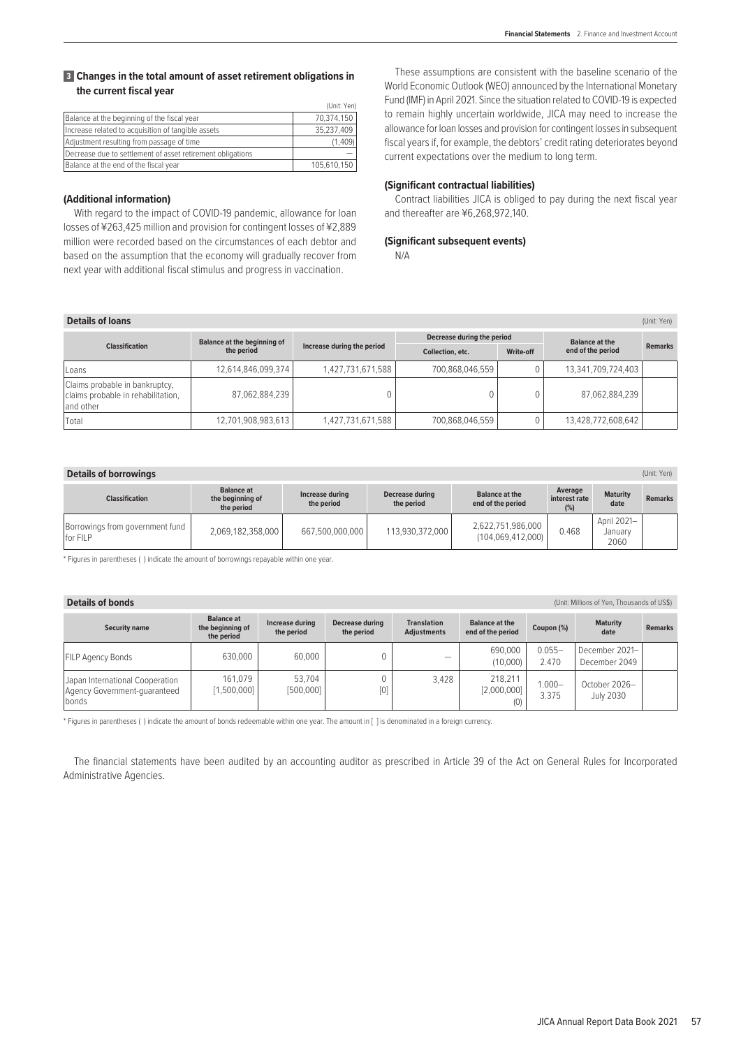### 3 Changes in the total amount of asset retirement obligations in the current fiscal year

(Unit: Yen)

| | |
|---|---|
| Balance at the beginning of the fiscal year | 70,374,150 |
| Increase related to acquisition of tangible assets | 35,237,409 |
| Adjustment resulting from passage of time | (1,409) |
| Decrease due to settlement of asset retirement obligations | — |
| Balance at the end of the fiscal year | 105,610,150 |

**(Additional information)**

With regard to the impact of COVID-19 pandemic, allowance for loan losses of ¥263,425 million and provision for contingent losses of ¥2,889 million were recorded based on the circumstances of each debtor and based on the assumption that the economy will gradually recover from next year with additional fiscal stimulus and progress in vaccination.

These assumptions are consistent with the baseline scenario of the World Economic Outlook (WEO) announced by the International Monetary Fund (IMF) in April 2021. Since the situation related to COVID-19 is expected to remain highly uncertain worldwide, JICA may need to increase the allowance for loan losses and provision for contingent losses in subsequent fiscal years if, for example, the debtors' credit rating deteriorates beyond current expectations over the medium to long term.

**(Significant contractual liabilities)**

Contract liabilities JICA is obliged to pay during the next fiscal year and thereafter are ¥6,268,972,140.

**(Significant subsequent events)**

N/A

### Details of loans

(Unit: Yen)

| Classification | Balance at the beginning of the period | Increase during the period | Decrease during the period | | Balance at the end of the period | Remarks |
|---|---|---|---|---|---|---|
| | | | Collection, etc. | Write-off | | |
| Loans | 12,614,846,099,374 | 1,427,731,671,588 | 700,868,046,559 | 0 | 13,341,709,724,403 | |
| Claims probable in bankruptcy, claims probable in rehabilitation, and other | 87,062,884,239 | 0 | 0 | 0 | 87,062,884,239 | |
| Total | 12,701,908,983,613 | 1,427,731,671,588 | 700,868,046,559 | 0 | 13,428,772,608,642 | |

### Details of borrowings

(Unit: Yen)

| Classification | Balance at the beginning of the period | Increase during the period | Decrease during the period | Balance at the end of the period | Average interest rate (%) | Maturity date | Remarks |
|---|---|---|---|---|---|---|---|
| Borrowings from government fund for FILP | 2,069,182,358,000 | 667,500,000,000 | 113,930,372,000 | 2,622,751,986,000 (104,069,412,000) | 0.468 | April 2021–January 2060 | |

\* Figures in parentheses ( ) indicate the amount of borrowings repayable within one year.

### Details of bonds

(Unit: Millions of Yen, Thousands of US$)

| Security name | Balance at the beginning of the period | Increase during the period | Decrease during the period | Translation Adjustments | Balance at the end of the period | Coupon (%) | Maturity date | Remarks |
|---|---|---|---|---|---|---|---|---|
| FILP Agency Bonds | 630,000 | 60,000 | 0 | — | 690,000 (10,000) | 0.055–2.470 | December 2021–December 2049 | |
| Japan International Cooperation Agency Government-guaranteed bonds | 161,079 [1,500,000] | 53,704 [500,000] | 0 [0] | 3,428 | 218,211 [2,000,000] (0) | 1.000–3.375 | October 2026–July 2030 | |

\* Figures in parentheses ( ) indicate the amount of bonds redeemable within one year. The amount in [ ] is denominated in a foreign currency.

The financial statements have been audited by an accounting auditor as prescribed in Article 39 of the Act on General Rules for Incorporated Administrative Agencies.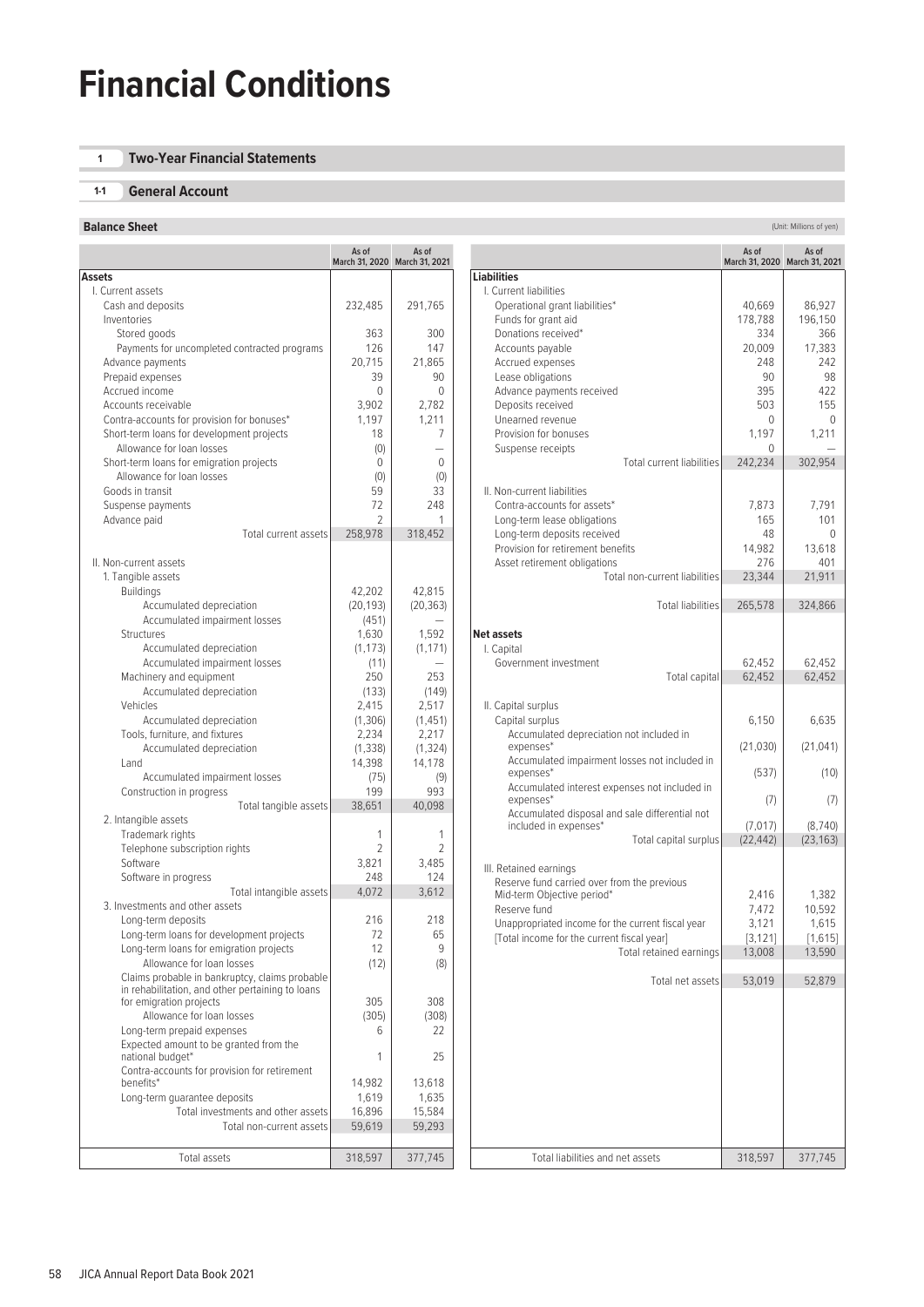# Financial Conditions

## 1 Two-Year Financial Statements

### 1-1 General Account

#### Balance Sheet

(Unit: Millions of yen)

| | As of March 31, 2020 | As of March 31, 2021 |
|---|---|---|
| **Assets** | | |
| I. Current assets | | |
| Cash and deposits | 232,485 | 291,765 |
| Inventories | | |
| Stored goods | 363 | 300 |
| Payments for uncompleted contracted programs | 126 | 147 |
| Advance payments | 20,715 | 21,865 |
| Prepaid expenses | 39 | 90 |
| Accrued income | 0 | 0 |
| Accounts receivable | 3,902 | 2,782 |
| Contra-accounts for provision for bonuses* | 1,197 | 1,211 |
| Short-term loans for development projects | 18 | 7 |
| Allowance for loan losses | (0) | — |
| Short-term loans for emigration projects | 0 | 0 |
| Allowance for loan losses | (0) | (0) |
| Goods in transit | 59 | 33 |
| Suspense payments | 72 | 248 |
| Advance paid | 2 | 1 |
| Total current assets | 258,978 | 318,452 |
| II. Non-current assets | | |
| 1. Tangible assets | | |
| Buildings | 42,202 | 42,815 |
| Accumulated depreciation | (20,193) | (20,363) |
| Accumulated impairment losses | (451) | — |
| Structures | 1,630 | 1,592 |
| Accumulated depreciation | (1,173) | (1,171) |
| Accumulated impairment losses | (11) | — |
| Machinery and equipment | 250 | 253 |
| Accumulated depreciation | (133) | (149) |
| Vehicles | 2,415 | 2,517 |
| Accumulated depreciation | (1,306) | (1,451) |
| Tools, furniture, and fixtures | 2,234 | 2,217 |
| Accumulated depreciation | (1,338) | (1,324) |
| Land | 14,398 | 14,178 |
| Accumulated impairment losses | (75) | (9) |
| Construction in progress | 199 | 993 |
| Total tangible assets | 38,651 | 40,098 |
| 2. Intangible assets | | |
| Trademark rights | 1 | 1 |
| Telephone subscription rights | 2 | 2 |
| Software | 3,821 | 3,485 |
| Software in progress | 248 | 124 |
| Total intangible assets | 4,072 | 3,612 |
| 3. Investments and other assets | | |
| Long-term deposits | 216 | 218 |
| Long-term loans for development projects | 72 | 65 |
| Long-term loans for emigration projects | 12 | 9 |
| Allowance for loan losses | (12) | (8) |
| Claims probable in bankruptcy, claims probable in rehabilitation, and other pertaining to loans for emigration projects | 305 | 308 |
| Allowance for loan losses | (305) | (308) |
| Long-term prepaid expenses | 6 | 22 |
| Expected amount to be granted from the national budget* | 1 | 25 |
| Contra-accounts for provision for retirement benefits* | 14,982 | 13,618 |
| Long-term guarantee deposits | 1,619 | 1,635 |
| Total investments and other assets | 16,896 | 15,584 |
| Total non-current assets | 59,619 | 59,293 |
| Total assets | 318,597 | 377,745 |

| | As of March 31, 2020 | As of March 31, 2021 |
|---|---|---|
| **Liabilities** | | |
| I. Current liabilities | | |
| Operational grant liabilities* | 40,669 | 86,927 |
| Funds for grant aid | 178,788 | 196,150 |
| Donations received* | 334 | 366 |
| Accounts payable | 20,009 | 17,383 |
| Accrued expenses | 248 | 242 |
| Lease obligations | 90 | 98 |
| Advance payments received | 395 | 422 |
| Deposits received | 503 | 155 |
| Unearned revenue | 0 | 0 |
| Provision for bonuses | 1,197 | 1,211 |
| Suspense receipts | 0 | — |
| Total current liabilities | 242,234 | 302,954 |
| II. Non-current liabilities | | |
| Contra-accounts for assets* | 7,873 | 7,791 |
| Long-term lease obligations | 165 | 101 |
| Long-term deposits received | 48 | 0 |
| Provision for retirement benefits | 14,982 | 13,618 |
| Asset retirement obligations | 276 | 401 |
| Total non-current liabilities | 23,344 | 21,911 |
| Total liabilities | 265,578 | 324,866 |
| **Net assets** | | |
| I. Capital | | |
| Government investment | 62,452 | 62,452 |
| Total capital | 62,452 | 62,452 |
| II. Capital surplus | | |
| Capital surplus | 6,150 | 6,635 |
| Accumulated depreciation not included in expenses* | (21,030) | (21,041) |
| Accumulated impairment losses not included in expenses* | (537) | (10) |
| Accumulated interest expenses not included in expenses* | (7) | (7) |
| Accumulated disposal and sale differential not included in expenses* | (7,017) | (8,740) |
| Total capital surplus | (22,442) | (23,163) |
| III. Retained earnings | | |
| Reserve fund carried over from the previous Mid-term Objective period* | 2,416 | 1,382 |
| Reserve fund | 7,472 | 10,592 |
| Unappropriated income for the current fiscal year | 3,121 | 1,615 |
| [Total income for the current fiscal year] | [3,121] | [1,615] |
| Total retained earnings | 13,008 | 13,590 |
| Total net assets | 53,019 | 52,879 |
| Total liabilities and net assets | 318,597 | 377,745 |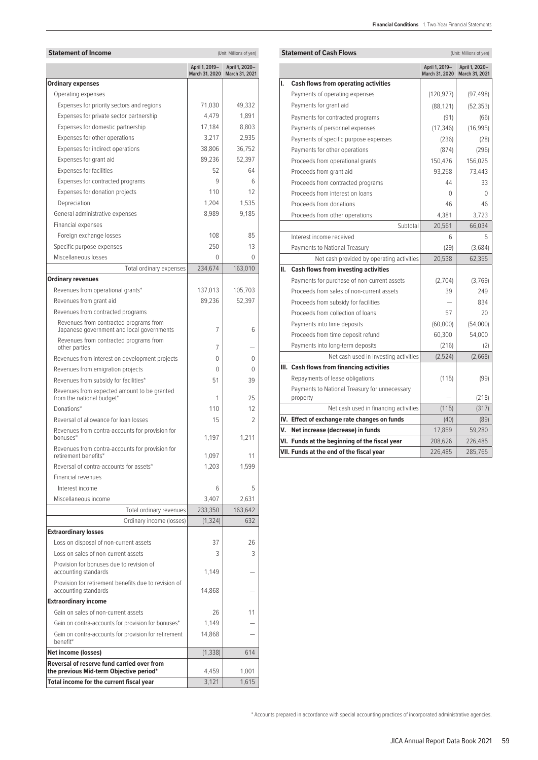## Statement of Income

(Unit: Millions of yen)

| | April 1, 2019– March 31, 2020 | April 1, 2020– March 31, 2021 |
|---|---|---|
| **Ordinary expenses** | | |
| Operating expenses | | |
| Expenses for priority sectors and regions | 71,030 | 49,332 |
| Expenses for private sector partnership | 4,479 | 1,891 |
| Expenses for domestic partnership | 17,184 | 8,803 |
| Expenses for other operations | 3,217 | 2,935 |
| Expenses for indirect operations | 38,806 | 36,752 |
| Expenses for grant aid | 89,236 | 52,397 |
| Expenses for facilities | 52 | 64 |
| Expenses for contracted programs | 9 | 6 |
| Expenses for donation projects | 110 | 12 |
| Depreciation | 1,204 | 1,535 |
| General administrative expenses | 8,989 | 9,185 |
| Financial expenses | | |
| Foreign exchange losses | 108 | 85 |
| Specific purpose expenses | 250 | 13 |
| Miscellaneous losses | 0 | 0 |
| Total ordinary expenses | 234,674 | 163,010 |
| **Ordinary revenues** | | |
| Revenues from operational grants* | 137,013 | 105,703 |
| Revenues from grant aid | 89,236 | 52,397 |
| Revenues from contracted programs | | |
| Revenues from contracted programs from Japanese government and local governments | 7 | 6 |
| Revenues from contracted programs from other parties | 7 | — |
| Revenues from interest on development projects | 0 | 0 |
| Revenues from emigration projects | 0 | 0 |
| Revenues from subsidy for facilities* | 51 | 39 |
| Revenues from expected amount to be granted from the national budget* | 1 | 25 |
| Donations* | 110 | 12 |
| Reversal of allowance for loan losses | 15 | 2 |
| Revenues from contra-accounts for provision for bonuses* | 1,197 | 1,211 |
| Revenues from contra-accounts for provision for retirement benefits* | 1,097 | 11 |
| Reversal of contra-accounts for assets* | 1,203 | 1,599 |
| Financial revenues | | |
| Interest income | 6 | 5 |
| Miscellaneous income | 3,407 | 2,631 |
| Total ordinary revenues | 233,350 | 163,642 |
| Ordinary income (losses) | (1,324) | 632 |
| **Extraordinary losses** | | |
| Loss on disposal of non-current assets | 37 | 26 |
| Loss on sales of non-current assets | 3 | 3 |
| Provision for bonuses due to revision of accounting standards | 1,149 | — |
| Provision for retirement benefits due to revision of accounting standards | 14,868 | — |
| **Extraordinary income** | | |
| Gain on sales of non-current assets | 26 | 11 |
| Gain on contra-accounts for provision for bonuses* | 1,149 | — |
| Gain on contra-accounts for provision for retirement benefit* | 14,868 | — |
| **Net income (losses)** | (1,338) | 614 |
| **Reversal of reserve fund carried over from the previous Mid-term Objective period*** | 4,459 | 1,001 |
| **Total income for the current fiscal year** | 3,121 | 1,615 |

## Statement of Cash Flows

(Unit: Millions of yen)

| | April 1, 2019– March 31, 2020 | April 1, 2020– March 31, 2021 |
|---|---|---|
| **I. Cash flows from operating activities** | | |
| Payments of operating expenses | (120,977) | (97,498) |
| Payments for grant aid | (88,121) | (52,353) |
| Payments for contracted programs | (91) | (66) |
| Payments of personnel expenses | (17,346) | (16,995) |
| Payments of specific purpose expenses | (236) | (28) |
| Payments for other operations | (874) | (296) |
| Proceeds from operational grants | 150,476 | 156,025 |
| Proceeds from grant aid | 93,258 | 73,443 |
| Proceeds from contracted programs | 44 | 33 |
| Proceeds from interest on loans | 0 | 0 |
| Proceeds from donations | 46 | 46 |
| Proceeds from other operations | 4,381 | 3,723 |
| Subtotal | 20,561 | 66,034 |
| Interest income received | 6 | 5 |
| Payments to National Treasury | (29) | (3,684) |
| Net cash provided by operating activities | 20,538 | 62,355 |
| **II. Cash flows from investing activities** | | |
| Payments for purchase of non-current assets | (2,704) | (3,769) |
| Proceeds from sales of non-current assets | 39 | 249 |
| Proceeds from subsidy for facilities | — | 834 |
| Proceeds from collection of loans | 57 | 20 |
| Payments into time deposits | (60,000) | (54,000) |
| Proceeds from time deposit refund | 60,300 | 54,000 |
| Payments into long-term deposits | (216) | (2) |
| Net cash used in investing activities | (2,524) | (2,668) |
| **III. Cash flows from financing activities** | | |
| Repayments of lease obligations | (115) | (99) |
| Payments to National Treasury for unnecessary property | — | (218) |
| Net cash used in financing activities | (115) | (317) |
| **IV. Effect of exchange rate changes on funds** | (40) | (89) |
| **V. Net increase (decrease) in funds** | 17,859 | 59,280 |
| **VI. Funds at the beginning of the fiscal year** | 208,626 | 226,485 |
| **VII. Funds at the end of the fiscal year** | 226,485 | 285,765 |

* Accounts prepared in accordance with special accounting practices of incorporated administrative agencies.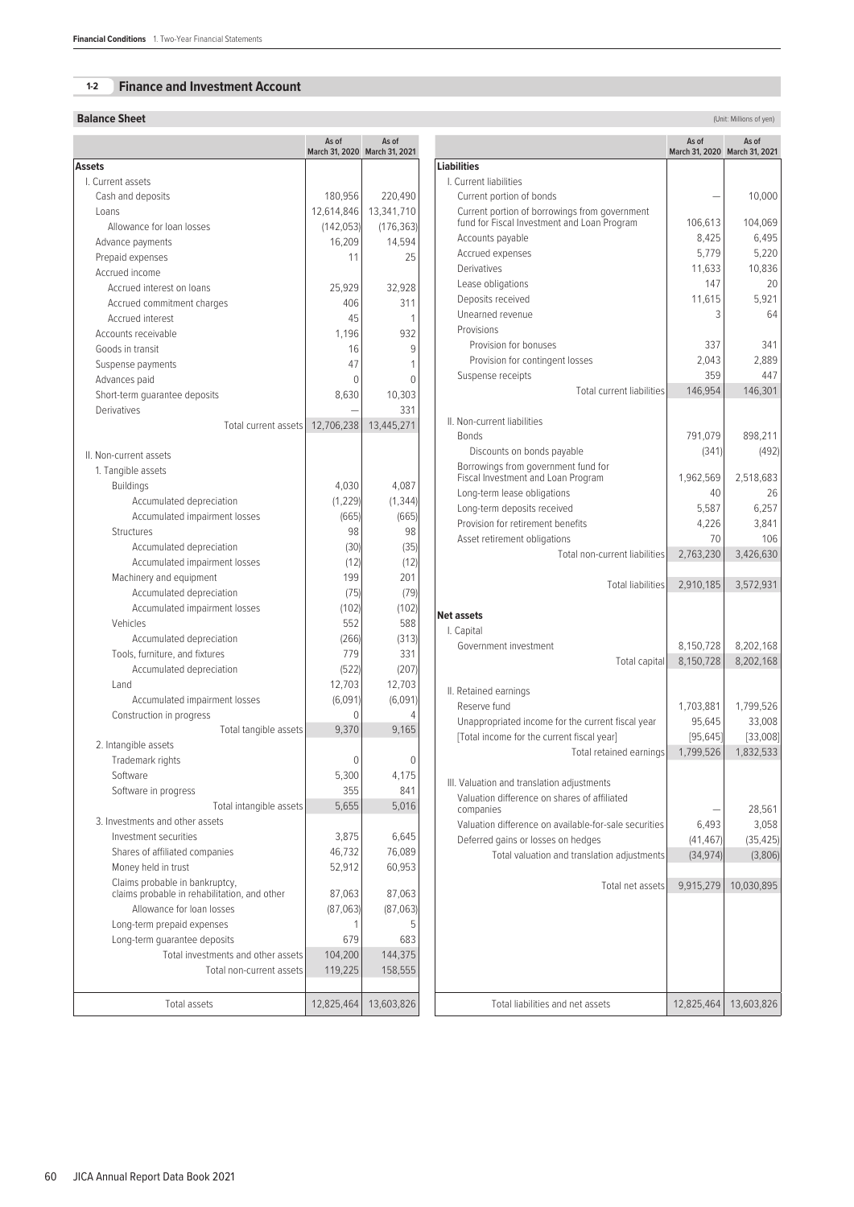## 1-2 Finance and Investment Account

### Balance Sheet

(Unit: Millions of yen)

| | As of March 31, 2020 | As of March 31, 2021 |
|---|---|---|
| **Assets** | | |
| I. Current assets | | |
| Cash and deposits | 180,956 | 220,490 |
| Loans | 12,614,846 | 13,341,710 |
| Allowance for loan losses | (142,053) | (176,363) |
| Advance payments | 16,209 | 14,594 |
| Prepaid expenses | 11 | 25 |
| Accrued income | | |
| Accrued interest on loans | 25,929 | 32,928 |
| Accrued commitment charges | 406 | 311 |
| Accrued interest | 45 | 1 |
| Accounts receivable | 1,196 | 932 |
| Goods in transit | 16 | 9 |
| Suspense payments | 47 | 1 |
| Advances paid | 0 | 0 |
| Short-term guarantee deposits | 8,630 | 10,303 |
| Derivatives | — | 331 |
| Total current assets | 12,706,238 | 13,445,271 |
| II. Non-current assets | | |
| 1. Tangible assets | | |
| Buildings | 4,030 | 4,087 |
| Accumulated depreciation | (1,229) | (1,344) |
| Accumulated impairment losses | (665) | (665) |
| Structures | 98 | 98 |
| Accumulated depreciation | (30) | (35) |
| Accumulated impairment losses | (12) | (12) |
| Machinery and equipment | 199 | 201 |
| Accumulated depreciation | (75) | (79) |
| Accumulated impairment losses | (102) | (102) |
| Vehicles | 552 | 588 |
| Accumulated depreciation | (266) | (313) |
| Tools, furniture, and fixtures | 779 | 331 |
| Accumulated depreciation | (522) | (207) |
| Land | 12,703 | 12,703 |
| Accumulated impairment losses | (6,091) | (6,091) |
| Construction in progress | 0 | 4 |
| Total tangible assets | 9,370 | 9,165 |
| 2. Intangible assets | | |
| Trademark rights | 0 | 0 |
| Software | 5,300 | 4,175 |
| Software in progress | 355 | 841 |
| Total intangible assets | 5,655 | 5,016 |
| 3. Investments and other assets | | |
| Investment securities | 3,875 | 6,645 |
| Shares of affiliated companies | 46,732 | 76,089 |
| Money held in trust | 52,912 | 60,953 |
| Claims probable in bankruptcy, claims probable in rehabilitation, and other | 87,063 | 87,063 |
| Allowance for loan losses | (87,063) | (87,063) |
| Long-term prepaid expenses | 1 | 5 |
| Long-term guarantee deposits | 679 | 683 |
| Total investments and other assets | 104,200 | 144,375 |
| Total non-current assets | 119,225 | 158,555 |
| Total assets | 12,825,464 | 13,603,826 |

| | As of March 31, 2020 | As of March 31, 2021 |
|---|---|---|
| **Liabilities** | | |
| I. Current liabilities | | |
| Current portion of bonds | — | 10,000 |
| Current portion of borrowings from government fund for Fiscal Investment and Loan Program | 106,613 | 104,069 |
| Accounts payable | 8,425 | 6,495 |
| Accrued expenses | 5,779 | 5,220 |
| Derivatives | 11,633 | 10,836 |
| Lease obligations | 147 | 20 |
| Deposits received | 11,615 | 5,921 |
| Unearned revenue | 3 | 64 |
| Provisions | | |
| Provision for bonuses | 337 | 341 |
| Provision for contingent losses | 2,043 | 2,889 |
| Suspense receipts | 359 | 447 |
| Total current liabilities | 146,954 | 146,301 |
| II. Non-current liabilities | | |
| Bonds | 791,079 | 898,211 |
| Discounts on bonds payable | (341) | (492) |
| Borrowings from government fund for Fiscal Investment and Loan Program | 1,962,569 | 2,518,683 |
| Long-term lease obligations | 40 | 26 |
| Long-term deposits received | 5,587 | 6,257 |
| Provision for retirement benefits | 4,226 | 3,841 |
| Asset retirement obligations | 70 | 106 |
| Total non-current liabilities | 2,763,230 | 3,426,630 |
| Total liabilities | 2,910,185 | 3,572,931 |
| **Net assets** | | |
| I. Capital | | |
| Government investment | 8,150,728 | 8,202,168 |
| Total capital | 8,150,728 | 8,202,168 |
| II. Retained earnings | | |
| Reserve fund | 1,703,881 | 1,799,526 |
| Unappropriated income for the current fiscal year | 95,645 | 33,008 |
| [Total income for the current fiscal year] | [95,645] | [33,008] |
| Total retained earnings | 1,799,526 | 1,832,533 |
| III. Valuation and translation adjustments | | |
| Valuation difference on shares of affiliated companies | — | 28,561 |
| Valuation difference on available-for-sale securities | 6,493 | 3,058 |
| Deferred gains or losses on hedges | (41,467) | (35,425) |
| Total valuation and translation adjustments | (34,974) | (3,806) |
| Total net assets | 9,915,279 | 10,030,895 |
| Total liabilities and net assets | 12,825,464 | 13,603,826 |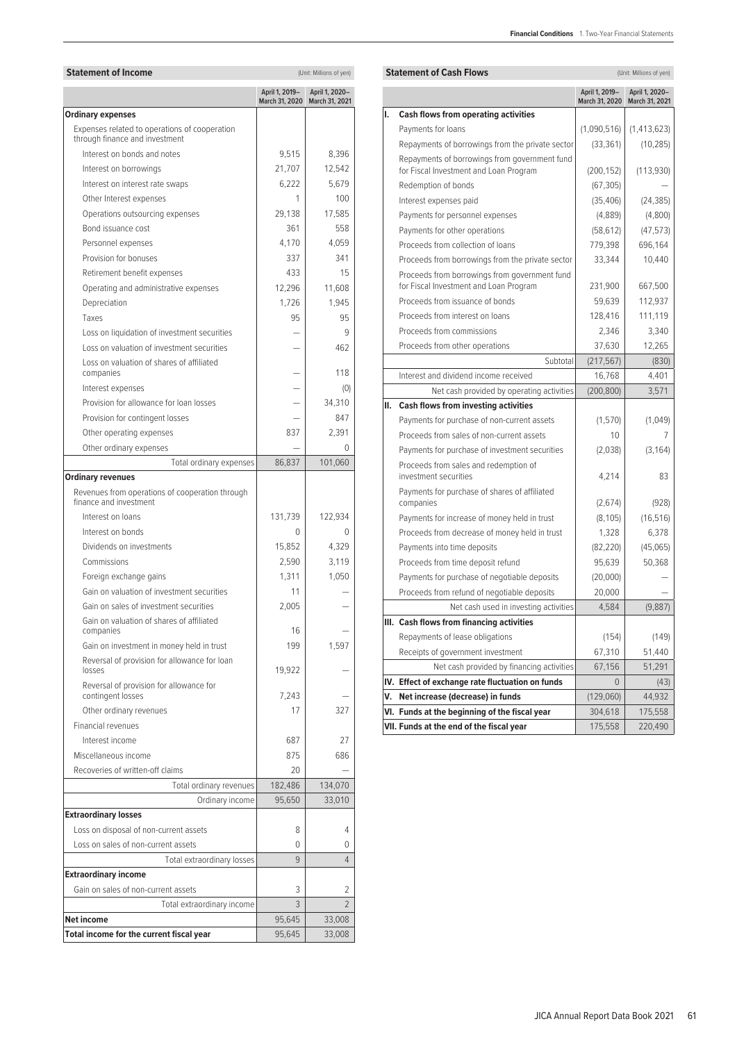## Statement of Income

(Unit: Millions of yen)

| | April 1, 2019– March 31, 2020 | April 1, 2020– March 31, 2021 |
|---|---|---|
| **Ordinary expenses** | | |
| Expenses related to operations of cooperation through finance and investment | | |
| Interest on bonds and notes | 9,515 | 8,396 |
| Interest on borrowings | 21,707 | 12,542 |
| Interest on interest rate swaps | 6,222 | 5,679 |
| Other Interest expenses | 1 | 100 |
| Operations outsourcing expenses | 29,138 | 17,585 |
| Bond issuance cost | 361 | 558 |
| Personnel expenses | 4,170 | 4,059 |
| Provision for bonuses | 337 | 341 |
| Retirement benefit expenses | 433 | 15 |
| Operating and administrative expenses | 12,296 | 11,608 |
| Depreciation | 1,726 | 1,945 |
| Taxes | 95 | 95 |
| Loss on liquidation of investment securities | — | 9 |
| Loss on valuation of investment securities | — | 462 |
| Loss on valuation of shares of affiliated companies | — | 118 |
| Interest expenses | — | (0) |
| Provision for allowance for loan losses | — | 34,310 |
| Provision for contingent losses | — | 847 |
| Other operating expenses | 837 | 2,391 |
| Other ordinary expenses | — | 0 |
| Total ordinary expenses | 86,837 | 101,060 |
| **Ordinary revenues** | | |
| Revenues from operations of cooperation through finance and investment | | |
| Interest on loans | 131,739 | 122,934 |
| Interest on bonds | 0 | 0 |
| Dividends on investments | 15,852 | 4,329 |
| Commissions | 2,590 | 3,119 |
| Foreign exchange gains | 1,311 | 1,050 |
| Gain on valuation of investment securities | 11 | — |
| Gain on sales of investment securities | 2,005 | — |
| Gain on valuation of shares of affiliated companies | 16 | — |
| Gain on investment in money held in trust | 199 | 1,597 |
| Reversal of provision for allowance for loan losses | 19,922 | — |
| Reversal of provision for allowance for contingent losses | 7,243 | — |
| Other ordinary revenues | 17 | 327 |
| Financial revenues | | |
| Interest income | 687 | 27 |
| Miscellaneous income | 875 | 686 |
| Recoveries of written-off claims | 20 | — |
| Total ordinary revenues | 182,486 | 134,070 |
| Ordinary income | 95,650 | 33,010 |
| **Extraordinary losses** | | |
| Loss on disposal of non-current assets | 8 | 4 |
| Loss on sales of non-current assets | 0 | 0 |
| Total extraordinary losses | 9 | 4 |
| **Extraordinary income** | | |
| Gain on sales of non-current assets | 3 | 2 |
| Total extraordinary income | 3 | 2 |
| **Net income** | 95,645 | 33,008 |
| **Total income for the current fiscal year** | 95,645 | 33,008 |

## Statement of Cash Flows

(Unit: Millions of yen)

| | April 1, 2019– March 31, 2020 | April 1, 2020– March 31, 2021 |
|---|---|---|
| **I. Cash flows from operating activities** | | |
| Payments for loans | (1,090,516) | (1,413,623) |
| Repayments of borrowings from the private sector | (33,361) | (10,285) |
| Repayments of borrowings from government fund for Fiscal Investment and Loan Program | (200,152) | (113,930) |
| Redemption of bonds | (67,305) | — |
| Interest expenses paid | (35,406) | (24,385) |
| Payments for personnel expenses | (4,889) | (4,800) |
| Payments for other operations | (58,612) | (47,573) |
| Proceeds from collection of loans | 779,398 | 696,164 |
| Proceeds from borrowings from the private sector | 33,344 | 10,440 |
| Proceeds from borrowings from government fund for Fiscal Investment and Loan Program | 231,900 | 667,500 |
| Proceeds from issuance of bonds | 59,639 | 112,937 |
| Proceeds from interest on loans | 128,416 | 111,119 |
| Proceeds from commissions | 2,346 | 3,340 |
| Proceeds from other operations | 37,630 | 12,265 |
| Subtotal | (217,567) | (830) |
| Interest and dividend income received | 16,768 | 4,401 |
| Net cash provided by operating activities | (200,800) | 3,571 |
| **II. Cash flows from investing activities** | | |
| Payments for purchase of non-current assets | (1,570) | (1,049) |
| Proceeds from sales of non-current assets | 10 | 7 |
| Payments for purchase of investment securities | (2,038) | (3,164) |
| Proceeds from sales and redemption of investment securities | 4,214 | 83 |
| Payments for purchase of shares of affiliated companies | (2,674) | (928) |
| Payments for increase of money held in trust | (8,105) | (16,516) |
| Proceeds from decrease of money held in trust | 1,328 | 6,378 |
| Payments into time deposits | (82,220) | (45,065) |
| Proceeds from time deposit refund | 95,639 | 50,368 |
| Payments for purchase of negotiable deposits | (20,000) | — |
| Proceeds from refund of negotiable deposits | 20,000 | — |
| Net cash used in investing activities | 4,584 | (9,887) |
| **III. Cash flows from financing activities** | | |
| Repayments of lease obligations | (154) | (149) |
| Receipts of government investment | 67,310 | 51,440 |
| Net cash provided by financing activities | 67,156 | 51,291 |
| **IV. Effect of exchange rate fluctuation on funds** | 0 | (43) |
| **V. Net increase (decrease) in funds** | (129,060) | 44,932 |
| **VI. Funds at the beginning of the fiscal year** | 304,618 | 175,558 |
| **VII. Funds at the end of the fiscal year** | 175,558 | 220,490 |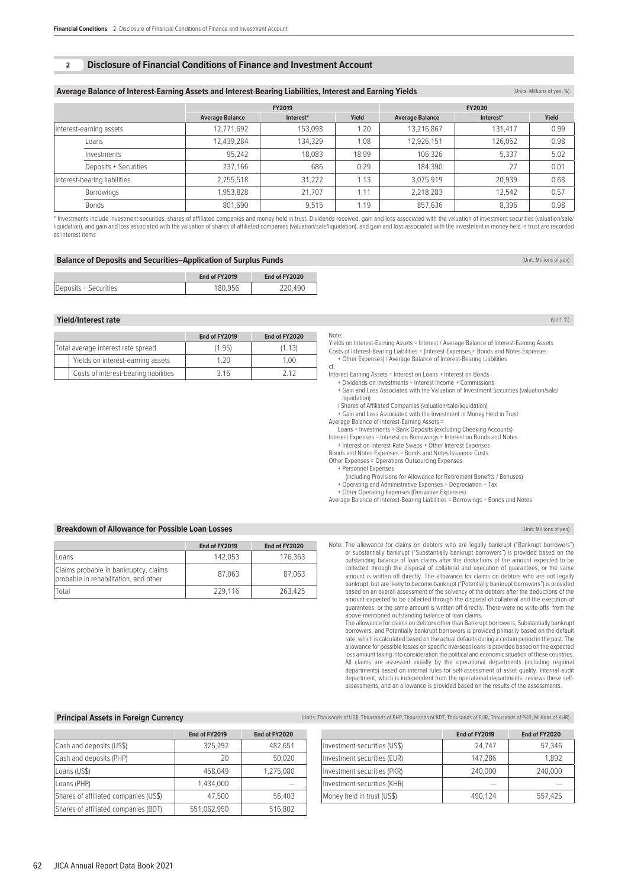## 2 Disclosure of Financial Conditions of Finance and Investment Account

### Average Balance of Interest-Earning Assets and Interest-Bearing Liabilities, Interest and Earning Yields

(Units: Millions of yen, %)

| | FY2019 | | | FY2020 | | |
|---|---|---|---|---|---|---|
| | Average Balance | Interest* | Yield | Average Balance | Interest* | Yield |
| Interest-earning assets | 12,771,692 | 153,098 | 1.20 | 13,216,867 | 131,417 | 0.99 |
| Loans | 12,439,284 | 134,329 | 1.08 | 12,926,151 | 126,052 | 0.98 |
| Investments | 95,242 | 18,083 | 18.99 | 106,326 | 5,337 | 5.02 |
| Deposits + Securities | 237,166 | 686 | 0.29 | 184,390 | 27 | 0.01 |
| Interest-bearing liabilities | 2,755,518 | 31,222 | 1.13 | 3,075,919 | 20,939 | 0.68 |
| Borrowings | 1,953,828 | 21,707 | 1.11 | 2,218,283 | 12,542 | 0.57 |
| Bonds | 801,690 | 9,515 | 1.19 | 857,636 | 8,396 | 0.98 |

* Investments include investment securities, shares of affiliated companies and money held in trust. Dividends received, gain and loss associated with the valuation of investment securities (valuation/sale/liquidation), and gain and loss associated with the valuation of shares of affiliated companies (valuation/sale/liquidation), and gain and loss associated with the investment in money held in trust are recorded as interest items

### Balance of Deposits and Securities–Application of Surplus Funds

(Unit: Millions of yen)

| | End of FY2019 | End of FY2020 |
|---|---|---|
| Deposits + Securities | 180,956 | 220,490 |

### Yield/Interest rate

(Unit: %)

| | End of FY2019 | End of FY2020 |
|---|---|---|
| Total average interest rate spread | (1.95) | (1.13) |
| Yields on interest-earning assets | 1.20 | 1.00 |
| Costs of interest-bearing liabilities | 3.15 | 2.12 |

Note:
Yields on Interest-Earning Assets = Interest / Average Balance of Interest-Earning Assets
Costs of Interest-Bearing Liabilities = (Interest Expenses + Bonds and Notes Expenses + Other Expenses) / Average Balance of Interest-Bearing Liabilities

cf.
Interest-Earning Assets = Interest on Loans + Interest on Bonds
+ Dividends on Investments + Interest Income + Commissions
+ Gain and Loss Associated with the Valuation of Investment Securities (valuation/sale/liquidation)
/ Shares of Affiliated Companies (valuation/sale/liquidation)
+ Gain and Loss Associated with the Investment in Money Held in Trust
Average Balance of Interest-Earning Assets =
Loans + Investments + Bank Deposits (excluding Checking Accounts)
Interest Expenses = Interest on Borrowings + Interest on Bonds and Notes
+ Interest on Interest Rate Swaps + Other Interest Expenses
Bonds and Notes Expenses = Bonds and Notes Issuance Costs
Other Expenses = Operations Outsourcing Expenses
+ Personnel Expenses
(including Provisions for Allowance for Retirement Benefits / Bonuses)
+ Operating and Administrative Expenses + Depreciation + Tax
+ Other Operating Expenses (Derivative Expenses)
Average Balance of Interest-Bearing Liabilities = Borrowings + Bonds and Notes

### Breakdown of Allowance for Possible Loan Losses

(Unit: Millions of yen)

| | End of FY2019 | End of FY2020 |
|---|---|---|
| Loans | 142,053 | 176,363 |
| Claims probable in bankruptcy, claims probable in rehabilitation, and other | 87,063 | 87,063 |
| Total | 229,116 | 263,425 |

Note: The allowance for claims on debtors who are legally bankrupt ("Bankrupt borrowers") or substantially bankrupt ("Substantially bankrupt borrowers") is provided based on the outstanding balance of loan claims after the deductions of the amount expected to be collected through the disposal of collateral and execution of guarantees, or the same amount is written off directly. The allowance for claims on debtors who are not legally bankrupt, but are likely to become bankrupt ("Potentially bankrupt borrowers") is provided based on an overall assessment of the solvency of the debtors after the deductions of the amount expected to be collected through the disposal of collateral and the execution of guarantees, or the same amount is written off directly. There were no write-offs from the above-mentioned outstanding balance of loan claims.
The allowance for claims on debtors other than Bankrupt borrowers, Substantially bankrupt borrowers, and Potentially bankrupt borrowers is provided primarily based on the default rate, which is calculated based on the actual defaults during a certain period in the past. The allowance for possible losses on specific overseas loans is provided based on the expected loss amount taking into consideration the political and economic situation of these countries. All claims are assessed initially by the operational departments (including regional departments) based on internal rules for self-assessment of asset quality. Internal audit department, which is independent from the operational departments, reviews these self-assessments, and an allowance is provided based on the results of the assessments.

### Principal Assets in Foreign Currency

(Units: Thousands of US$, Thousands of PHP, Thousands of BDT, Thousands of EUR, Thousands of PKR, Millions of KHR)

| | End of FY2019 | End of FY2020 |
|---|---|---|
| Cash and deposits (US$) | 325,292 | 482,651 |
| Cash and deposits (PHP) | 20 | 50,020 |
| Loans (US$) | 458,049 | 1,275,080 |
| Loans (PHP) | 1,434,000 | — |
| Shares of affiliated companies (US$) | 47,500 | 56,403 |
| Shares of affiliated companies (BDT) | 551,062,950 | 516,802 |

| | End of FY2019 | End of FY2020 |
|---|---|---|
| Investment securities (US$) | 24,747 | 57,346 |
| Investment securities (EUR) | 147,286 | 1,892 |
| Investment securities (PKR) | 240,000 | 240,000 |
| Investment securities (KHR) | — | — |
| Money held in trust (US$) | 490,124 | 557,425 |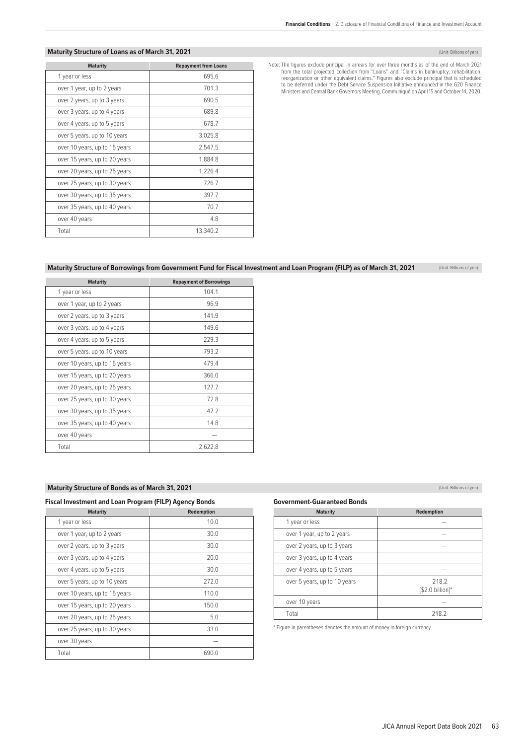## Maturity Structure of Loans as of March 31, 2021

(Unit: Billions of yen)

| Maturity | Repayment from Loans |
|---|---|
| 1 year or less | 695.6 |
| over 1 year, up to 2 years | 701.3 |
| over 2 years, up to 3 years | 690.5 |
| over 3 years, up to 4 years | 689.8 |
| over 4 years, up to 5 years | 678.7 |
| over 5 years, up to 10 years | 3,025.8 |
| over 10 years, up to 15 years | 2,547.5 |
| over 15 years, up to 20 years | 1,884.8 |
| over 20 years, up to 25 years | 1,226.4 |
| over 25 years, up to 30 years | 726.7 |
| over 30 years, up to 35 years | 397.7 |
| over 35 years, up to 40 years | 70.7 |
| over 40 years | 4.8 |
| Total | 13,340.2 |

Note: The figures exclude principal in arrears for over three months as of the end of March 2021 from the total projected collection from "Loans" and "Claims in bankruptcy, rehabilitation, reorganization or other equivalent claims." Figures also exclude principal that is scheduled to be deferred under the Debt Service Suspension Initiative announced in the G20 Finance Ministers and Central Bank Governors Meeting, Communiqué on April 15 and October 14, 2020.

## Maturity Structure of Borrowings from Government Fund for Fiscal Investment and Loan Program (FILP) as of March 31, 2021

(Unit: Billions of yen)

| Maturity | Repayment of Borrowings |
|---|---|
| 1 year or less | 104.1 |
| over 1 year, up to 2 years | 96.9 |
| over 2 years, up to 3 years | 141.9 |
| over 3 years, up to 4 years | 149.6 |
| over 4 years, up to 5 years | 229.3 |
| over 5 years, up to 10 years | 793.2 |
| over 10 years, up to 15 years | 479.4 |
| over 15 years, up to 20 years | 366.0 |
| over 20 years, up to 25 years | 127.7 |
| over 25 years, up to 30 years | 72.8 |
| over 30 years, up to 35 years | 47.2 |
| over 35 years, up to 40 years | 14.8 |
| over 40 years | — |
| Total | 2,622.8 |

## Maturity Structure of Bonds as of March 31, 2021

(Unit: Billions of yen)

### Fiscal Investment and Loan Program (FILP) Agency Bonds

| Maturity | Redemption |
|---|---|
| 1 year or less | 10.0 |
| over 1 year, up to 2 years | 30.0 |
| over 2 years, up to 3 years | 30.0 |
| over 3 years, up to 4 years | 20.0 |
| over 4 years, up to 5 years | 30.0 |
| over 5 years, up to 10 years | 272.0 |
| over 10 years, up to 15 years | 110.0 |
| over 15 years, up to 20 years | 150.0 |
| over 20 years, up to 25 years | 5.0 |
| over 25 years, up to 30 years | 33.0 |
| over 30 years | — |
| Total | 690.0 |

### Government-Guaranteed Bonds

| Maturity | Redemption |
|---|---|
| 1 year or less | — |
| over 1 year, up to 2 years | — |
| over 2 years, up to 3 years | — |
| over 3 years, up to 4 years | — |
| over 4 years, up to 5 years | — |
| over 5 years, up to 10 years | 218.2 [$2.0 billion]* |
| over 10 years | — |
| Total | 218.2 |

* Figure in parentheses denotes the amount of money in foreign currency.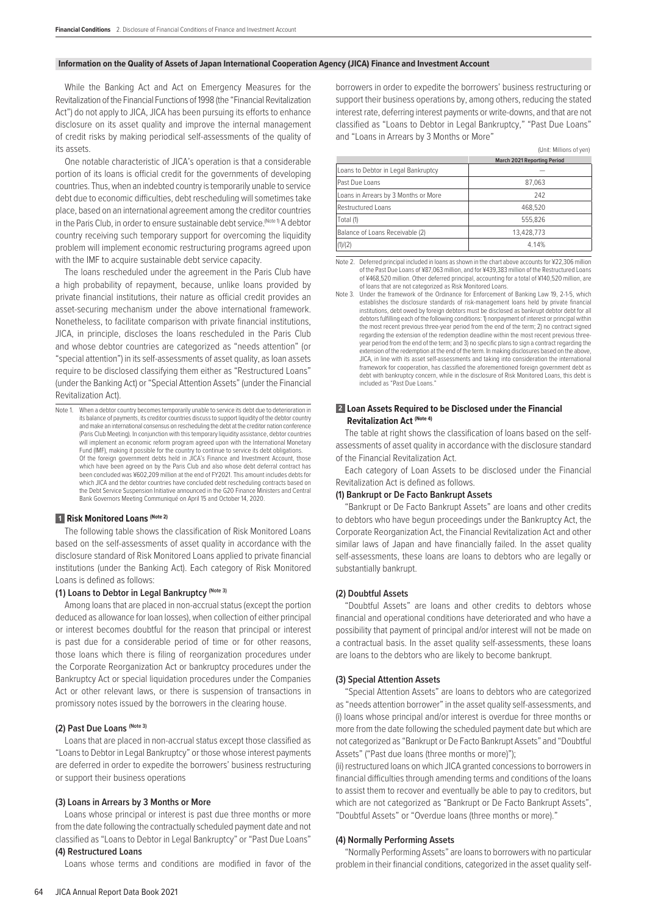### Information on the Quality of Assets of Japan International Cooperation Agency (JICA) Finance and Investment Account

While the Banking Act and Act on Emergency Measures for the Revitalization of the Financial Functions of 1998 (the "Financial Revitalization Act") do not apply to JICA, JICA has been pursuing its efforts to enhance disclosure on its asset quality and improve the internal management of credit risks by making periodical self-assessments of the quality of its assets.

One notable characteristic of JICA's operation is that a considerable portion of its loans is official credit for the governments of developing countries. Thus, when an indebted country is temporarily unable to service debt due to economic difficulties, debt rescheduling will sometimes take place, based on an international agreement among the creditor countries in the Paris Club, in order to ensure sustainable debt service.(Note 1) A debtor country receiving such temporary support for overcoming the liquidity problem will implement economic restructuring programs agreed upon with the IMF to acquire sustainable debt service capacity.

The loans rescheduled under the agreement in the Paris Club have a high probability of repayment, because, unlike loans provided by private financial institutions, their nature as official credit provides an asset-securing mechanism under the above international framework. Nonetheless, to facilitate comparison with private financial institutions, JICA, in principle, discloses the loans rescheduled in the Paris Club and whose debtor countries are categorized as "needs attention" (or "special attention") in its self-assessments of asset quality, as loan assets require to be disclosed classifying them either as "Restructured Loans" (under the Banking Act) or "Special Attention Assets" (under the Financial Revitalization Act).

Note 1. When a debtor country becomes temporarily unable to service its debt due to deterioration in its balance of payments, its creditor countries discuss to support liquidity of the debtor country and make an international consensus on rescheduling the debt at the creditor nation conference (Paris Club Meeting). In conjunction with this temporary liquidity assistance, debtor countries will implement an economic reform program agreed upon with the International Monetary Fund (IMF), making it possible for the country to continue to service its debt obligations. Of the foreign government debts held in JICA's Finance and Investment Account, those which have been agreed on by the Paris Club and also whose debt deferral contract has been concluded was ¥602,209 million at the end of FY2021. This amount includes debts for which JICA and the debtor countries have concluded debt rescheduling contracts based on the Debt Service Suspension Initiative announced in the G20 Finance Ministers and Central Bank Governors Meeting Communiqué on April 15 and October 14, 2020.

#### 1 Risk Monitored Loans (Note 2)

The following table shows the classification of Risk Monitored Loans based on the self-assessments of asset quality in accordance with the disclosure standard of Risk Monitored Loans applied to private financial institutions (under the Banking Act). Each category of Risk Monitored Loans is defined as follows:

**(1) Loans to Debtor in Legal Bankruptcy (Note 3)**

Among loans that are placed in non-accrual status (except the portion deduced as allowance for loan losses), when collection of either principal or interest becomes doubtful for the reason that principal or interest is past due for a considerable period of time or for other reasons, those loans which there is filing of reorganization procedures under the Corporate Reorganization Act or bankruptcy procedures under the Bankruptcy Act or special liquidation procedures under the Companies Act or other relevant laws, or there is suspension of transactions in promissory notes issued by the borrowers in the clearing house.

**(2) Past Due Loans (Note 3)**

Loans that are placed in non-accrual status except those classified as "Loans to Debtor in Legal Bankruptcy" or those whose interest payments are deferred in order to expedite the borrowers' business restructuring or support their business operations

**(3) Loans in Arrears by 3 Months or More**

Loans whose principal or interest is past due three months or more from the date following the contractually scheduled payment date and not classified as "Loans to Debtor in Legal Bankruptcy" or "Past Due Loans"

**(4) Restructured Loans**

Loans whose terms and conditions are modified in favor of the borrowers in order to expedite the borrowers' business restructuring or support their business operations by, among others, reducing the stated interest rate, deferring interest payments or write-downs, and that are not classified as "Loans to Debtor in Legal Bankruptcy," "Past Due Loans" and "Loans in Arrears by 3 Months or More"

(Unit: Millions of yen)

| | March 2021 Reporting Period |
|---|---|
| Loans to Debtor in Legal Bankruptcy | — |
| Past Due Loans | 87,063 |
| Loans in Arrears by 3 Months or More | 242 |
| Restructured Loans | 468,520 |
| Total (1) | 555,826 |
| Balance of Loans Receivable (2) | 13,428,773 |
| (1)/(2) | 4.14% |

Note 2. Deferred principal included in loans as shown in the chart above accounts for ¥22,306 million of the Past Due Loans of ¥87,063 million, and for ¥439,383 million of the Restructured Loans of ¥468,520 million. Other deferred principal, accounting for a total of ¥140,520 million, are of loans that are not categorized as Risk Monitored Loans.

Note 3. Under the framework of the Ordinance for Enforcement of Banking Law 19, 2-1-5, which establishes the disclosure standards of risk-management loans held by private financial institutions, debt owed by foreign debtors must be disclosed as bankrupt debtor debt for all debtors fulfilling each of the following conditions: 1) nonpayment of interest or principal within the most recent previous three-year period from the end of the term; 2) no contract signed regarding the extension of the redemption deadline within the most recent previous three-year period from the end of the term; and 3) no specific plans to sign a contract regarding the extension of the redemption at the end of the term. In making disclosures based on the above, JICA, in line with its asset self-assessments and taking into consideration the international framework for cooperation, has classified the aforementioned foreign government debt as debt with bankruptcy concern, while in the disclosure of Risk Monitored Loans, this debt is included as "Past Due Loans."

#### 2 Loan Assets Required to be Disclosed under the Financial Revitalization Act (Note 4)

The table at right shows the classification of loans based on the self-assessments of asset quality in accordance with the disclosure standard of the Financial Revitalization Act.

Each category of Loan Assets to be disclosed under the Financial Revitalization Act is defined as follows.

**(1) Bankrupt or De Facto Bankrupt Assets**

"Bankrupt or De Facto Bankrupt Assets" are loans and other credits to debtors who have begun proceedings under the Bankruptcy Act, the Corporate Reorganization Act, the Financial Revitalization Act and other similar laws of Japan and have financially failed. In the asset quality self-assessments, these loans are loans to debtors who are legally or substantially bankrupt.

**(2) Doubtful Assets**

"Doubtful Assets" are loans and other credits to debtors whose financial and operational conditions have deteriorated and who have a possibility that payment of principal and/or interest will not be made on a contractual basis. In the asset quality self-assessments, these loans are loans to the debtors who are likely to become bankrupt.

**(3) Special Attention Assets**

"Special Attention Assets" are loans to debtors who are categorized as "needs attention borrower" in the asset quality self-assessments, and (i) loans whose principal and/or interest is overdue for three months or more from the date following the scheduled payment date but which are not categorized as "Bankrupt or De Facto Bankrupt Assets" and "Doubtful Assets" ("Past due loans (three months or more)");

(ii) restructured loans on which JICA granted concessions to borrowers in financial difficulties through amending terms and conditions of the loans to assist them to recover and eventually be able to pay to creditors, but which are not categorized as "Bankrupt or De Facto Bankrupt Assets", "Doubtful Assets" or "Overdue loans (three months or more)."

**(4) Normally Performing Assets**

"Normally Performing Assets" are loans to borrowers with no particular problem in their financial conditions, categorized in the asset quality self-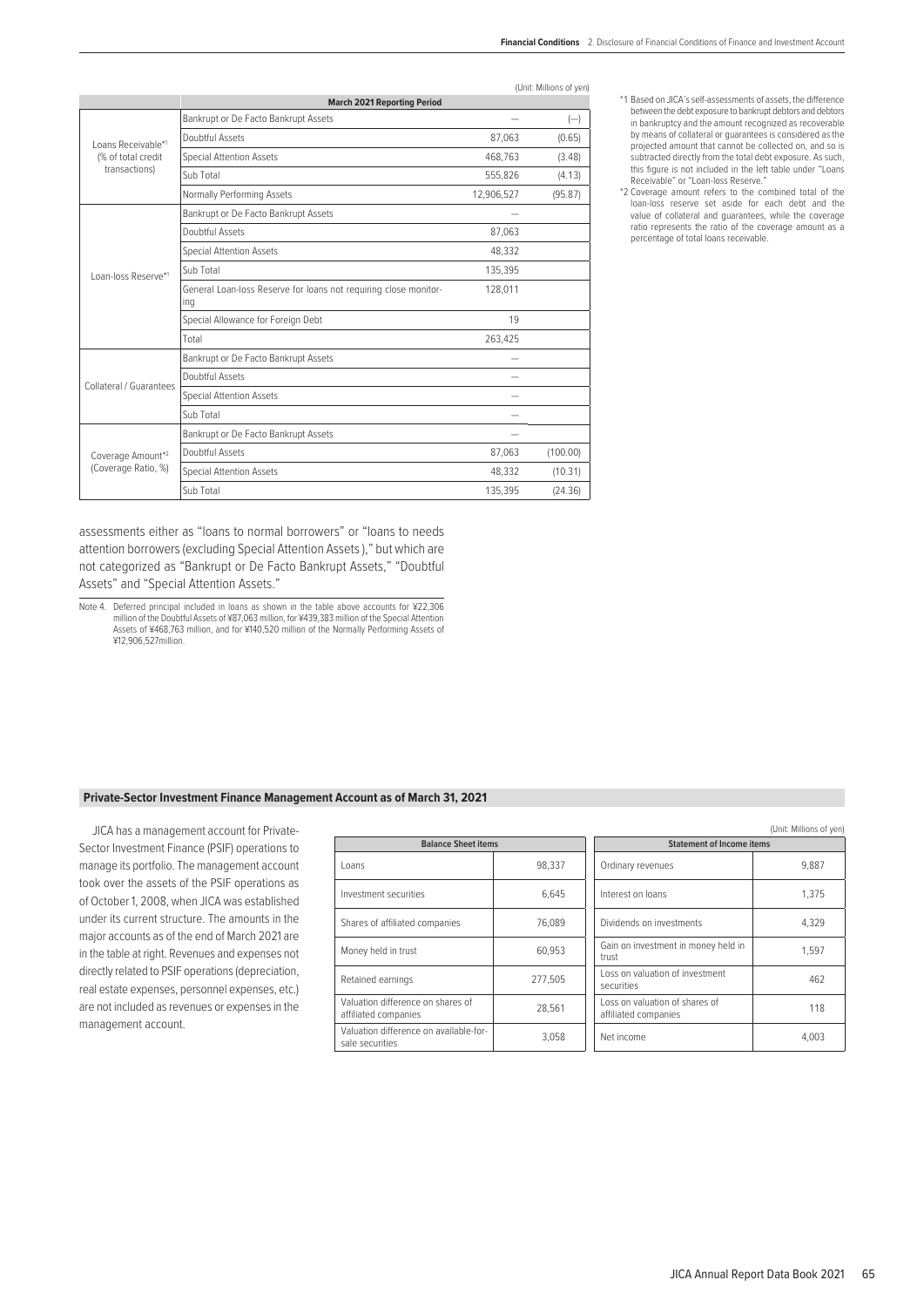(Unit: Millions of yen)

| | March 2021 Reporting Period | | |
|---|---|---|---|
| Loans Receivable*1 (% of total credit transactions) | Bankrupt or De Facto Bankrupt Assets | — | (—) |
| | Doubtful Assets | 87,063 | (0.65) |
| | Special Attention Assets | 468,763 | (3.48) |
| | Sub Total | 555,826 | (4.13) |
| | Normally Performing Assets | 12,906,527 | (95.87) |
| Loan-loss Reserve*1 | Bankrupt or De Facto Bankrupt Assets | — | |
| | Doubtful Assets | 87,063 | |
| | Special Attention Assets | 48,332 | |
| | Sub Total | 135,395 | |
| | General Loan-loss Reserve for loans not requiring close monitoring | 128,011 | |
| | Special Allowance for Foreign Debt | 19 | |
| | Total | 263,425 | |
| Collateral / Guarantees | Bankrupt or De Facto Bankrupt Assets | — | |
| | Doubtful Assets | — | |
| | Special Attention Assets | — | |
| | Sub Total | — | |
| Coverage Amount*2 (Coverage Ratio, %) | Bankrupt or De Facto Bankrupt Assets | — | |
| | Doubtful Assets | 87,063 | (100.00) |
| | Special Attention Assets | 48,332 | (10.31) |
| | Sub Total | 135,395 | (24.36) |

*1 Based on JICA's self-assessments of assets, the difference between the debt exposure to bankrupt debtors and debtors in bankruptcy and the amount recognized as recoverable by means of collateral or guarantees is considered as the projected amount that cannot be collected on, and so is subtracted directly from the total debt exposure. As such, this figure is not included in the left table under "Loans Receivable" or "Loan-loss Reserve."

*2 Coverage amount refers to the combined total of the loan-loss reserve set aside for each debt and the value of collateral and guarantees, while the coverage ratio represents the ratio of the coverage amount as a percentage of total loans receivable.

assessments either as "loans to normal borrowers" or "loans to needs attention borrowers (excluding Special Attention Assets )," but which are not categorized as "Bankrupt or De Facto Bankrupt Assets," "Doubtful Assets" and "Special Attention Assets."

Note 4. Deferred principal included in loans as shown in the table above accounts for ¥22,306 million of the Doubtful Assets of ¥87,063 million, for ¥439,383 million of the Special Attention Assets of ¥468,763 million, and for ¥140,520 million of the Normally Performing Assets of ¥12,906,527million.

## Private-Sector Investment Finance Management Account as of March 31, 2021

JICA has a management account for Private-Sector Investment Finance (PSIF) operations to manage its portfolio. The management account took over the assets of the PSIF operations as of October 1, 2008, when JICA was established under its current structure. The amounts in the major accounts as of the end of March 2021 are in the table at right. Revenues and expenses not directly related to PSIF operations (depreciation, real estate expenses, personnel expenses, etc.) are not included as revenues or expenses in the management account.

(Unit: Millions of yen)

| Balance Sheet items | |
|---|---|
| Loans | 98,337 |
| Investment securities | 6,645 |
| Shares of affiliated companies | 76,089 |
| Money held in trust | 60,953 |
| Retained earnings | 277,505 |
| Valuation difference on shares of affiliated companies | 28,561 |
| Valuation difference on available-for-sale securities | 3,058 |

| Statement of Income items | |
|---|---|
| Ordinary revenues | 9,887 |
| Interest on loans | 1,375 |
| Dividends on investments | 4,329 |
| Gain on investment in money held in trust | 1,597 |
| Loss on valuation of investment securities | 462 |
| Loss on valuation of shares of affiliated companies | 118 |
| Net income | 4,003 |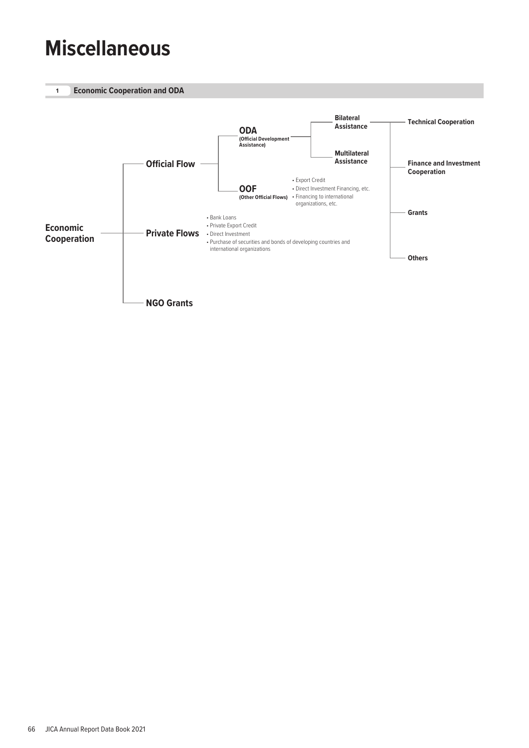# Miscellaneous

## 1 Economic Cooperation and ODA

- **Economic Cooperation**
  - **Official Flow**
    - **ODA (Official Development Assistance)**
      - **Bilateral Assistance**
        - **Technical Cooperation**
        - **Finance and Investment Cooperation**
        - **Grants**
        - **Others**
      - **Multilateral Assistance**
    - **OOF (Other Official Flows)**
      - Export Credit
      - Direct Investment Financing, etc.
      - Financing to international organizations, etc.
  - **Private Flows**
    - Bank Loans
    - Private Export Credit
    - Direct Investment
    - Purchase of securities and bonds of developing countries and international organizations
  - **NGO Grants**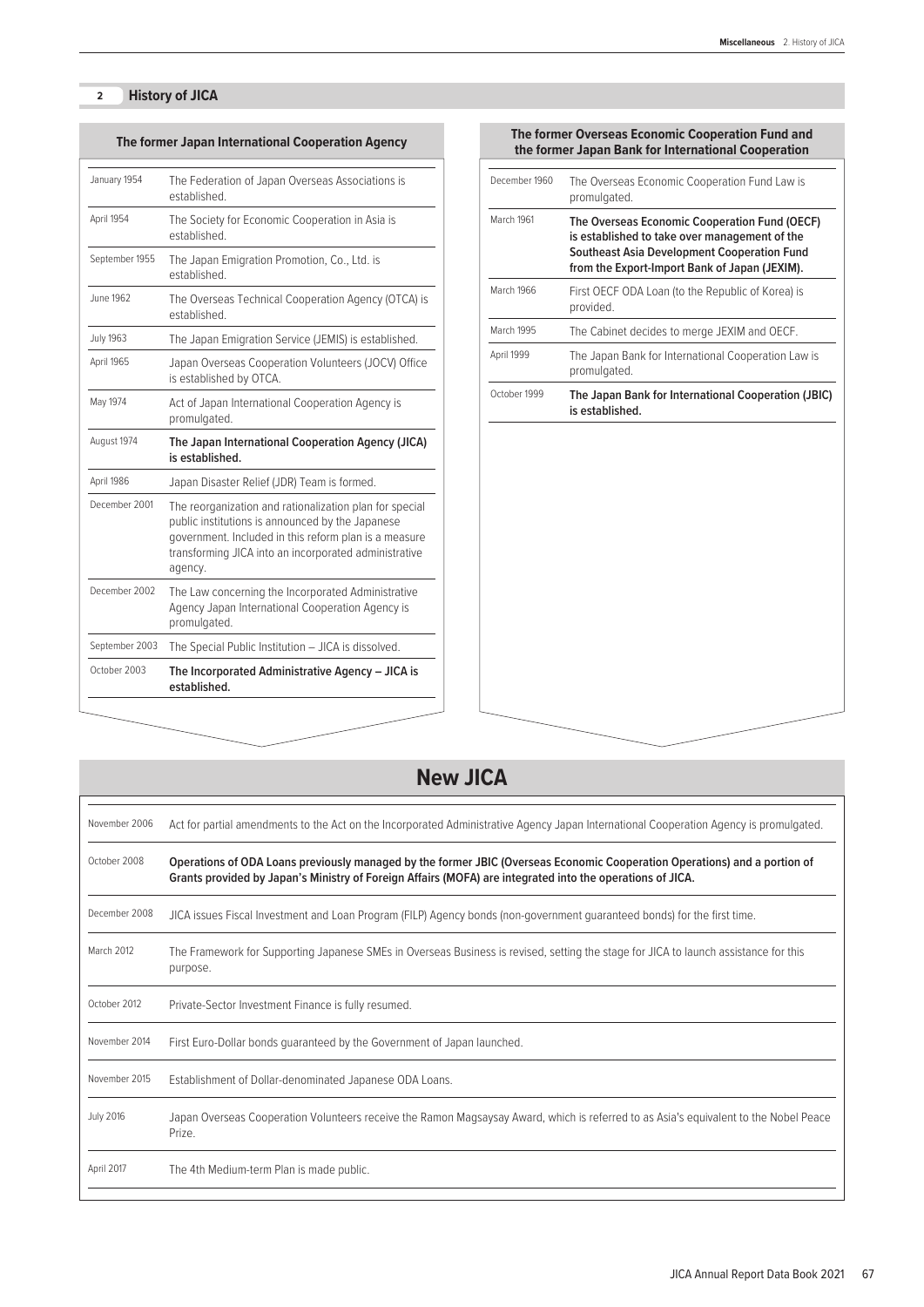## 2 History of JICA

### The former Japan International Cooperation Agency

| | |
|---|---|
| January 1954 | The Federation of Japan Overseas Associations is established. |
| April 1954 | The Society for Economic Cooperation in Asia is established. |
| September 1955 | The Japan Emigration Promotion, Co., Ltd. is established. |
| June 1962 | The Overseas Technical Cooperation Agency (OTCA) is established. |
| July 1963 | The Japan Emigration Service (JEMIS) is established. |
| April 1965 | Japan Overseas Cooperation Volunteers (JOCV) Office is established by OTCA. |
| May 1974 | Act of Japan International Cooperation Agency is promulgated. |
| August 1974 | **The Japan International Cooperation Agency (JICA) is established.** |
| April 1986 | Japan Disaster Relief (JDR) Team is formed. |
| December 2001 | The reorganization and rationalization plan for special public institutions is announced by the Japanese government. Included in this reform plan is a measure transforming JICA into an incorporated administrative agency. |
| December 2002 | The Law concerning the Incorporated Administrative Agency Japan International Cooperation Agency is promulgated. |
| September 2003 | The Special Public Institution – JICA is dissolved. |
| October 2003 | **The Incorporated Administrative Agency – JICA is established.** |

### The former Overseas Economic Cooperation Fund and the former Japan Bank for International Cooperation

| | |
|---|---|
| December 1960 | The Overseas Economic Cooperation Fund Law is promulgated. |
| March 1961 | **The Overseas Economic Cooperation Fund (OECF) is established to take over management of the Southeast Asia Development Cooperation Fund from the Export-Import Bank of Japan (JEXIM).** |
| March 1966 | First OECF ODA Loan (to the Republic of Korea) is provided. |
| March 1995 | The Cabinet decides to merge JEXIM and OECF. |
| April 1999 | The Japan Bank for International Cooperation Law is promulgated. |
| October 1999 | **The Japan Bank for International Cooperation (JBIC) is established.** |

### New JICA

| | |
|---|---|
| November 2006 | Act for partial amendments to the Act on the Incorporated Administrative Agency Japan International Cooperation Agency is promulgated. |
| October 2008 | **Operations of ODA Loans previously managed by the former JBIC (Overseas Economic Cooperation Operations) and a portion of Grants provided by Japan's Ministry of Foreign Affairs (MOFA) are integrated into the operations of JICA.** |
| December 2008 | JICA issues Fiscal Investment and Loan Program (FILP) Agency bonds (non-government guaranteed bonds) for the first time. |
| March 2012 | The Framework for Supporting Japanese SMEs in Overseas Business is revised, setting the stage for JICA to launch assistance for this purpose. |
| October 2012 | Private-Sector Investment Finance is fully resumed. |
| November 2014 | First Euro-Dollar bonds guaranteed by the Government of Japan launched. |
| November 2015 | Establishment of Dollar-denominated Japanese ODA Loans. |
| July 2016 | Japan Overseas Cooperation Volunteers receive the Ramon Magsaysay Award, which is referred to as Asia's equivalent to the Nobel Peace Prize. |
| April 2017 | The 4th Medium-term Plan is made public. |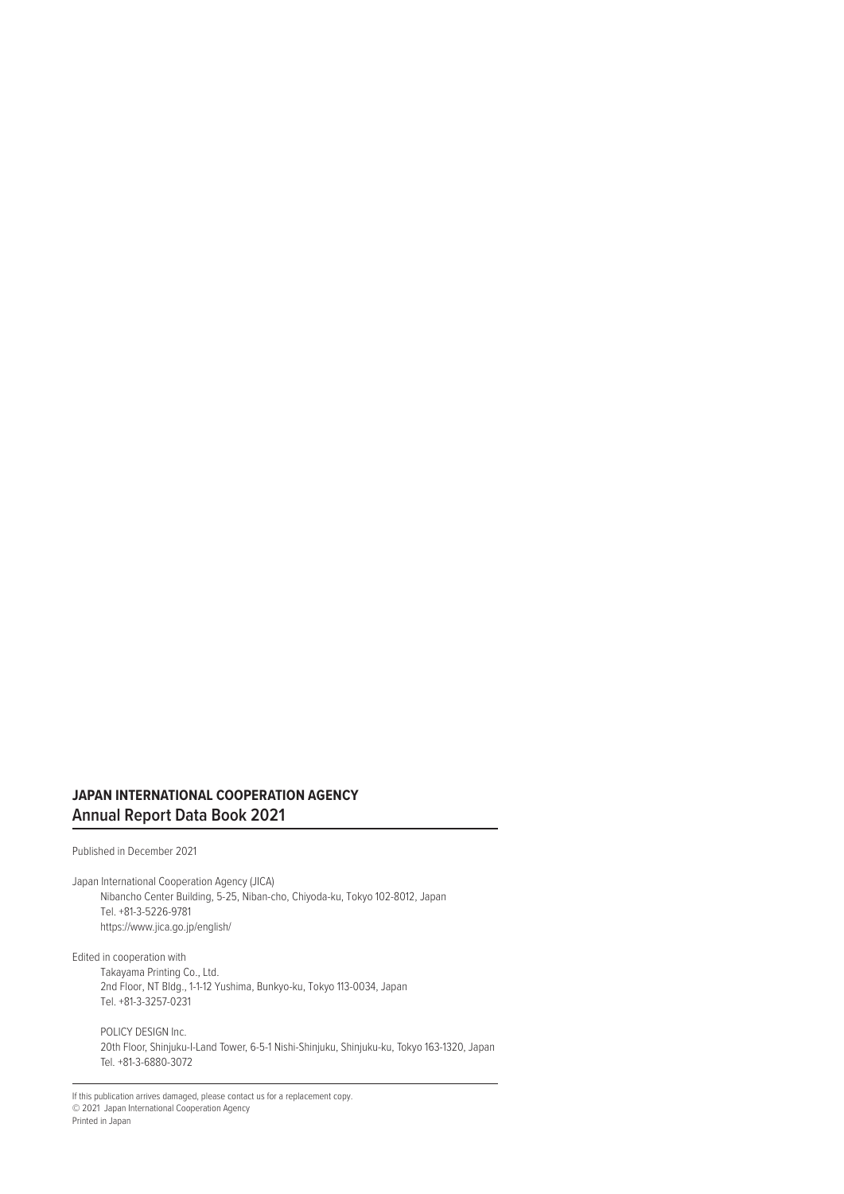**JAPAN INTERNATIONAL COOPERATION AGENCY**
**Annual Report Data Book 2021**

Published in December 2021

Japan International Cooperation Agency (JICA)
Nibancho Center Building, 5-25, Niban-cho, Chiyoda-ku, Tokyo 102-8012, Japan
Tel. +81-3-5226-9781
https://www.jica.go.jp/english/

Edited in cooperation with
Takayama Printing Co., Ltd.
2nd Floor, NT Bldg., 1-1-12 Yushima, Bunkyo-ku, Tokyo 113-0034, Japan
Tel. +81-3-3257-0231

POLICY DESIGN Inc.
20th Floor, Shinjuku-I-Land Tower, 6-5-1 Nishi-Shinjuku, Shinjuku-ku, Tokyo 163-1320, Japan
Tel. +81-3-6880-3072

If this publication arrives damaged, please contact us for a replacement copy.
© 2021 Japan International Cooperation Agency
Printed in Japan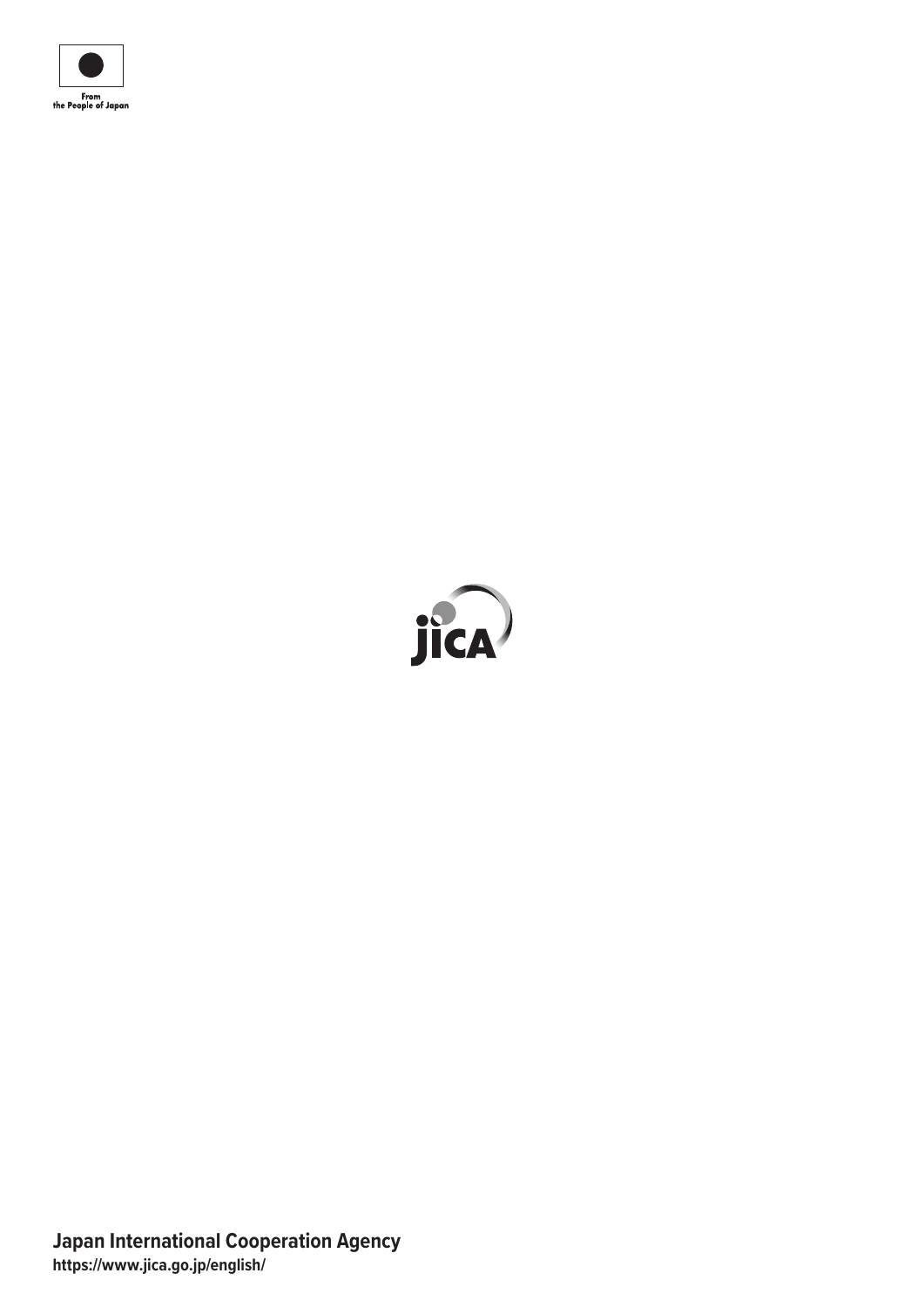From
the People of Japan

**Japan International Cooperation Agency**
**https://www.jica.go.jp/english/**